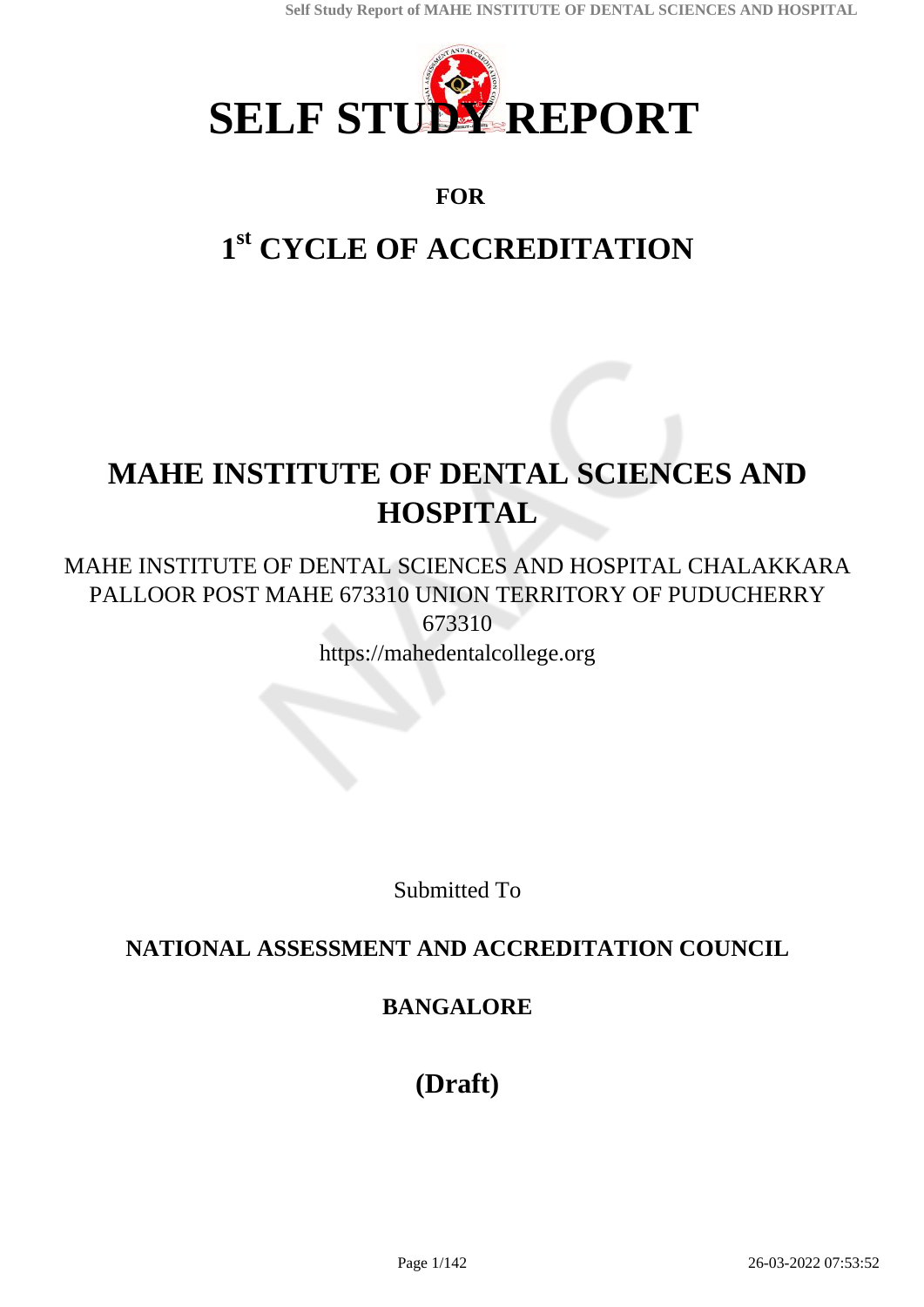# SELF STUDY REPORT

**FOR**

# 1st CYCLE OF ACCREDITATION

# MAHE INSTITUTE OF DENTAL SCIENCES AND HOSPITAL

MAHE INSTITUTE OF DENTAL SCIENCES AND HOSPITAL CHALAKKARA PALLOOR POST MAHE 673310 UNION TERRITORY OF PUDUCHERRY 673310

https://mahedentalcollege.org

Submitted To

**NATIONAL ASSESSMENT AND ACCREDITATION COUNCIL**

**BANGALORE**

## (Draft)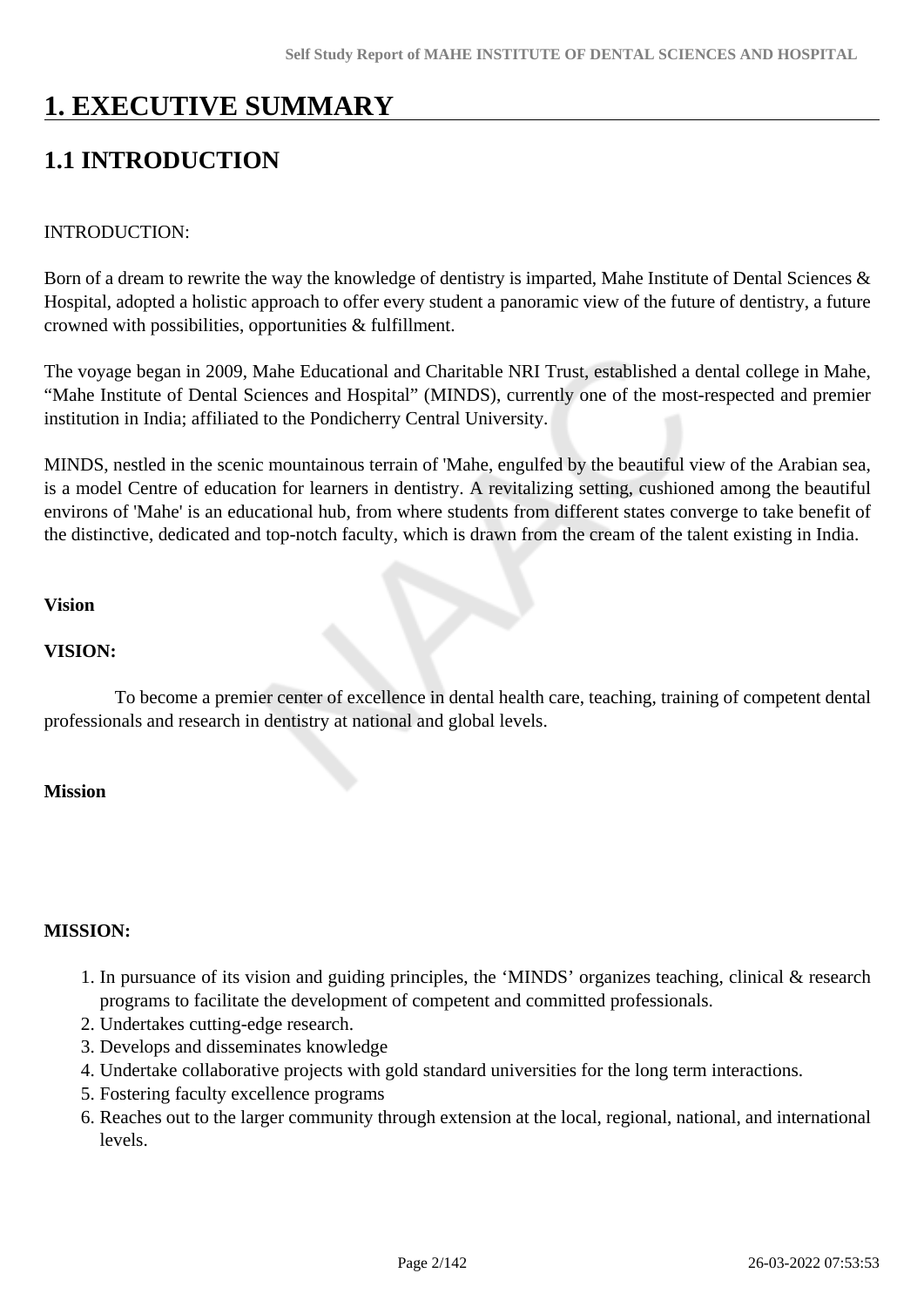# 1. EXECUTIVE SUMMARY

## 1.1 INTRODUCTION

INTRODUCTION:

Born of a dream to rewrite the way the knowledge of dentistry is imparted, Mahe Institute of Dental Sciences & Hospital, adopted a holistic approach to offer every student a panoramic view of the future of dentistry, a future crowned with possibilities, opportunities & fulfillment.

The voyage began in 2009, Mahe Educational and Charitable NRI Trust, established a dental college in Mahe, "Mahe Institute of Dental Sciences and Hospital" (MINDS), currently one of the most-respected and premier institution in India; affiliated to the Pondicherry Central University.

MINDS, nestled in the scenic mountainous terrain of 'Mahe, engulfed by the beautiful view of the Arabian sea, is a model Centre of education for learners in dentistry. A revitalizing setting, cushioned among the beautiful environs of 'Mahe' is an educational hub, from where students from different states converge to take benefit of the distinctive, dedicated and top-notch faculty, which is drawn from the cream of the talent existing in India.

**Vision**

**VISION:**

To become a premier center of excellence in dental health care, teaching, training of competent dental professionals and research in dentistry at national and global levels.

**Mission**

**MISSION:**

1. In pursuance of its vision and guiding principles, the 'MINDS' organizes teaching, clinical & research programs to facilitate the development of competent and committed professionals.
2. Undertakes cutting-edge research.
3. Develops and disseminates knowledge
4. Undertake collaborative projects with gold standard universities for the long term interactions.
5. Fostering faculty excellence programs
6. Reaches out to the larger community through extension at the local, regional, national, and international levels.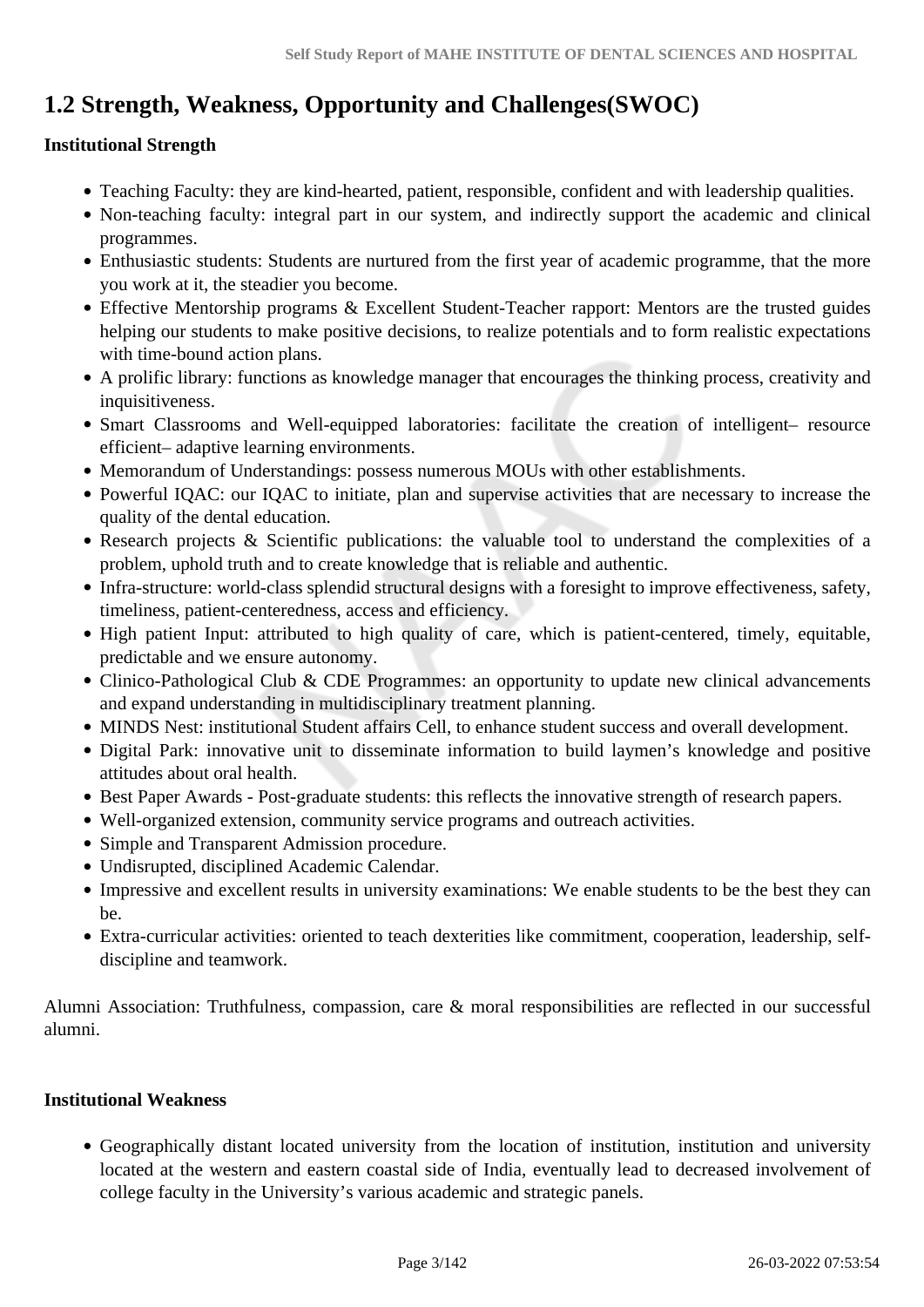## 1.2 Strength, Weakness, Opportunity and Challenges(SWOC)

**Institutional Strength**

- Teaching Faculty: they are kind-hearted, patient, responsible, confident and with leadership qualities.
- Non-teaching faculty: integral part in our system, and indirectly support the academic and clinical programmes.
- Enthusiastic students: Students are nurtured from the first year of academic programme, that the more you work at it, the steadier you become.
- Effective Mentorship programs & Excellent Student-Teacher rapport: Mentors are the trusted guides helping our students to make positive decisions, to realize potentials and to form realistic expectations with time-bound action plans.
- A prolific library: functions as knowledge manager that encourages the thinking process, creativity and inquisitiveness.
- Smart Classrooms and Well-equipped laboratories: facilitate the creation of intelligent– resource efficient– adaptive learning environments.
- Memorandum of Understandings: possess numerous MOUs with other establishments.
- Powerful IQAC: our IQAC to initiate, plan and supervise activities that are necessary to increase the quality of the dental education.
- Research projects & Scientific publications: the valuable tool to understand the complexities of a problem, uphold truth and to create knowledge that is reliable and authentic.
- Infra-structure: world-class splendid structural designs with a foresight to improve effectiveness, safety, timeliness, patient-centeredness, access and efficiency.
- High patient Input: attributed to high quality of care, which is patient-centered, timely, equitable, predictable and we ensure autonomy.
- Clinico-Pathological Club & CDE Programmes: an opportunity to update new clinical advancements and expand understanding in multidisciplinary treatment planning.
- MINDS Nest: institutional Student affairs Cell, to enhance student success and overall development.
- Digital Park: innovative unit to disseminate information to build laymen's knowledge and positive attitudes about oral health.
- Best Paper Awards - Post-graduate students: this reflects the innovative strength of research papers.
- Well-organized extension, community service programs and outreach activities.
- Simple and Transparent Admission procedure.
- Undisrupted, disciplined Academic Calendar.
- Impressive and excellent results in university examinations: We enable students to be the best they can be.
- Extra-curricular activities: oriented to teach dexterities like commitment, cooperation, leadership, self-discipline and teamwork.

Alumni Association: Truthfulness, compassion, care & moral responsibilities are reflected in our successful alumni.

**Institutional Weakness**

- Geographically distant located university from the location of institution, institution and university located at the western and eastern coastal side of India, eventually lead to decreased involvement of college faculty in the University's various academic and strategic panels.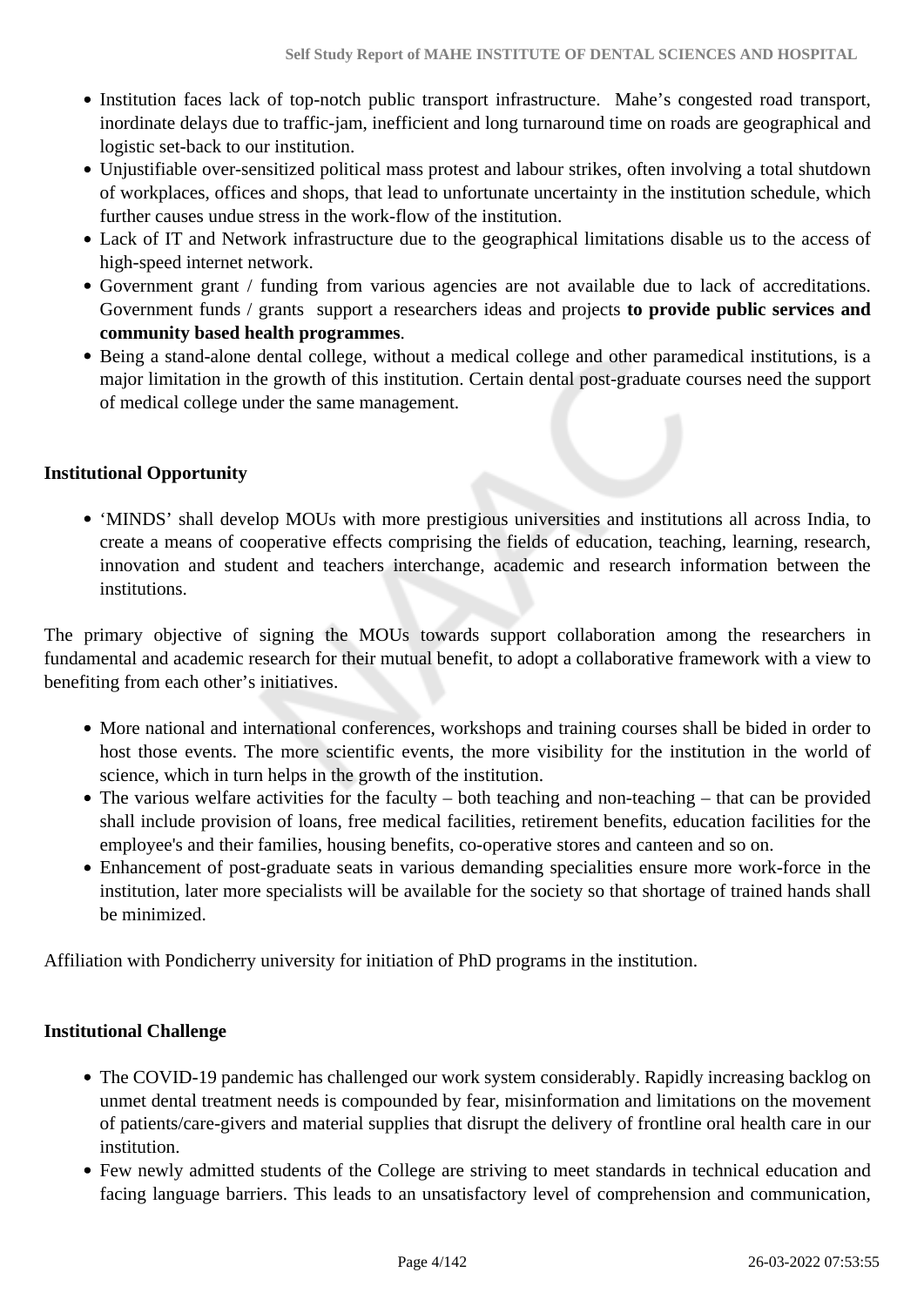- Institution faces lack of top-notch public transport infrastructure. Mahe's congested road transport, inordinate delays due to traffic-jam, inefficient and long turnaround time on roads are geographical and logistic set-back to our institution.
- Unjustifiable over-sensitized political mass protest and labour strikes, often involving a total shutdown of workplaces, offices and shops, that lead to unfortunate uncertainty in the institution schedule, which further causes undue stress in the work-flow of the institution.
- Lack of IT and Network infrastructure due to the geographical limitations disable us to the access of high-speed internet network.
- Government grant / funding from various agencies are not available due to lack of accreditations. Government funds / grants support a researchers ideas and projects **to provide public services and community based health programmes**.
- Being a stand-alone dental college, without a medical college and other paramedical institutions, is a major limitation in the growth of this institution. Certain dental post-graduate courses need the support of medical college under the same management.

**Institutional Opportunity**

- 'MINDS' shall develop MOUs with more prestigious universities and institutions all across India, to create a means of cooperative effects comprising the fields of education, teaching, learning, research, innovation and student and teachers interchange, academic and research information between the institutions.

The primary objective of signing the MOUs towards support collaboration among the researchers in fundamental and academic research for their mutual benefit, to adopt a collaborative framework with a view to benefiting from each other's initiatives.

- More national and international conferences, workshops and training courses shall be bided in order to host those events. The more scientific events, the more visibility for the institution in the world of science, which in turn helps in the growth of the institution.
- The various welfare activities for the faculty – both teaching and non-teaching – that can be provided shall include provision of loans, free medical facilities, retirement benefits, education facilities for the employee's and their families, housing benefits, co-operative stores and canteen and so on.
- Enhancement of post-graduate seats in various demanding specialities ensure more work-force in the institution, later more specialists will be available for the society so that shortage of trained hands shall be minimized.

Affiliation with Pondicherry university for initiation of PhD programs in the institution.

**Institutional Challenge**

- The COVID-19 pandemic has challenged our work system considerably. Rapidly increasing backlog on unmet dental treatment needs is compounded by fear, misinformation and limitations on the movement of patients/care-givers and material supplies that disrupt the delivery of frontline oral health care in our institution.
- Few newly admitted students of the College are striving to meet standards in technical education and facing language barriers. This leads to an unsatisfactory level of comprehension and communication,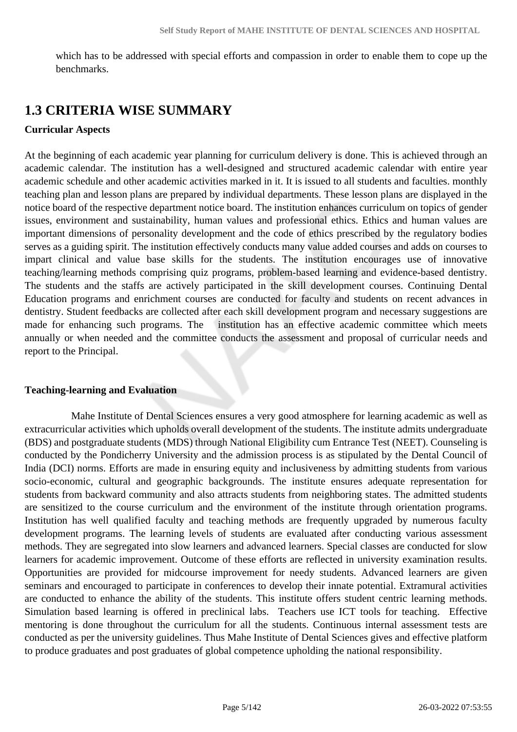which has to be addressed with special efforts and compassion in order to enable them to cope up the benchmarks.

## 1.3 CRITERIA WISE SUMMARY

**Curricular Aspects**

At the beginning of each academic year planning for curriculum delivery is done. This is achieved through an academic calendar. The institution has a well-designed and structured academic calendar with entire year academic schedule and other academic activities marked in it. It is issued to all students and faculties. monthly teaching plan and lesson plans are prepared by individual departments. These lesson plans are displayed in the notice board of the respective department notice board. The institution enhances curriculum on topics of gender issues, environment and sustainability, human values and professional ethics. Ethics and human values are important dimensions of personality development and the code of ethics prescribed by the regulatory bodies serves as a guiding spirit. The institution effectively conducts many value added courses and adds on courses to impart clinical and value base skills for the students. The institution encourages use of innovative teaching/learning methods comprising quiz programs, problem-based learning and evidence-based dentistry. The students and the staffs are actively participated in the skill development courses. Continuing Dental Education programs and enrichment courses are conducted for faculty and students on recent advances in dentistry. Student feedbacks are collected after each skill development program and necessary suggestions are made for enhancing such programs. The institution has an effective academic committee which meets annually or when needed and the committee conducts the assessment and proposal of curricular needs and report to the Principal.

**Teaching-learning and Evaluation**

Mahe Institute of Dental Sciences ensures a very good atmosphere for learning academic as well as extracurricular activities which upholds overall development of the students. The institute admits undergraduate (BDS) and postgraduate students (MDS) through National Eligibility cum Entrance Test (NEET). Counseling is conducted by the Pondicherry University and the admission process is as stipulated by the Dental Council of India (DCI) norms. Efforts are made in ensuring equity and inclusiveness by admitting students from various socio-economic, cultural and geographic backgrounds. The institute ensures adequate representation for students from backward community and also attracts students from neighboring states. The admitted students are sensitized to the course curriculum and the environment of the institute through orientation programs. Institution has well qualified faculty and teaching methods are frequently upgraded by numerous faculty development programs. The learning levels of students are evaluated after conducting various assessment methods. They are segregated into slow learners and advanced learners. Special classes are conducted for slow learners for academic improvement. Outcome of these efforts are reflected in university examination results. Opportunities are provided for midcourse improvement for needy students. Advanced learners are given seminars and encouraged to participate in conferences to develop their innate potential. Extramural activities are conducted to enhance the ability of the students. This institute offers student centric learning methods. Simulation based learning is offered in preclinical labs. Teachers use ICT tools for teaching. Effective mentoring is done throughout the curriculum for all the students. Continuous internal assessment tests are conducted as per the university guidelines. Thus Mahe Institute of Dental Sciences gives and effective platform to produce graduates and post graduates of global competence upholding the national responsibility.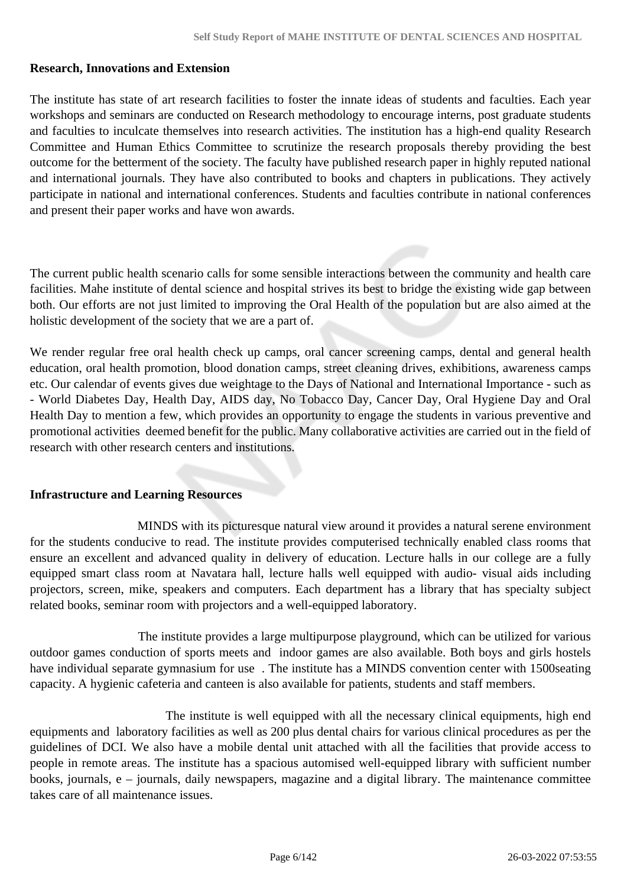**Research, Innovations and Extension**

The institute has state of art research facilities to foster the innate ideas of students and faculties. Each year workshops and seminars are conducted on Research methodology to encourage interns, post graduate students and faculties to inculcate themselves into research activities. The institution has a high-end quality Research Committee and Human Ethics Committee to scrutinize the research proposals thereby providing the best outcome for the betterment of the society. The faculty have published research paper in highly reputed national and international journals. They have also contributed to books and chapters in publications. They actively participate in national and international conferences. Students and faculties contribute in national conferences and present their paper works and have won awards.

The current public health scenario calls for some sensible interactions between the community and health care facilities. Mahe institute of dental science and hospital strives its best to bridge the existing wide gap between both. Our efforts are not just limited to improving the Oral Health of the population but are also aimed at the holistic development of the society that we are a part of.

We render regular free oral health check up camps, oral cancer screening camps, dental and general health education, oral health promotion, blood donation camps, street cleaning drives, exhibitions, awareness camps etc. Our calendar of events gives due weightage to the Days of National and International Importance - such as - World Diabetes Day, Health Day, AIDS day, No Tobacco Day, Cancer Day, Oral Hygiene Day and Oral Health Day to mention a few, which provides an opportunity to engage the students in various preventive and promotional activities deemed benefit for the public. Many collaborative activities are carried out in the field of research with other research centers and institutions.

**Infrastructure and Learning Resources**

MINDS with its picturesque natural view around it provides a natural serene environment for the students conducive to read. The institute provides computerised technically enabled class rooms that ensure an excellent and advanced quality in delivery of education. Lecture halls in our college are a fully equipped smart class room at Navatara hall, lecture halls well equipped with audio- visual aids including projectors, screen, mike, speakers and computers. Each department has a library that has specialty subject related books, seminar room with projectors and a well-equipped laboratory.

The institute provides a large multipurpose playground, which can be utilized for various outdoor games conduction of sports meets and indoor games are also available. Both boys and girls hostels have individual separate gymnasium for use . The institute has a MINDS convention center with 1500seating capacity. A hygienic cafeteria and canteen is also available for patients, students and staff members.

The institute is well equipped with all the necessary clinical equipments, high end equipments and laboratory facilities as well as 200 plus dental chairs for various clinical procedures as per the guidelines of DCI. We also have a mobile dental unit attached with all the facilities that provide access to people in remote areas. The institute has a spacious automised well-equipped library with sufficient number books, journals, e – journals, daily newspapers, magazine and a digital library. The maintenance committee takes care of all maintenance issues.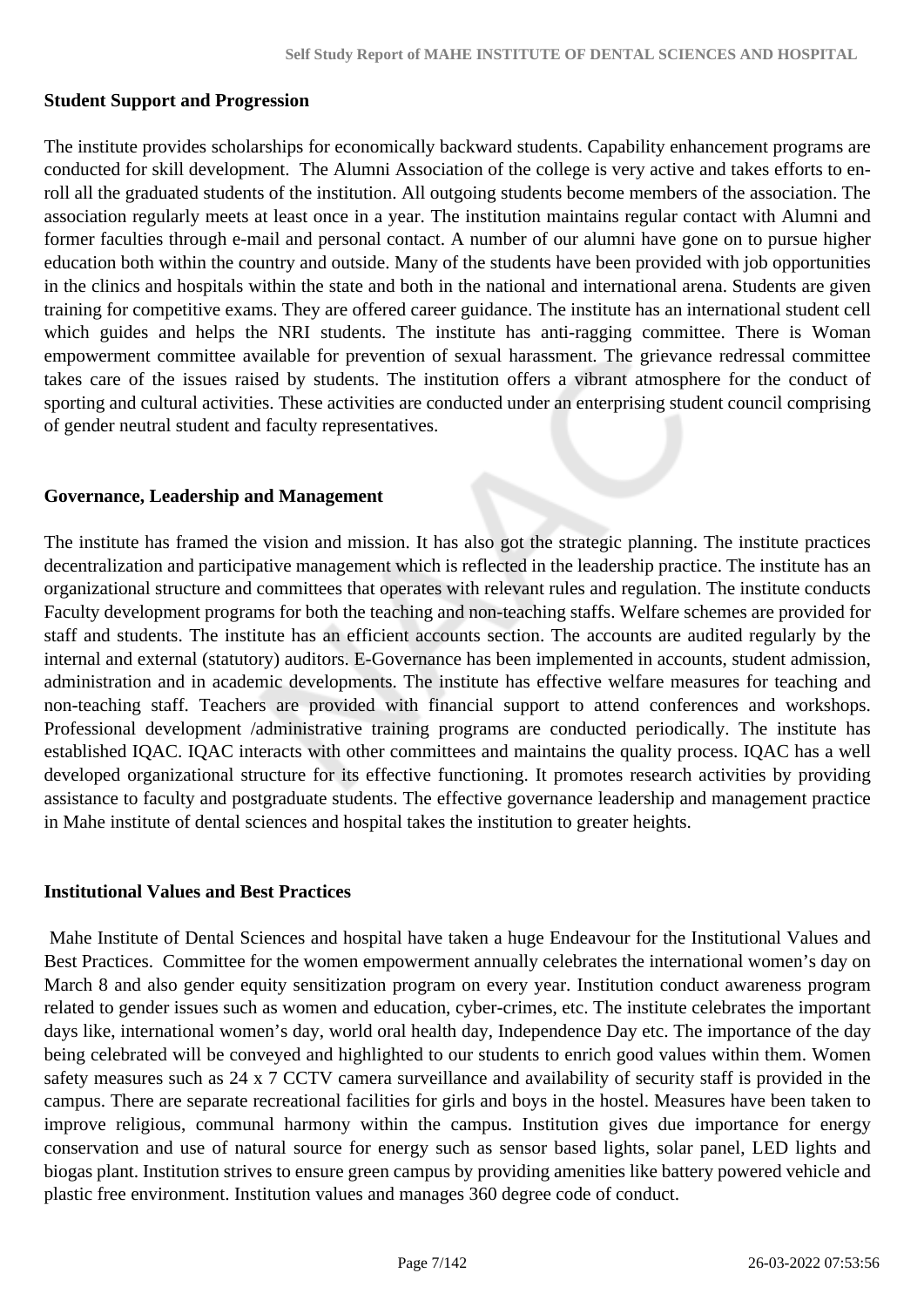**Student Support and Progression**

The institute provides scholarships for economically backward students. Capability enhancement programs are conducted for skill development. The Alumni Association of the college is very active and takes efforts to en-roll all the graduated students of the institution. All outgoing students become members of the association. The association regularly meets at least once in a year. The institution maintains regular contact with Alumni and former faculties through e-mail and personal contact. A number of our alumni have gone on to pursue higher education both within the country and outside. Many of the students have been provided with job opportunities in the clinics and hospitals within the state and both in the national and international arena. Students are given training for competitive exams. They are offered career guidance. The institute has an international student cell which guides and helps the NRI students. The institute has anti-ragging committee. There is Woman empowerment committee available for prevention of sexual harassment. The grievance redressal committee takes care of the issues raised by students. The institution offers a vibrant atmosphere for the conduct of sporting and cultural activities. These activities are conducted under an enterprising student council comprising of gender neutral student and faculty representatives.

**Governance, Leadership and Management**

The institute has framed the vision and mission. It has also got the strategic planning. The institute practices decentralization and participative management which is reflected in the leadership practice. The institute has an organizational structure and committees that operates with relevant rules and regulation. The institute conducts Faculty development programs for both the teaching and non-teaching staffs. Welfare schemes are provided for staff and students. The institute has an efficient accounts section. The accounts are audited regularly by the internal and external (statutory) auditors. E-Governance has been implemented in accounts, student admission, administration and in academic developments. The institute has effective welfare measures for teaching and non-teaching staff. Teachers are provided with financial support to attend conferences and workshops. Professional development /administrative training programs are conducted periodically. The institute has established IQAC. IQAC interacts with other committees and maintains the quality process. IQAC has a well developed organizational structure for its effective functioning. It promotes research activities by providing assistance to faculty and postgraduate students. The effective governance leadership and management practice in Mahe institute of dental sciences and hospital takes the institution to greater heights.

**Institutional Values and Best Practices**

Mahe Institute of Dental Sciences and hospital have taken a huge Endeavour for the Institutional Values and Best Practices. Committee for the women empowerment annually celebrates the international women's day on March 8 and also gender equity sensitization program on every year. Institution conduct awareness program related to gender issues such as women and education, cyber-crimes, etc. The institute celebrates the important days like, international women's day, world oral health day, Independence Day etc. The importance of the day being celebrated will be conveyed and highlighted to our students to enrich good values within them. Women safety measures such as 24 x 7 CCTV camera surveillance and availability of security staff is provided in the campus. There are separate recreational facilities for girls and boys in the hostel. Measures have been taken to improve religious, communal harmony within the campus. Institution gives due importance for energy conservation and use of natural source for energy such as sensor based lights, solar panel, LED lights and biogas plant. Institution strives to ensure green campus by providing amenities like battery powered vehicle and plastic free environment. Institution values and manages 360 degree code of conduct.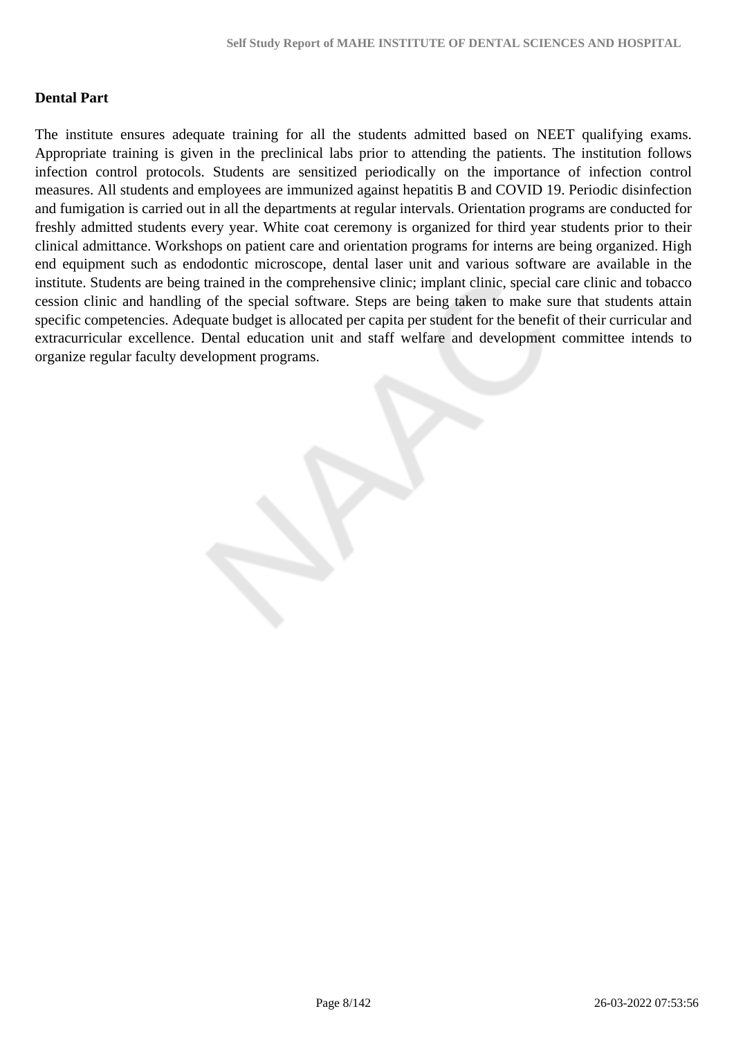**Dental Part**

The institute ensures adequate training for all the students admitted based on NEET qualifying exams. Appropriate training is given in the preclinical labs prior to attending the patients. The institution follows infection control protocols. Students are sensitized periodically on the importance of infection control measures. All students and employees are immunized against hepatitis B and COVID 19. Periodic disinfection and fumigation is carried out in all the departments at regular intervals. Orientation programs are conducted for freshly admitted students every year. White coat ceremony is organized for third year students prior to their clinical admittance. Workshops on patient care and orientation programs for interns are being organized. High end equipment such as endodontic microscope, dental laser unit and various software are available in the institute. Students are being trained in the comprehensive clinic; implant clinic, special care clinic and tobacco cession clinic and handling of the special software. Steps are being taken to make sure that students attain specific competencies. Adequate budget is allocated per capita per student for the benefit of their curricular and extracurricular excellence. Dental education unit and staff welfare and development committee intends to organize regular faculty development programs.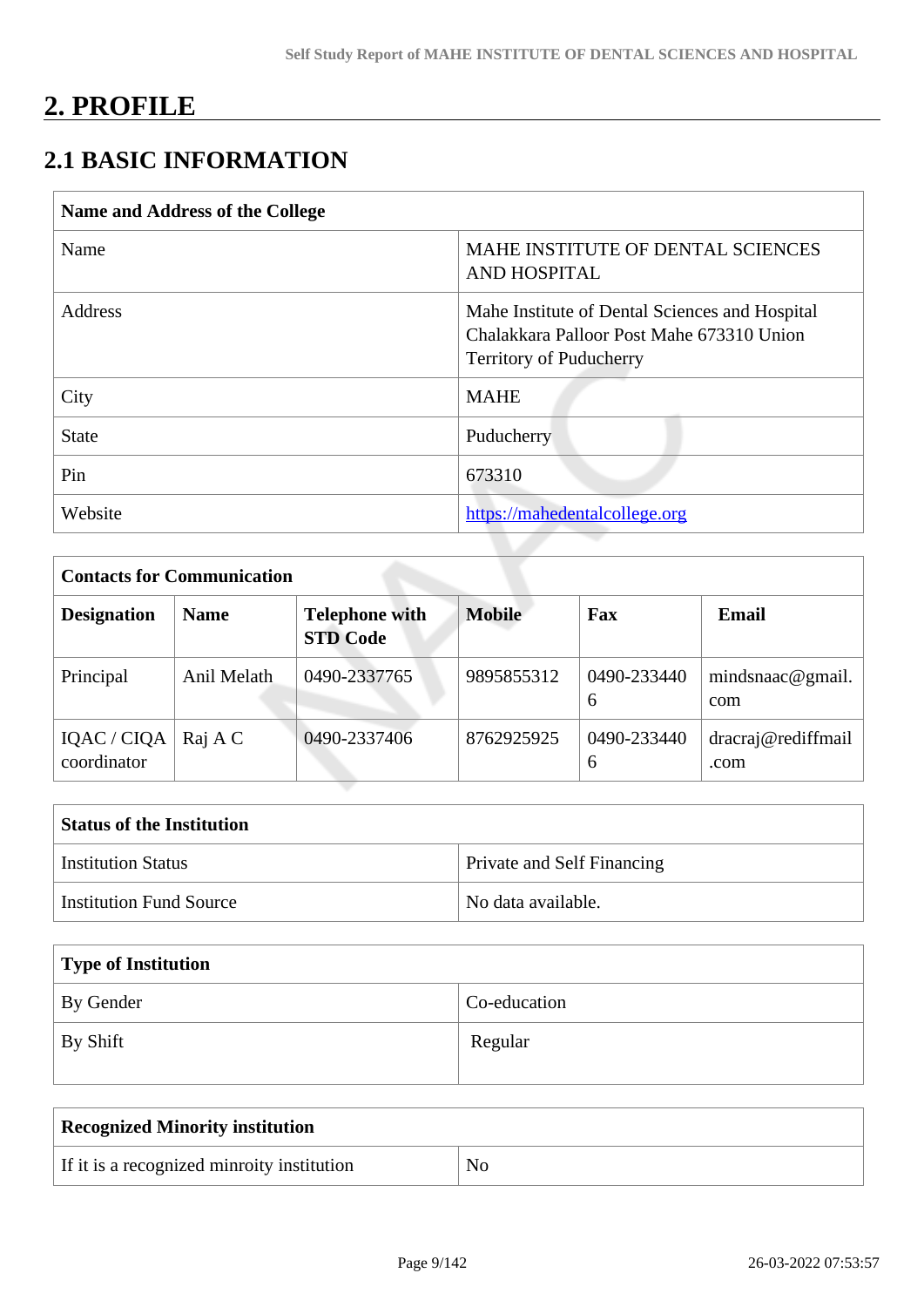# 2. PROFILE

## 2.1 BASIC INFORMATION

| Name and Address of the College | |
|---|---|
| Name | MAHE INSTITUTE OF DENTAL SCIENCES AND HOSPITAL |
| Address | Mahe Institute of Dental Sciences and Hospital Chalakkara Palloor Post Mahe 673310 Union Territory of Puducherry |
| City | MAHE |
| State | Puducherry |
| Pin | 673310 |
| Website | https://mahedentalcollege.org |

| Contacts for Communication | | | | | |
|---|---|---|---|---|---|
| **Designation** | **Name** | **Telephone with STD Code** | **Mobile** | **Fax** | **Email** |
| Principal | Anil Melath | 0490-2337765 | 9895855312 | 0490-2334406 | mindsnaac@gmail.com |
| IQAC / CIQA coordinator | Raj A C | 0490-2337406 | 8762925925 | 0490-2334406 | dracraj@rediffmail.com |

| Status of the Institution | |
|---|---|
| Institution Status | Private and Self Financing |
| Institution Fund Source | No data available. |

| Type of Institution | |
|---|---|
| By Gender | Co-education |
| By Shift | Regular |

| Recognized Minority institution | |
|---|---|
| If it is a recognized minroity institution | No |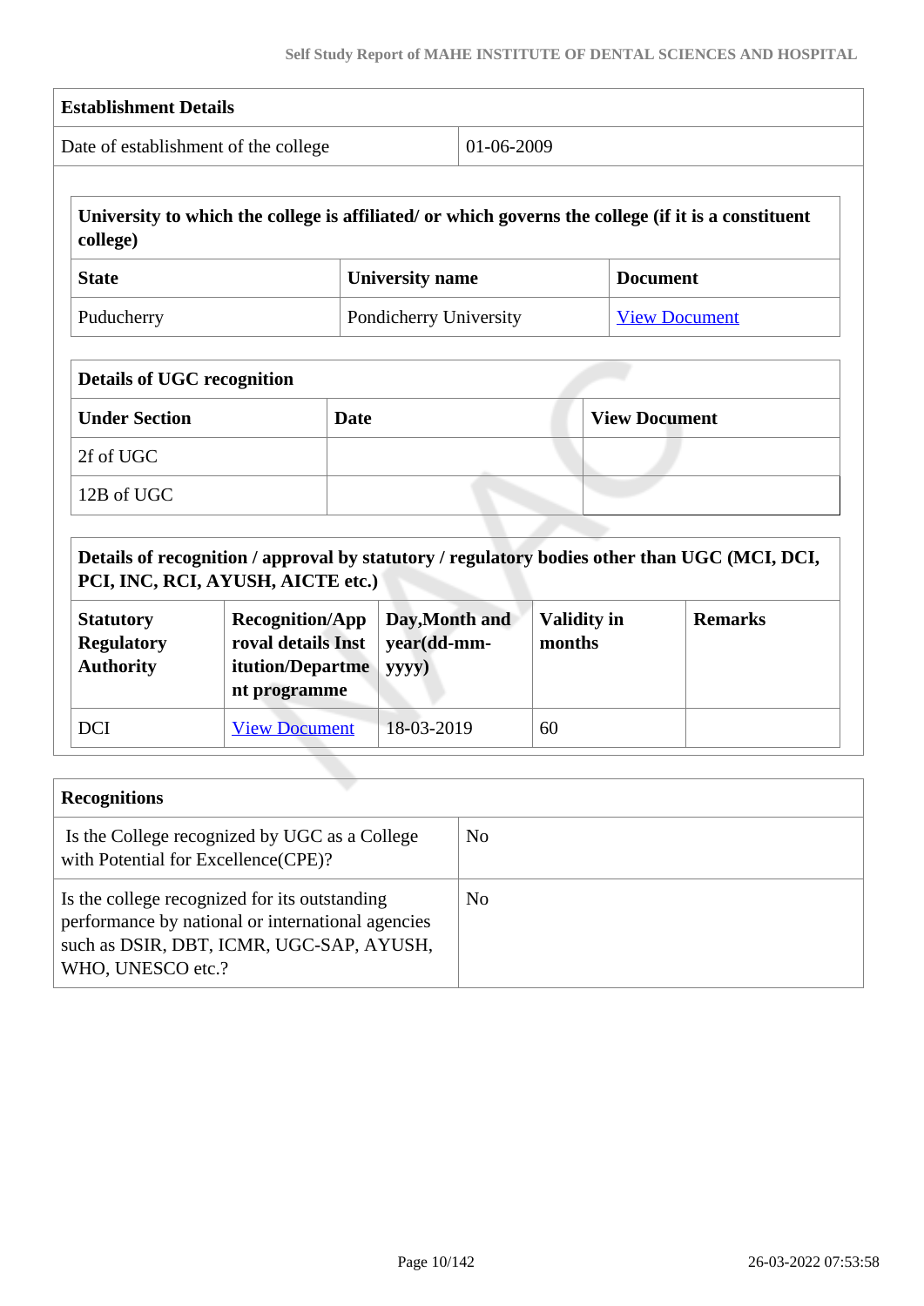| Establishment Details | |
|---|---|
| Date of establishment of the college | 01-06-2009 |

| University to which the college is affiliated/ or which governs the college (if it is a constituent college) | | |
|---|---|---|
| **State** | **University name** | **Document** |
| Puducherry | Pondicherry University | View Document |

| Details of UGC recognition | | |
|---|---|---|
| **Under Section** | **Date** | **View Document** |
| 2f of UGC | | |
| 12B of UGC | | |

| Details of recognition / approval by statutory / regulatory bodies other than UGC (MCI, DCI, PCI, INC, RCI, AYUSH, AICTE etc.) | | | | |
|---|---|---|---|---|
| **Statutory Regulatory Authority** | **Recognition/Approval details Institution/Department programme** | **Day,Month and year(dd-mm-yyyy)** | **Validity in months** | **Remarks** |
| DCI | View Document | 18-03-2019 | 60 | |

| Recognitions | |
|---|---|
| Is the College recognized by UGC as a College with Potential for Excellence(CPE)? | No |
| Is the college recognized for its outstanding performance by national or international agencies such as DSIR, DBT, ICMR, UGC-SAP, AYUSH, WHO, UNESCO etc.? | No |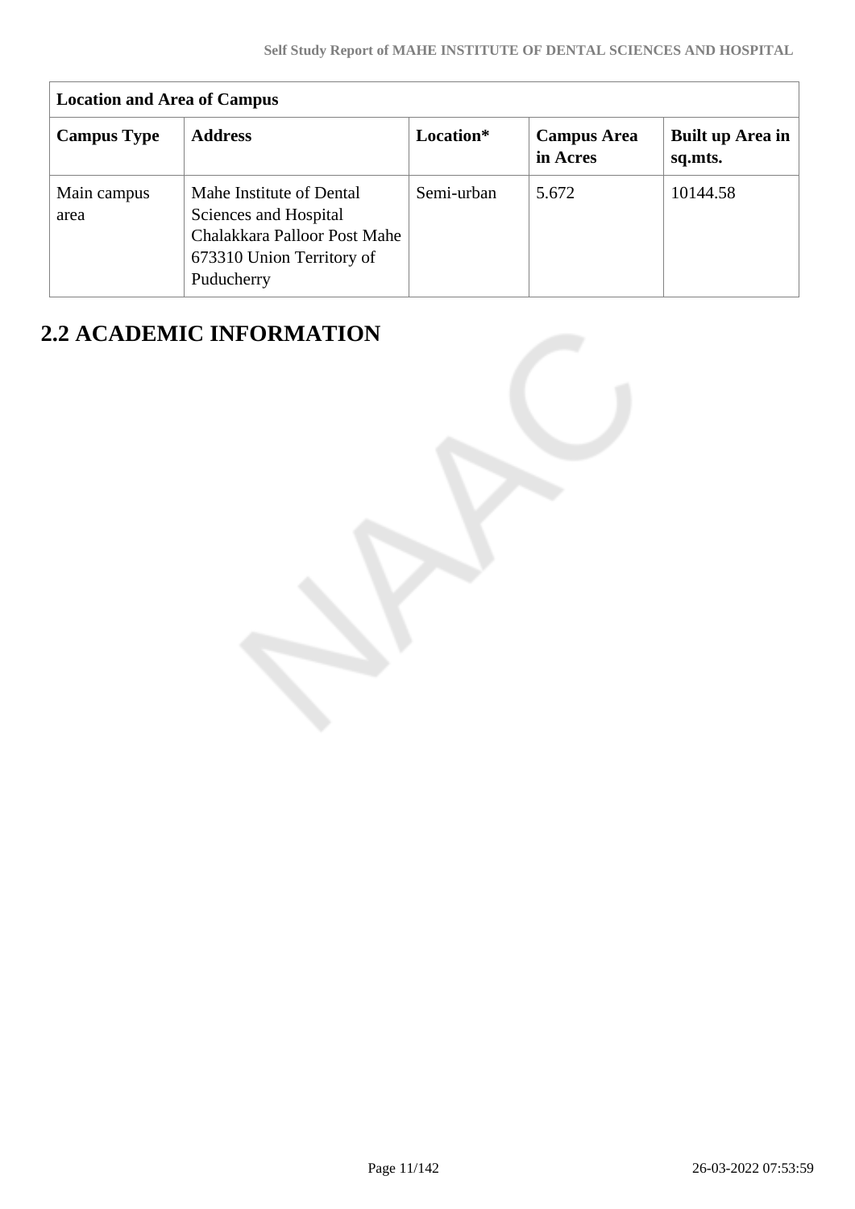| Location and Area of Campus | | | | |
|---|---|---|---|---|
| **Campus Type** | **Address** | **Location*** | **Campus Area in Acres** | **Built up Area in sq.mts.** |
| Main campus area | Mahe Institute of Dental Sciences and Hospital Chalakkara Palloor Post Mahe 673310 Union Territory of Puducherry | Semi-urban | 5.672 | 10144.58 |

## 2.2 ACADEMIC INFORMATION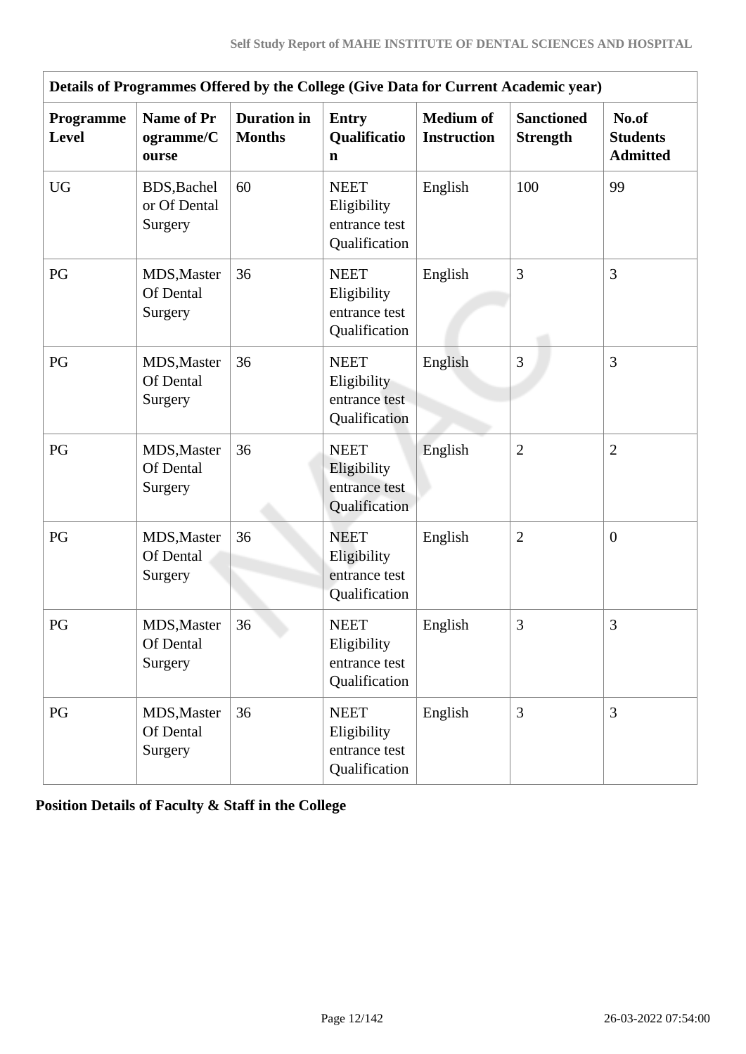| Details of Programmes Offered by the College (Give Data for Current Academic year) | | | | | | |
|---|---|---|---|---|---|---|
| **Programme Level** | **Name of Programme/Course** | **Duration in Months** | **Entry Qualification** | **Medium of Instruction** | **Sanctioned Strength** | **No.of Students Admitted** |
| UG | BDS,Bachelor Of Dental Surgery | 60 | NEET Eligibility entrance test Qualification | English | 100 | 99 |
| PG | MDS,Master Of Dental Surgery | 36 | NEET Eligibility entrance test Qualification | English | 3 | 3 |
| PG | MDS,Master Of Dental Surgery | 36 | NEET Eligibility entrance test Qualification | English | 3 | 3 |
| PG | MDS,Master Of Dental Surgery | 36 | NEET Eligibility entrance test Qualification | English | 2 | 2 |
| PG | MDS,Master Of Dental Surgery | 36 | NEET Eligibility entrance test Qualification | English | 2 | 0 |
| PG | MDS,Master Of Dental Surgery | 36 | NEET Eligibility entrance test Qualification | English | 3 | 3 |
| PG | MDS,Master Of Dental Surgery | 36 | NEET Eligibility entrance test Qualification | English | 3 | 3 |

**Position Details of Faculty & Staff in the College**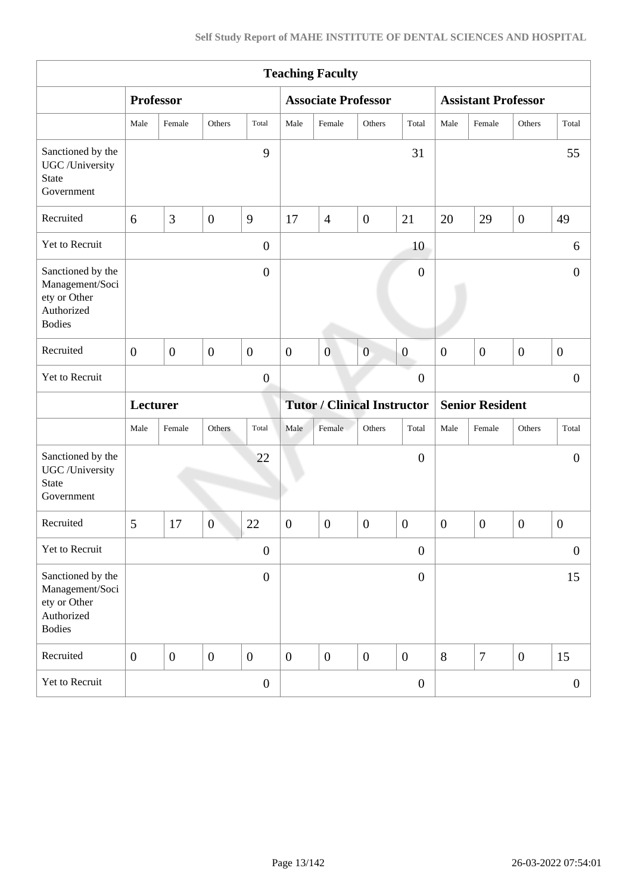| Teaching Faculty | | | | | | | | | | | | |
|---|---|---|---|---|---|---|---|---|---|---|---|---|
| | **Professor** | | | | **Associate Professor** | | | | **Assistant Professor** | | | |
| | Male | Female | Others | Total | Male | Female | Others | Total | Male | Female | Others | Total |
| Sanctioned by the UGC /University State Government | | | | 9 | | | | 31 | | | | 55 |
| Recruited | 6 | 3 | 0 | 9 | 17 | 4 | 0 | 21 | 20 | 29 | 0 | 49 |
| Yet to Recruit | | | | 0 | | | | 10 | | | | 6 |
| Sanctioned by the Management/Society or Other Authorized Bodies | | | | 0 | | | | 0 | | | | 0 |
| Recruited | 0 | 0 | 0 | 0 | 0 | 0 | 0 | 0 | 0 | 0 | 0 | 0 |
| Yet to Recruit | | | | 0 | | | | 0 | | | | 0 |
| | **Lecturer** | | | | **Tutor / Clinical Instructor** | | | | **Senior Resident** | | | |
| | Male | Female | Others | Total | Male | Female | Others | Total | Male | Female | Others | Total |
| Sanctioned by the UGC /University State Government | | | | 22 | | | | 0 | | | | 0 |
| Recruited | 5 | 17 | 0 | 22 | 0 | 0 | 0 | 0 | 0 | 0 | 0 | 0 |
| Yet to Recruit | | | | 0 | | | | 0 | | | | 0 |
| Sanctioned by the Management/Society or Other Authorized Bodies | | | | 0 | | | | 0 | | | | 15 |
| Recruited | 0 | 0 | 0 | 0 | 0 | 0 | 0 | 0 | 8 | 7 | 0 | 15 |
| Yet to Recruit | | | | 0 | | | | 0 | | | | 0 |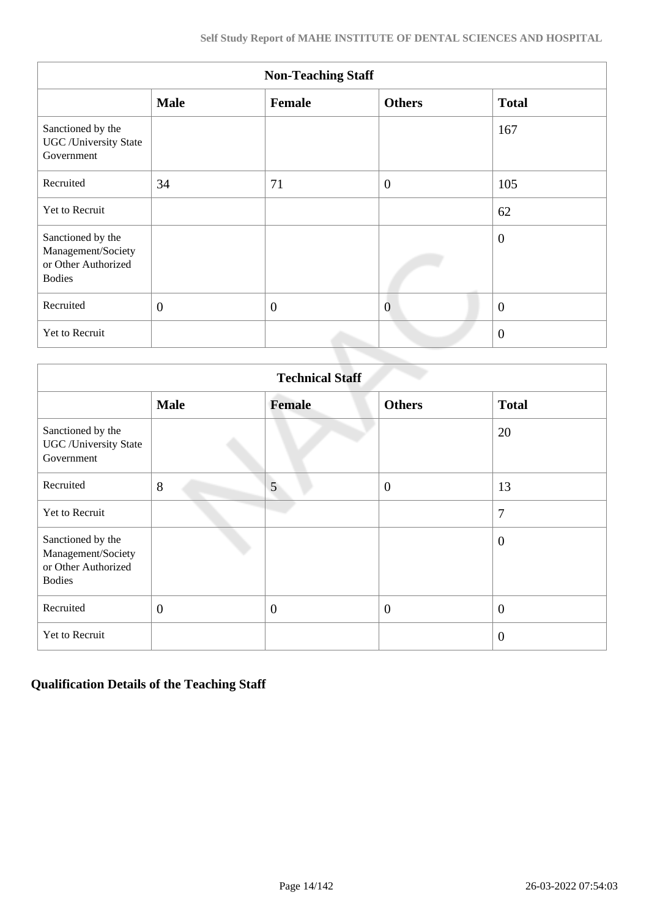| Non-Teaching Staff | | | | |
|---|---|---|---|---|
| | **Male** | **Female** | **Others** | **Total** |
| Sanctioned by the UGC /University State Government | | | | 167 |
| Recruited | 34 | 71 | 0 | 105 |
| Yet to Recruit | | | | 62 |
| Sanctioned by the Management/Society or Other Authorized Bodies | | | | 0 |
| Recruited | 0 | 0 | 0 | 0 |
| Yet to Recruit | | | | 0 |

| Technical Staff | | | | |
|---|---|---|---|---|
| | **Male** | **Female** | **Others** | **Total** |
| Sanctioned by the UGC /University State Government | | | | 20 |
| Recruited | 8 | 5 | 0 | 13 |
| Yet to Recruit | | | | 7 |
| Sanctioned by the Management/Society or Other Authorized Bodies | | | | 0 |
| Recruited | 0 | 0 | 0 | 0 |
| Yet to Recruit | | | | 0 |

## Qualification Details of the Teaching Staff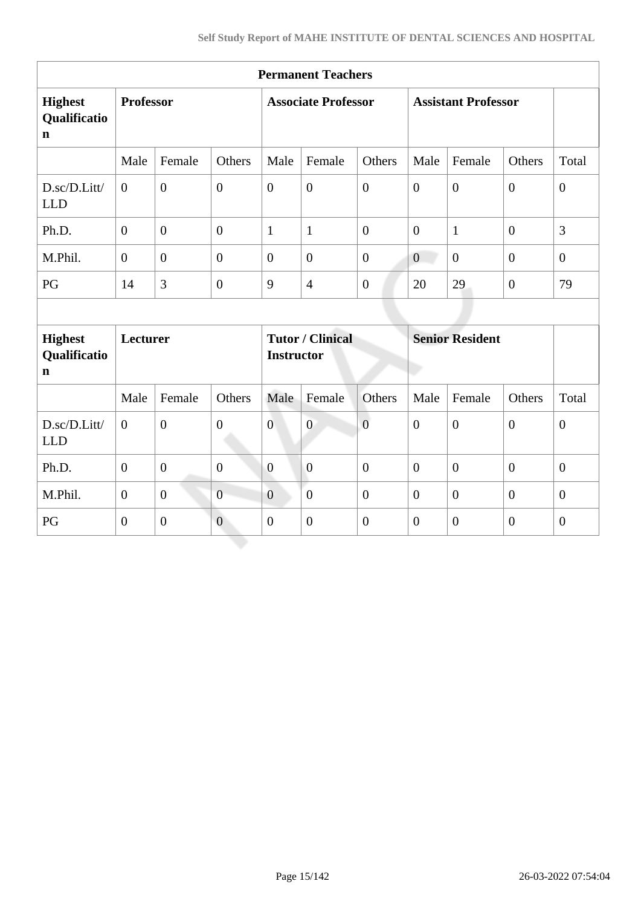| Permanent Teachers | | | | | | | | | | |
|---|---|---|---|---|---|---|---|---|---|---|
| **Highest Qualification** | **Professor** | | | **Associate Professor** | | | **Assistant Professor** | | | |
| | Male | Female | Others | Male | Female | Others | Male | Female | Others | Total |
| D.sc/D.Litt/ LLD | 0 | 0 | 0 | 0 | 0 | 0 | 0 | 0 | 0 | 0 |
| Ph.D. | 0 | 0 | 0 | 1 | 1 | 0 | 0 | 1 | 0 | 3 |
| M.Phil. | 0 | 0 | 0 | 0 | 0 | 0 | 0 | 0 | 0 | 0 |
| PG | 14 | 3 | 0 | 9 | 4 | 0 | 20 | 29 | 0 | 79 |
| | | | | | | | | | | |
| **Highest Qualification** | **Lecturer** | | | **Tutor / Clinical Instructor** | | | **Senior Resident** | | | |
| | Male | Female | Others | Male | Female | Others | Male | Female | Others | Total |
| D.sc/D.Litt/ LLD | 0 | 0 | 0 | 0 | 0 | 0 | 0 | 0 | 0 | 0 |
| Ph.D. | 0 | 0 | 0 | 0 | 0 | 0 | 0 | 0 | 0 | 0 |
| M.Phil. | 0 | 0 | 0 | 0 | 0 | 0 | 0 | 0 | 0 | 0 |
| PG | 0 | 0 | 0 | 0 | 0 | 0 | 0 | 0 | 0 | 0 |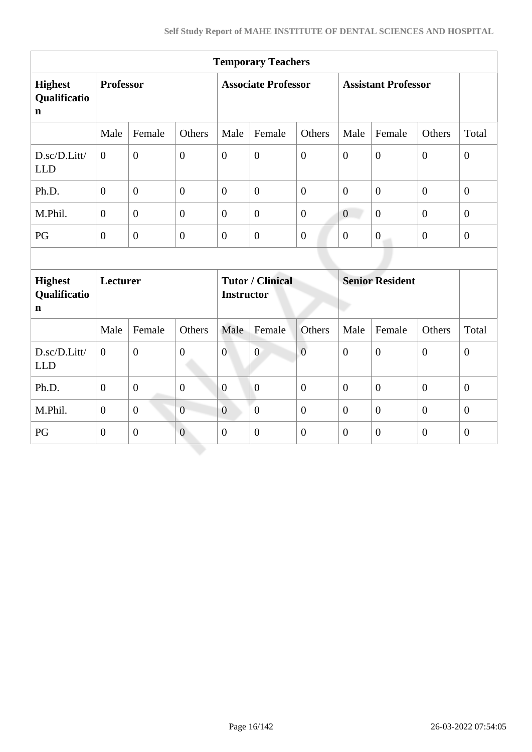| Temporary Teachers | | | | | | | | | | |
|---|---|---|---|---|---|---|---|---|---|---|
| **Highest Qualification** | **Professor** | | | **Associate Professor** | | | **Assistant Professor** | | | |
| | Male | Female | Others | Male | Female | Others | Male | Female | Others | Total |
| D.sc/D.Litt/ LLD | 0 | 0 | 0 | 0 | 0 | 0 | 0 | 0 | 0 | 0 |
| Ph.D. | 0 | 0 | 0 | 0 | 0 | 0 | 0 | 0 | 0 | 0 |
| M.Phil. | 0 | 0 | 0 | 0 | 0 | 0 | 0 | 0 | 0 | 0 |
| PG | 0 | 0 | 0 | 0 | 0 | 0 | 0 | 0 | 0 | 0 |
| | | | | | | | | | | |
| **Highest Qualification** | **Lecturer** | | | **Tutor / Clinical Instructor** | | | **Senior Resident** | | | |
| | Male | Female | Others | Male | Female | Others | Male | Female | Others | Total |
| D.sc/D.Litt/ LLD | 0 | 0 | 0 | 0 | 0 | 0 | 0 | 0 | 0 | 0 |
| Ph.D. | 0 | 0 | 0 | 0 | 0 | 0 | 0 | 0 | 0 | 0 |
| M.Phil. | 0 | 0 | 0 | 0 | 0 | 0 | 0 | 0 | 0 | 0 |
| PG | 0 | 0 | 0 | 0 | 0 | 0 | 0 | 0 | 0 | 0 |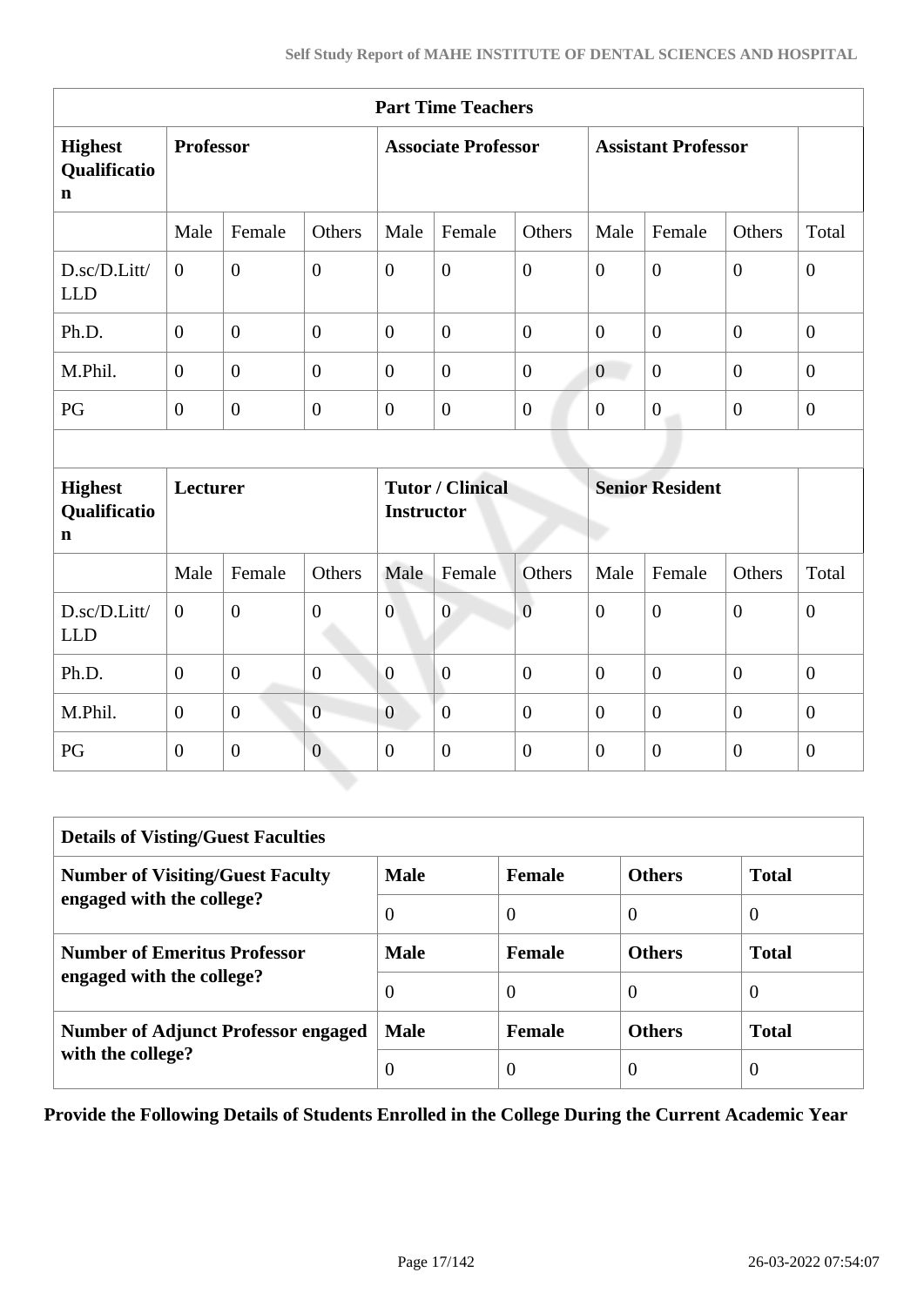| Part Time Teachers | | | | | | | | | | |
|---|---|---|---|---|---|---|---|---|---|---|
| **Highest Qualification** | **Professor** | | | **Associate Professor** | | | **Assistant Professor** | | | |
| | Male | Female | Others | Male | Female | Others | Male | Female | Others | Total |
| D.sc/D.Litt/LLD | 0 | 0 | 0 | 0 | 0 | 0 | 0 | 0 | 0 | 0 |
| Ph.D. | 0 | 0 | 0 | 0 | 0 | 0 | 0 | 0 | 0 | 0 |
| M.Phil. | 0 | 0 | 0 | 0 | 0 | 0 | 0 | 0 | 0 | 0 |
| PG | 0 | 0 | 0 | 0 | 0 | 0 | 0 | 0 | 0 | 0 |
| | | | | | | | | | | |
| **Highest Qualification** | **Lecturer** | | | **Tutor / Clinical Instructor** | | | **Senior Resident** | | | |
| | Male | Female | Others | Male | Female | Others | Male | Female | Others | Total |
| D.sc/D.Litt/LLD | 0 | 0 | 0 | 0 | 0 | 0 | 0 | 0 | 0 | 0 |
| Ph.D. | 0 | 0 | 0 | 0 | 0 | 0 | 0 | 0 | 0 | 0 |
| M.Phil. | 0 | 0 | 0 | 0 | 0 | 0 | 0 | 0 | 0 | 0 |
| PG | 0 | 0 | 0 | 0 | 0 | 0 | 0 | 0 | 0 | 0 |

| Details of Visting/Guest Faculties | | | | |
|---|---|---|---|---|
| **Number of Visiting/Guest Faculty engaged with the college?** | **Male** | **Female** | **Others** | **Total** |
| | 0 | 0 | 0 | 0 |
| **Number of Emeritus Professor engaged with the college?** | **Male** | **Female** | **Others** | **Total** |
| | 0 | 0 | 0 | 0 |
| **Number of Adjunct Professor engaged with the college?** | **Male** | **Female** | **Others** | **Total** |
| | 0 | 0 | 0 | 0 |

**Provide the Following Details of Students Enrolled in the College During the Current Academic Year**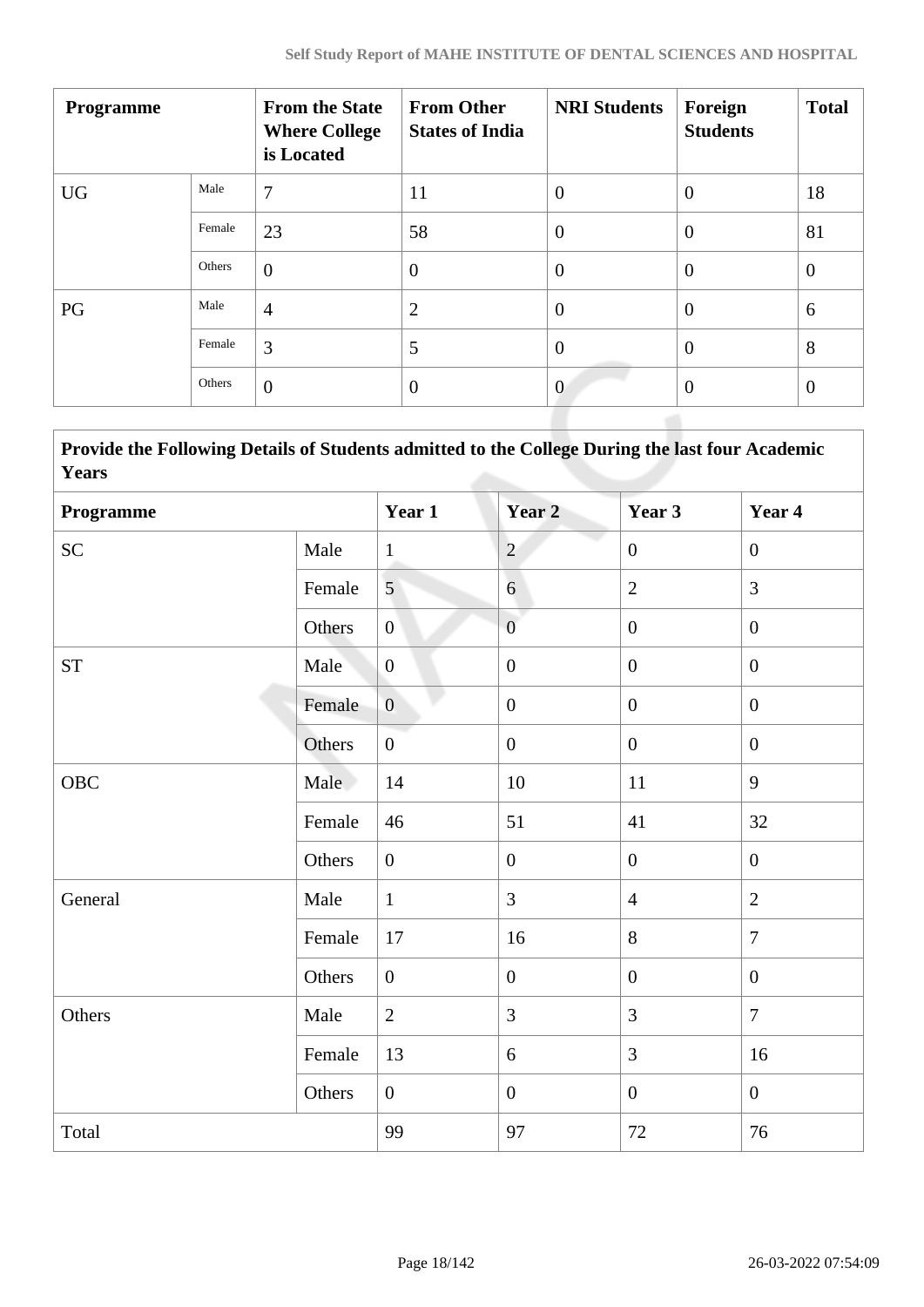| Programme | | From the State Where College is Located | From Other States of India | NRI Students | Foreign Students | Total |
|---|---|---|---|---|---|---|
| UG | Male | 7 | 11 | 0 | 0 | 18 |
| | Female | 23 | 58 | 0 | 0 | 81 |
| | Others | 0 | 0 | 0 | 0 | 0 |
| PG | Male | 4 | 2 | 0 | 0 | 6 |
| | Female | 3 | 5 | 0 | 0 | 8 |
| | Others | 0 | 0 | 0 | 0 | 0 |

**Provide the Following Details of Students admitted to the College During the last four Academic Years**

| Programme | | Year 1 | Year 2 | Year 3 | Year 4 |
|---|---|---|---|---|---|
| SC | Male | 1 | 2 | 0 | 0 |
| | Female | 5 | 6 | 2 | 3 |
| | Others | 0 | 0 | 0 | 0 |
| ST | Male | 0 | 0 | 0 | 0 |
| | Female | 0 | 0 | 0 | 0 |
| | Others | 0 | 0 | 0 | 0 |
| OBC | Male | 14 | 10 | 11 | 9 |
| | Female | 46 | 51 | 41 | 32 |
| | Others | 0 | 0 | 0 | 0 |
| General | Male | 1 | 3 | 4 | 2 |
| | Female | 17 | 16 | 8 | 7 |
| | Others | 0 | 0 | 0 | 0 |
| Others | Male | 2 | 3 | 3 | 7 |
| | Female | 13 | 6 | 3 | 16 |
| | Others | 0 | 0 | 0 | 0 |
| Total | | 99 | 97 | 72 | 76 |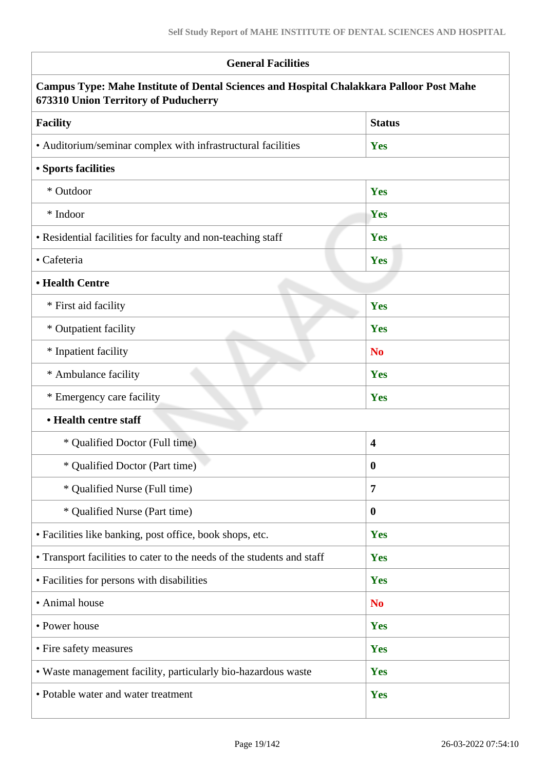| General Facilities | |
|---|---|
| **Campus Type: Mahe Institute of Dental Sciences and Hospital Chalakkara Palloor Post Mahe 673310 Union Territory of Puducherry** | |
| **Facility** | **Status** |
| • Auditorium/seminar complex with infrastructural facilities | **Yes** |
| **• Sports facilities** | |
| * Outdoor | **Yes** |
| * Indoor | **Yes** |
| • Residential facilities for faculty and non-teaching staff | **Yes** |
| • Cafeteria | **Yes** |
| **• Health Centre** | |
| * First aid facility | **Yes** |
| * Outpatient facility | **Yes** |
| * Inpatient facility | **No** |
| * Ambulance facility | **Yes** |
| * Emergency care facility | **Yes** |
| **• Health centre staff** | |
| * Qualified Doctor (Full time) | **4** |
| * Qualified Doctor (Part time) | **0** |
| * Qualified Nurse (Full time) | **7** |
| * Qualified Nurse (Part time) | **0** |
| • Facilities like banking, post office, book shops, etc. | **Yes** |
| • Transport facilities to cater to the needs of the students and staff | **Yes** |
| • Facilities for persons with disabilities | **Yes** |
| • Animal house | **No** |
| • Power house | **Yes** |
| • Fire safety measures | **Yes** |
| • Waste management facility, particularly bio-hazardous waste | **Yes** |
| • Potable water and water treatment | **Yes** |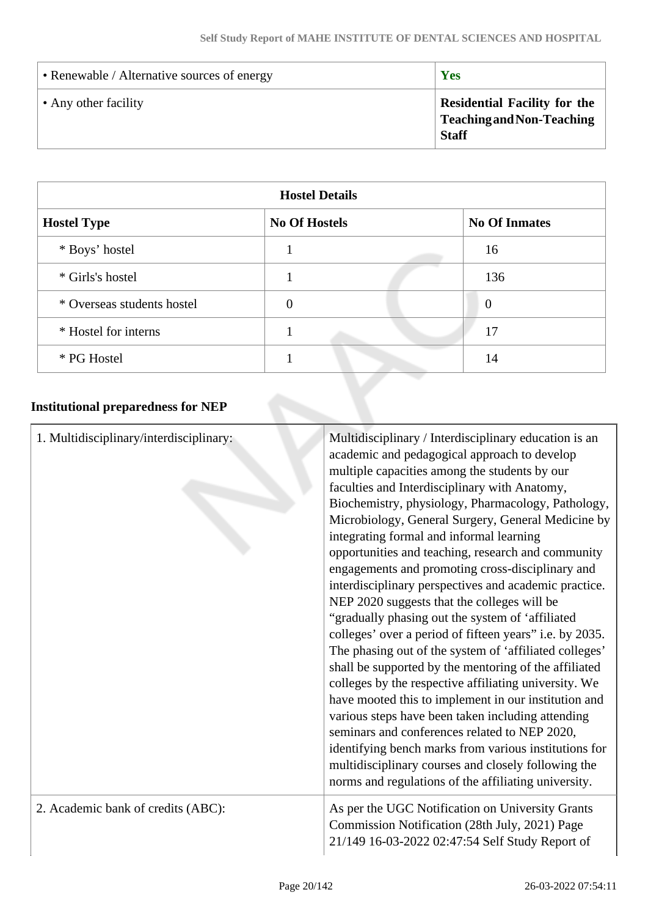| • Renewable / Alternative sources of energy | **Yes** |
|---|---|
| • Any other facility | **Residential Facility for the Teaching and Non-Teaching Staff** |

| Hostel Details | | |
|---|---|---|
| **Hostel Type** | **No Of Hostels** | **No Of Inmates** |
| * Boys' hostel | 1 | 16 |
| * Girls's hostel | 1 | 136 |
| * Overseas students hostel | 0 | 0 |
| * Hostel for interns | 1 | 17 |
| * PG Hostel | 1 | 14 |

### Institutional preparedness for NEP

| | |
|---|---|
| 1. Multidisciplinary/interdisciplinary: | Multidisciplinary / Interdisciplinary education is an academic and pedagogical approach to develop multiple capacities among the students by our faculties and Interdisciplinary with Anatomy, Biochemistry, physiology, Pharmacology, Pathology, Microbiology, General Surgery, General Medicine by integrating formal and informal learning opportunities and teaching, research and community engagements and promoting cross-disciplinary and interdisciplinary perspectives and academic practice. NEP 2020 suggests that the colleges will be "gradually phasing out the system of 'affiliated colleges' over a period of fifteen years" i.e. by 2035. The phasing out of the system of 'affiliated colleges' shall be supported by the mentoring of the affiliated colleges by the respective affiliating university. We have mooted this to implement in our institution and various steps have been taken including attending seminars and conferences related to NEP 2020, identifying bench marks from various institutions for multidisciplinary courses and closely following the norms and regulations of the affiliating university. |
| 2. Academic bank of credits (ABC): | As per the UGC Notification on University Grants Commission Notification (28th July, 2021) Page 21/149 16-03-2022 02:47:54 Self Study Report of |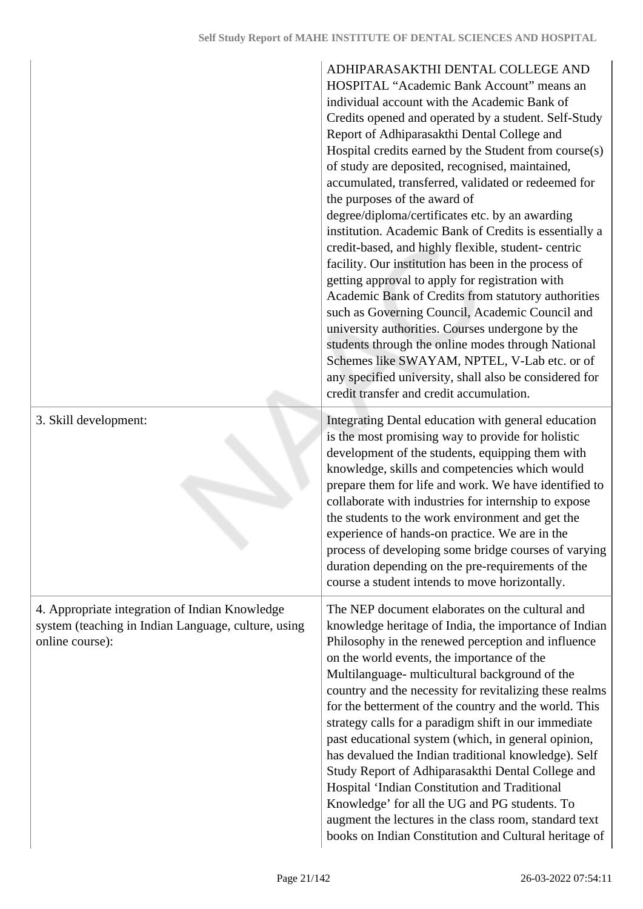| | |
|---|---|
| | ADHIPARASAKTHI DENTAL COLLEGE AND HOSPITAL "Academic Bank Account" means an individual account with the Academic Bank of Credits opened and operated by a student. Self-Study Report of Adhiparasakthi Dental College and Hospital credits earned by the Student from course(s) of study are deposited, recognised, maintained, accumulated, transferred, validated or redeemed for the purposes of the award of degree/diploma/certificates etc. by an awarding institution. Academic Bank of Credits is essentially a credit-based, and highly flexible, student- centric facility. Our institution has been in the process of getting approval to apply for registration with Academic Bank of Credits from statutory authorities such as Governing Council, Academic Council and university authorities. Courses undergone by the students through the online modes through National Schemes like SWAYAM, NPTEL, V-Lab etc. or of any specified university, shall also be considered for credit transfer and credit accumulation. |
| 3. Skill development: | Integrating Dental education with general education is the most promising way to provide for holistic development of the students, equipping them with knowledge, skills and competencies which would prepare them for life and work. We have identified to collaborate with industries for internship to expose the students to the work environment and get the experience of hands-on practice. We are in the process of developing some bridge courses of varying duration depending on the pre-requirements of the course a student intends to move horizontally. |
| 4. Appropriate integration of Indian Knowledge system (teaching in Indian Language, culture, using online course): | The NEP document elaborates on the cultural and knowledge heritage of India, the importance of Indian Philosophy in the renewed perception and influence on the world events, the importance of the Multilanguage- multicultural background of the country and the necessity for revitalizing these realms for the betterment of the country and the world. This strategy calls for a paradigm shift in our immediate past educational system (which, in general opinion, has devalued the Indian traditional knowledge). Self Study Report of Adhiparasakthi Dental College and Hospital 'Indian Constitution and Traditional Knowledge' for all the UG and PG students. To augment the lectures in the class room, standard text books on Indian Constitution and Cultural heritage of |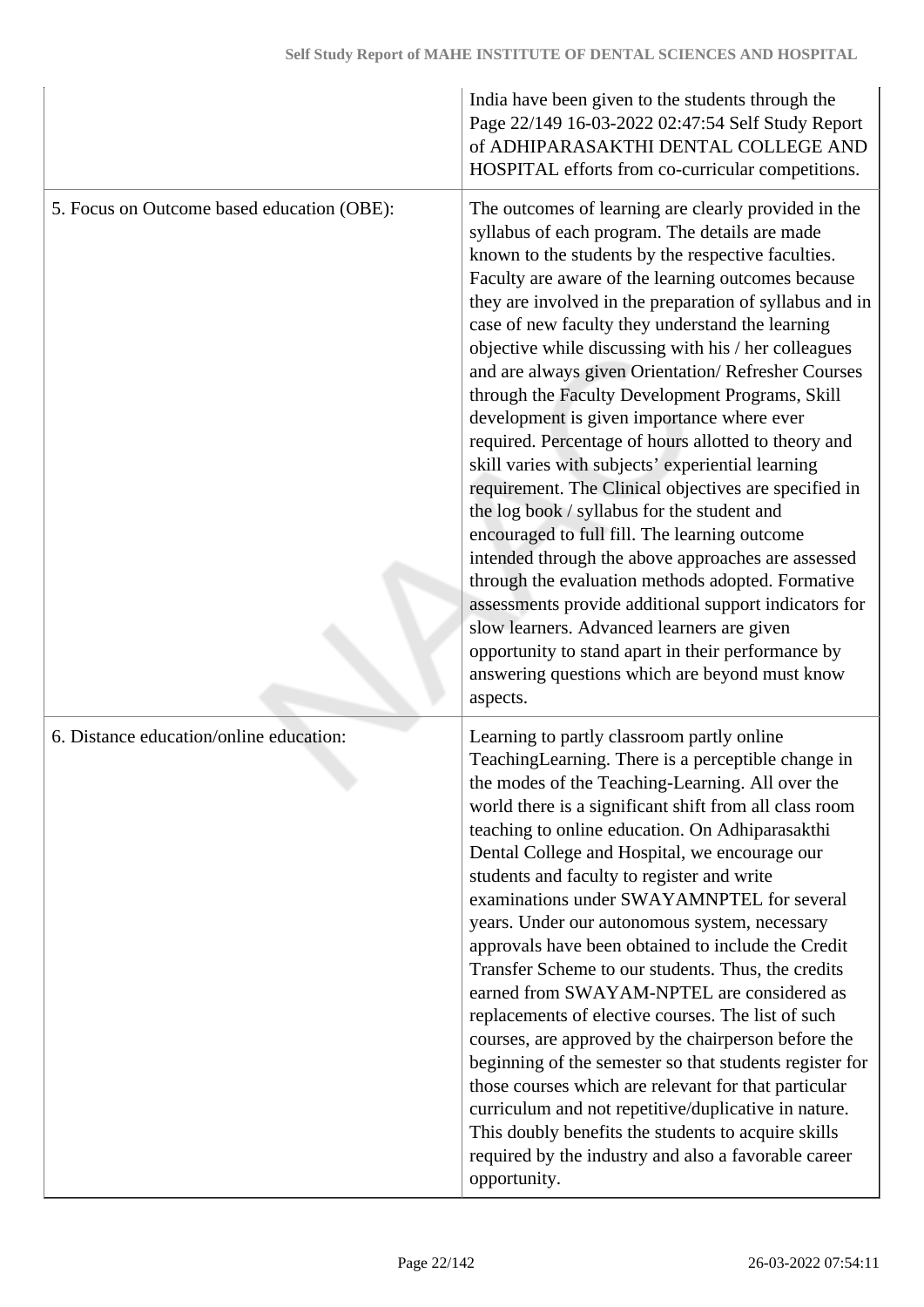| | |
|---|---|
| | India have been given to the students through the Page 22/149 16-03-2022 02:47:54 Self Study Report of ADHIPARASAKTHI DENTAL COLLEGE AND HOSPITAL efforts from co-curricular competitions. |
| 5. Focus on Outcome based education (OBE): | The outcomes of learning are clearly provided in the syllabus of each program. The details are made known to the students by the respective faculties. Faculty are aware of the learning outcomes because they are involved in the preparation of syllabus and in case of new faculty they understand the learning objective while discussing with his / her colleagues and are always given Orientation/ Refresher Courses through the Faculty Development Programs, Skill development is given importance where ever required. Percentage of hours allotted to theory and skill varies with subjects' experiential learning requirement. The Clinical objectives are specified in the log book / syllabus for the student and encouraged to full fill. The learning outcome intended through the above approaches are assessed through the evaluation methods adopted. Formative assessments provide additional support indicators for slow learners. Advanced learners are given opportunity to stand apart in their performance by answering questions which are beyond must know aspects. |
| 6. Distance education/online education: | Learning to partly classroom partly online TeachingLearning. There is a perceptible change in the modes of the Teaching-Learning. All over the world there is a significant shift from all class room teaching to online education. On Adhiparasakthi Dental College and Hospital, we encourage our students and faculty to register and write examinations under SWAYAMNPTEL for several years. Under our autonomous system, necessary approvals have been obtained to include the Credit Transfer Scheme to our students. Thus, the credits earned from SWAYAM-NPTEL are considered as replacements of elective courses. The list of such courses, are approved by the chairperson before the beginning of the semester so that students register for those courses which are relevant for that particular curriculum and not repetitive/duplicative in nature. This doubly benefits the students to acquire skills required by the industry and also a favorable career opportunity. |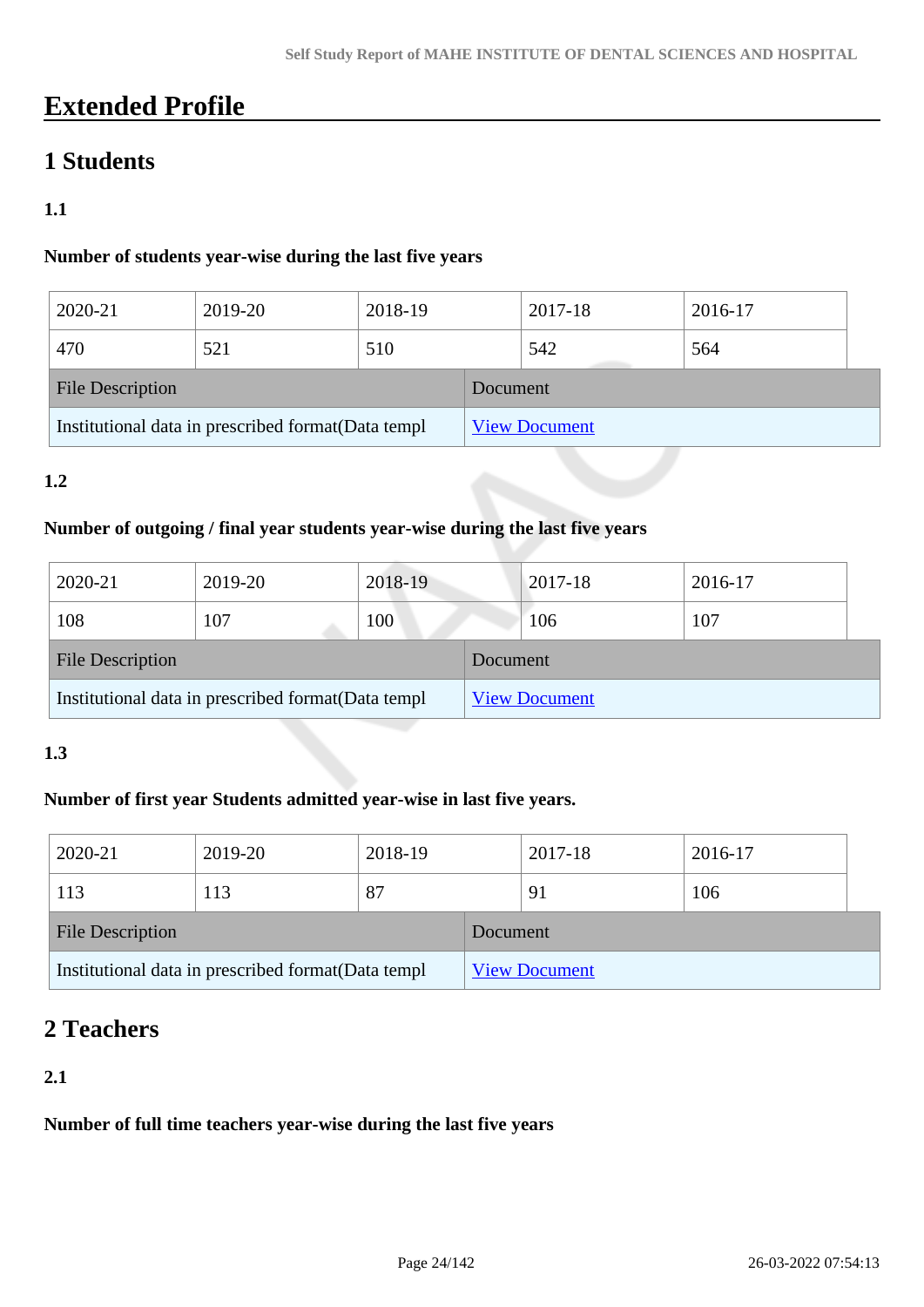# Extended Profile

## 1 Students

### 1.1

**Number of students year-wise during the last five years**

| 2020-21 | 2019-20 | 2018-19 | 2017-18 | 2016-17 |
|---|---|---|---|---|
| 470 | 521 | 510 | 542 | 564 |

| File Description | Document |
|---|---|
| Institutional data in prescribed format(Data templ | View Document |

### 1.2

**Number of outgoing / final year students year-wise during the last five years**

| 2020-21 | 2019-20 | 2018-19 | 2017-18 | 2016-17 |
|---|---|---|---|---|
| 108 | 107 | 100 | 106 | 107 |

| File Description | Document |
|---|---|
| Institutional data in prescribed format(Data templ | View Document |

### 1.3

**Number of first year Students admitted year-wise in last five years.**

| 2020-21 | 2019-20 | 2018-19 | 2017-18 | 2016-17 |
|---|---|---|---|---|
| 113 | 113 | 87 | 91 | 106 |

| File Description | Document |
|---|---|
| Institutional data in prescribed format(Data templ | View Document |

## 2 Teachers

### 2.1

**Number of full time teachers year-wise during the last five years**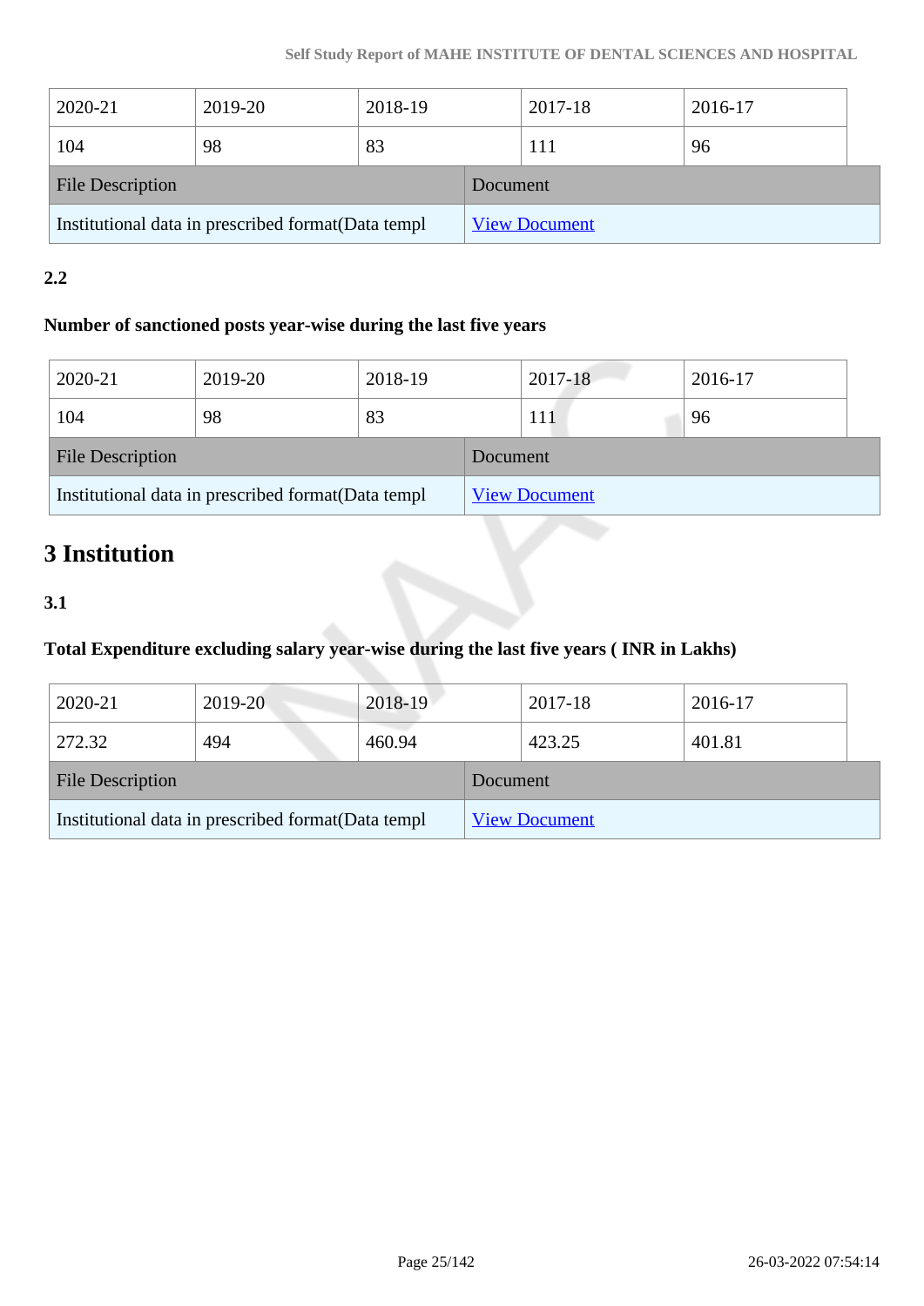| 2020-21 | 2019-20 | 2018-19 | 2017-18 | 2016-17 |
|---|---|---|---|---|
| 104 | 98 | 83 | 111 | 96 |

| File Description | Document |
|---|---|
| Institutional data in prescribed format(Data templ | View Document |

**2.2**

**Number of sanctioned posts year-wise during the last five years**

| 2020-21 | 2019-20 | 2018-19 | 2017-18 | 2016-17 |
|---|---|---|---|---|
| 104 | 98 | 83 | 111 | 96 |

| File Description | Document |
|---|---|
| Institutional data in prescribed format(Data templ | View Document |

# 3 Institution

**3.1**

**Total Expenditure excluding salary year-wise during the last five years ( INR in Lakhs)**

| 2020-21 | 2019-20 | 2018-19 | 2017-18 | 2016-17 |
|---|---|---|---|---|
| 272.32 | 494 | 460.94 | 423.25 | 401.81 |

| File Description | Document |
|---|---|
| Institutional data in prescribed format(Data templ | View Document |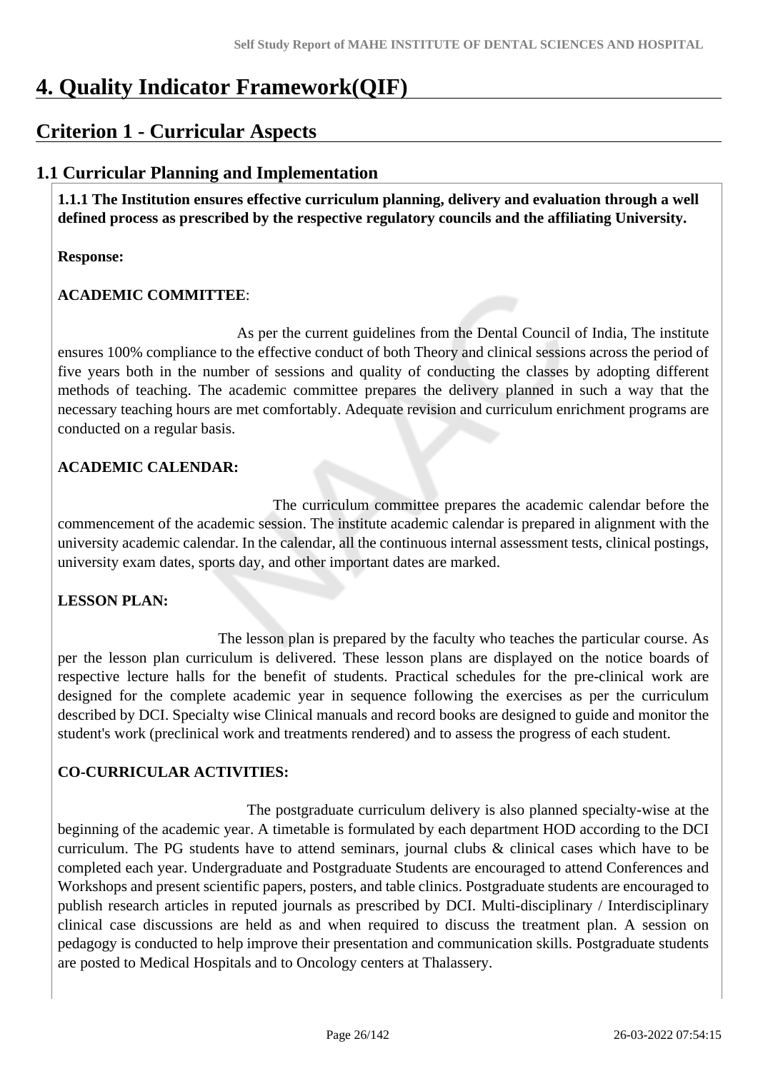# 4. Quality Indicator Framework(QIF)

## Criterion 1 - Curricular Aspects

### 1.1 Curricular Planning and Implementation

**1.1.1 The Institution ensures effective curriculum planning, delivery and evaluation through a well defined process as prescribed by the respective regulatory councils and the affiliating University.**

**Response:**

**ACADEMIC COMMITTEE**:

As per the current guidelines from the Dental Council of India, The institute ensures 100% compliance to the effective conduct of both Theory and clinical sessions across the period of five years both in the number of sessions and quality of conducting the classes by adopting different methods of teaching. The academic committee prepares the delivery planned in such a way that the necessary teaching hours are met comfortably. Adequate revision and curriculum enrichment programs are conducted on a regular basis.

**ACADEMIC CALENDAR:**

The curriculum committee prepares the academic calendar before the commencement of the academic session. The institute academic calendar is prepared in alignment with the university academic calendar. In the calendar, all the continuous internal assessment tests, clinical postings, university exam dates, sports day, and other important dates are marked.

**LESSON PLAN:**

The lesson plan is prepared by the faculty who teaches the particular course. As per the lesson plan curriculum is delivered. These lesson plans are displayed on the notice boards of respective lecture halls for the benefit of students. Practical schedules for the pre-clinical work are designed for the complete academic year in sequence following the exercises as per the curriculum described by DCI. Specialty wise Clinical manuals and record books are designed to guide and monitor the student's work (preclinical work and treatments rendered) and to assess the progress of each student.

**CO-CURRICULAR ACTIVITIES:**

The postgraduate curriculum delivery is also planned specialty-wise at the beginning of the academic year. A timetable is formulated by each department HOD according to the DCI curriculum. The PG students have to attend seminars, journal clubs & clinical cases which have to be completed each year. Undergraduate and Postgraduate Students are encouraged to attend Conferences and Workshops and present scientific papers, posters, and table clinics. Postgraduate students are encouraged to publish research articles in reputed journals as prescribed by DCI. Multi-disciplinary / Interdisciplinary clinical case discussions are held as and when required to discuss the treatment plan. A session on pedagogy is conducted to help improve their presentation and communication skills. Postgraduate students are posted to Medical Hospitals and to Oncology centers at Thalassery.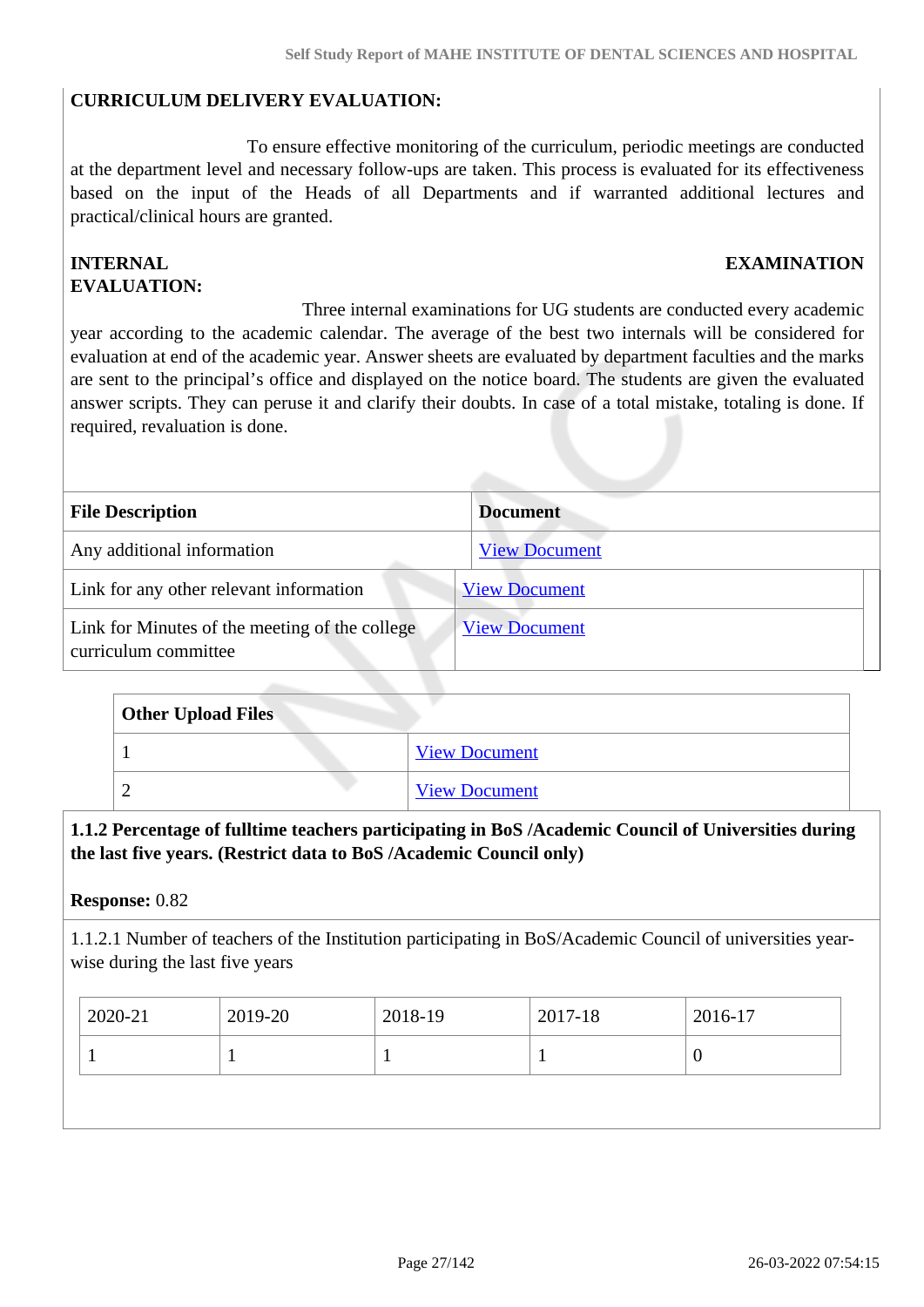**CURRICULUM DELIVERY EVALUATION:**

To ensure effective monitoring of the curriculum, periodic meetings are conducted at the department level and necessary follow-ups are taken. This process is evaluated for its effectiveness based on the input of the Heads of all Departments and if warranted additional lectures and practical/clinical hours are granted.

**INTERNAL EXAMINATION EVALUATION:**

Three internal examinations for UG students are conducted every academic year according to the academic calendar. The average of the best two internals will be considered for evaluation at end of the academic year. Answer sheets are evaluated by department faculties and the marks are sent to the principal's office and displayed on the notice board. The students are given the evaluated answer scripts. They can peruse it and clarify their doubts. In case of a total mistake, totaling is done. If required, revaluation is done.

| File Description | Document |
|---|---|
| Any additional information | View Document |
| Link for any other relevant information | View Document |
| Link for Minutes of the meeting of the college curriculum committee | View Document |

| Other Upload Files | |
|---|---|
| 1 | View Document |
| 2 | View Document |

**1.1.2 Percentage of fulltime teachers participating in BoS /Academic Council of Universities during the last five years. (Restrict data to BoS /Academic Council only)**

**Response:** 0.82

1.1.2.1 Number of teachers of the Institution participating in BoS/Academic Council of universities year-wise during the last five years

| 2020-21 | 2019-20 | 2018-19 | 2017-18 | 2016-17 |
|---|---|---|---|---|
| 1 | 1 | 1 | 1 | 0 |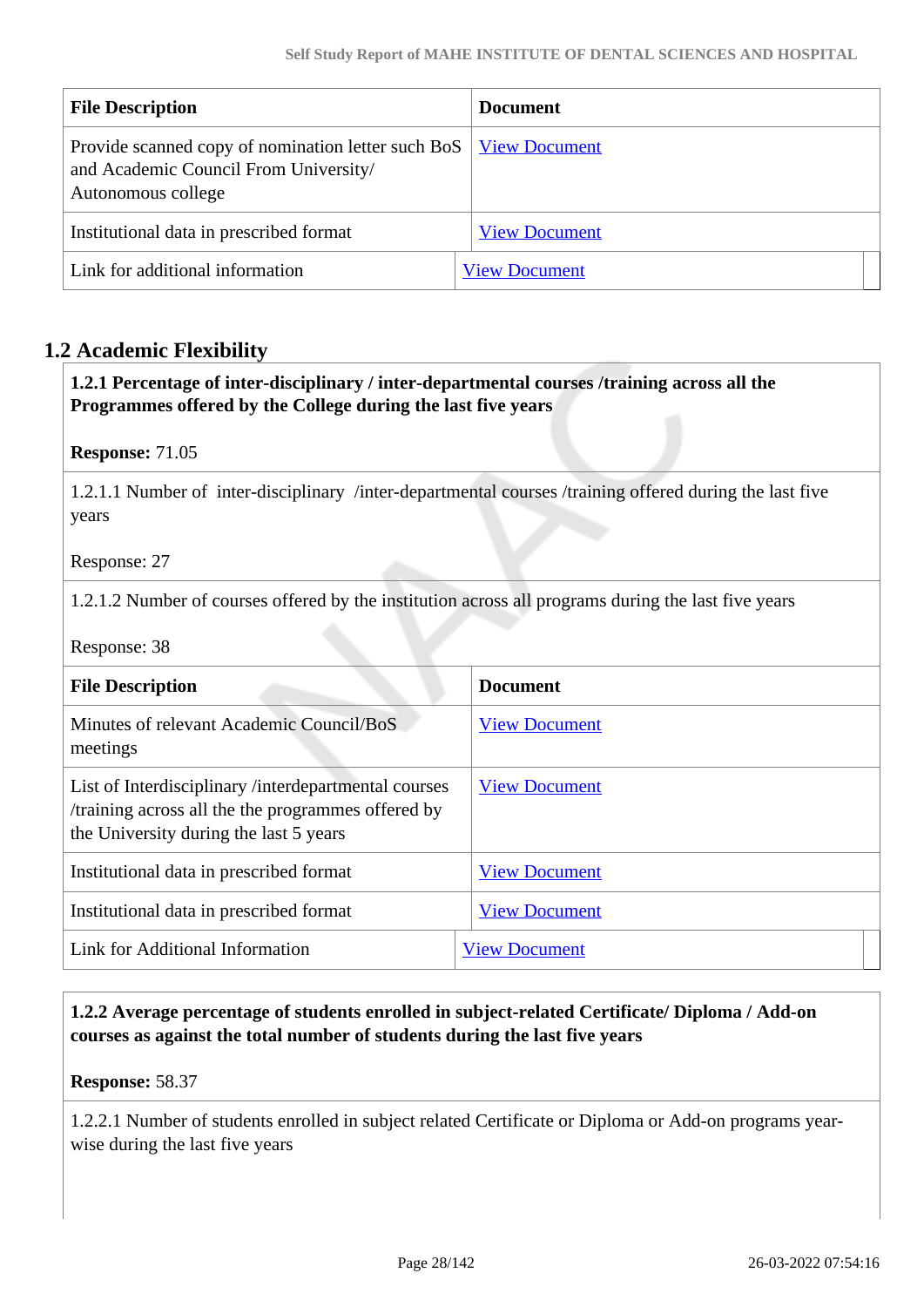| File Description | Document |
|---|---|
| Provide scanned copy of nomination letter such BoS and Academic Council From University/ Autonomous college | View Document |
| Institutional data in prescribed format | View Document |
| Link for additional information | View Document |

## 1.2 Academic Flexibility

**1.2.1 Percentage of inter-disciplinary / inter-departmental courses /training across all the Programmes offered by the College during the last five years**

**Response:** 71.05

1.2.1.1 Number of inter-disciplinary /inter-departmental courses /training offered during the last five years

Response: 27

1.2.1.2 Number of courses offered by the institution across all programs during the last five years

Response: 38

| File Description | Document |
|---|---|
| Minutes of relevant Academic Council/BoS meetings | View Document |
| List of Interdisciplinary /interdepartmental courses /training across all the the programmes offered by the University during the last 5 years | View Document |
| Institutional data in prescribed format | View Document |
| Institutional data in prescribed format | View Document |
| Link for Additional Information | View Document |

**1.2.2 Average percentage of students enrolled in subject-related Certificate/ Diploma / Add-on courses as against the total number of students during the last five years**

**Response:** 58.37

1.2.2.1 Number of students enrolled in subject related Certificate or Diploma or Add-on programs year-wise during the last five years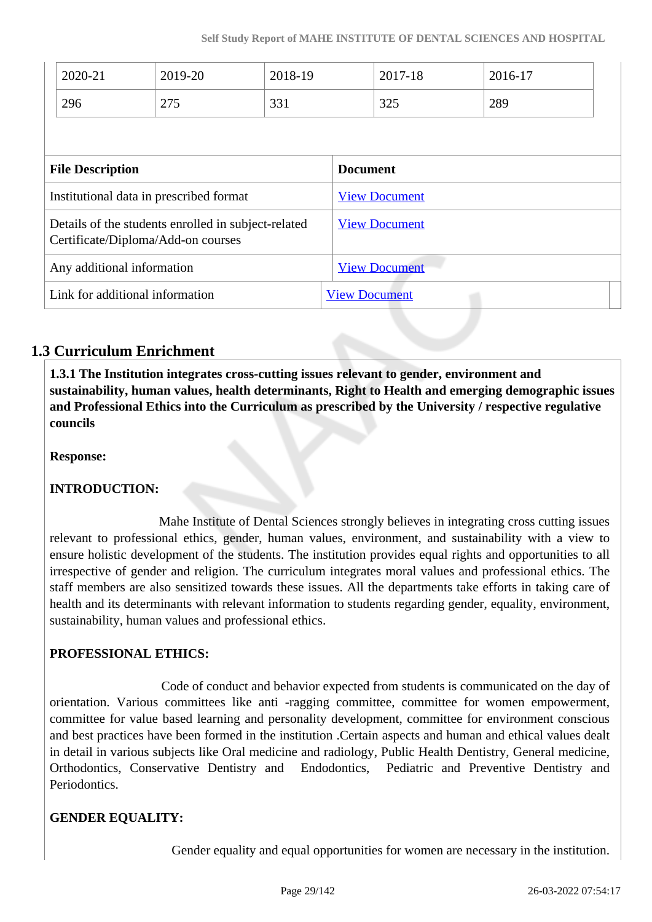| 2020-21 | 2019-20 | 2018-19 | 2017-18 | 2016-17 |
|---|---|---|---|---|
| 296 | 275 | 331 | 325 | 289 |

| File Description | Document |
|---|---|
| Institutional data in prescribed format | View Document |
| Details of the students enrolled in subject-related Certificate/Diploma/Add-on courses | View Document |
| Any additional information | View Document |
| Link for additional information | View Document |

## 1.3 Curriculum Enrichment

**1.3.1 The Institution integrates cross-cutting issues relevant to gender, environment and sustainability, human values, health determinants, Right to Health and emerging demographic issues and Professional Ethics into the Curriculum as prescribed by the University / respective regulative councils**

**Response:**

**INTRODUCTION:**

Mahe Institute of Dental Sciences strongly believes in integrating cross cutting issues relevant to professional ethics, gender, human values, environment, and sustainability with a view to ensure holistic development of the students. The institution provides equal rights and opportunities to all irrespective of gender and religion. The curriculum integrates moral values and professional ethics. The staff members are also sensitized towards these issues. All the departments take efforts in taking care of health and its determinants with relevant information to students regarding gender, equality, environment, sustainability, human values and professional ethics.

**PROFESSIONAL ETHICS:**

Code of conduct and behavior expected from students is communicated on the day of orientation. Various committees like anti -ragging committee, committee for women empowerment, committee for value based learning and personality development, committee for environment conscious and best practices have been formed in the institution .Certain aspects and human and ethical values dealt in detail in various subjects like Oral medicine and radiology, Public Health Dentistry, General medicine, Orthodontics, Conservative Dentistry and Endodontics, Pediatric and Preventive Dentistry and Periodontics.

**GENDER EQUALITY:**

Gender equality and equal opportunities for women are necessary in the institution.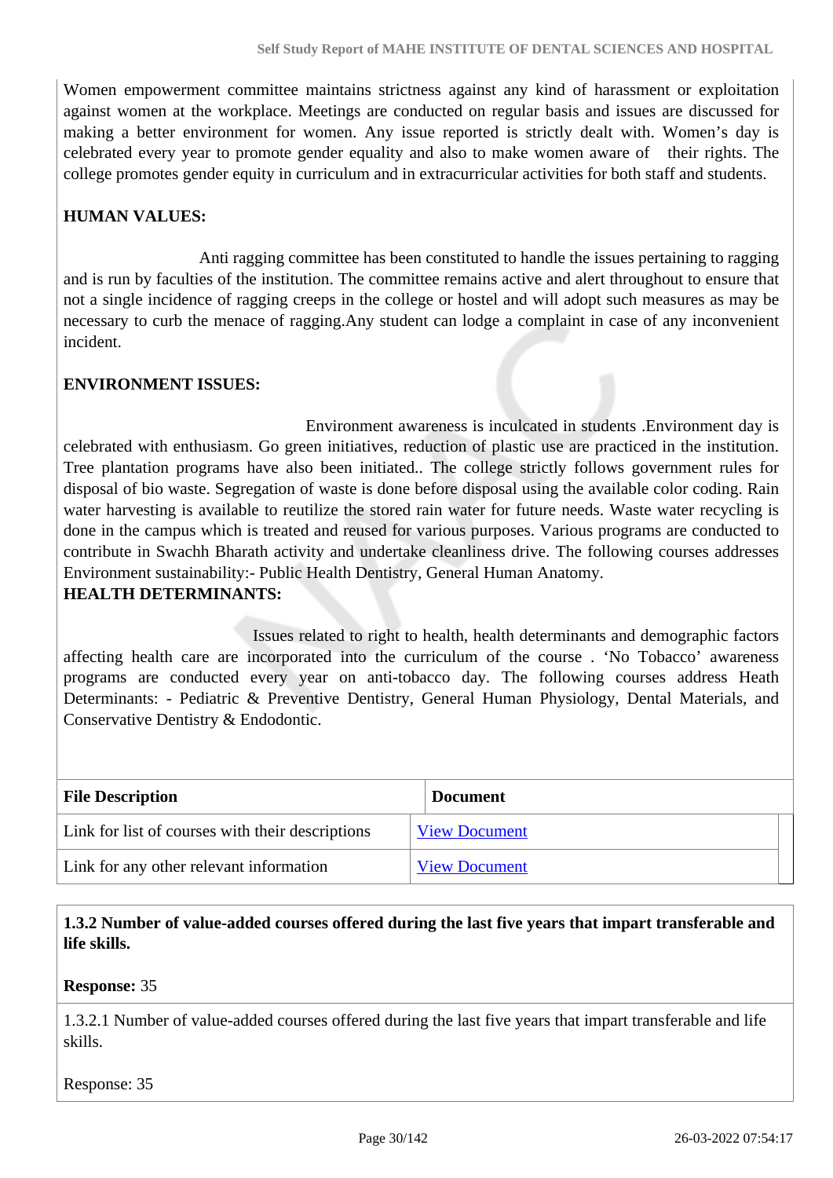Women empowerment committee maintains strictness against any kind of harassment or exploitation against women at the workplace. Meetings are conducted on regular basis and issues are discussed for making a better environment for women. Any issue reported is strictly dealt with. Women's day is celebrated every year to promote gender equality and also to make women aware of their rights. The college promotes gender equity in curriculum and in extracurricular activities for both staff and students.

**HUMAN VALUES:**

Anti ragging committee has been constituted to handle the issues pertaining to ragging and is run by faculties of the institution. The committee remains active and alert throughout to ensure that not a single incidence of ragging creeps in the college or hostel and will adopt such measures as may be necessary to curb the menace of ragging.Any student can lodge a complaint in case of any inconvenient incident.

**ENVIRONMENT ISSUES:**

Environment awareness is inculcated in students .Environment day is celebrated with enthusiasm. Go green initiatives, reduction of plastic use are practiced in the institution. Tree plantation programs have also been initiated.. The college strictly follows government rules for disposal of bio waste. Segregation of waste is done before disposal using the available color coding. Rain water harvesting is available to reutilize the stored rain water for future needs. Waste water recycling is done in the campus which is treated and reused for various purposes. Various programs are conducted to contribute in Swachh Bharath activity and undertake cleanliness drive. The following courses addresses Environment sustainability:- Public Health Dentistry, General Human Anatomy.

**HEALTH DETERMINANTS:**

Issues related to right to health, health determinants and demographic factors affecting health care are incorporated into the curriculum of the course . 'No Tobacco' awareness programs are conducted every year on anti-tobacco day. The following courses address Heath Determinants: - Pediatric & Preventive Dentistry, General Human Physiology, Dental Materials, and Conservative Dentistry & Endodontic.

| File Description | Document |
|---|---|
| Link for list of courses with their descriptions | View Document |
| Link for any other relevant information | View Document |

**1.3.2 Number of value-added courses offered during the last five years that impart transferable and life skills.**

**Response:** 35

1.3.2.1 Number of value-added courses offered during the last five years that impart transferable and life skills.

Response: 35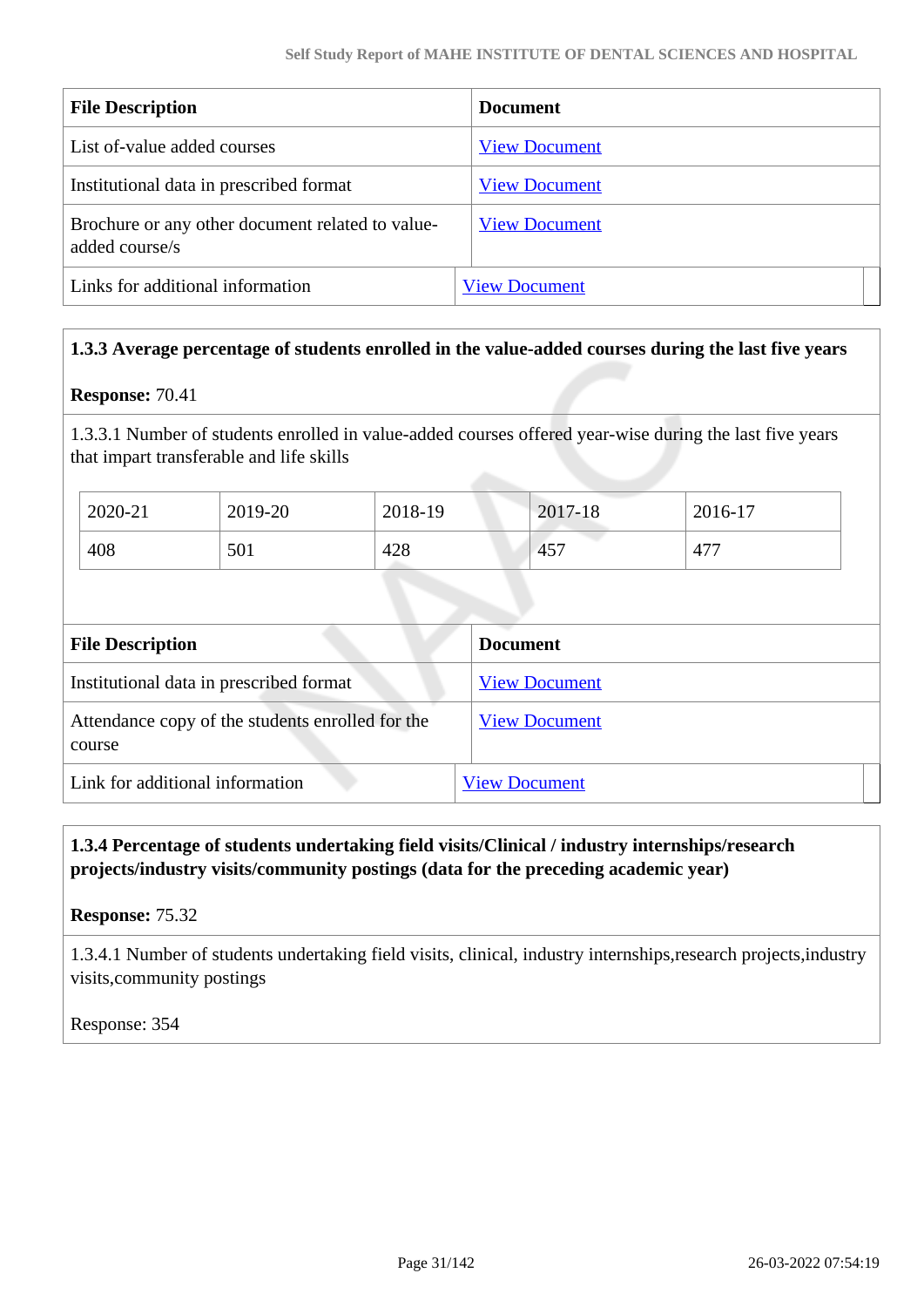| File Description | Document |
|---|---|
| List of-value added courses | View Document |
| Institutional data in prescribed format | View Document |
| Brochure or any other document related to value-added course/s | View Document |
| Links for additional information | View Document |

**1.3.3 Average percentage of students enrolled in the value-added courses during the last five years**

**Response:** 70.41

1.3.3.1 Number of students enrolled in value-added courses offered year-wise during the last five years that impart transferable and life skills

| 2020-21 | 2019-20 | 2018-19 | 2017-18 | 2016-17 |
|---|---|---|---|---|
| 408 | 501 | 428 | 457 | 477 |

| File Description | Document |
|---|---|
| Institutional data in prescribed format | View Document |
| Attendance copy of the students enrolled for the course | View Document |
| Link for additional information | View Document |

**1.3.4 Percentage of students undertaking field visits/Clinical / industry internships/research projects/industry visits/community postings (data for the preceding academic year)**

**Response:** 75.32

1.3.4.1 Number of students undertaking field visits, clinical, industry internships,research projects,industry visits,community postings

Response: 354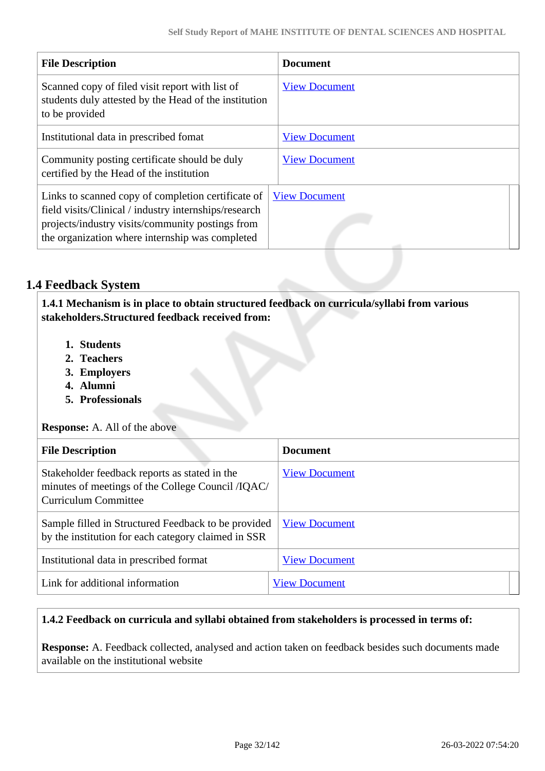| File Description | Document |
|---|---|
| Scanned copy of filed visit report with list of students duly attested by the Head of the institution to be provided | View Document |
| Institutional data in prescribed fomat | View Document |
| Community posting certificate should be duly certified by the Head of the institution | View Document |
| Links to scanned copy of completion certificate of field visits/Clinical / industry internships/research projects/industry visits/community postings from the organization where internship was completed | View Document |

## 1.4 Feedback System

**1.4.1 Mechanism is in place to obtain structured feedback on curricula/syllabi from various stakeholders.Structured feedback received from:**

1. **Students**
2. **Teachers**
3. **Employers**
4. **Alumni**
5. **Professionals**

**Response:** A. All of the above

| File Description | Document |
|---|---|
| Stakeholder feedback reports as stated in the minutes of meetings of the College Council /IQAC/ Curriculum Committee | View Document |
| Sample filled in Structured Feedback to be provided by the institution for each category claimed in SSR | View Document |
| Institutional data in prescribed format | View Document |
| Link for additional information | View Document |

**1.4.2 Feedback on curricula and syllabi obtained from stakeholders is processed in terms of:**

**Response:** A. Feedback collected, analysed and action taken on feedback besides such documents made available on the institutional website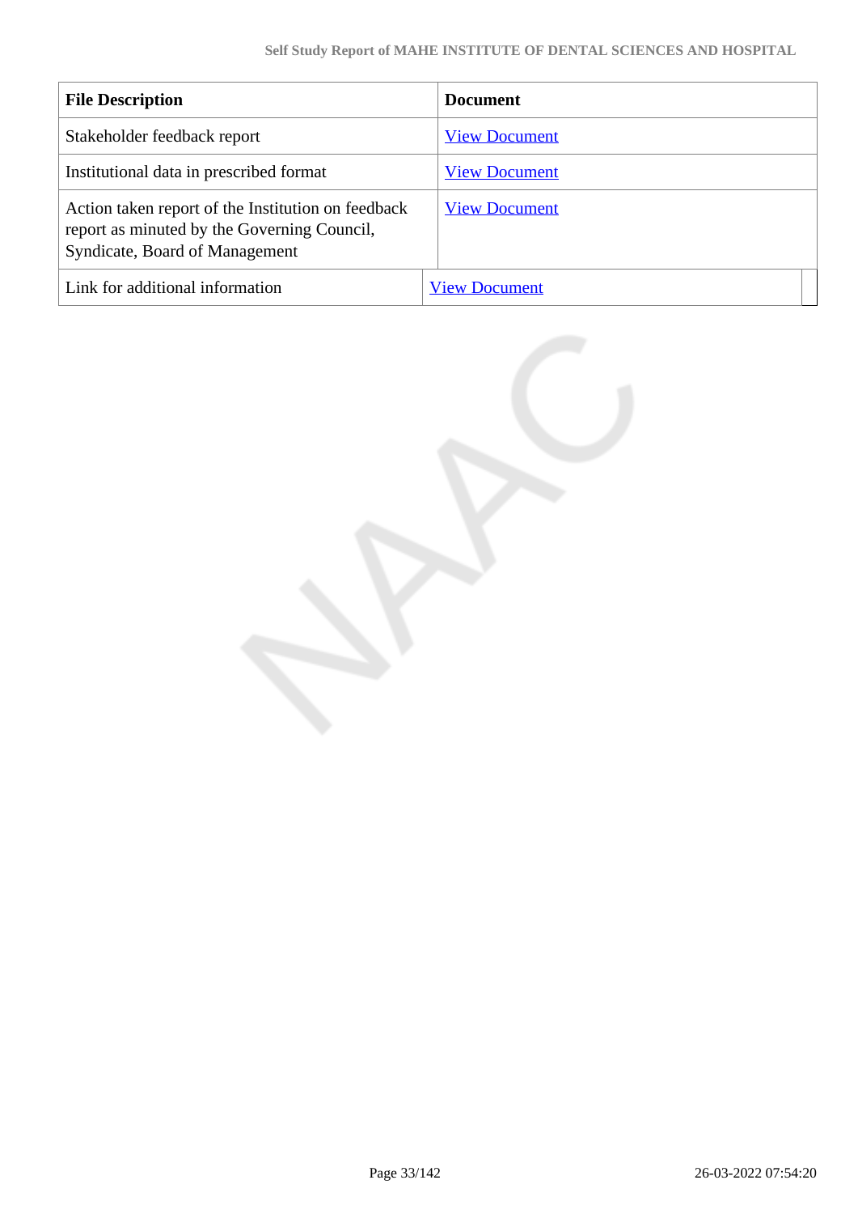| File Description | Document |
| --- | --- |
| Stakeholder feedback report | View Document |
| Institutional data in prescribed format | View Document |
| Action taken report of the Institution on feedback report as minuted by the Governing Council, Syndicate, Board of Management | View Document |
| Link for additional information | View Document |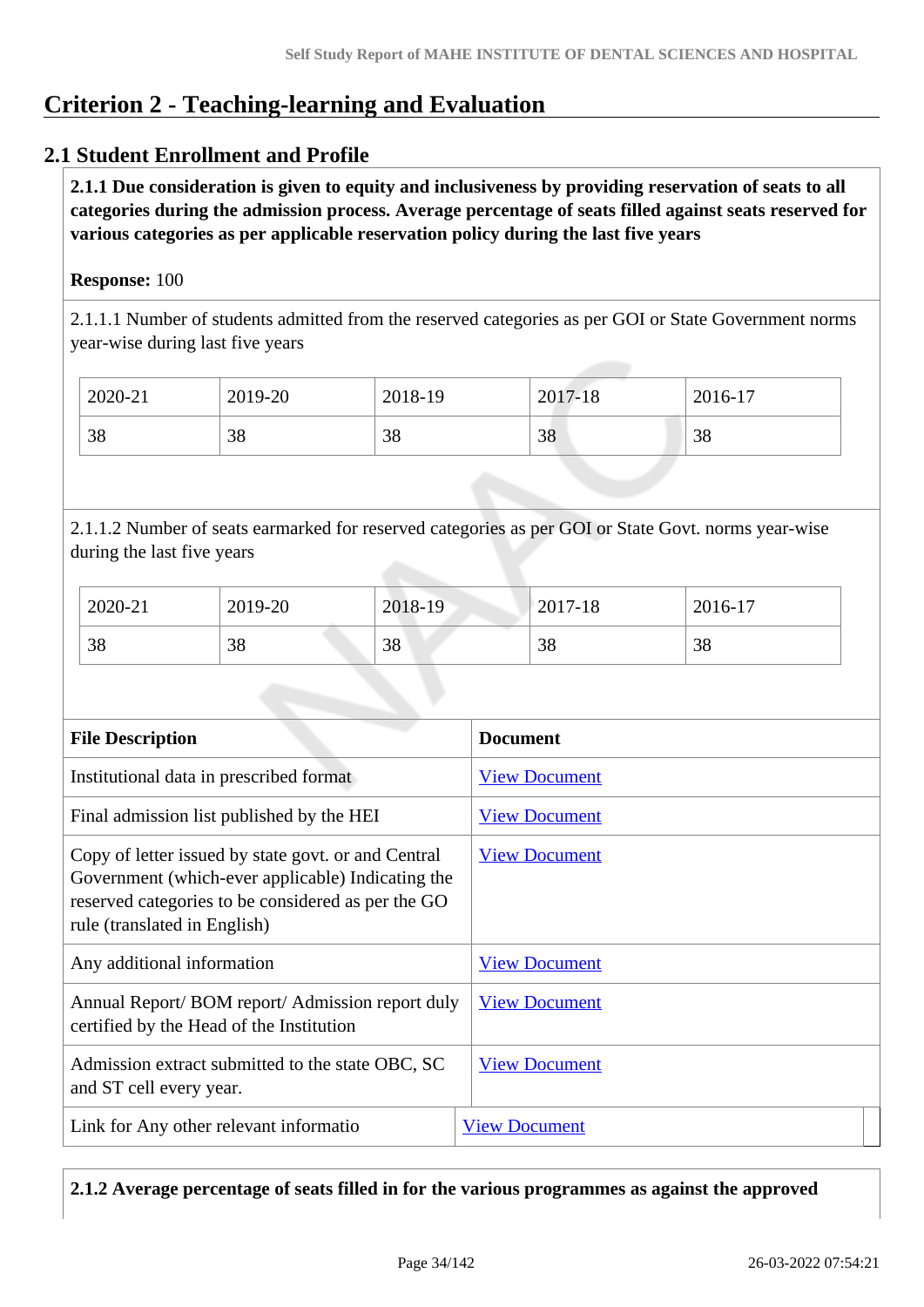# Criterion 2 - Teaching-learning and Evaluation

## 2.1 Student Enrollment and Profile

**2.1.1 Due consideration is given to equity and inclusiveness by providing reservation of seats to all categories during the admission process. Average percentage of seats filled against seats reserved for various categories as per applicable reservation policy during the last five years**

**Response:** 100

2.1.1.1 Number of students admitted from the reserved categories as per GOI or State Government norms year-wise during last five years

| 2020-21 | 2019-20 | 2018-19 | 2017-18 | 2016-17 |
|---|---|---|---|---|
| 38 | 38 | 38 | 38 | 38 |

2.1.1.2 Number of seats earmarked for reserved categories as per GOI or State Govt. norms year-wise during the last five years

| 2020-21 | 2019-20 | 2018-19 | 2017-18 | 2016-17 |
|---|---|---|---|---|
| 38 | 38 | 38 | 38 | 38 |

| File Description | Document |
|---|---|
| Institutional data in prescribed format | View Document |
| Final admission list published by the HEI | View Document |
| Copy of letter issued by state govt. or and Central Government (which-ever applicable) Indicating the reserved categories to be considered as per the GO rule (translated in English) | View Document |
| Any additional information | View Document |
| Annual Report/ BOM report/ Admission report duly certified by the Head of the Institution | View Document |
| Admission extract submitted to the state OBC, SC and ST cell every year. | View Document |
| Link for Any other relevant informatio | View Document |

**2.1.2 Average percentage of seats filled in for the various programmes as against the approved**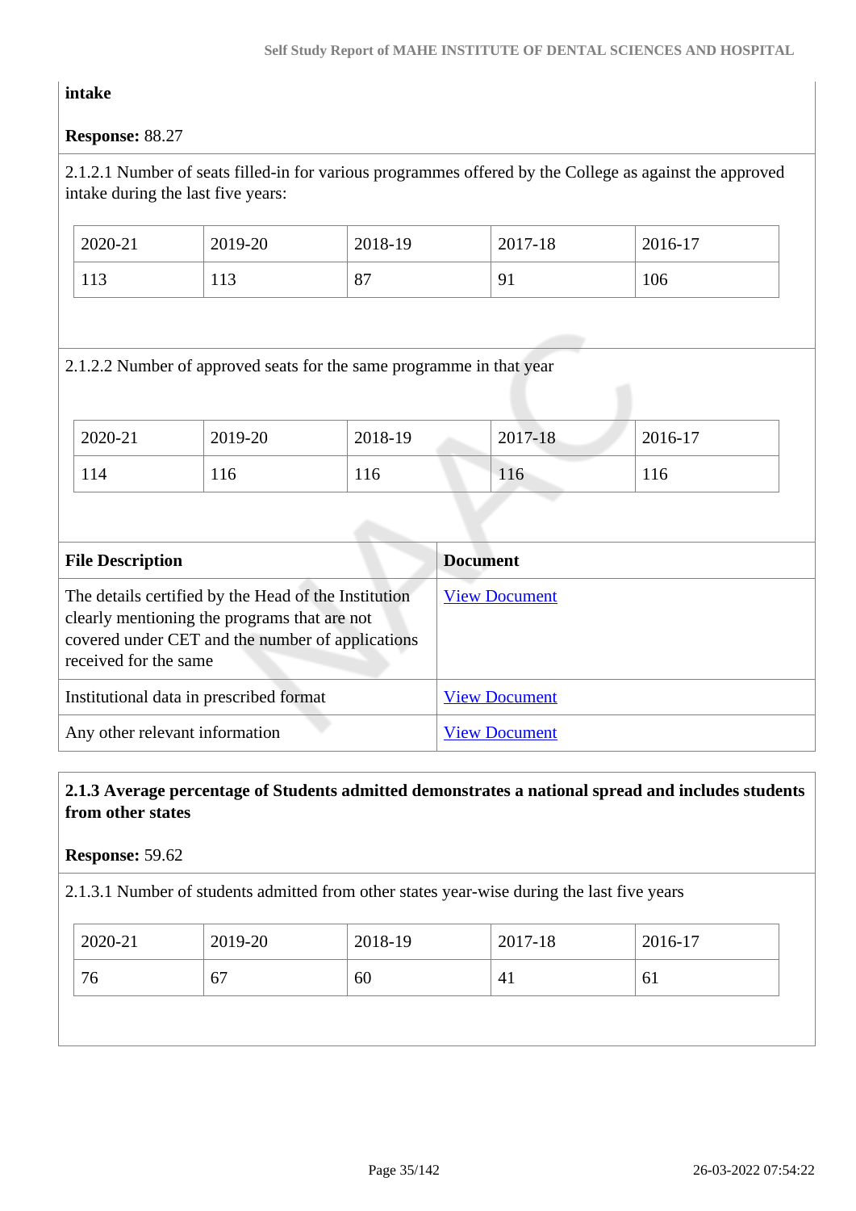**intake**

**Response:** 88.27

2.1.2.1 Number of seats filled-in for various programmes offered by the College as against the approved intake during the last five years:

| 2020-21 | 2019-20 | 2018-19 | 2017-18 | 2016-17 |
|---|---|---|---|---|
| 113 | 113 | 87 | 91 | 106 |

2.1.2.2 Number of approved seats for the same programme in that year

| 2020-21 | 2019-20 | 2018-19 | 2017-18 | 2016-17 |
|---|---|---|---|---|
| 114 | 116 | 116 | 116 | 116 |

| File Description | Document |
|---|---|
| The details certified by the Head of the Institution clearly mentioning the programs that are not covered under CET and the number of applications received for the same | View Document |
| Institutional data in prescribed format | View Document |
| Any other relevant information | View Document |

**2.1.3 Average percentage of Students admitted demonstrates a national spread and includes students from other states**

**Response:** 59.62

2.1.3.1 Number of students admitted from other states year-wise during the last five years

| 2020-21 | 2019-20 | 2018-19 | 2017-18 | 2016-17 |
|---|---|---|---|---|
| 76 | 67 | 60 | 41 | 61 |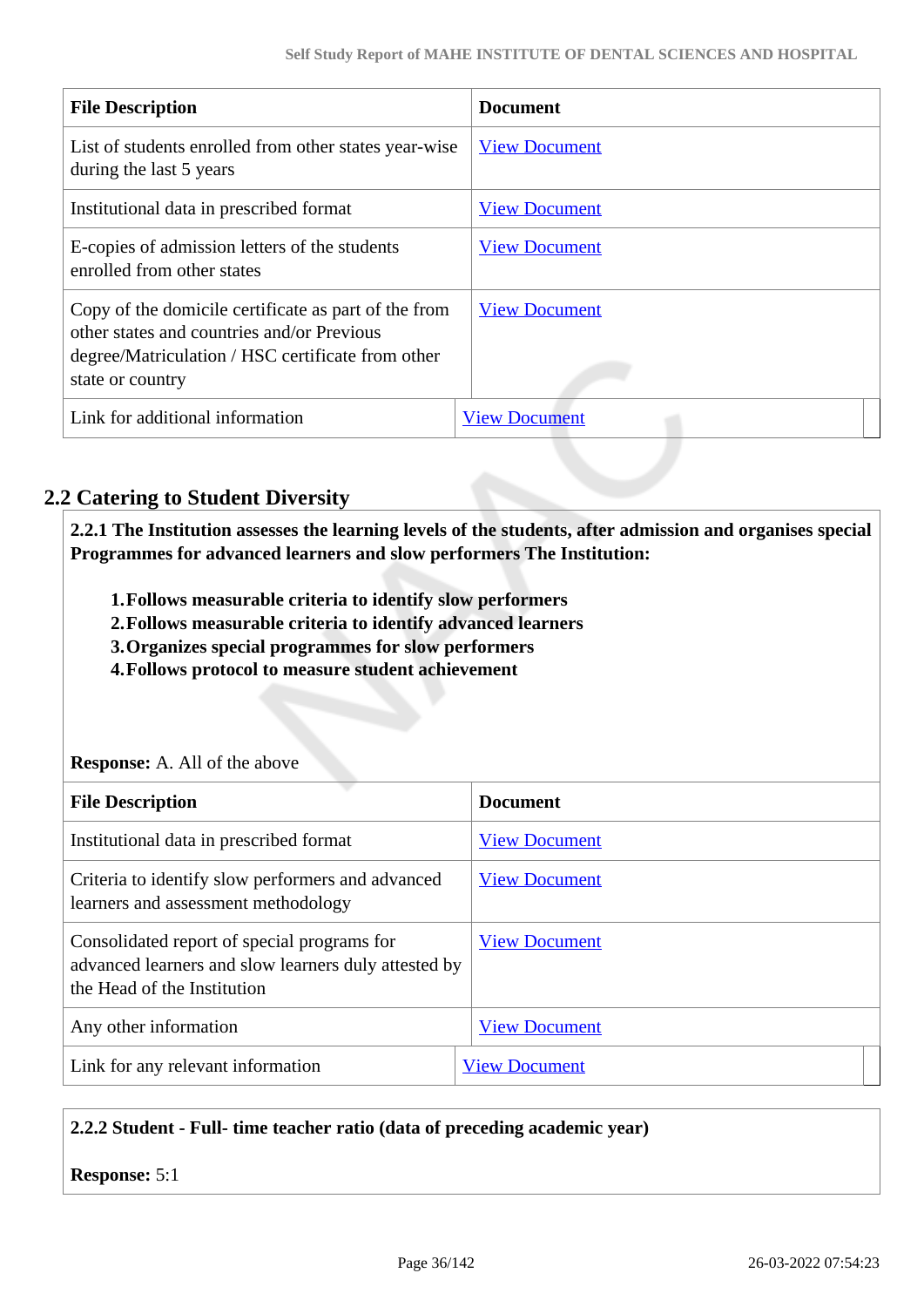| File Description | Document |
|---|---|
| List of students enrolled from other states year-wise during the last 5 years | View Document |
| Institutional data in prescribed format | View Document |
| E-copies of admission letters of the students enrolled from other states | View Document |
| Copy of the domicile certificate as part of the from other states and countries and/or Previous degree/Matriculation / HSC certificate from other state or country | View Document |
| Link for additional information | View Document |

## 2.2 Catering to Student Diversity

**2.2.1 The Institution assesses the learning levels of the students, after admission and organises special Programmes for advanced learners and slow performers The Institution:**

1. **Follows measurable criteria to identify slow performers**
2. **Follows measurable criteria to identify advanced learners**
3. **Organizes special programmes for slow performers**
4. **Follows protocol to measure student achievement**

**Response:** A. All of the above

| File Description | Document |
|---|---|
| Institutional data in prescribed format | View Document |
| Criteria to identify slow performers and advanced learners and assessment methodology | View Document |
| Consolidated report of special programs for advanced learners and slow learners duly attested by the Head of the Institution | View Document |
| Any other information | View Document |
| Link for any relevant information | View Document |

**2.2.2 Student - Full- time teacher ratio (data of preceding academic year)**

**Response:** 5:1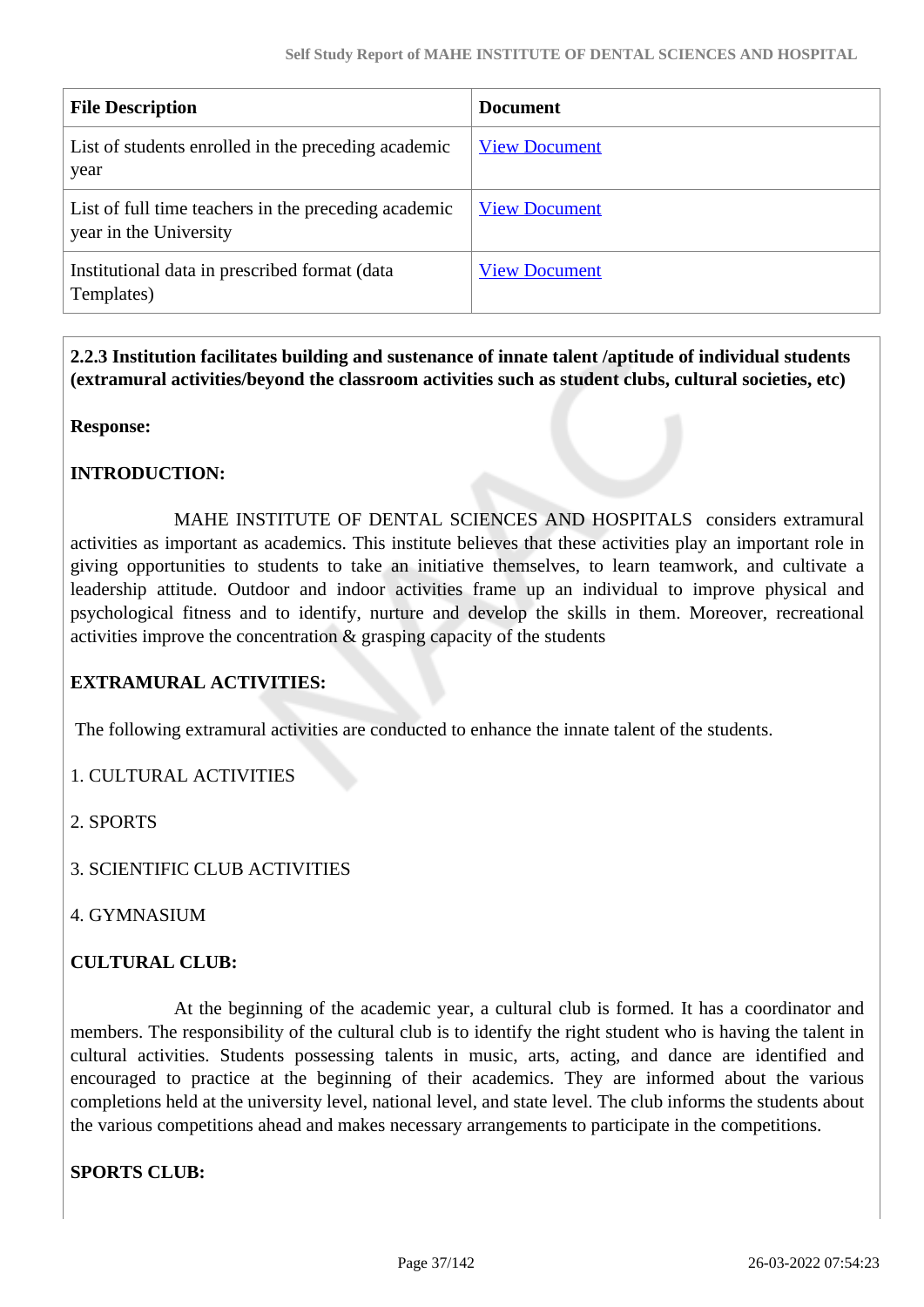| File Description | Document |
| --- | --- |
| List of students enrolled in the preceding academic year | View Document |
| List of full time teachers in the preceding academic year in the University | View Document |
| Institutional data in prescribed format (data Templates) | View Document |

**2.2.3 Institution facilitates building and sustenance of innate talent /aptitude of individual students (extramural activities/beyond the classroom activities such as student clubs, cultural societies, etc)**

**Response:**

**INTRODUCTION:**

MAHE INSTITUTE OF DENTAL SCIENCES AND HOSPITALS considers extramural activities as important as academics. This institute believes that these activities play an important role in giving opportunities to students to take an initiative themselves, to learn teamwork, and cultivate a leadership attitude. Outdoor and indoor activities frame up an individual to improve physical and psychological fitness and to identify, nurture and develop the skills in them. Moreover, recreational activities improve the concentration & grasping capacity of the students

**EXTRAMURAL ACTIVITIES:**

The following extramural activities are conducted to enhance the innate talent of the students.

1. CULTURAL ACTIVITIES

2. SPORTS

3. SCIENTIFIC CLUB ACTIVITIES

4. GYMNASIUM

**CULTURAL CLUB:**

At the beginning of the academic year, a cultural club is formed. It has a coordinator and members. The responsibility of the cultural club is to identify the right student who is having the talent in cultural activities. Students possessing talents in music, arts, acting, and dance are identified and encouraged to practice at the beginning of their academics. They are informed about the various completions held at the university level, national level, and state level. The club informs the students about the various competitions ahead and makes necessary arrangements to participate in the competitions.

**SPORTS CLUB:**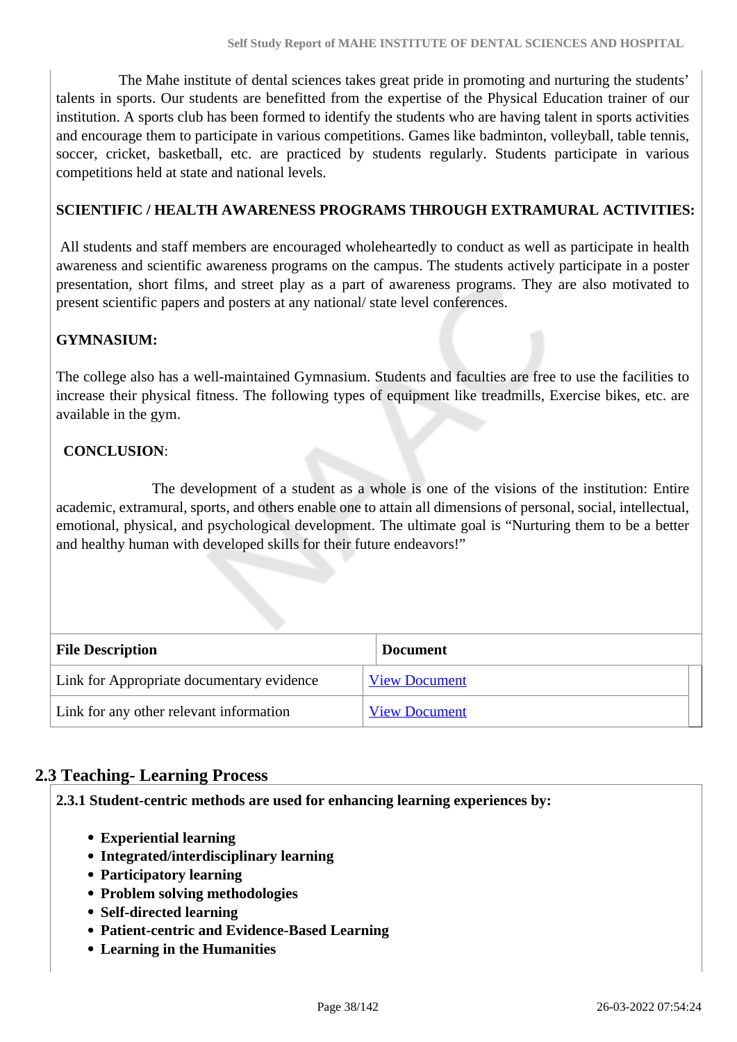The Mahe institute of dental sciences takes great pride in promoting and nurturing the students' talents in sports. Our students are benefitted from the expertise of the Physical Education trainer of our institution. A sports club has been formed to identify the students who are having talent in sports activities and encourage them to participate in various competitions. Games like badminton, volleyball, table tennis, soccer, cricket, basketball, etc. are practiced by students regularly. Students participate in various competitions held at state and national levels.

**SCIENTIFIC / HEALTH AWARENESS PROGRAMS THROUGH EXTRAMURAL ACTIVITIES:**

All students and staff members are encouraged wholeheartedly to conduct as well as participate in health awareness and scientific awareness programs on the campus. The students actively participate in a poster presentation, short films, and street play as a part of awareness programs. They are also motivated to present scientific papers and posters at any national/ state level conferences.

**GYMNASIUM:**

The college also has a well-maintained Gymnasium. Students and faculties are free to use the facilities to increase their physical fitness. The following types of equipment like treadmills, Exercise bikes, etc. are available in the gym.

**CONCLUSION**:

The development of a student as a whole is one of the visions of the institution: Entire academic, extramural, sports, and others enable one to attain all dimensions of personal, social, intellectual, emotional, physical, and psychological development. The ultimate goal is "Nurturing them to be a better and healthy human with developed skills for their future endeavors!"

| File Description | Document |
|---|---|
| Link for Appropriate documentary evidence | View Document |
| Link for any other relevant information | View Document |

## 2.3 Teaching- Learning Process

**2.3.1 Student-centric methods are used for enhancing learning experiences by:**

- **Experiential learning**
- **Integrated/interdisciplinary learning**
- **Participatory learning**
- **Problem solving methodologies**
- **Self-directed learning**
- **Patient-centric and Evidence-Based Learning**
- **Learning in the Humanities**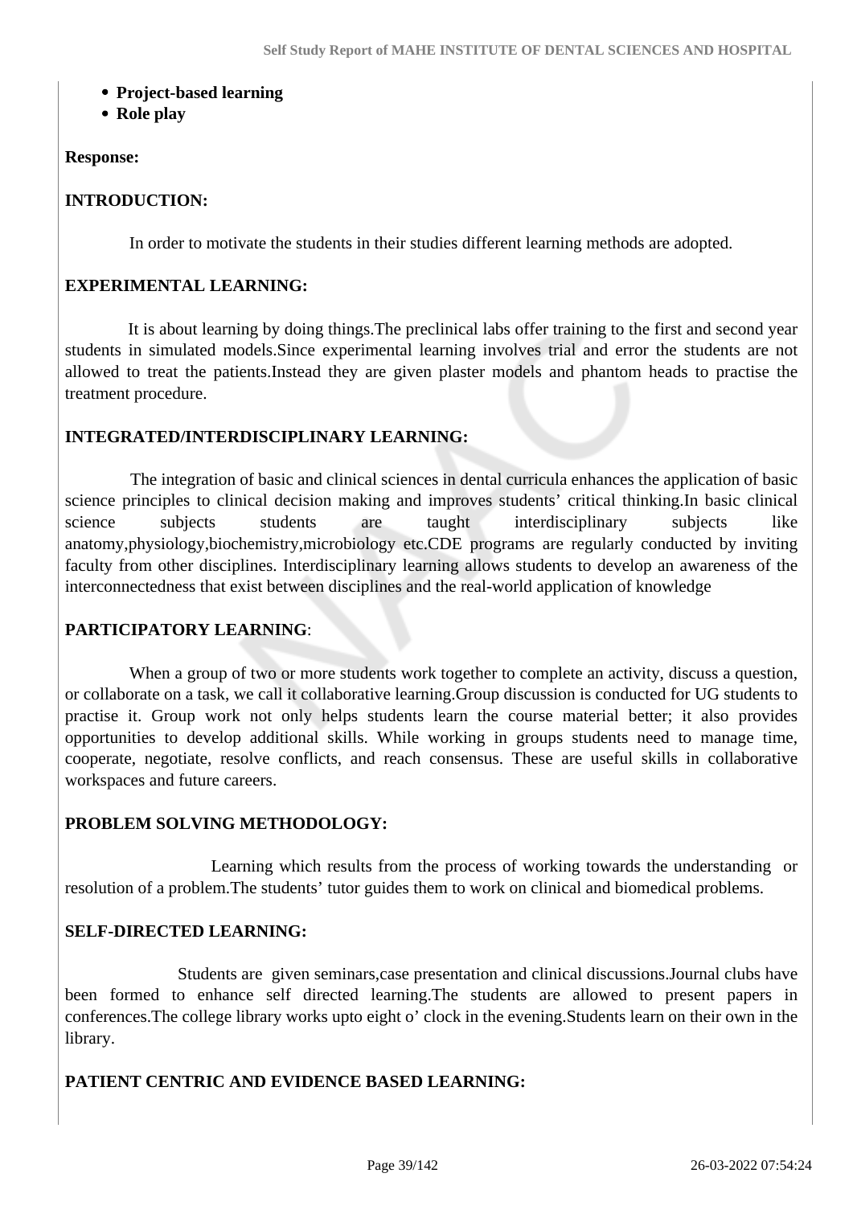- **Project-based learning**
- **Role play**

**Response:**

**INTRODUCTION:**

In order to motivate the students in their studies different learning methods are adopted.

**EXPERIMENTAL LEARNING:**

It is about learning by doing things.The preclinical labs offer training to the first and second year students in simulated models.Since experimental learning involves trial and error the students are not allowed to treat the patients.Instead they are given plaster models and phantom heads to practise the treatment procedure.

**INTEGRATED/INTERDISCIPLINARY LEARNING:**

The integration of basic and clinical sciences in dental curricula enhances the application of basic science principles to clinical decision making and improves students' critical thinking.In basic clinical science subjects students are taught interdisciplinary subjects like anatomy,physiology,biochemistry,microbiology etc.CDE programs are regularly conducted by inviting faculty from other disciplines. Interdisciplinary learning allows students to develop an awareness of the interconnectedness that exist between disciplines and the real-world application of knowledge

**PARTICIPATORY LEARNING**:

When a group of two or more students work together to complete an activity, discuss a question, or collaborate on a task, we call it collaborative learning.Group discussion is conducted for UG students to practise it. Group work not only helps students learn the course material better; it also provides opportunities to develop additional skills. While working in groups students need to manage time, cooperate, negotiate, resolve conflicts, and reach consensus. These are useful skills in collaborative workspaces and future careers.

**PROBLEM SOLVING METHODOLOGY:**

Learning which results from the process of working towards the understanding or resolution of a problem.The students' tutor guides them to work on clinical and biomedical problems.

**SELF-DIRECTED LEARNING:**

Students are given seminars,case presentation and clinical discussions.Journal clubs have been formed to enhance self directed learning.The students are allowed to present papers in conferences.The college library works upto eight o' clock in the evening.Students learn on their own in the library.

**PATIENT CENTRIC AND EVIDENCE BASED LEARNING:**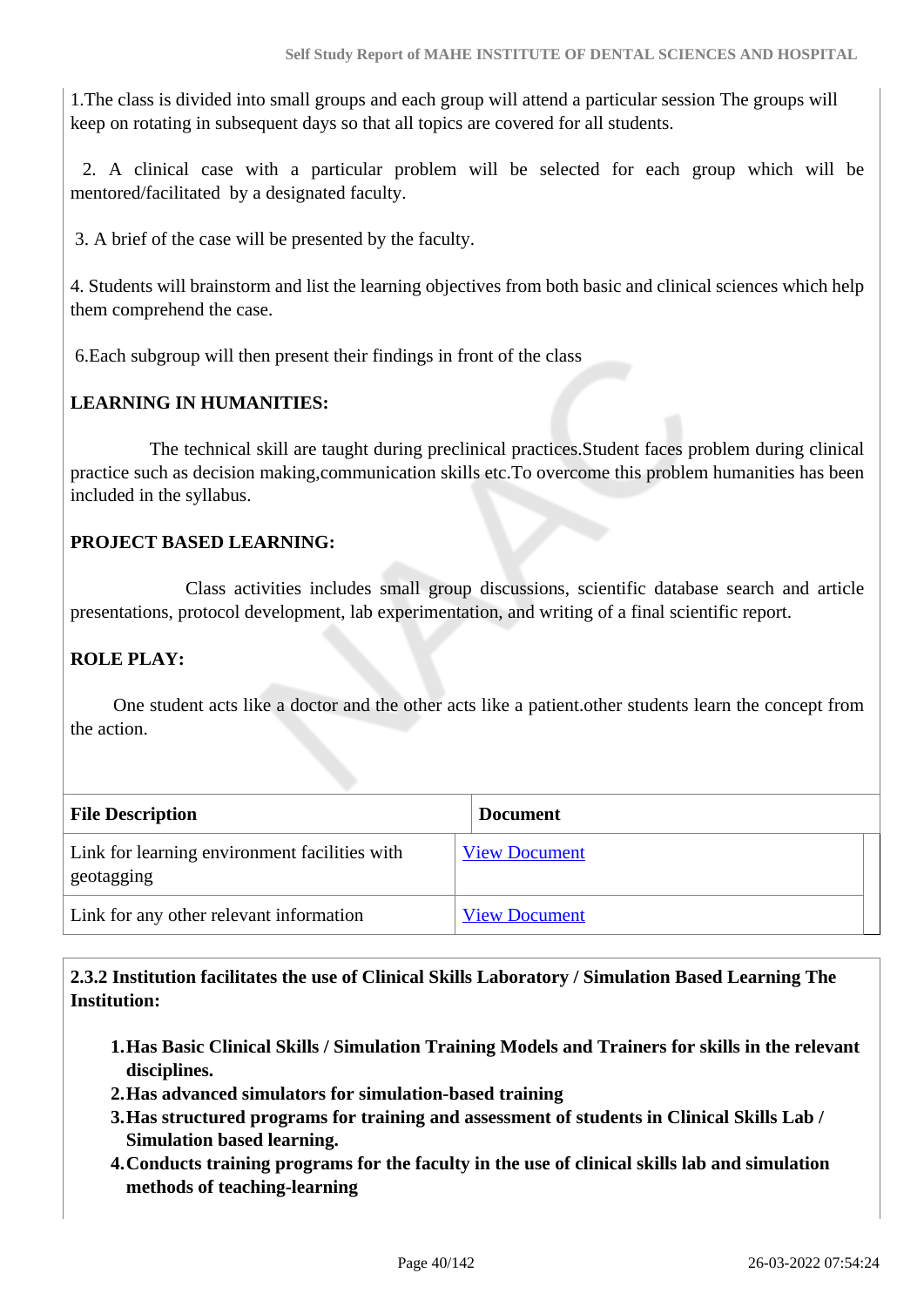1.The class is divided into small groups and each group will attend a particular session The groups will keep on rotating in subsequent days so that all topics are covered for all students.

2. A clinical case with a particular problem will be selected for each group which will be mentored/facilitated by a designated faculty.

3. A brief of the case will be presented by the faculty.

4. Students will brainstorm and list the learning objectives from both basic and clinical sciences which help them comprehend the case.

6.Each subgroup will then present their findings in front of the class

**LEARNING IN HUMANITIES:**

The technical skill are taught during preclinical practices.Student faces problem during clinical practice such as decision making,communication skills etc.To overcome this problem humanities has been included in the syllabus.

**PROJECT BASED LEARNING:**

Class activities includes small group discussions, scientific database search and article presentations, protocol development, lab experimentation, and writing of a final scientific report.

**ROLE PLAY:**

One student acts like a doctor and the other acts like a patient.other students learn the concept from the action.

| File Description | Document |
|---|---|
| Link for learning environment facilities with geotagging | View Document |
| Link for any other relevant information | View Document |

**2.3.2 Institution facilitates the use of Clinical Skills Laboratory / Simulation Based Learning The Institution:**

1. **Has Basic Clinical Skills / Simulation Training Models and Trainers for skills in the relevant disciplines.**
2. **Has advanced simulators for simulation-based training**
3. **Has structured programs for training and assessment of students in Clinical Skills Lab / Simulation based learning.**
4. **Conducts training programs for the faculty in the use of clinical skills lab and simulation methods of teaching-learning**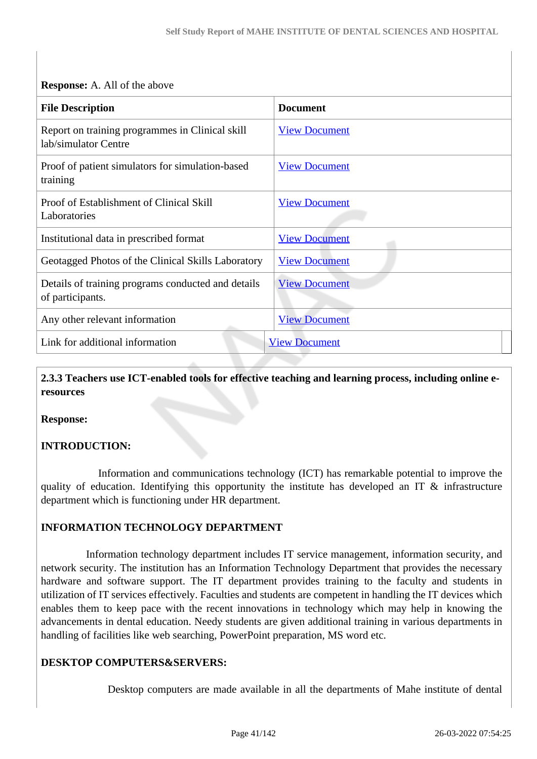**Response:** A. All of the above

| File Description | Document |
|---|---|
| Report on training programmes in Clinical skill lab/simulator Centre | View Document |
| Proof of patient simulators for simulation-based training | View Document |
| Proof of Establishment of Clinical Skill Laboratories | View Document |
| Institutional data in prescribed format | View Document |
| Geotagged Photos of the Clinical Skills Laboratory | View Document |
| Details of training programs conducted and details of participants. | View Document |
| Any other relevant information | View Document |
| Link for additional information | View Document |

**2.3.3 Teachers use ICT-enabled tools for effective teaching and learning process, including online e-resources**

**Response:**

**INTRODUCTION:**

Information and communications technology (ICT) has remarkable potential to improve the quality of education. Identifying this opportunity the institute has developed an IT & infrastructure department which is functioning under HR department.

**INFORMATION TECHNOLOGY DEPARTMENT**

Information technology department includes IT service management, information security, and network security. The institution has an Information Technology Department that provides the necessary hardware and software support. The IT department provides training to the faculty and students in utilization of IT services effectively. Faculties and students are competent in handling the IT devices which enables them to keep pace with the recent innovations in technology which may help in knowing the advancements in dental education. Needy students are given additional training in various departments in handling of facilities like web searching, PowerPoint preparation, MS word etc.

**DESKTOP COMPUTERS&SERVERS:**

Desktop computers are made available in all the departments of Mahe institute of dental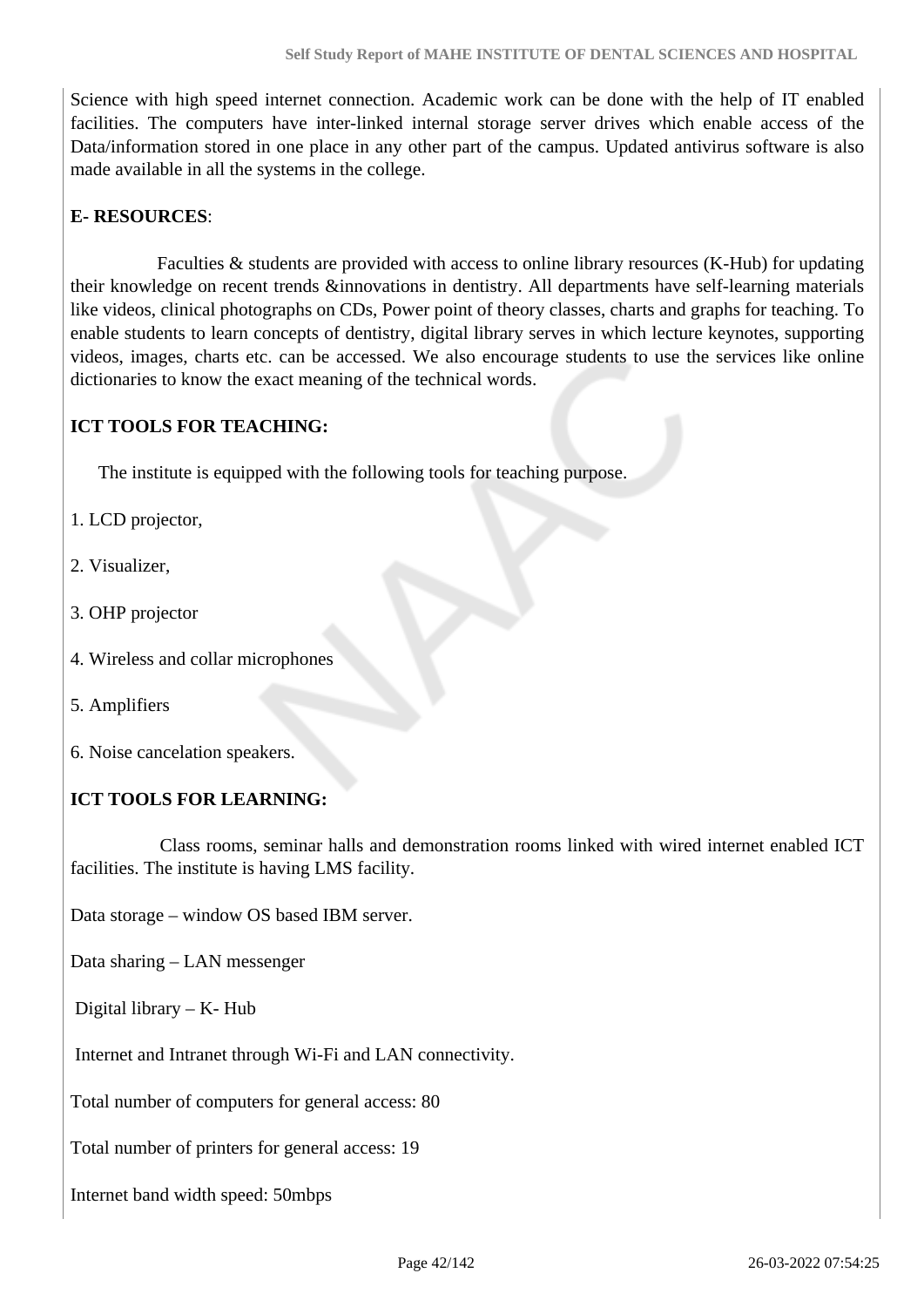Science with high speed internet connection. Academic work can be done with the help of IT enabled facilities. The computers have inter-linked internal storage server drives which enable access of the Data/information stored in one place in any other part of the campus. Updated antivirus software is also made available in all the systems in the college.

**E- RESOURCES**:

Faculties & students are provided with access to online library resources (K-Hub) for updating their knowledge on recent trends &innovations in dentistry. All departments have self-learning materials like videos, clinical photographs on CDs, Power point of theory classes, charts and graphs for teaching. To enable students to learn concepts of dentistry, digital library serves in which lecture keynotes, supporting videos, images, charts etc. can be accessed. We also encourage students to use the services like online dictionaries to know the exact meaning of the technical words.

**ICT TOOLS FOR TEACHING:**

The institute is equipped with the following tools for teaching purpose.

1. LCD projector,
2. Visualizer,
3. OHP projector
4. Wireless and collar microphones
5. Amplifiers
6. Noise cancelation speakers.

**ICT TOOLS FOR LEARNING:**

Class rooms, seminar halls and demonstration rooms linked with wired internet enabled ICT facilities. The institute is having LMS facility.

Data storage – window OS based IBM server.

Data sharing – LAN messenger

Digital library – K- Hub

Internet and Intranet through Wi-Fi and LAN connectivity.

Total number of computers for general access: 80

Total number of printers for general access: 19

Internet band width speed: 50mbps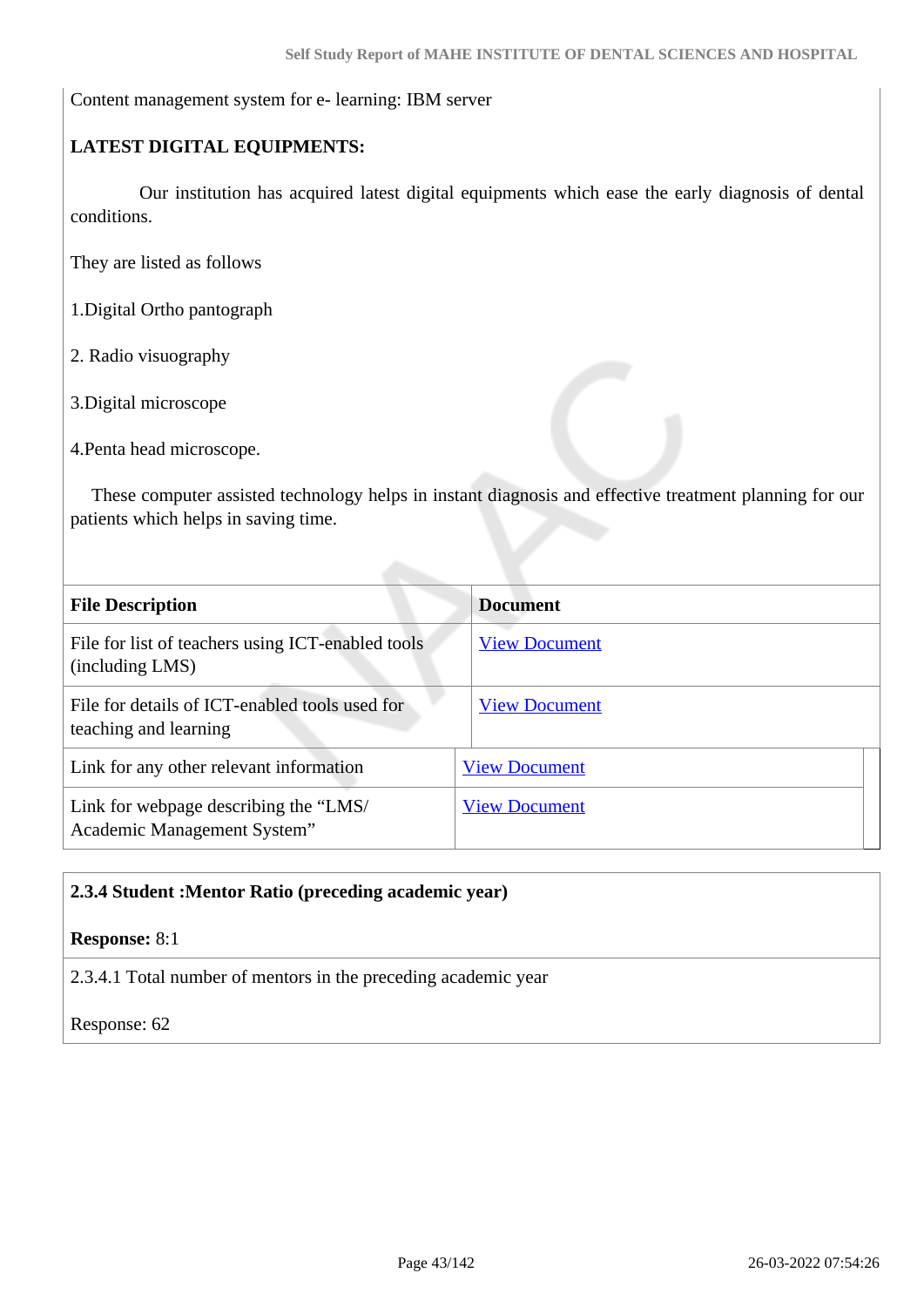Content management system for e- learning: IBM server

**LATEST DIGITAL EQUIPMENTS:**

Our institution has acquired latest digital equipments which ease the early diagnosis of dental conditions.

They are listed as follows

1.Digital Ortho pantograph

2. Radio visuography

3.Digital microscope

4.Penta head microscope.

These computer assisted technology helps in instant diagnosis and effective treatment planning for our patients which helps in saving time.

| File Description | Document |
| --- | --- |
| File for list of teachers using ICT-enabled tools (including LMS) | View Document |
| File for details of ICT-enabled tools used for teaching and learning | View Document |
| Link for any other relevant information | View Document |
| Link for webpage describing the "LMS/ Academic Management System" | View Document |

**2.3.4 Student :Mentor Ratio (preceding academic year)**

**Response:** 8:1

2.3.4.1 Total number of mentors in the preceding academic year

Response: 62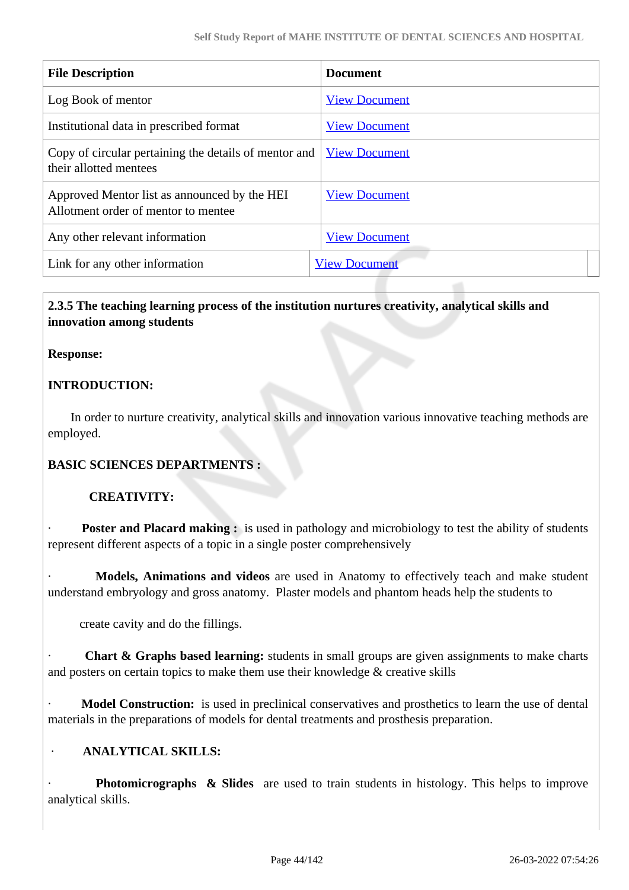| File Description | Document |
|---|---|
| Log Book of mentor | View Document |
| Institutional data in prescribed format | View Document |
| Copy of circular pertaining the details of mentor and their allotted mentees | View Document |
| Approved Mentor list as announced by the HEI Allotment order of mentor to mentee | View Document |
| Any other relevant information | View Document |
| Link for any other information | View Document |

**2.3.5 The teaching learning process of the institution nurtures creativity, analytical skills and innovation among students**

**Response:**

**INTRODUCTION:**

In order to nurture creativity, analytical skills and innovation various innovative teaching methods are employed.

**BASIC SCIENCES DEPARTMENTS :**

**CREATIVITY:**

· **Poster and Placard making :** is used in pathology and microbiology to test the ability of students represent different aspects of a topic in a single poster comprehensively

· **Models, Animations and videos** are used in Anatomy to effectively teach and make student understand embryology and gross anatomy. Plaster models and phantom heads help the students to

create cavity and do the fillings.

· **Chart & Graphs based learning:** students in small groups are given assignments to make charts and posters on certain topics to make them use their knowledge & creative skills

· **Model Construction:** is used in preclinical conservatives and prosthetics to learn the use of dental materials in the preparations of models for dental treatments and prosthesis preparation.

· **ANALYTICAL SKILLS:**

· **Photomicrographs & Slides** are used to train students in histology. This helps to improve analytical skills.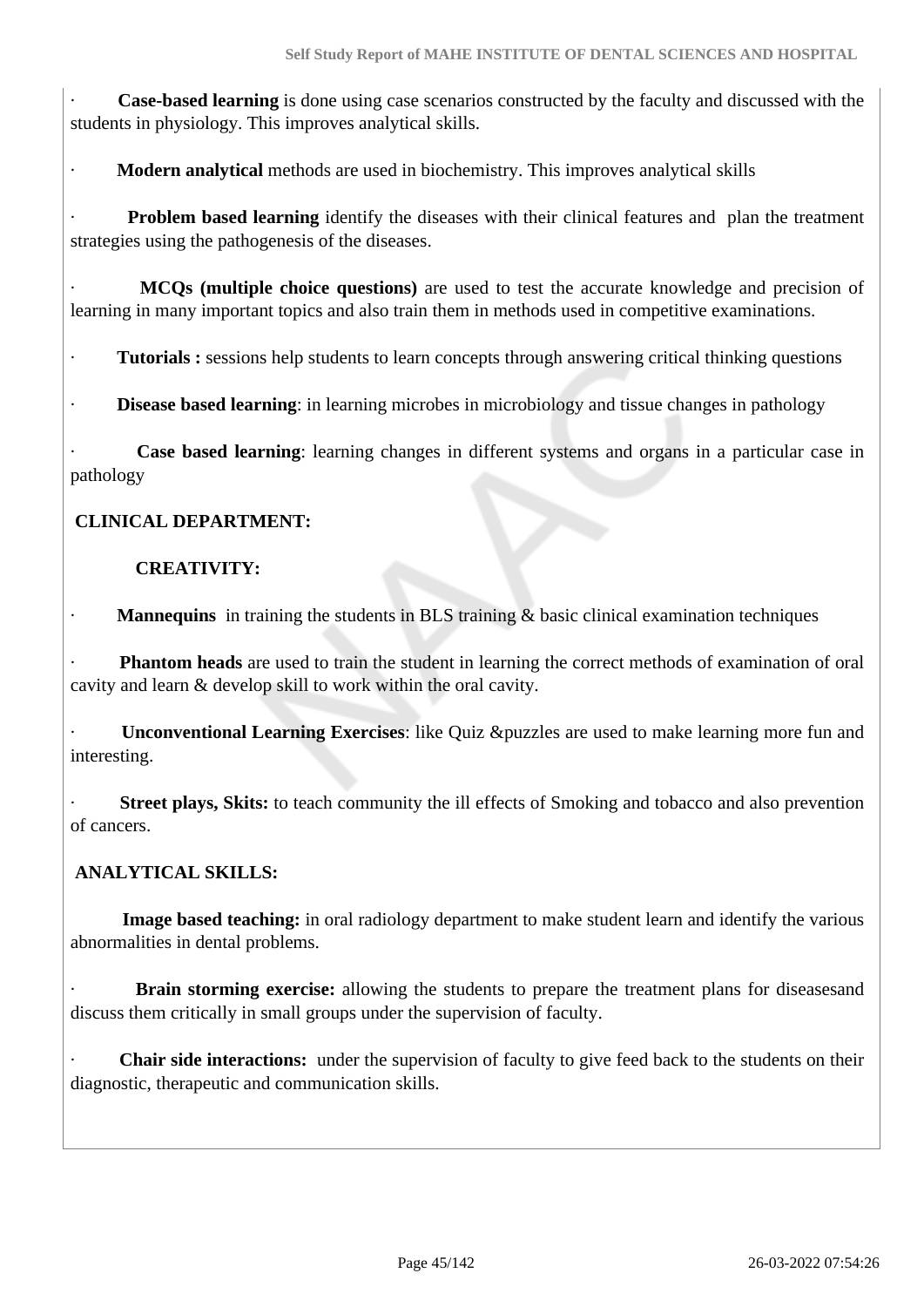- **Case-based learning** is done using case scenarios constructed by the faculty and discussed with the students in physiology. This improves analytical skills.
- **Modern analytical** methods are used in biochemistry. This improves analytical skills
- **Problem based learning** identify the diseases with their clinical features and plan the treatment strategies using the pathogenesis of the diseases.
- **MCQs (multiple choice questions)** are used to test the accurate knowledge and precision of learning in many important topics and also train them in methods used in competitive examinations.
- **Tutorials :** sessions help students to learn concepts through answering critical thinking questions
- **Disease based learning**: in learning microbes in microbiology and tissue changes in pathology
- **Case based learning**: learning changes in different systems and organs in a particular case in pathology

**CLINICAL DEPARTMENT:**

**CREATIVITY:**

- **Mannequins** in training the students in BLS training & basic clinical examination techniques
- **Phantom heads** are used to train the student in learning the correct methods of examination of oral cavity and learn & develop skill to work within the oral cavity.
- **Unconventional Learning Exercises**: like Quiz &puzzles are used to make learning more fun and interesting.
- **Street plays, Skits:** to teach community the ill effects of Smoking and tobacco and also prevention of cancers.

**ANALYTICAL SKILLS:**

**Image based teaching:** in oral radiology department to make student learn and identify the various abnormalities in dental problems.

- **Brain storming exercise:** allowing the students to prepare the treatment plans for diseasesand discuss them critically in small groups under the supervision of faculty.
- **Chair side interactions:** under the supervision of faculty to give feed back to the students on their diagnostic, therapeutic and communication skills.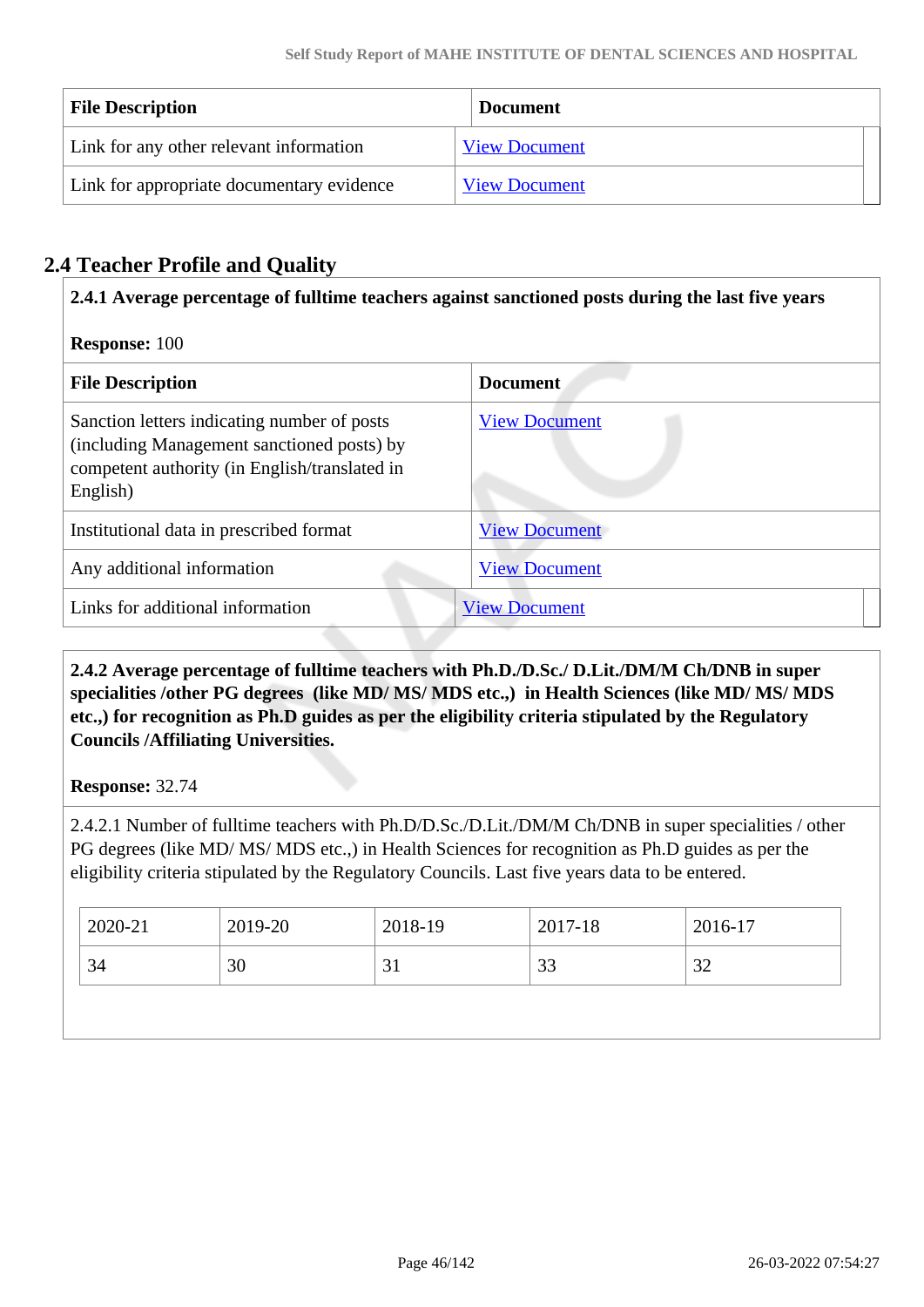| File Description | Document |
| --- | --- |
| Link for any other relevant information | View Document |
| Link for appropriate documentary evidence | View Document |

## 2.4 Teacher Profile and Quality

**2.4.1 Average percentage of fulltime teachers against sanctioned posts during the last five years**

**Response:** 100

| File Description | Document |
| --- | --- |
| Sanction letters indicating number of posts (including Management sanctioned posts) by competent authority (in English/translated in English) | View Document |
| Institutional data in prescribed format | View Document |
| Any additional information | View Document |
| Links for additional information | View Document |

**2.4.2 Average percentage of fulltime teachers with Ph.D./D.Sc./ D.Lit./DM/M Ch/DNB in super specialities /other PG degrees (like MD/ MS/ MDS etc.,) in Health Sciences (like MD/ MS/ MDS etc.,) for recognition as Ph.D guides as per the eligibility criteria stipulated by the Regulatory Councils /Affiliating Universities.**

**Response:** 32.74

2.4.2.1 Number of fulltime teachers with Ph.D/D.Sc./D.Lit./DM/M Ch/DNB in super specialities / other PG degrees (like MD/ MS/ MDS etc.,) in Health Sciences for recognition as Ph.D guides as per the eligibility criteria stipulated by the Regulatory Councils. Last five years data to be entered.

| 2020-21 | 2019-20 | 2018-19 | 2017-18 | 2016-17 |
| --- | --- | --- | --- | --- |
| 34 | 30 | 31 | 33 | 32 |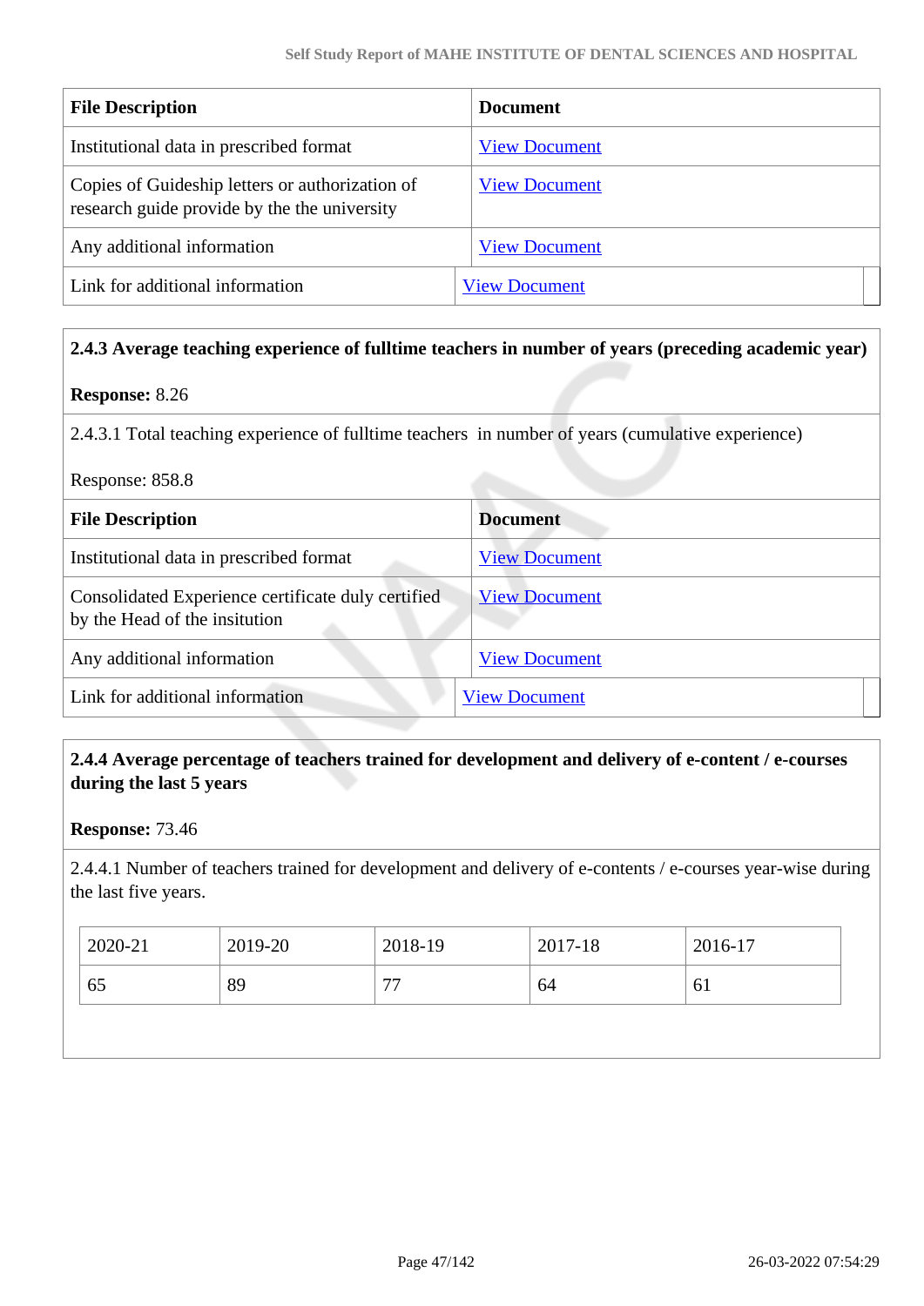| File Description | Document |
|---|---|
| Institutional data in prescribed format | View Document |
| Copies of Guideship letters or authorization of research guide provide by the the university | View Document |
| Any additional information | View Document |
| Link for additional information | View Document |

**2.4.3 Average teaching experience of fulltime teachers in number of years (preceding academic year)**

**Response:** 8.26

2.4.3.1 Total teaching experience of fulltime teachers in number of years (cumulative experience)

Response: 858.8

| File Description | Document |
|---|---|
| Institutional data in prescribed format | View Document |
| Consolidated Experience certificate duly certified by the Head of the insitution | View Document |
| Any additional information | View Document |
| Link for additional information | View Document |

**2.4.4 Average percentage of teachers trained for development and delivery of e-content / e-courses during the last 5 years**

**Response:** 73.46

2.4.4.1 Number of teachers trained for development and delivery of e-contents / e-courses year-wise during the last five years.

| 2020-21 | 2019-20 | 2018-19 | 2017-18 | 2016-17 |
|---|---|---|---|---|
| 65 | 89 | 77 | 64 | 61 |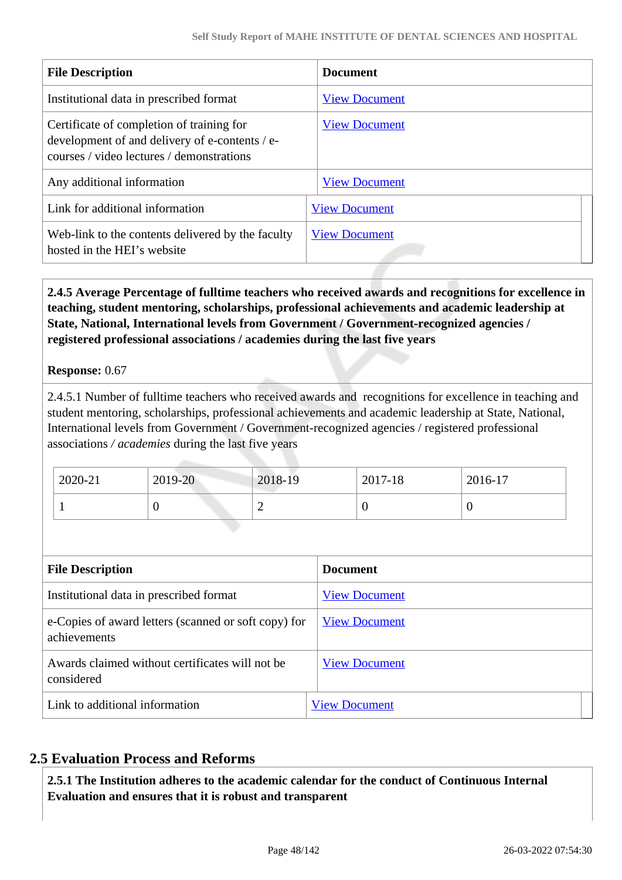| File Description | Document |
|---|---|
| Institutional data in prescribed format | View Document |
| Certificate of completion of training for development of and delivery of e-contents / e-courses / video lectures / demonstrations | View Document |
| Any additional information | View Document |
| Link for additional information | View Document |
| Web-link to the contents delivered by the faculty hosted in the HEI's website | View Document |

**2.4.5 Average Percentage of fulltime teachers who received awards and recognitions for excellence in teaching, student mentoring, scholarships, professional achievements and academic leadership at State, National, International levels from Government / Government-recognized agencies / registered professional associations / academies during the last five years**

**Response:** 0.67

2.4.5.1 Number of fulltime teachers who received awards and recognitions for excellence in teaching and student mentoring, scholarships, professional achievements and academic leadership at State, National, International levels from Government / Government-recognized agencies / registered professional associations / *academies* during the last five years

| 2020-21 | 2019-20 | 2018-19 | 2017-18 | 2016-17 |
|---|---|---|---|---|
| 1 | 0 | 2 | 0 | 0 |

| File Description | Document |
|---|---|
| Institutional data in prescribed format | View Document |
| e-Copies of award letters (scanned or soft copy) for achievements | View Document |
| Awards claimed without certificates will not be considered | View Document |
| Link to additional information | View Document |

## 2.5 Evaluation Process and Reforms

**2.5.1 The Institution adheres to the academic calendar for the conduct of Continuous Internal Evaluation and ensures that it is robust and transparent**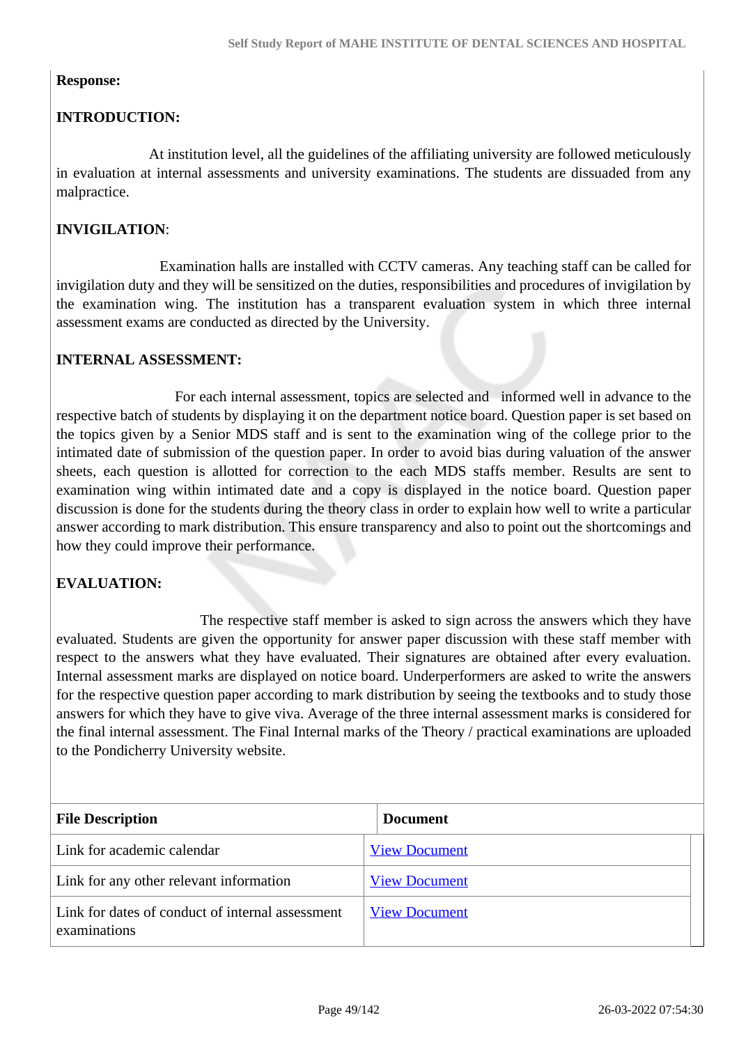**Response:**

**INTRODUCTION:**

At institution level, all the guidelines of the affiliating university are followed meticulously in evaluation at internal assessments and university examinations. The students are dissuaded from any malpractice.

**INVIGILATION**:

Examination halls are installed with CCTV cameras. Any teaching staff can be called for invigilation duty and they will be sensitized on the duties, responsibilities and procedures of invigilation by the examination wing. The institution has a transparent evaluation system in which three internal assessment exams are conducted as directed by the University.

**INTERNAL ASSESSMENT:**

For each internal assessment, topics are selected and informed well in advance to the respective batch of students by displaying it on the department notice board. Question paper is set based on the topics given by a Senior MDS staff and is sent to the examination wing of the college prior to the intimated date of submission of the question paper. In order to avoid bias during valuation of the answer sheets, each question is allotted for correction to the each MDS staffs member. Results are sent to examination wing within intimated date and a copy is displayed in the notice board. Question paper discussion is done for the students during the theory class in order to explain how well to write a particular answer according to mark distribution. This ensure transparency and also to point out the shortcomings and how they could improve their performance.

**EVALUATION:**

The respective staff member is asked to sign across the answers which they have evaluated. Students are given the opportunity for answer paper discussion with these staff member with respect to the answers what they have evaluated. Their signatures are obtained after every evaluation. Internal assessment marks are displayed on notice board. Underperformers are asked to write the answers for the respective question paper according to mark distribution by seeing the textbooks and to study those answers for which they have to give viva. Average of the three internal assessment marks is considered for the final internal assessment. The Final Internal marks of the Theory / practical examinations are uploaded to the Pondicherry University website.

| File Description | Document |
|---|---|
| Link for academic calendar | View Document |
| Link for any other relevant information | View Document |
| Link for dates of conduct of internal assessment examinations | View Document |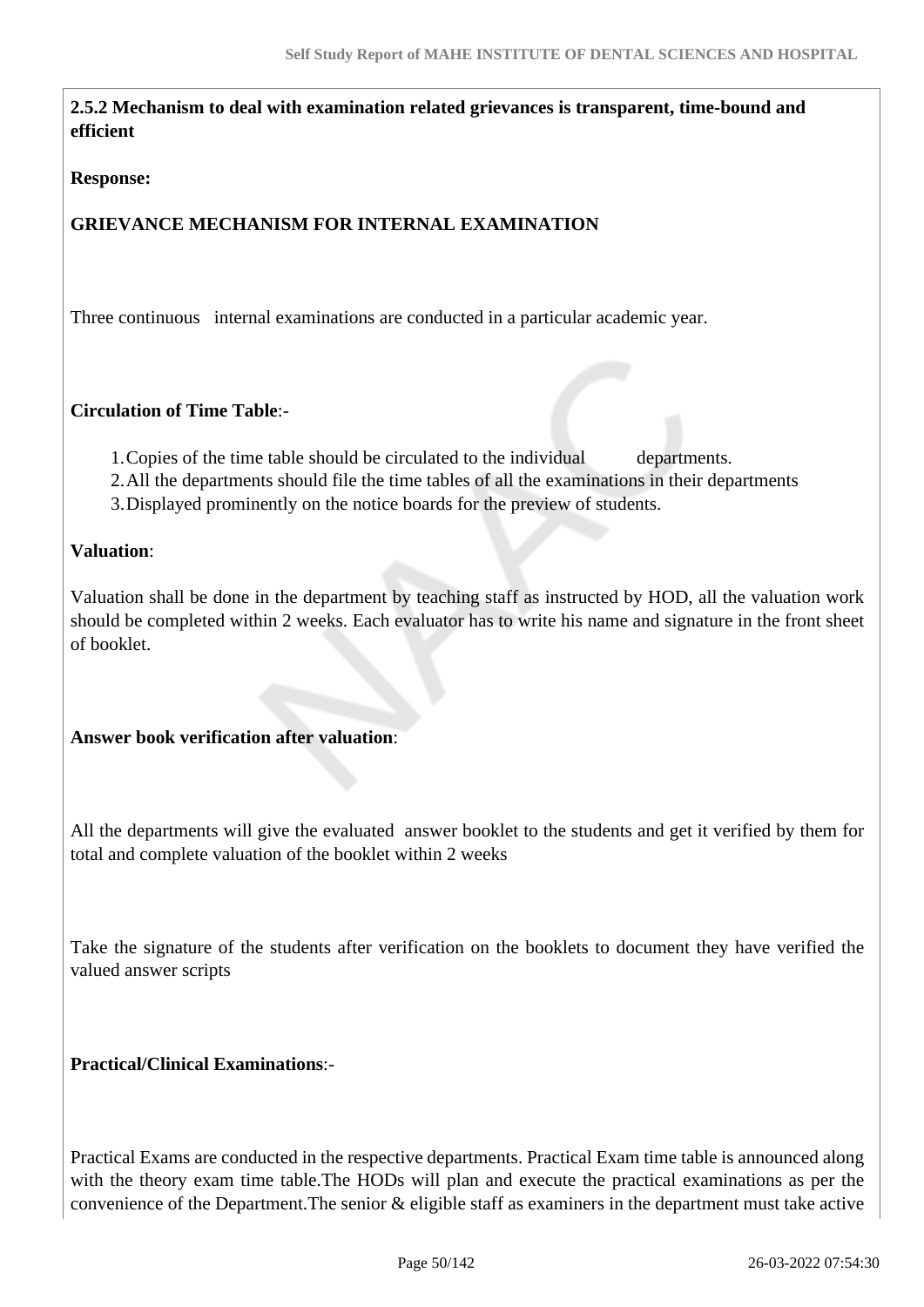**2.5.2 Mechanism to deal with examination related grievances is transparent, time-bound and efficient**

**Response:**

**GRIEVANCE MECHANISM FOR INTERNAL EXAMINATION**

Three continuous internal examinations are conducted in a particular academic year.

**Circulation of Time Table**:-

1. Copies of the time table should be circulated to the individual departments.
2. All the departments should file the time tables of all the examinations in their departments
3. Displayed prominently on the notice boards for the preview of students.

**Valuation**:

Valuation shall be done in the department by teaching staff as instructed by HOD, all the valuation work should be completed within 2 weeks. Each evaluator has to write his name and signature in the front sheet of booklet.

**Answer book verification after valuation**:

All the departments will give the evaluated answer booklet to the students and get it verified by them for total and complete valuation of the booklet within 2 weeks

Take the signature of the students after verification on the booklets to document they have verified the valued answer scripts

**Practical/Clinical Examinations**:-

Practical Exams are conducted in the respective departments. Practical Exam time table is announced along with the theory exam time table.The HODs will plan and execute the practical examinations as per the convenience of the Department.The senior & eligible staff as examiners in the department must take active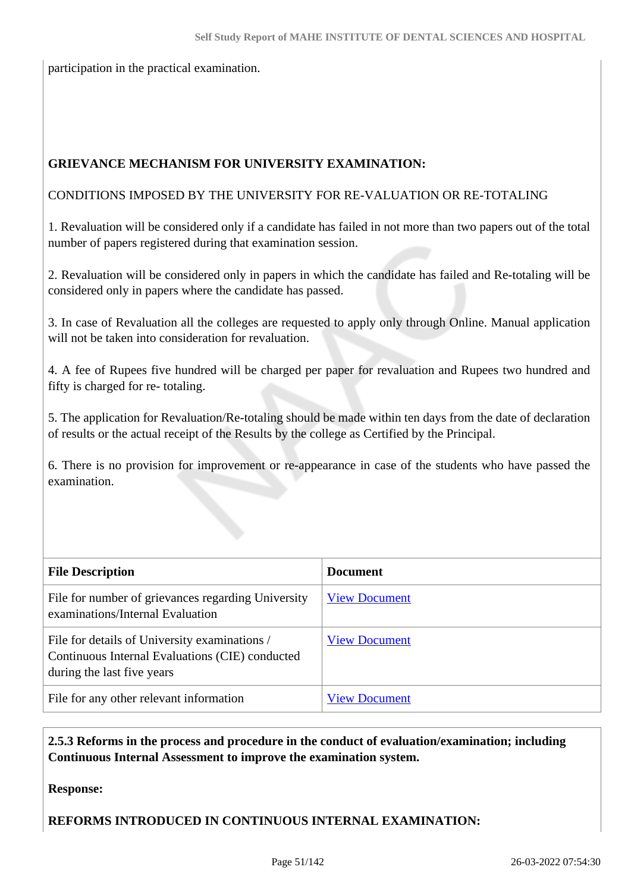participation in the practical examination.

**GRIEVANCE MECHANISM FOR UNIVERSITY EXAMINATION:**

CONDITIONS IMPOSED BY THE UNIVERSITY FOR RE-VALUATION OR RE-TOTALING

1. Revaluation will be considered only if a candidate has failed in not more than two papers out of the total number of papers registered during that examination session.

2. Revaluation will be considered only in papers in which the candidate has failed and Re-totaling will be considered only in papers where the candidate has passed.

3. In case of Revaluation all the colleges are requested to apply only through Online. Manual application will not be taken into consideration for revaluation.

4. A fee of Rupees five hundred will be charged per paper for revaluation and Rupees two hundred and fifty is charged for re- totaling.

5. The application for Revaluation/Re-totaling should be made within ten days from the date of declaration of results or the actual receipt of the Results by the college as Certified by the Principal.

6. There is no provision for improvement or re-appearance in case of the students who have passed the examination.

| File Description | Document |
|---|---|
| File for number of grievances regarding University examinations/Internal Evaluation | View Document |
| File for details of University examinations / Continuous Internal Evaluations (CIE) conducted during the last five years | View Document |
| File for any other relevant information | View Document |

**2.5.3 Reforms in the process and procedure in the conduct of evaluation/examination; including Continuous Internal Assessment to improve the examination system.**

**Response:**

**REFORMS INTRODUCED IN CONTINUOUS INTERNAL EXAMINATION:**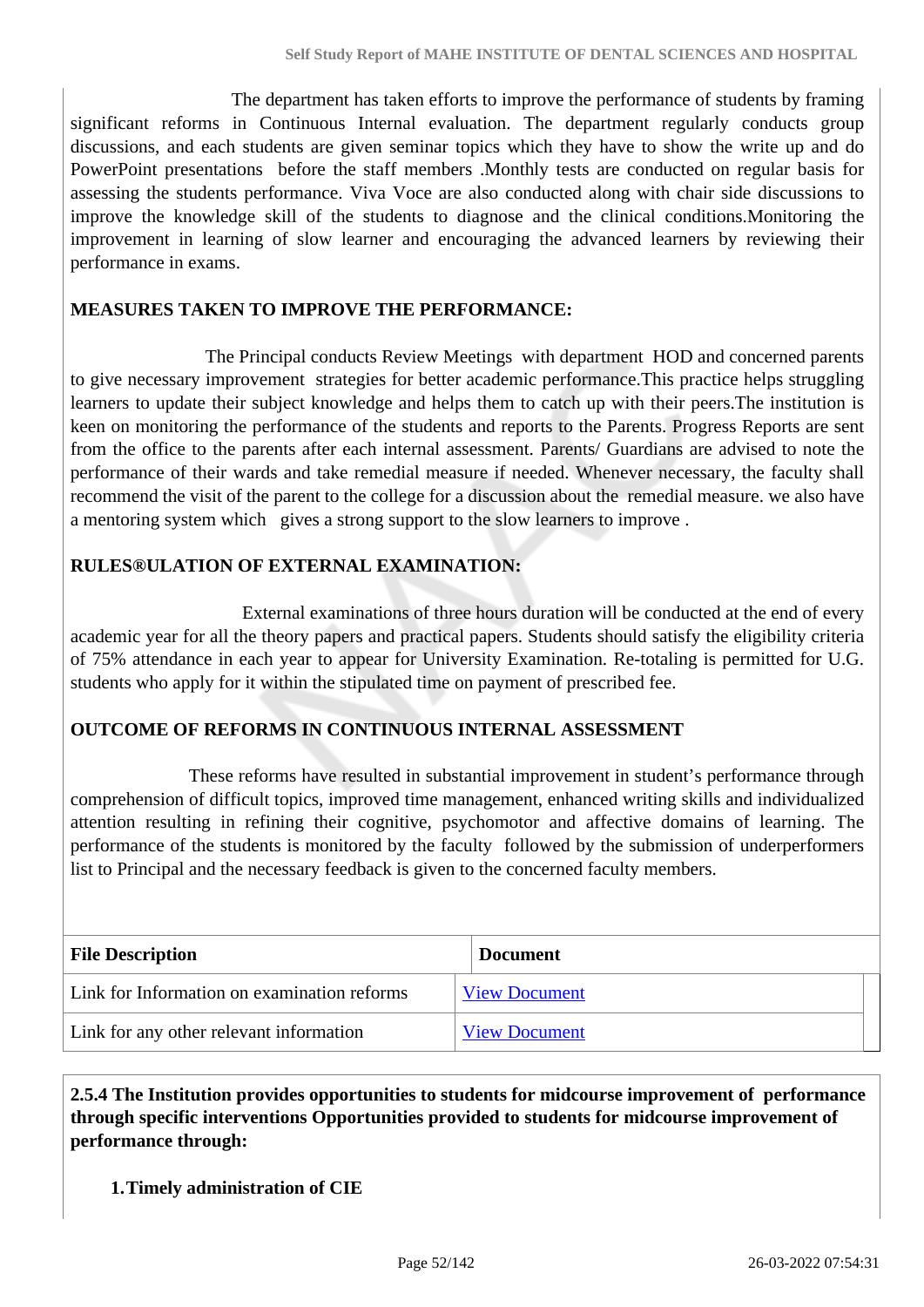The department has taken efforts to improve the performance of students by framing significant reforms in Continuous Internal evaluation. The department regularly conducts group discussions, and each students are given seminar topics which they have to show the write up and do PowerPoint presentations before the staff members .Monthly tests are conducted on regular basis for assessing the students performance. Viva Voce are also conducted along with chair side discussions to improve the knowledge skill of the students to diagnose and the clinical conditions.Monitoring the improvement in learning of slow learner and encouraging the advanced learners by reviewing their performance in exams.

**MEASURES TAKEN TO IMPROVE THE PERFORMANCE:**

The Principal conducts Review Meetings with department HOD and concerned parents to give necessary improvement strategies for better academic performance.This practice helps struggling learners to update their subject knowledge and helps them to catch up with their peers.The institution is keen on monitoring the performance of the students and reports to the Parents. Progress Reports are sent from the office to the parents after each internal assessment. Parents/ Guardians are advised to note the performance of their wards and take remedial measure if needed. Whenever necessary, the faculty shall recommend the visit of the parent to the college for a discussion about the remedial measure. we also have a mentoring system which gives a strong support to the slow learners to improve .

**RULES®ULATION OF EXTERNAL EXAMINATION:**

External examinations of three hours duration will be conducted at the end of every academic year for all the theory papers and practical papers. Students should satisfy the eligibility criteria of 75% attendance in each year to appear for University Examination. Re-totaling is permitted for U.G. students who apply for it within the stipulated time on payment of prescribed fee.

**OUTCOME OF REFORMS IN CONTINUOUS INTERNAL ASSESSMENT**

These reforms have resulted in substantial improvement in student's performance through comprehension of difficult topics, improved time management, enhanced writing skills and individualized attention resulting in refining their cognitive, psychomotor and affective domains of learning. The performance of the students is monitored by the faculty followed by the submission of underperformers list to Principal and the necessary feedback is given to the concerned faculty members.

| File Description | Document |
|---|---|
| Link for Information on examination reforms | View Document |
| Link for any other relevant information | View Document |

**2.5.4 The Institution provides opportunities to students for midcourse improvement of performance through specific interventions Opportunities provided to students for midcourse improvement of performance through:**

**1. Timely administration of CIE**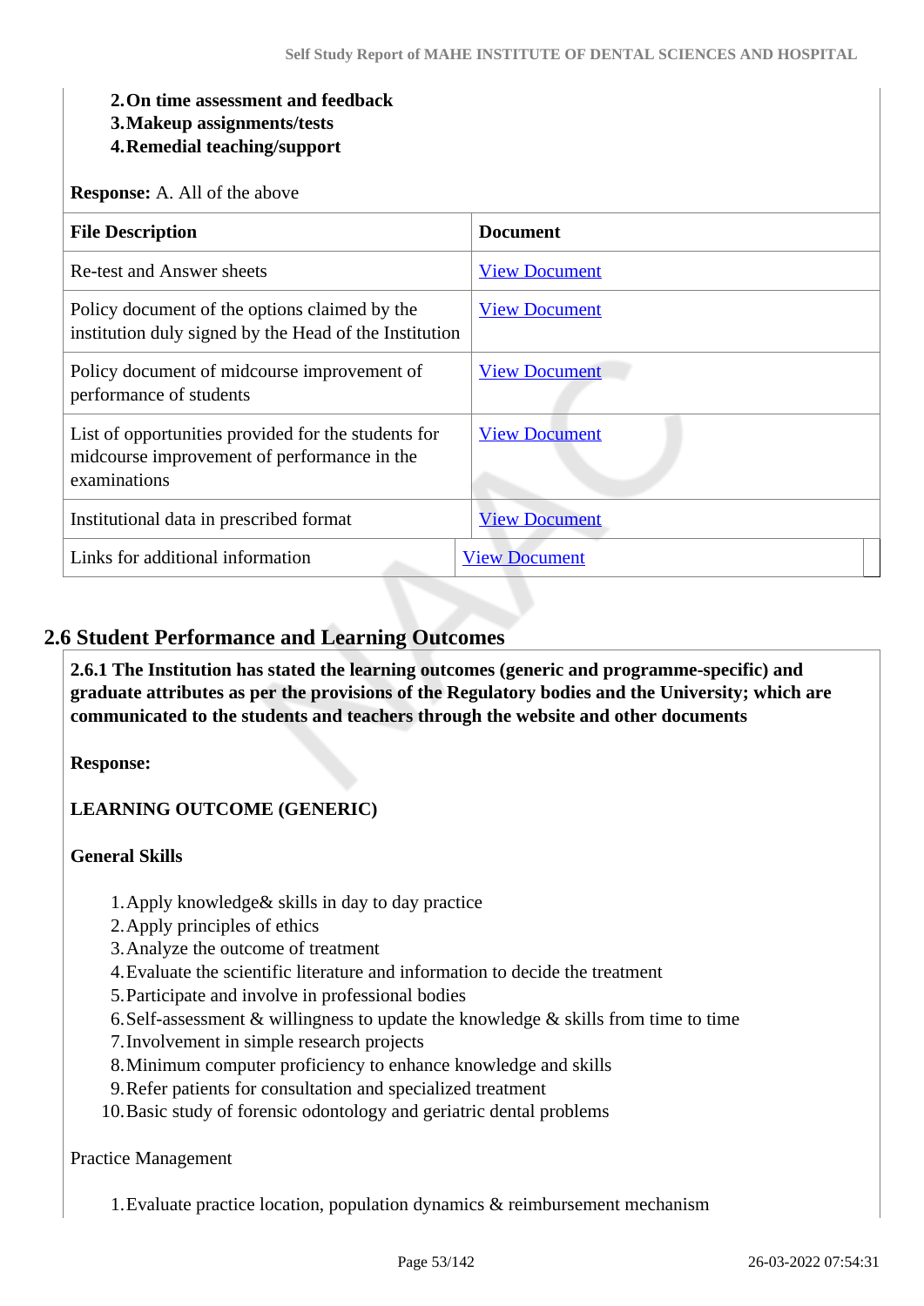2. **On time assessment and feedback**
3. **Makeup assignments/tests**
4. **Remedial teaching/support**

**Response:** A. All of the above

| File Description | Document |
|---|---|
| Re-test and Answer sheets | View Document |
| Policy document of the options claimed by the institution duly signed by the Head of the Institution | View Document |
| Policy document of midcourse improvement of performance of students | View Document |
| List of opportunities provided for the students for midcourse improvement of performance in the examinations | View Document |
| Institutional data in prescribed format | View Document |
| Links for additional information | View Document |

## 2.6 Student Performance and Learning Outcomes

**2.6.1 The Institution has stated the learning outcomes (generic and programme-specific) and graduate attributes as per the provisions of the Regulatory bodies and the University; which are communicated to the students and teachers through the website and other documents**

**Response:**

**LEARNING OUTCOME (GENERIC)**

**General Skills**

1. Apply knowledge& skills in day to day practice
2. Apply principles of ethics
3. Analyze the outcome of treatment
4. Evaluate the scientific literature and information to decide the treatment
5. Participate and involve in professional bodies
6. Self-assessment & willingness to update the knowledge & skills from time to time
7. Involvement in simple research projects
8. Minimum computer proficiency to enhance knowledge and skills
9. Refer patients for consultation and specialized treatment
10. Basic study of forensic odontology and geriatric dental problems

Practice Management

1. Evaluate practice location, population dynamics & reimbursement mechanism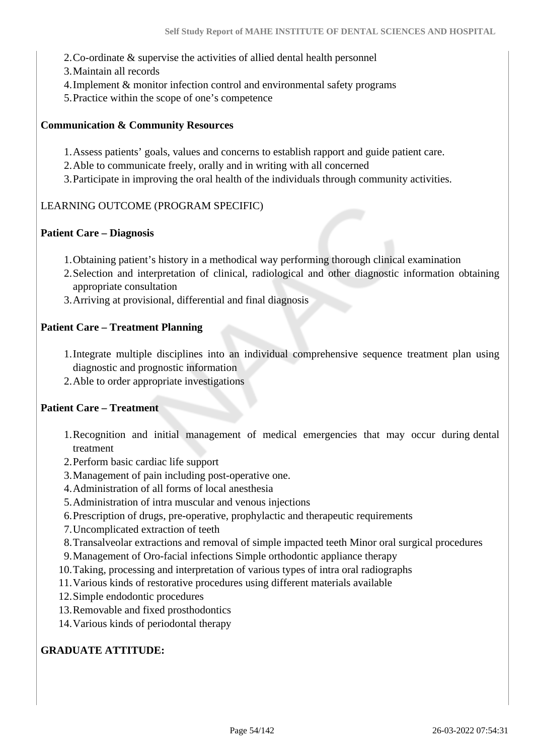2. Co-ordinate & supervise the activities of allied dental health personnel
3. Maintain all records
4. Implement & monitor infection control and environmental safety programs
5. Practice within the scope of one's competence

**Communication & Community Resources**

1. Assess patients' goals, values and concerns to establish rapport and guide patient care.
2. Able to communicate freely, orally and in writing with all concerned
3. Participate in improving the oral health of the individuals through community activities.

LEARNING OUTCOME (PROGRAM SPECIFIC)

**Patient Care – Diagnosis**

1. Obtaining patient's history in a methodical way performing thorough clinical examination
2. Selection and interpretation of clinical, radiological and other diagnostic information obtaining appropriate consultation
3. Arriving at provisional, differential and final diagnosis

**Patient Care – Treatment Planning**

1. Integrate multiple disciplines into an individual comprehensive sequence treatment plan using diagnostic and prognostic information
2. Able to order appropriate investigations

**Patient Care – Treatment**

1. Recognition and initial management of medical emergencies that may occur during dental treatment
2. Perform basic cardiac life support
3. Management of pain including post-operative one.
4. Administration of all forms of local anesthesia
5. Administration of intra muscular and venous injections
6. Prescription of drugs, pre-operative, prophylactic and therapeutic requirements
7. Uncomplicated extraction of teeth
8. Transalveolar extractions and removal of simple impacted teeth Minor oral surgical procedures
9. Management of Oro-facial infections Simple orthodontic appliance therapy
10. Taking, processing and interpretation of various types of intra oral radiographs
11. Various kinds of restorative procedures using different materials available
12. Simple endodontic procedures
13. Removable and fixed prosthodontics
14. Various kinds of periodontal therapy

**GRADUATE ATTITUDE:**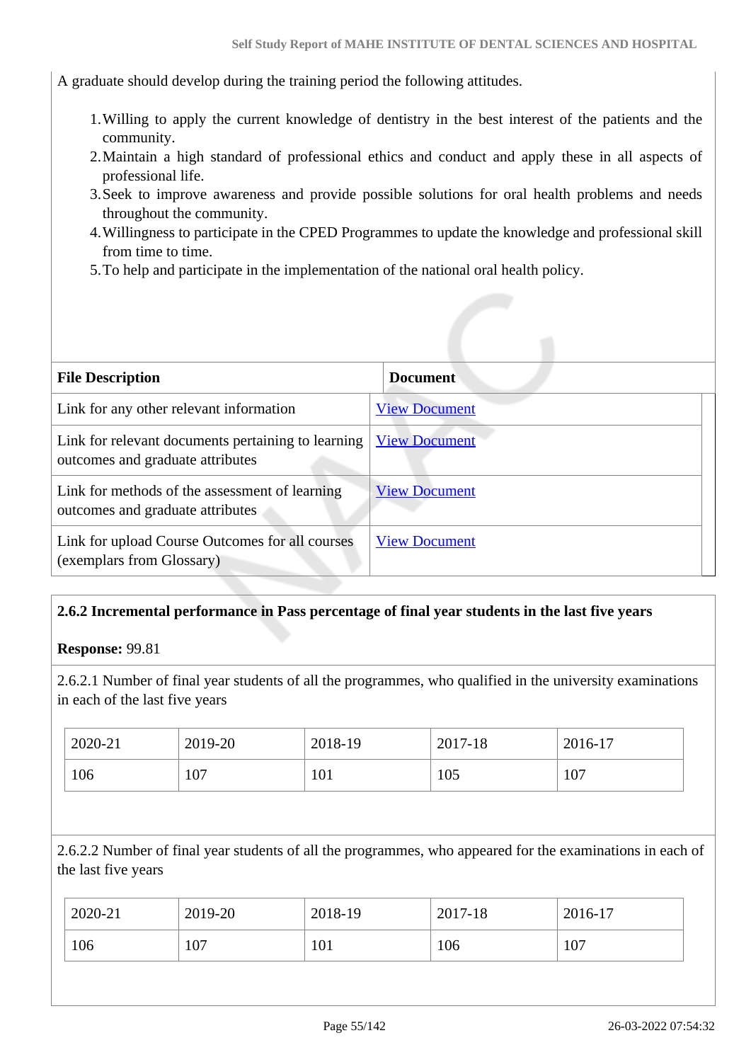A graduate should develop during the training period the following attitudes.

1. Willing to apply the current knowledge of dentistry in the best interest of the patients and the community.
2. Maintain a high standard of professional ethics and conduct and apply these in all aspects of professional life.
3. Seek to improve awareness and provide possible solutions for oral health problems and needs throughout the community.
4. Willingness to participate in the CPED Programmes to update the knowledge and professional skill from time to time.
5. To help and participate in the implementation of the national oral health policy.

| File Description | Document |
|---|---|
| Link for any other relevant information | View Document |
| Link for relevant documents pertaining to learning outcomes and graduate attributes | View Document |
| Link for methods of the assessment of learning outcomes and graduate attributes | View Document |
| Link for upload Course Outcomes for all courses (exemplars from Glossary) | View Document |

**2.6.2 Incremental performance in Pass percentage of final year students in the last five years**

**Response:** 99.81

2.6.2.1 Number of final year students of all the programmes, who qualified in the university examinations in each of the last five years

| 2020-21 | 2019-20 | 2018-19 | 2017-18 | 2016-17 |
|---|---|---|---|---|
| 106 | 107 | 101 | 105 | 107 |

2.6.2.2 Number of final year students of all the programmes, who appeared for the examinations in each of the last five years

| 2020-21 | 2019-20 | 2018-19 | 2017-18 | 2016-17 |
|---|---|---|---|---|
| 106 | 107 | 101 | 106 | 107 |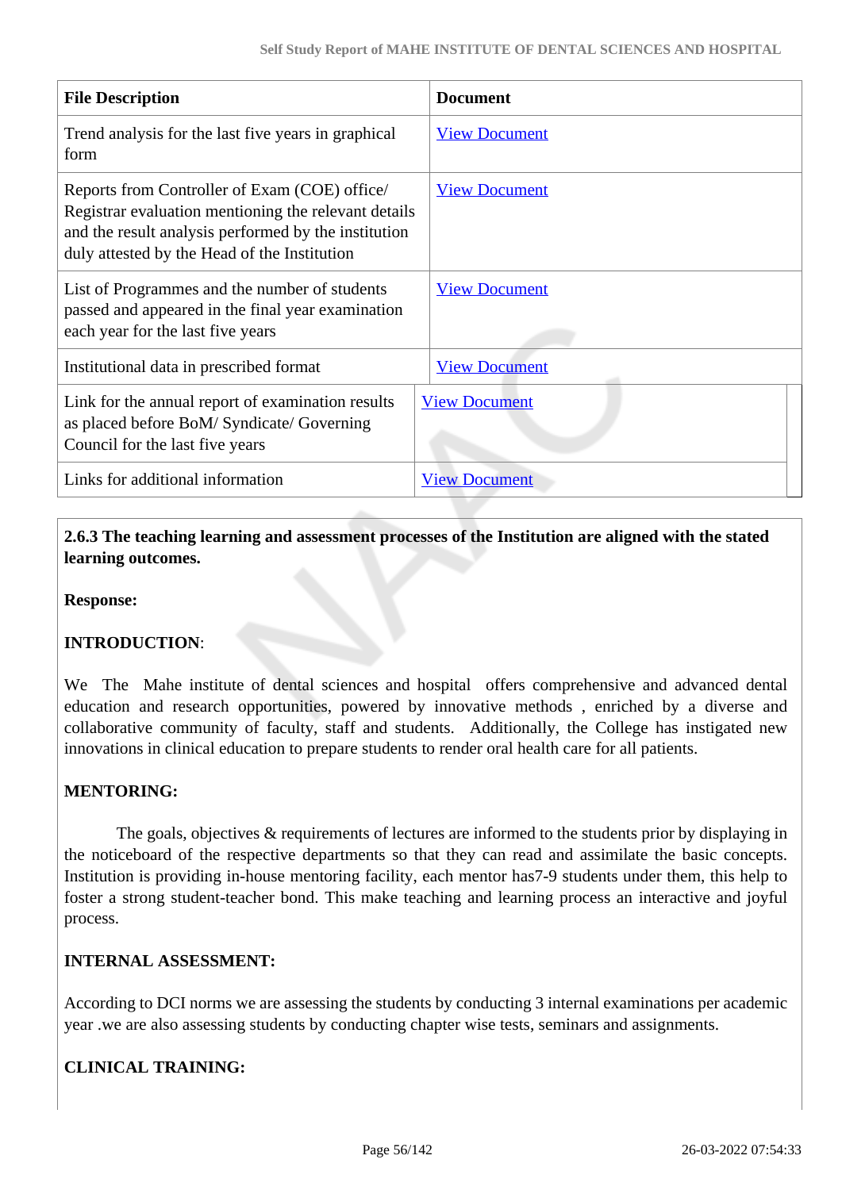| File Description | Document |
|---|---|
| Trend analysis for the last five years in graphical form | View Document |
| Reports from Controller of Exam (COE) office/ Registrar evaluation mentioning the relevant details and the result analysis performed by the institution duly attested by the Head of the Institution | View Document |
| List of Programmes and the number of students passed and appeared in the final year examination each year for the last five years | View Document |
| Institutional data in prescribed format | View Document |
| Link for the annual report of examination results as placed before BoM/ Syndicate/ Governing Council for the last five years | View Document |
| Links for additional information | View Document |

**2.6.3 The teaching learning and assessment processes of the Institution are aligned with the stated learning outcomes.**

**Response:**

**INTRODUCTION**:

We The Mahe institute of dental sciences and hospital offers comprehensive and advanced dental education and research opportunities, powered by innovative methods , enriched by a diverse and collaborative community of faculty, staff and students. Additionally, the College has instigated new innovations in clinical education to prepare students to render oral health care for all patients.

**MENTORING:**

The goals, objectives & requirements of lectures are informed to the students prior by displaying in the noticeboard of the respective departments so that they can read and assimilate the basic concepts. Institution is providing in-house mentoring facility, each mentor has7-9 students under them, this help to foster a strong student-teacher bond. This make teaching and learning process an interactive and joyful process.

**INTERNAL ASSESSMENT:**

According to DCI norms we are assessing the students by conducting 3 internal examinations per academic year .we are also assessing students by conducting chapter wise tests, seminars and assignments.

**CLINICAL TRAINING:**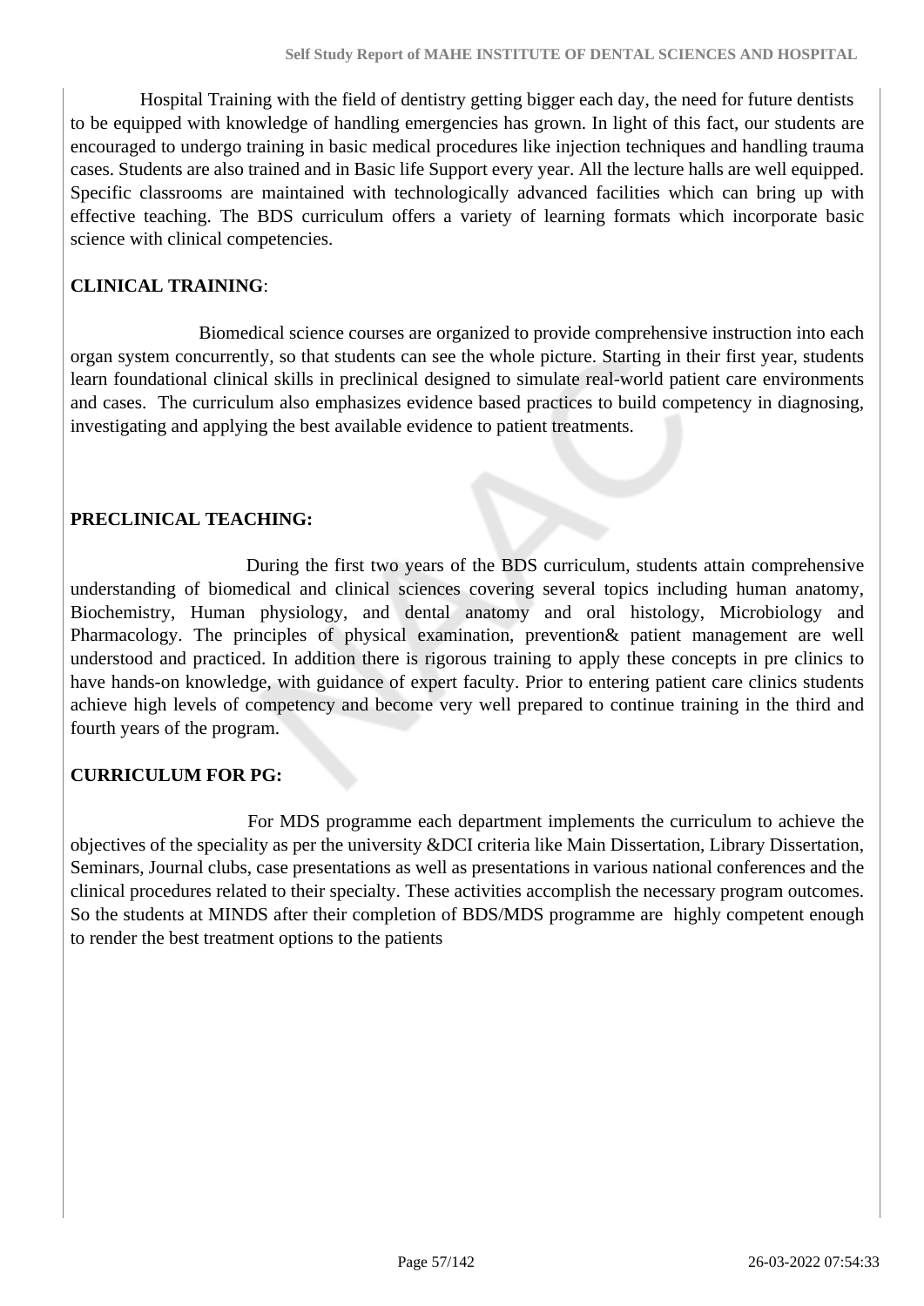Hospital Training with the field of dentistry getting bigger each day, the need for future dentists to be equipped with knowledge of handling emergencies has grown. In light of this fact, our students are encouraged to undergo training in basic medical procedures like injection techniques and handling trauma cases. Students are also trained and in Basic life Support every year. All the lecture halls are well equipped. Specific classrooms are maintained with technologically advanced facilities which can bring up with effective teaching. The BDS curriculum offers a variety of learning formats which incorporate basic science with clinical competencies.

**CLINICAL TRAINING**:

Biomedical science courses are organized to provide comprehensive instruction into each organ system concurrently, so that students can see the whole picture. Starting in their first year, students learn foundational clinical skills in preclinical designed to simulate real-world patient care environments and cases. The curriculum also emphasizes evidence based practices to build competency in diagnosing, investigating and applying the best available evidence to patient treatments.

**PRECLINICAL TEACHING:**

During the first two years of the BDS curriculum, students attain comprehensive understanding of biomedical and clinical sciences covering several topics including human anatomy, Biochemistry, Human physiology, and dental anatomy and oral histology, Microbiology and Pharmacology. The principles of physical examination, prevention& patient management are well understood and practiced. In addition there is rigorous training to apply these concepts in pre clinics to have hands-on knowledge, with guidance of expert faculty. Prior to entering patient care clinics students achieve high levels of competency and become very well prepared to continue training in the third and fourth years of the program.

**CURRICULUM FOR PG:**

For MDS programme each department implements the curriculum to achieve the objectives of the speciality as per the university &DCI criteria like Main Dissertation, Library Dissertation, Seminars, Journal clubs, case presentations as well as presentations in various national conferences and the clinical procedures related to their specialty. These activities accomplish the necessary program outcomes. So the students at MINDS after their completion of BDS/MDS programme are highly competent enough to render the best treatment options to the patients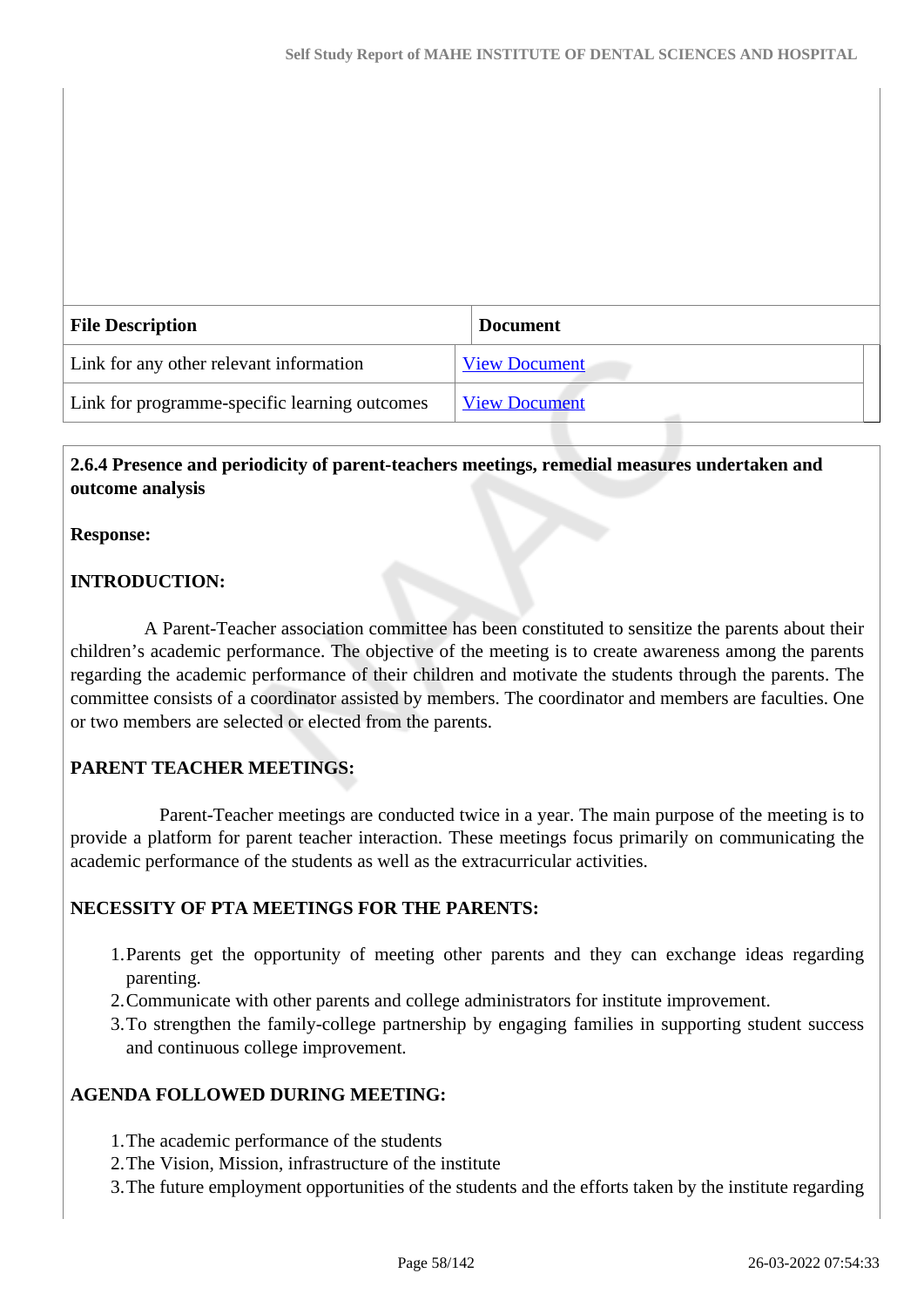| File Description | Document |
| --- | --- |
| Link for any other relevant information | View Document |
| Link for programme-specific learning outcomes | View Document |

**2.6.4 Presence and periodicity of parent-teachers meetings, remedial measures undertaken and outcome analysis**

**Response:**

**INTRODUCTION:**

A Parent-Teacher association committee has been constituted to sensitize the parents about their children's academic performance. The objective of the meeting is to create awareness among the parents regarding the academic performance of their children and motivate the students through the parents. The committee consists of a coordinator assisted by members. The coordinator and members are faculties. One or two members are selected or elected from the parents.

**PARENT TEACHER MEETINGS:**

Parent-Teacher meetings are conducted twice in a year. The main purpose of the meeting is to provide a platform for parent teacher interaction. These meetings focus primarily on communicating the academic performance of the students as well as the extracurricular activities.

**NECESSITY OF PTA MEETINGS FOR THE PARENTS:**

1. Parents get the opportunity of meeting other parents and they can exchange ideas regarding parenting.
2. Communicate with other parents and college administrators for institute improvement.
3. To strengthen the family-college partnership by engaging families in supporting student success and continuous college improvement.

**AGENDA FOLLOWED DURING MEETING:**

1. The academic performance of the students
2. The Vision, Mission, infrastructure of the institute
3. The future employment opportunities of the students and the efforts taken by the institute regarding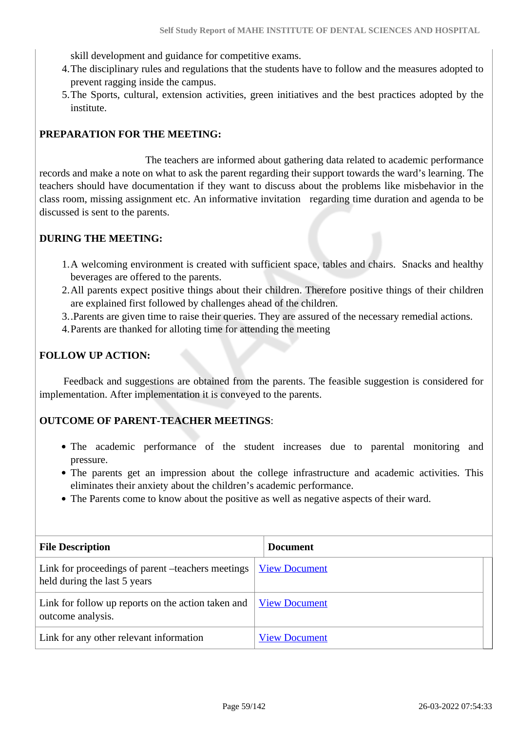skill development and guidance for competitive exams.

4. The disciplinary rules and regulations that the students have to follow and the measures adopted to prevent ragging inside the campus.
5. The Sports, cultural, extension activities, green initiatives and the best practices adopted by the institute.

**PREPARATION FOR THE MEETING:**

The teachers are informed about gathering data related to academic performance records and make a note on what to ask the parent regarding their support towards the ward's learning. The teachers should have documentation if they want to discuss about the problems like misbehavior in the class room, missing assignment etc. An informative invitation regarding time duration and agenda to be discussed is sent to the parents.

**DURING THE MEETING:**

1. A welcoming environment is created with sufficient space, tables and chairs. Snacks and healthy beverages are offered to the parents.
2. All parents expect positive things about their children. Therefore positive things of their children are explained first followed by challenges ahead of the children.
3. .Parents are given time to raise their queries. They are assured of the necessary remedial actions.
4. Parents are thanked for alloting time for attending the meeting

**FOLLOW UP ACTION:**

Feedback and suggestions are obtained from the parents. The feasible suggestion is considered for implementation. After implementation it is conveyed to the parents.

**OUTCOME OF PARENT-TEACHER MEETINGS**:

- The academic performance of the student increases due to parental monitoring and pressure.
- The parents get an impression about the college infrastructure and academic activities. This eliminates their anxiety about the children's academic performance.
- The Parents come to know about the positive as well as negative aspects of their ward.

| File Description | Document |
|---|---|
| Link for proceedings of parent –teachers meetings held during the last 5 years | View Document |
| Link for follow up reports on the action taken and outcome analysis. | View Document |
| Link for any other relevant information | View Document |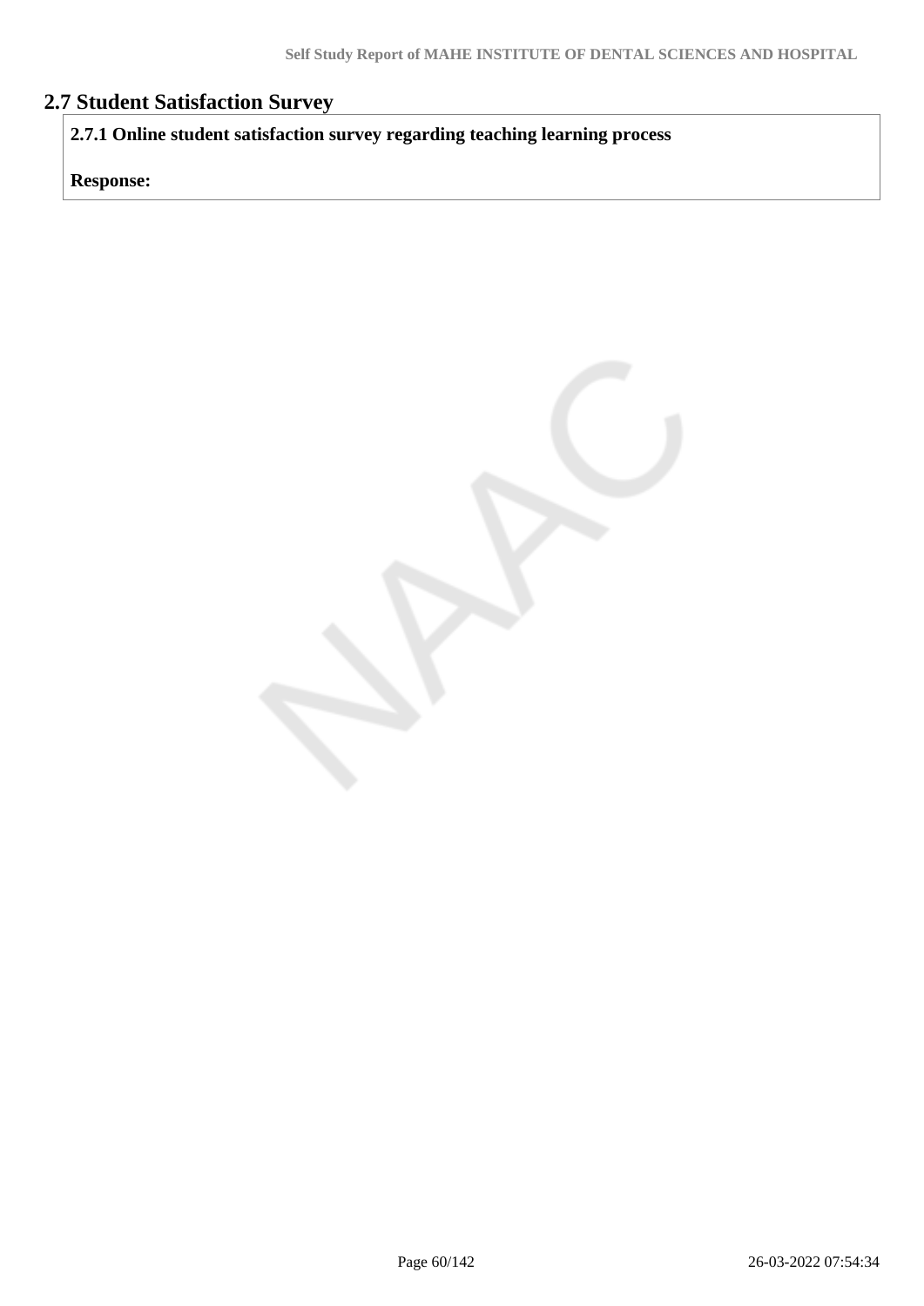## 2.7 Student Satisfaction Survey

**2.7.1 Online student satisfaction survey regarding teaching learning process**

**Response:**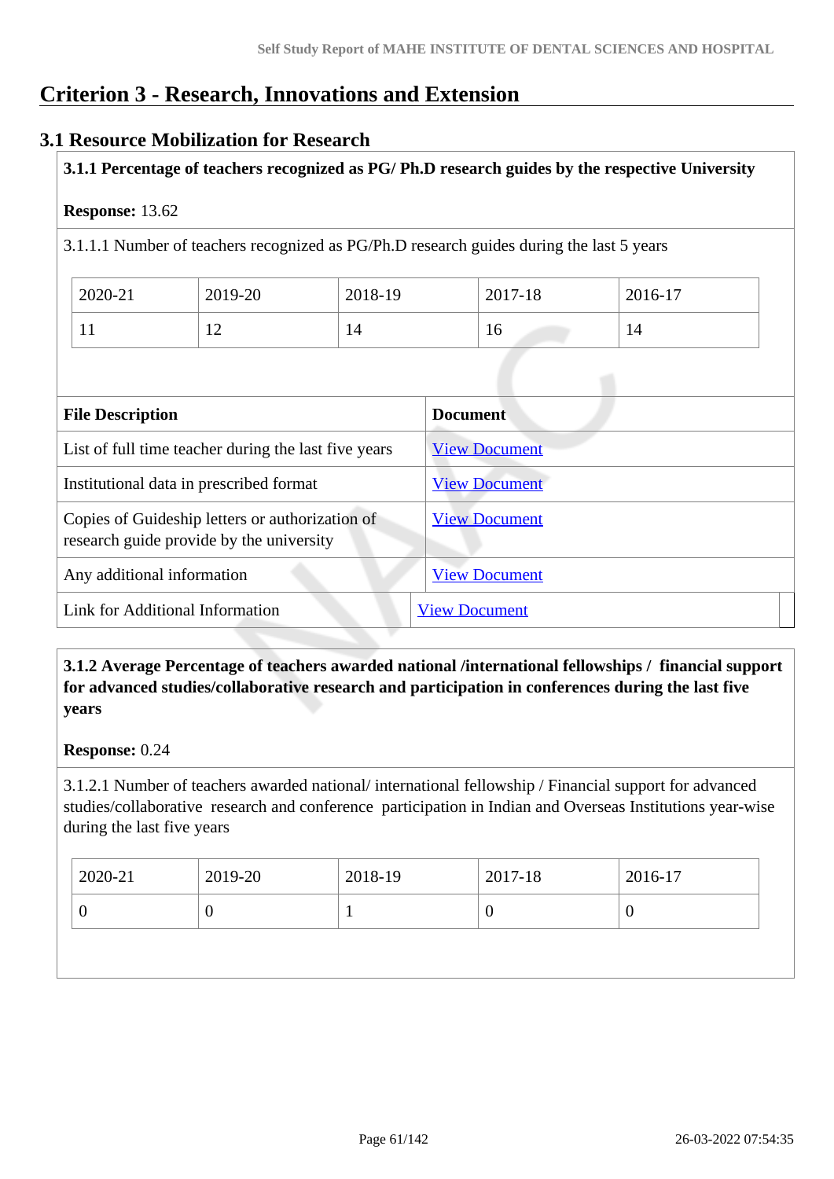# Criterion 3 - Research, Innovations and Extension

## 3.1 Resource Mobilization for Research

**3.1.1 Percentage of teachers recognized as PG/ Ph.D research guides by the respective University**

**Response:** 13.62

3.1.1.1 Number of teachers recognized as PG/Ph.D research guides during the last 5 years

| 2020-21 | 2019-20 | 2018-19 | 2017-18 | 2016-17 |
|---|---|---|---|---|
| 11 | 12 | 14 | 16 | 14 |

| File Description | Document |
|---|---|
| List of full time teacher during the last five years | View Document |
| Institutional data in prescribed format | View Document |
| Copies of Guideship letters or authorization of research guide provide by the university | View Document |
| Any additional information | View Document |
| Link for Additional Information | View Document |

**3.1.2 Average Percentage of teachers awarded national /international fellowships / financial support for advanced studies/collaborative research and participation in conferences during the last five years**

**Response:** 0.24

3.1.2.1 Number of teachers awarded national/ international fellowship / Financial support for advanced studies/collaborative research and conference participation in Indian and Overseas Institutions year-wise during the last five years

| 2020-21 | 2019-20 | 2018-19 | 2017-18 | 2016-17 |
|---|---|---|---|---|
| 0 | 0 | 1 | 0 | 0 |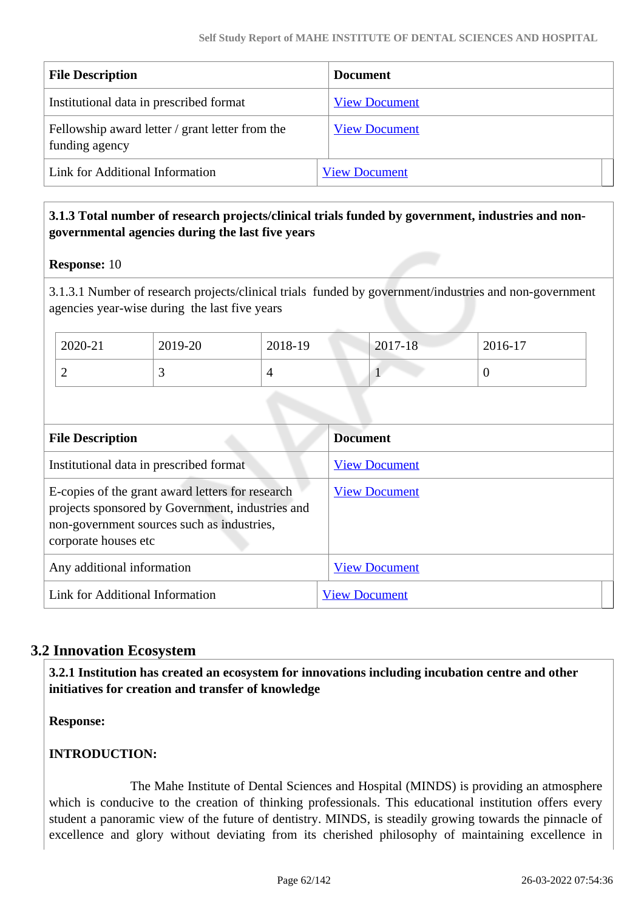| File Description | Document |
| --- | --- |
| Institutional data in prescribed format | View Document |
| Fellowship award letter / grant letter from the funding agency | View Document |
| Link for Additional Information | View Document |

**3.1.3 Total number of research projects/clinical trials funded by government, industries and non-governmental agencies during the last five years**

**Response:** 10

3.1.3.1 Number of research projects/clinical trials funded by government/industries and non-government agencies year-wise during the last five years

| 2020-21 | 2019-20 | 2018-19 | 2017-18 | 2016-17 |
| --- | --- | --- | --- | --- |
| 2 | 3 | 4 | 1 | 0 |

| File Description | Document |
| --- | --- |
| Institutional data in prescribed format | View Document |
| E-copies of the grant award letters for research projects sponsored by Government, industries and non-government sources such as industries, corporate houses etc | View Document |
| Any additional information | View Document |
| Link for Additional Information | View Document |

## 3.2 Innovation Ecosystem

**3.2.1 Institution has created an ecosystem for innovations including incubation centre and other initiatives for creation and transfer of knowledge**

**Response:**

**INTRODUCTION:**

The Mahe Institute of Dental Sciences and Hospital (MINDS) is providing an atmosphere which is conducive to the creation of thinking professionals. This educational institution offers every student a panoramic view of the future of dentistry. MINDS, is steadily growing towards the pinnacle of excellence and glory without deviating from its cherished philosophy of maintaining excellence in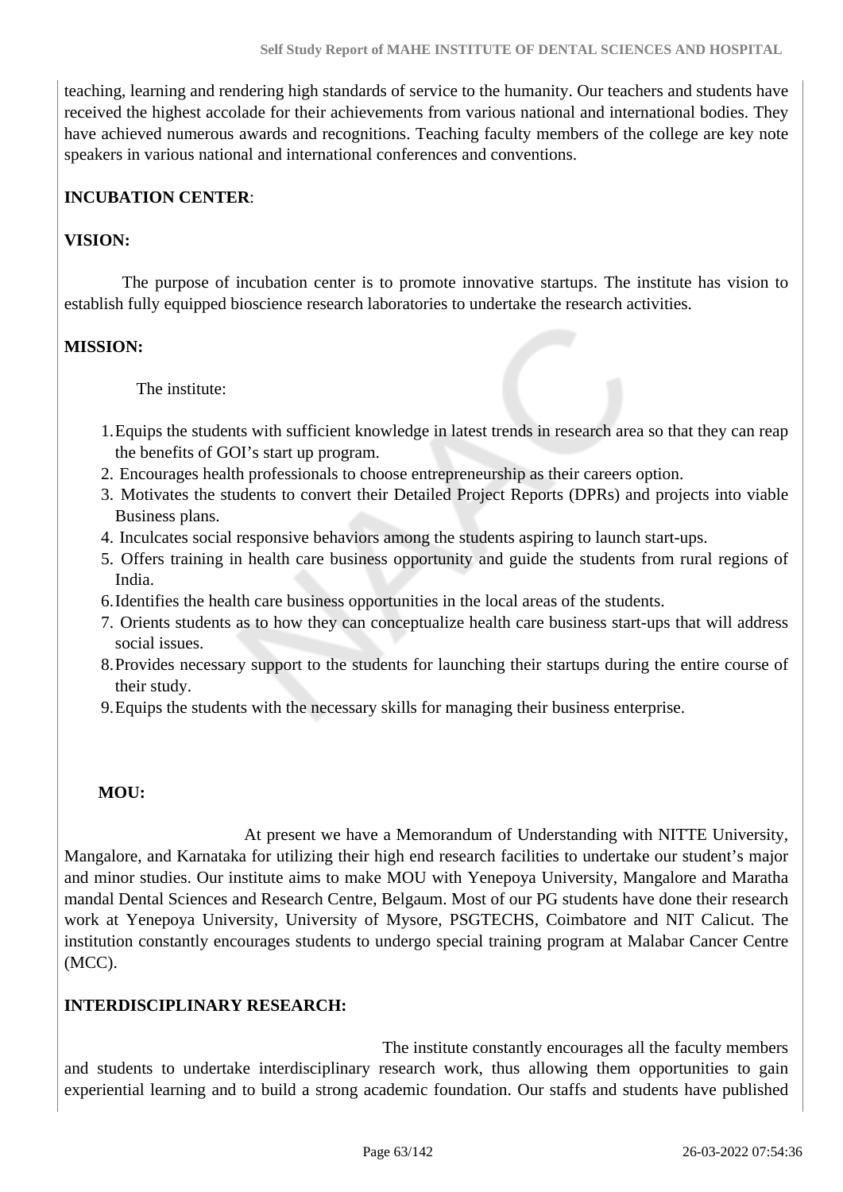teaching, learning and rendering high standards of service to the humanity. Our teachers and students have received the highest accolade for their achievements from various national and international bodies. They have achieved numerous awards and recognitions. Teaching faculty members of the college are key note speakers in various national and international conferences and conventions.

**INCUBATION CENTER**:

**VISION:**

The purpose of incubation center is to promote innovative startups. The institute has vision to establish fully equipped bioscience research laboratories to undertake the research activities.

**MISSION:**

The institute:

1. Equips the students with sufficient knowledge in latest trends in research area so that they can reap the benefits of GOI's start up program.
2. Encourages health professionals to choose entrepreneurship as their careers option.
3. Motivates the students to convert their Detailed Project Reports (DPRs) and projects into viable Business plans.
4. Inculcates social responsive behaviors among the students aspiring to launch start-ups.
5. Offers training in health care business opportunity and guide the students from rural regions of India.
6. Identifies the health care business opportunities in the local areas of the students.
7. Orients students as to how they can conceptualize health care business start-ups that will address social issues.
8. Provides necessary support to the students for launching their startups during the entire course of their study.
9. Equips the students with the necessary skills for managing their business enterprise.

**MOU:**

At present we have a Memorandum of Understanding with NITTE University, Mangalore, and Karnataka for utilizing their high end research facilities to undertake our student's major and minor studies. Our institute aims to make MOU with Yenepoya University, Mangalore and Maratha mandal Dental Sciences and Research Centre, Belgaum. Most of our PG students have done their research work at Yenepoya University, University of Mysore, PSGTECHS, Coimbatore and NIT Calicut. The institution constantly encourages students to undergo special training program at Malabar Cancer Centre (MCC).

**INTERDISCIPLINARY RESEARCH:**

The institute constantly encourages all the faculty members and students to undertake interdisciplinary research work, thus allowing them opportunities to gain experiential learning and to build a strong academic foundation. Our staffs and students have published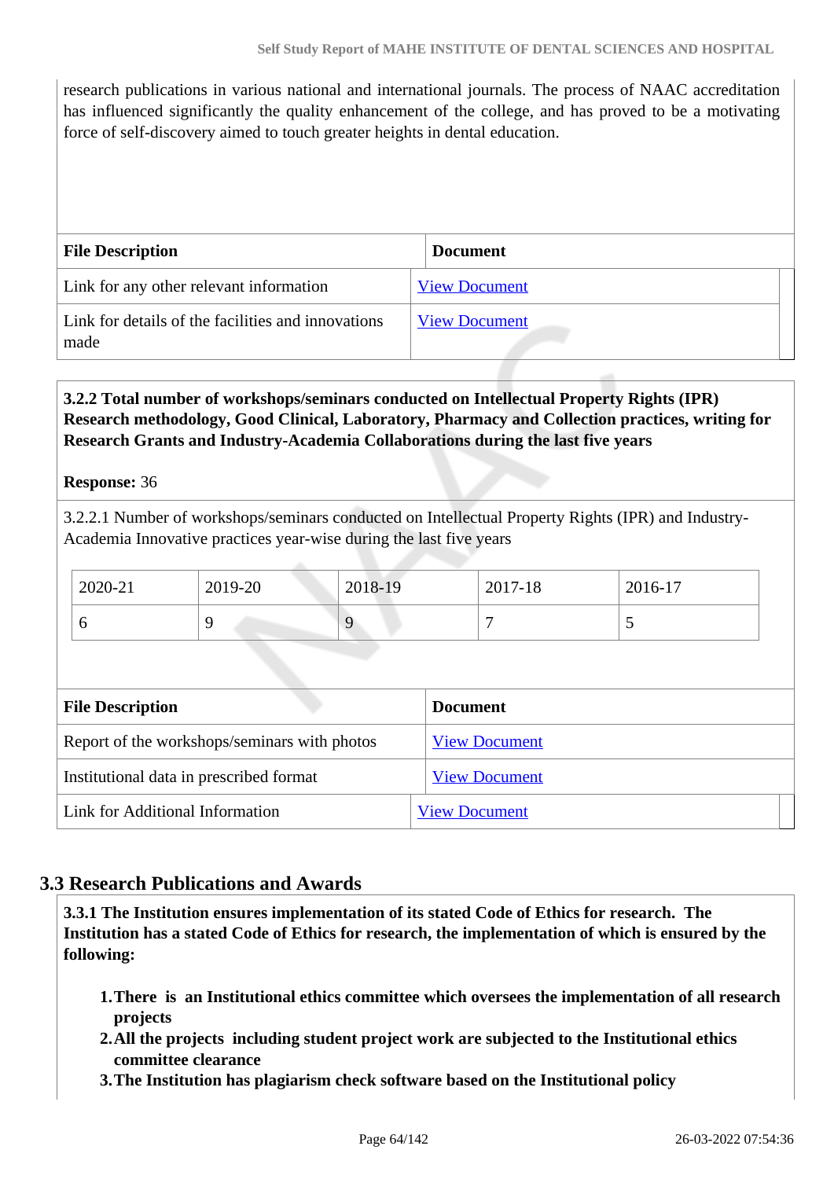research publications in various national and international journals. The process of NAAC accreditation has influenced significantly the quality enhancement of the college, and has proved to be a motivating force of self-discovery aimed to touch greater heights in dental education.

| File Description | Document |
|---|---|
| Link for any other relevant information | View Document |
| Link for details of the facilities and innovations made | View Document |

**3.2.2 Total number of workshops/seminars conducted on Intellectual Property Rights (IPR) Research methodology, Good Clinical, Laboratory, Pharmacy and Collection practices, writing for Research Grants and Industry-Academia Collaborations during the last five years**

**Response:** 36

3.2.2.1 Number of workshops/seminars conducted on Intellectual Property Rights (IPR) and Industry-Academia Innovative practices year-wise during the last five years

| 2020-21 | 2019-20 | 2018-19 | 2017-18 | 2016-17 |
|---|---|---|---|---|
| 6 | 9 | 9 | 7 | 5 |

| File Description | Document |
|---|---|
| Report of the workshops/seminars with photos | View Document |
| Institutional data in prescribed format | View Document |
| Link for Additional Information | View Document |

## 3.3 Research Publications and Awards

**3.3.1 The Institution ensures implementation of its stated Code of Ethics for research. The Institution has a stated Code of Ethics for research, the implementation of which is ensured by the following:**

1. **There is an Institutional ethics committee which oversees the implementation of all research projects**
2. **All the projects including student project work are subjected to the Institutional ethics committee clearance**
3. **The Institution has plagiarism check software based on the Institutional policy**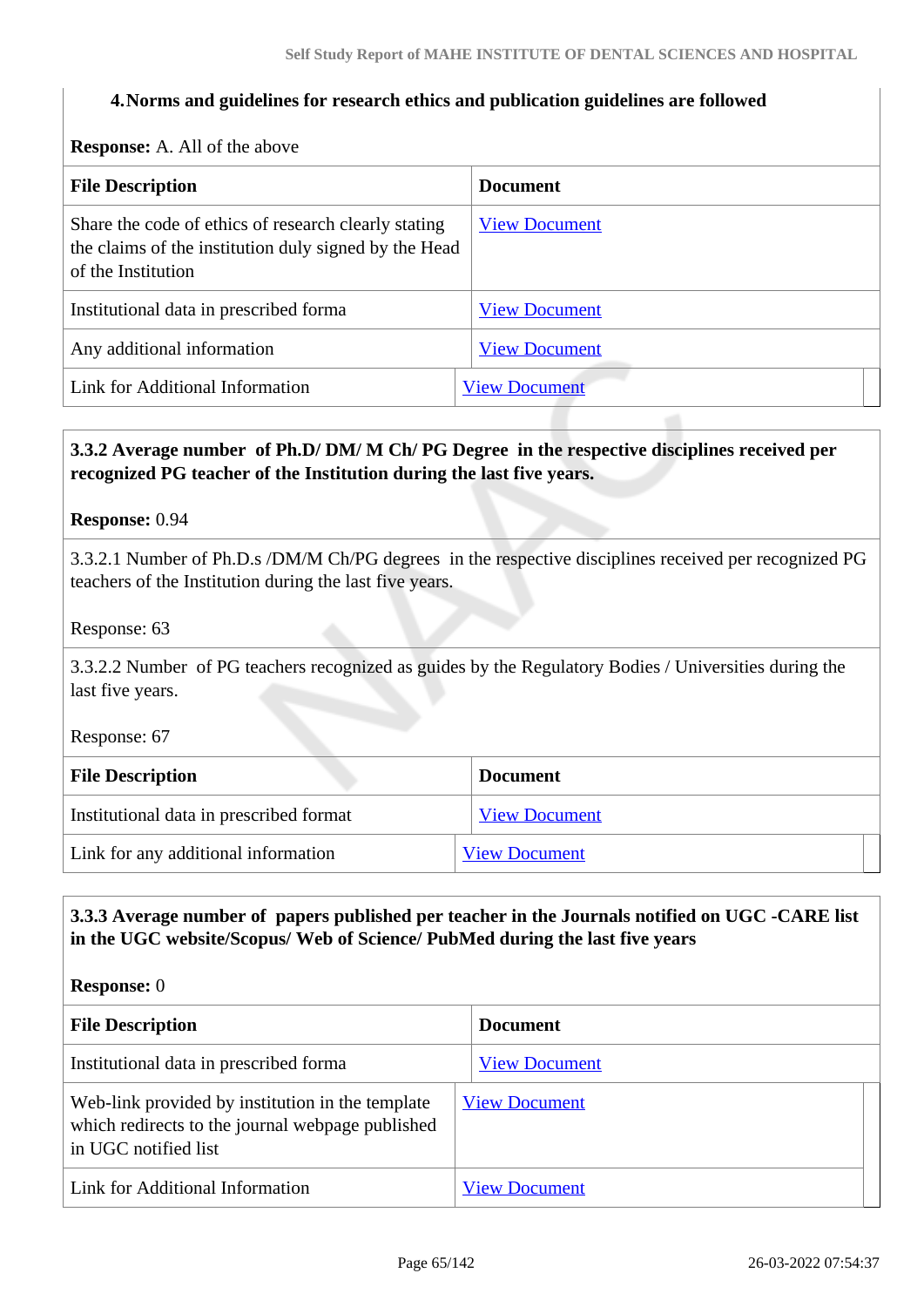**4.Norms and guidelines for research ethics and publication guidelines are followed**

**Response:** A. All of the above

| **File Description** | **Document** |
|---|---|
| Share the code of ethics of research clearly stating the claims of the institution duly signed by the Head of the Institution | View Document |
| Institutional data in prescribed forma | View Document |
| Any additional information | View Document |
| Link for Additional Information | View Document |

**3.3.2 Average number of Ph.D/ DM/ M Ch/ PG Degree in the respective disciplines received per recognized PG teacher of the Institution during the last five years.**

**Response:** 0.94

3.3.2.1 Number of Ph.D.s /DM/M Ch/PG degrees in the respective disciplines received per recognized PG teachers of the Institution during the last five years.

Response: 63

3.3.2.2 Number of PG teachers recognized as guides by the Regulatory Bodies / Universities during the last five years.

Response: 67

| **File Description** | **Document** |
|---|---|
| Institutional data in prescribed format | View Document |
| Link for any additional information | View Document |

**3.3.3 Average number of papers published per teacher in the Journals notified on UGC -CARE list in the UGC website/Scopus/ Web of Science/ PubMed during the last five years**

**Response:** 0

| **File Description** | **Document** |
|---|---|
| Institutional data in prescribed forma | View Document |
| Web-link provided by institution in the template which redirects to the journal webpage published in UGC notified list | View Document |
| Link for Additional Information | View Document |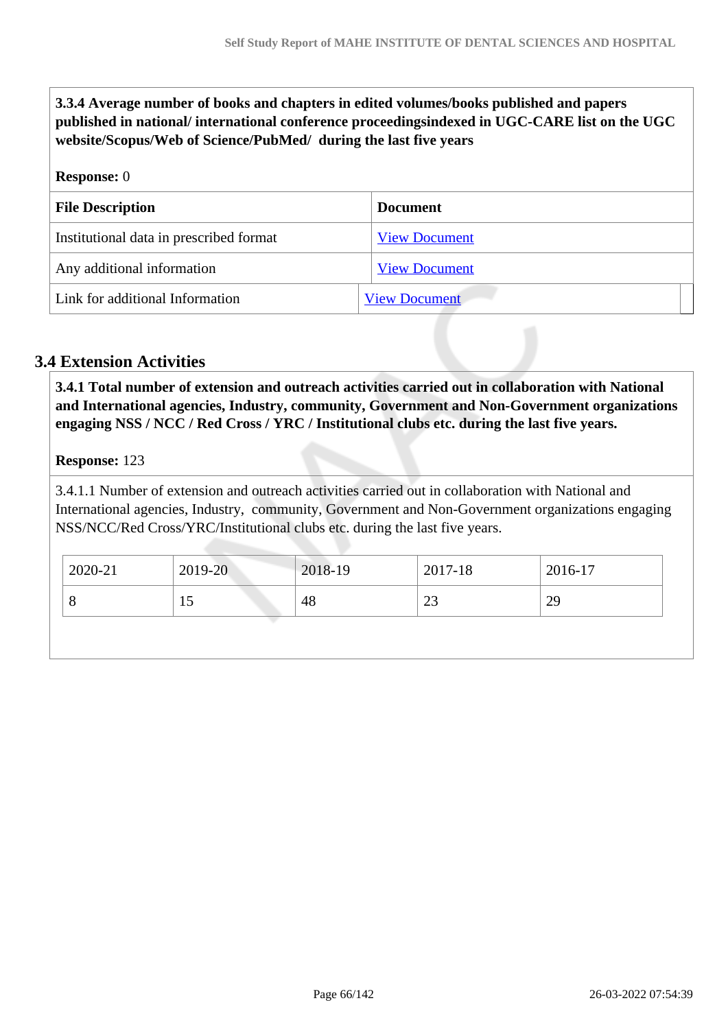**3.3.4 Average number of books and chapters in edited volumes/books published and papers published in national/ international conference proceedingsindexed in UGC-CARE list on the UGC website/Scopus/Web of Science/PubMed/ during the last five years**

**Response:** 0

| File Description | Document |
|---|---|
| Institutional data in prescribed format | View Document |
| Any additional information | View Document |
| Link for additional Information | View Document |

## 3.4 Extension Activities

**3.4.1 Total number of extension and outreach activities carried out in collaboration with National and International agencies, Industry, community, Government and Non-Government organizations engaging NSS / NCC / Red Cross / YRC / Institutional clubs etc. during the last five years.**

**Response:** 123

3.4.1.1 Number of extension and outreach activities carried out in collaboration with National and International agencies, Industry, community, Government and Non-Government organizations engaging NSS/NCC/Red Cross/YRC/Institutional clubs etc. during the last five years.

| 2020-21 | 2019-20 | 2018-19 | 2017-18 | 2016-17 |
|---|---|---|---|---|
| 8 | 15 | 48 | 23 | 29 |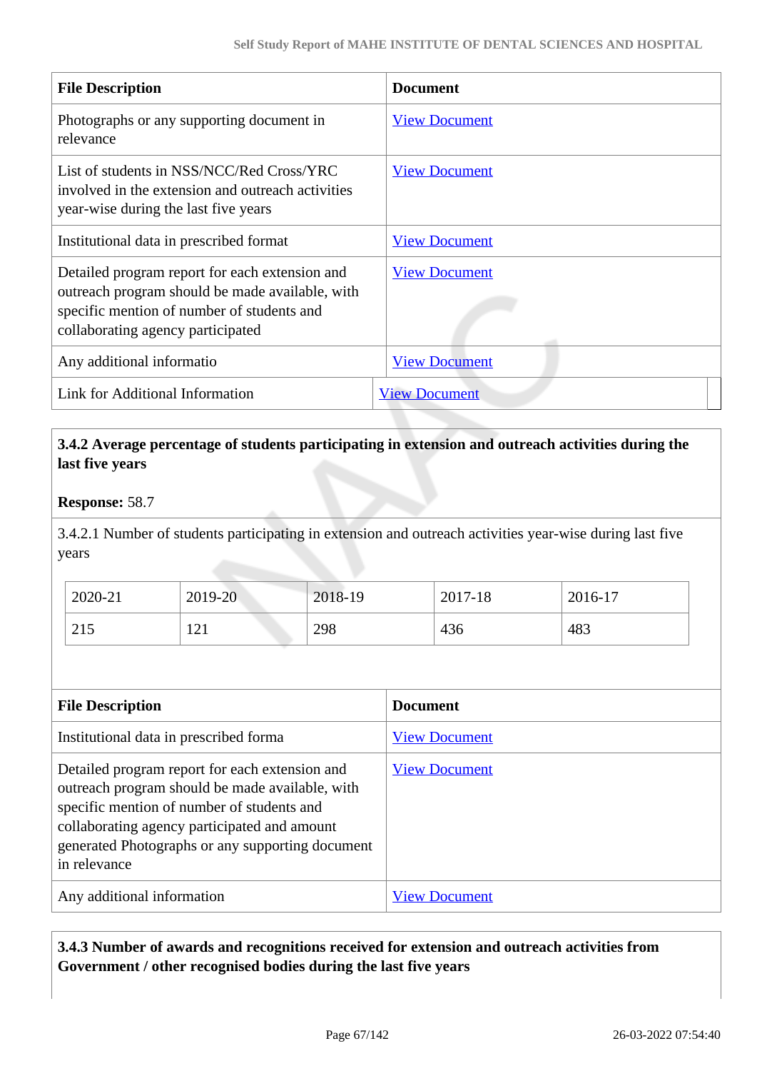| File Description | Document |
|---|---|
| Photographs or any supporting document in relevance | View Document |
| List of students in NSS/NCC/Red Cross/YRC involved in the extension and outreach activities year-wise during the last five years | View Document |
| Institutional data in prescribed format | View Document |
| Detailed program report for each extension and outreach program should be made available, with specific mention of number of students and collaborating agency participated | View Document |
| Any additional informatio | View Document |
| Link for Additional Information | View Document |

**3.4.2 Average percentage of students participating in extension and outreach activities during the last five years**

**Response:** 58.7

3.4.2.1 Number of students participating in extension and outreach activities year-wise during last five years

| 2020-21 | 2019-20 | 2018-19 | 2017-18 | 2016-17 |
|---|---|---|---|---|
| 215 | 121 | 298 | 436 | 483 |

| File Description | Document |
|---|---|
| Institutional data in prescribed forma | View Document |
| Detailed program report for each extension and outreach program should be made available, with specific mention of number of students and collaborating agency participated and amount generated Photographs or any supporting document in relevance | View Document |
| Any additional information | View Document |

**3.4.3 Number of awards and recognitions received for extension and outreach activities from Government / other recognised bodies during the last five years**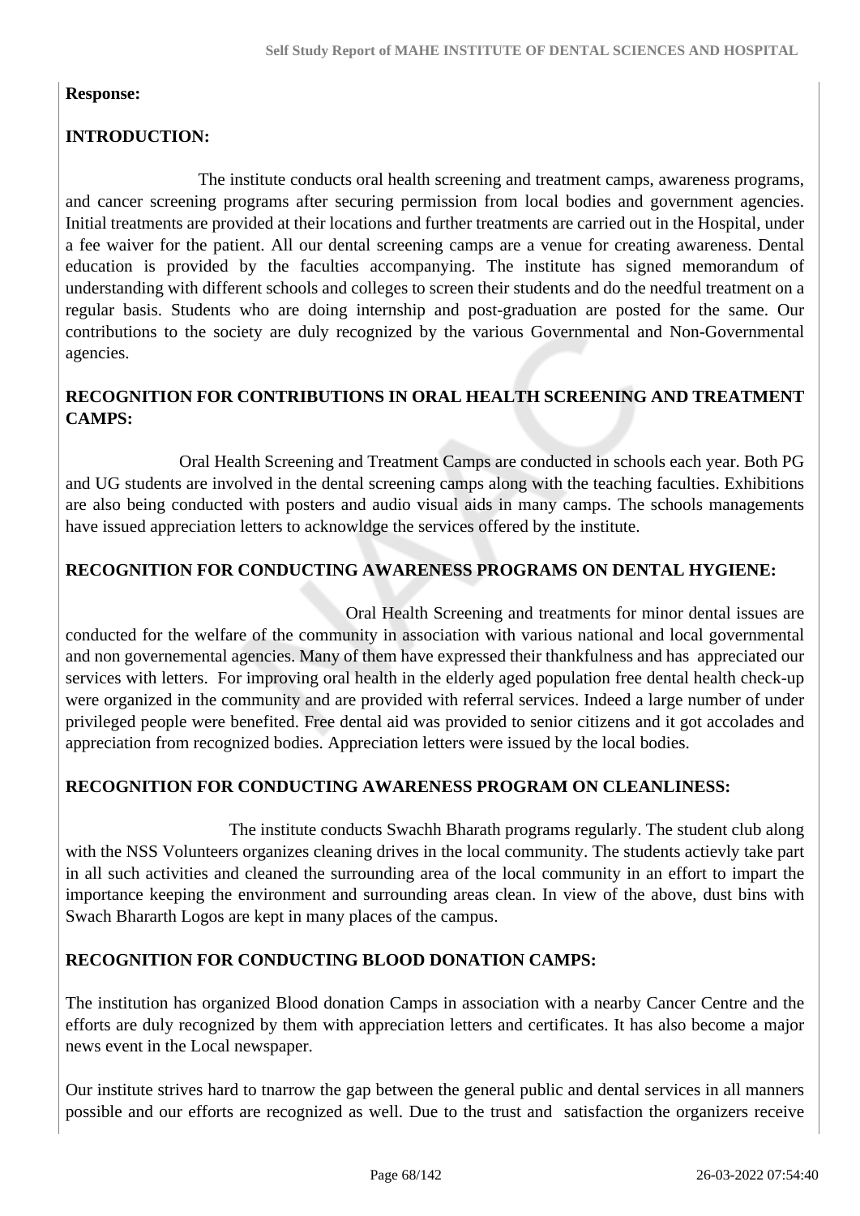**Response:**

**INTRODUCTION:**

The institute conducts oral health screening and treatment camps, awareness programs, and cancer screening programs after securing permission from local bodies and government agencies. Initial treatments are provided at their locations and further treatments are carried out in the Hospital, under a fee waiver for the patient. All our dental screening camps are a venue for creating awareness. Dental education is provided by the faculties accompanying. The institute has signed memorandum of understanding with different schools and colleges to screen their students and do the needful treatment on a regular basis. Students who are doing internship and post-graduation are posted for the same. Our contributions to the society are duly recognized by the various Governmental and Non-Governmental agencies.

**RECOGNITION FOR CONTRIBUTIONS IN ORAL HEALTH SCREENING AND TREATMENT CAMPS:**

Oral Health Screening and Treatment Camps are conducted in schools each year. Both PG and UG students are involved in the dental screening camps along with the teaching faculties. Exhibitions are also being conducted with posters and audio visual aids in many camps. The schools managements have issued appreciation letters to acknowldge the services offered by the institute.

**RECOGNITION FOR CONDUCTING AWARENESS PROGRAMS ON DENTAL HYGIENE:**

Oral Health Screening and treatments for minor dental issues are conducted for the welfare of the community in association with various national and local governmental and non governemental agencies. Many of them have expressed their thankfulness and has appreciated our services with letters. For improving oral health in the elderly aged population free dental health check-up were organized in the community and are provided with referral services. Indeed a large number of under privileged people were benefited. Free dental aid was provided to senior citizens and it got accolades and appreciation from recognized bodies. Appreciation letters were issued by the local bodies.

**RECOGNITION FOR CONDUCTING AWARENESS PROGRAM ON CLEANLINESS:**

The institute conducts Swachh Bharath programs regularly. The student club along with the NSS Volunteers organizes cleaning drives in the local community. The students actievly take part in all such activities and cleaned the surrounding area of the local community in an effort to impart the importance keeping the environment and surrounding areas clean. In view of the above, dust bins with Swach Bhararth Logos are kept in many places of the campus.

**RECOGNITION FOR CONDUCTING BLOOD DONATION CAMPS:**

The institution has organized Blood donation Camps in association with a nearby Cancer Centre and the efforts are duly recognized by them with appreciation letters and certificates. It has also become a major news event in the Local newspaper.

Our institute strives hard to tnarrow the gap between the general public and dental services in all manners possible and our efforts are recognized as well. Due to the trust and satisfaction the organizers receive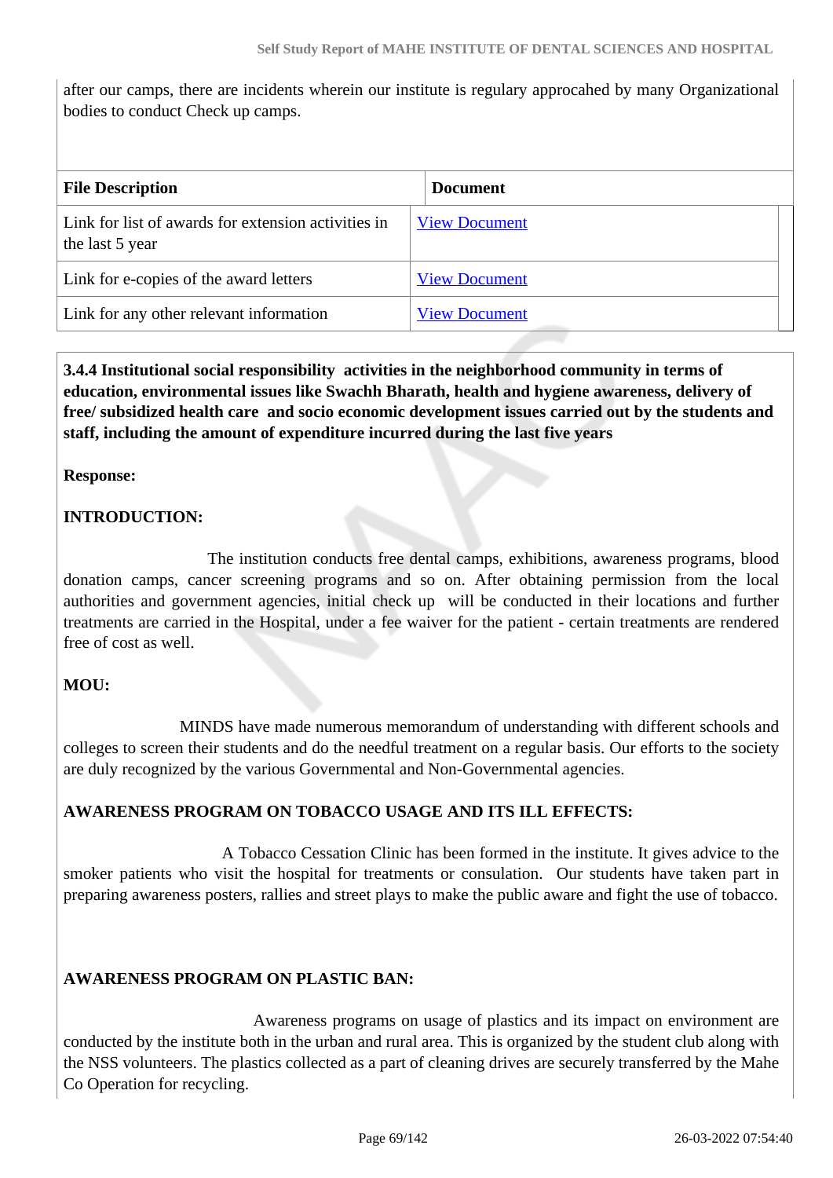after our camps, there are incidents wherein our institute is regulary approcahed by many Organizational bodies to conduct Check up camps.

| File Description | Document |
|---|---|
| Link for list of awards for extension activities in the last 5 year | View Document |
| Link for e-copies of the award letters | View Document |
| Link for any other relevant information | View Document |

**3.4.4 Institutional social responsibility activities in the neighborhood community in terms of education, environmental issues like Swachh Bharath, health and hygiene awareness, delivery of free/ subsidized health care and socio economic development issues carried out by the students and staff, including the amount of expenditure incurred during the last five years**

**Response:**

**INTRODUCTION:**

The institution conducts free dental camps, exhibitions, awareness programs, blood donation camps, cancer screening programs and so on. After obtaining permission from the local authorities and government agencies, initial check up will be conducted in their locations and further treatments are carried in the Hospital, under a fee waiver for the patient - certain treatments are rendered free of cost as well.

**MOU:**

MINDS have made numerous memorandum of understanding with different schools and colleges to screen their students and do the needful treatment on a regular basis. Our efforts to the society are duly recognized by the various Governmental and Non-Governmental agencies.

**AWARENESS PROGRAM ON TOBACCO USAGE AND ITS ILL EFFECTS:**

A Tobacco Cessation Clinic has been formed in the institute. It gives advice to the smoker patients who visit the hospital for treatments or consulation. Our students have taken part in preparing awareness posters, rallies and street plays to make the public aware and fight the use of tobacco.

**AWARENESS PROGRAM ON PLASTIC BAN:**

Awareness programs on usage of plastics and its impact on environment are conducted by the institute both in the urban and rural area. This is organized by the student club along with the NSS volunteers. The plastics collected as a part of cleaning drives are securely transferred by the Mahe Co Operation for recycling.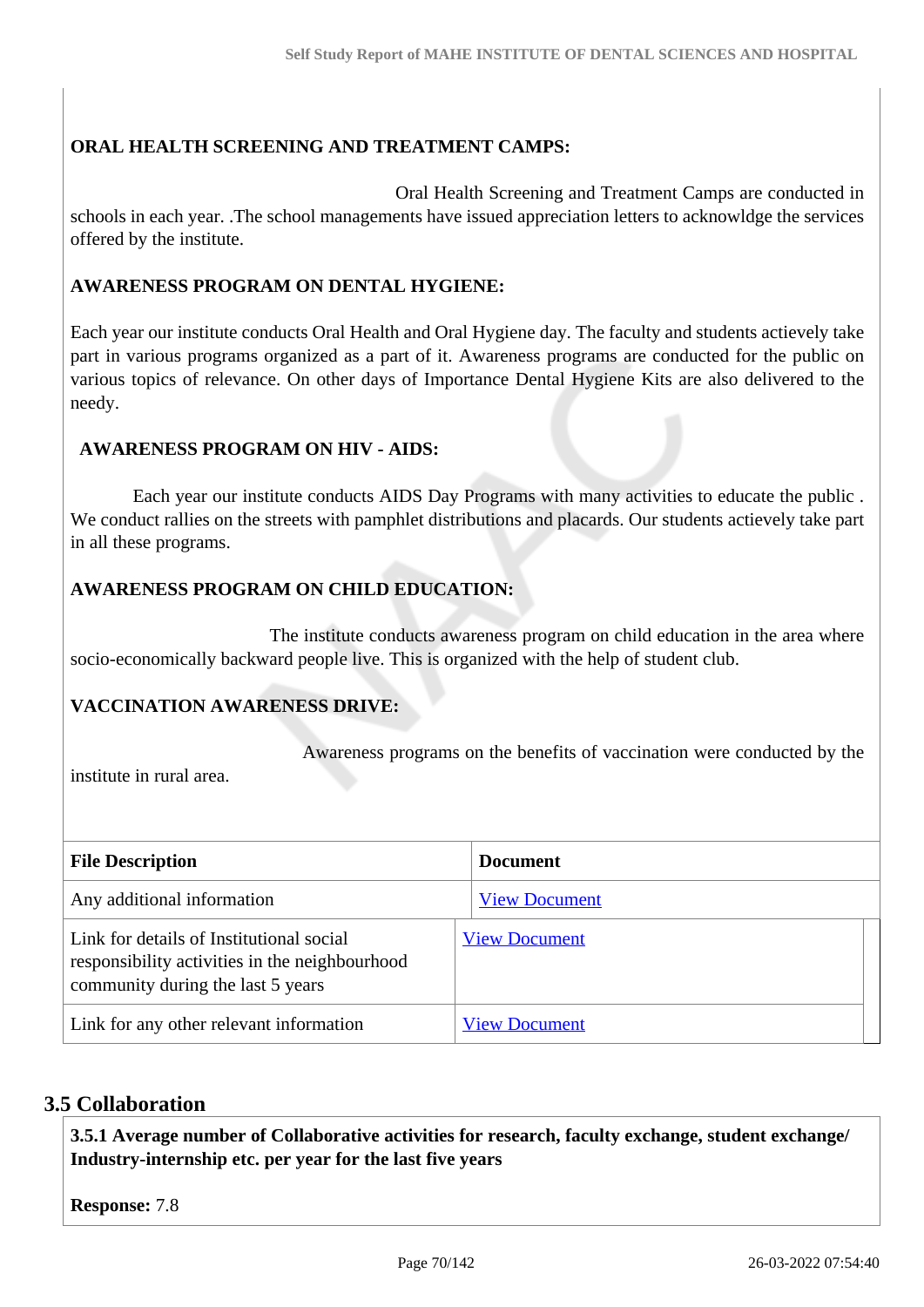**ORAL HEALTH SCREENING AND TREATMENT CAMPS:**

Oral Health Screening and Treatment Camps are conducted in schools in each year. .The school managements have issued appreciation letters to acknowldge the services offered by the institute.

**AWARENESS PROGRAM ON DENTAL HYGIENE:**

Each year our institute conducts Oral Health and Oral Hygiene day. The faculty and students actievely take part in various programs organized as a part of it. Awareness programs are conducted for the public on various topics of relevance. On other days of Importance Dental Hygiene Kits are also delivered to the needy.

**AWARENESS PROGRAM ON HIV - AIDS:**

Each year our institute conducts AIDS Day Programs with many activities to educate the public . We conduct rallies on the streets with pamphlet distributions and placards. Our students actievely take part in all these programs.

**AWARENESS PROGRAM ON CHILD EDUCATION:**

The institute conducts awareness program on child education in the area where socio-economically backward people live. This is organized with the help of student club.

**VACCINATION AWARENESS DRIVE:**

Awareness programs on the benefits of vaccination were conducted by the institute in rural area.

| File Description | Document |
|---|---|
| Any additional information | View Document |
| Link for details of Institutional social responsibility activities in the neighbourhood community during the last 5 years | View Document |
| Link for any other relevant information | View Document |

## 3.5 Collaboration

**3.5.1 Average number of Collaborative activities for research, faculty exchange, student exchange/ Industry-internship etc. per year for the last five years**

**Response:** 7.8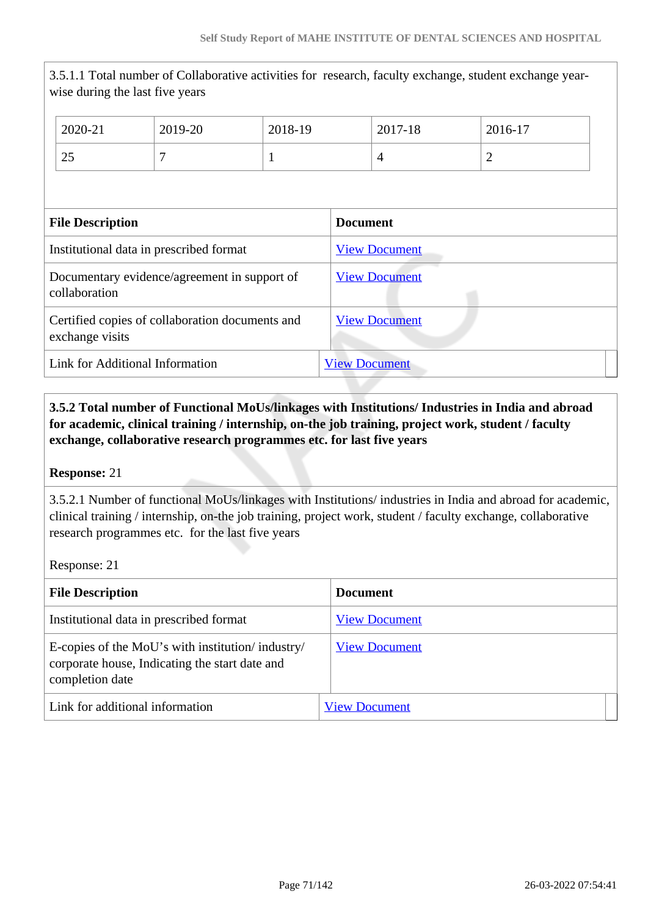3.5.1.1 Total number of Collaborative activities for research, faculty exchange, student exchange year-wise during the last five years

| 2020-21 | 2019-20 | 2018-19 | 2017-18 | 2016-17 |
|---|---|---|---|---|
| 25 | 7 | 1 | 4 | 2 |

| File Description | Document |
|---|---|
| Institutional data in prescribed format | View Document |
| Documentary evidence/agreement in support of collaboration | View Document |
| Certified copies of collaboration documents and exchange visits | View Document |
| Link for Additional Information | View Document |

**3.5.2 Total number of Functional MoUs/linkages with Institutions/ Industries in India and abroad for academic, clinical training / internship, on-the job training, project work, student / faculty exchange, collaborative research programmes etc. for last five years**

**Response:** 21

3.5.2.1 Number of functional MoUs/linkages with Institutions/ industries in India and abroad for academic, clinical training / internship, on-the job training, project work, student / faculty exchange, collaborative research programmes etc. for the last five years

Response: 21

| File Description | Document |
|---|---|
| Institutional data in prescribed format | View Document |
| E-copies of the MoU's with institution/ industry/ corporate house, Indicating the start date and completion date | View Document |
| Link for additional information | View Document |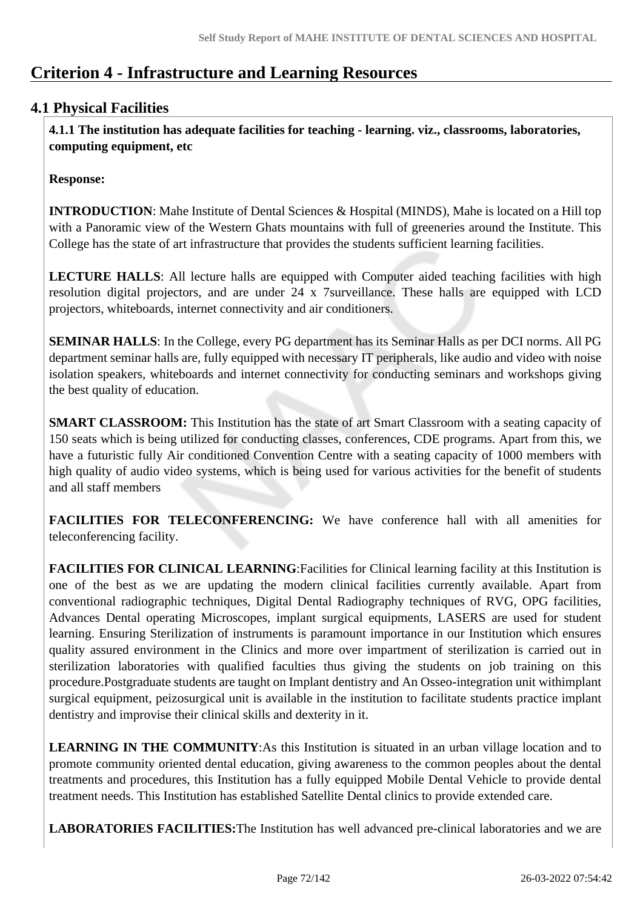# Criterion 4 - Infrastructure and Learning Resources

## 4.1 Physical Facilities

**4.1.1 The institution has adequate facilities for teaching - learning. viz., classrooms, laboratories, computing equipment, etc**

**Response:**

**INTRODUCTION**: Mahe Institute of Dental Sciences & Hospital (MINDS), Mahe is located on a Hill top with a Panoramic view of the Western Ghats mountains with full of greeneries around the Institute. This College has the state of art infrastructure that provides the students sufficient learning facilities.

**LECTURE HALLS**: All lecture halls are equipped with Computer aided teaching facilities with high resolution digital projectors, and are under 24 x 7surveillance. These halls are equipped with LCD projectors, whiteboards, internet connectivity and air conditioners.

**SEMINAR HALLS**: In the College, every PG department has its Seminar Halls as per DCI norms. All PG department seminar halls are, fully equipped with necessary IT peripherals, like audio and video with noise isolation speakers, whiteboards and internet connectivity for conducting seminars and workshops giving the best quality of education.

**SMART CLASSROOM:** This Institution has the state of art Smart Classroom with a seating capacity of 150 seats which is being utilized for conducting classes, conferences, CDE programs. Apart from this, we have a futuristic fully Air conditioned Convention Centre with a seating capacity of 1000 members with high quality of audio video systems, which is being used for various activities for the benefit of students and all staff members

**FACILITIES FOR TELECONFERENCING:** We have conference hall with all amenities for teleconferencing facility.

**FACILITIES FOR CLINICAL LEARNING**:Facilities for Clinical learning facility at this Institution is one of the best as we are updating the modern clinical facilities currently available. Apart from conventional radiographic techniques, Digital Dental Radiography techniques of RVG, OPG facilities, Advances Dental operating Microscopes, implant surgical equipments, LASERS are used for student learning. Ensuring Sterilization of instruments is paramount importance in our Institution which ensures quality assured environment in the Clinics and more over impartment of sterilization is carried out in sterilization laboratories with qualified faculties thus giving the students on job training on this procedure.Postgraduate students are taught on Implant dentistry and An Osseo-integration unit withimplant surgical equipment, peizosurgical unit is available in the institution to facilitate students practice implant dentistry and improvise their clinical skills and dexterity in it.

**LEARNING IN THE COMMUNITY**:As this Institution is situated in an urban village location and to promote community oriented dental education, giving awareness to the common peoples about the dental treatments and procedures, this Institution has a fully equipped Mobile Dental Vehicle to provide dental treatment needs. This Institution has established Satellite Dental clinics to provide extended care.

**LABORATORIES FACILITIES:**The Institution has well advanced pre-clinical laboratories and we are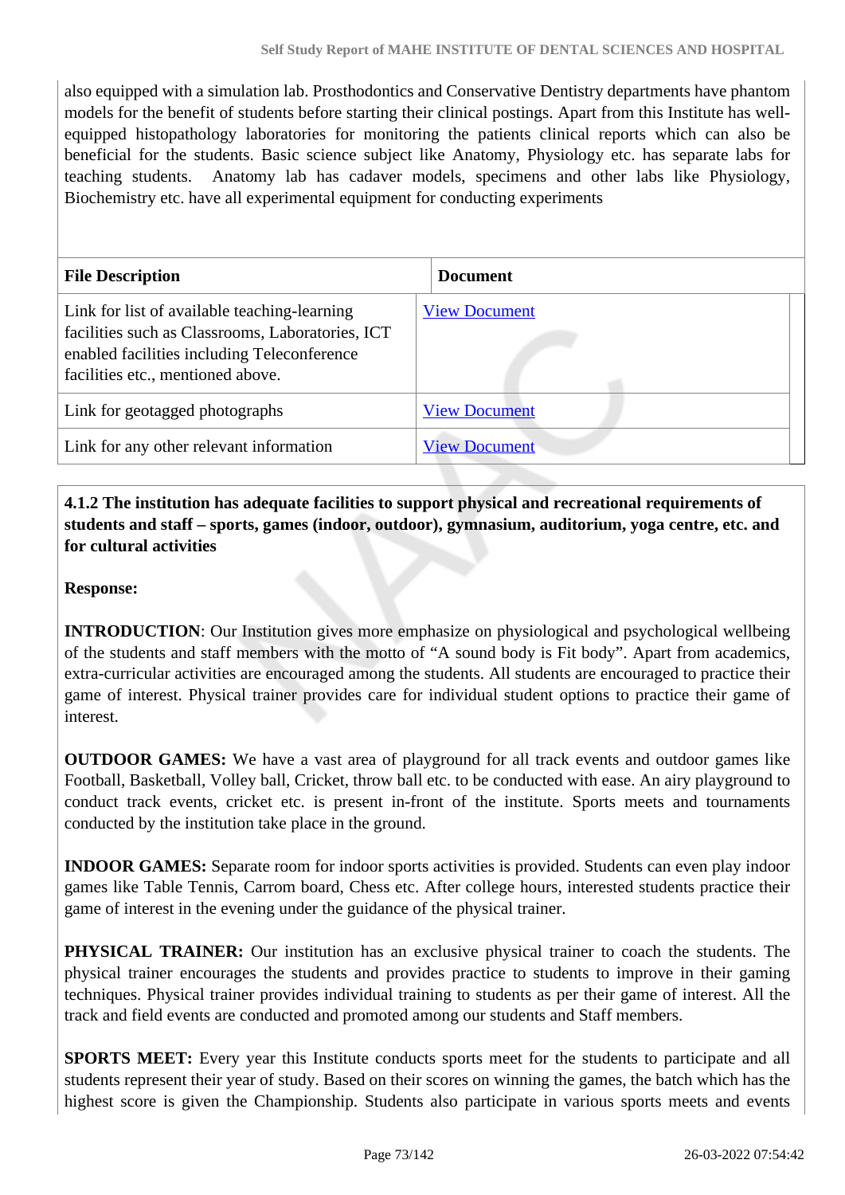also equipped with a simulation lab. Prosthodontics and Conservative Dentistry departments have phantom models for the benefit of students before starting their clinical postings. Apart from this Institute has well-equipped histopathology laboratories for monitoring the patients clinical reports which can also be beneficial for the students. Basic science subject like Anatomy, Physiology etc. has separate labs for teaching students. Anatomy lab has cadaver models, specimens and other labs like Physiology, Biochemistry etc. have all experimental equipment for conducting experiments

| File Description | Document |
|---|---|
| Link for list of available teaching-learning facilities such as Classrooms, Laboratories, ICT enabled facilities including Teleconference facilities etc., mentioned above. | View Document |
| Link for geotagged photographs | View Document |
| Link for any other relevant information | View Document |

**4.1.2 The institution has adequate facilities to support physical and recreational requirements of students and staff – sports, games (indoor, outdoor), gymnasium, auditorium, yoga centre, etc. and for cultural activities**

**Response:**

**INTRODUCTION**: Our Institution gives more emphasize on physiological and psychological wellbeing of the students and staff members with the motto of “A sound body is Fit body”. Apart from academics, extra-curricular activities are encouraged among the students. All students are encouraged to practice their game of interest. Physical trainer provides care for individual student options to practice their game of interest.

**OUTDOOR GAMES:** We have a vast area of playground for all track events and outdoor games like Football, Basketball, Volley ball, Cricket, throw ball etc. to be conducted with ease. An airy playground to conduct track events, cricket etc. is present in-front of the institute. Sports meets and tournaments conducted by the institution take place in the ground.

**INDOOR GAMES:** Separate room for indoor sports activities is provided. Students can even play indoor games like Table Tennis, Carrom board, Chess etc. After college hours, interested students practice their game of interest in the evening under the guidance of the physical trainer.

**PHYSICAL TRAINER:** Our institution has an exclusive physical trainer to coach the students. The physical trainer encourages the students and provides practice to students to improve in their gaming techniques. Physical trainer provides individual training to students as per their game of interest. All the track and field events are conducted and promoted among our students and Staff members.

**SPORTS MEET:** Every year this Institute conducts sports meet for the students to participate and all students represent their year of study. Based on their scores on winning the games, the batch which has the highest score is given the Championship. Students also participate in various sports meets and events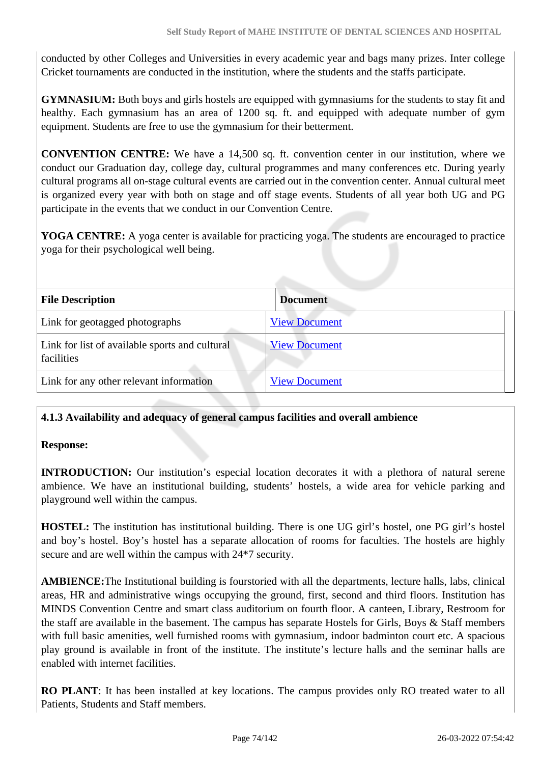conducted by other Colleges and Universities in every academic year and bags many prizes. Inter college Cricket tournaments are conducted in the institution, where the students and the staffs participate.

**GYMNASIUM:** Both boys and girls hostels are equipped with gymnasiums for the students to stay fit and healthy. Each gymnasium has an area of 1200 sq. ft. and equipped with adequate number of gym equipment. Students are free to use the gymnasium for their betterment.

**CONVENTION CENTRE:** We have a 14,500 sq. ft. convention center in our institution, where we conduct our Graduation day, college day, cultural programmes and many conferences etc. During yearly cultural programs all on-stage cultural events are carried out in the convention center. Annual cultural meet is organized every year with both on stage and off stage events. Students of all year both UG and PG participate in the events that we conduct in our Convention Centre.

**YOGA CENTRE:** A yoga center is available for practicing yoga. The students are encouraged to practice yoga for their psychological well being.

| File Description | Document |
|---|---|
| Link for geotagged photographs | View Document |
| Link for list of available sports and cultural facilities | View Document |
| Link for any other relevant information | View Document |

**4.1.3 Availability and adequacy of general campus facilities and overall ambience**

**Response:**

**INTRODUCTION:** Our institution's especial location decorates it with a plethora of natural serene ambience. We have an institutional building, students' hostels, a wide area for vehicle parking and playground well within the campus.

**HOSTEL:** The institution has institutional building. There is one UG girl's hostel, one PG girl's hostel and boy's hostel. Boy's hostel has a separate allocation of rooms for faculties. The hostels are highly secure and are well within the campus with 24*7 security.

**AMBIENCE:**The Institutional building is fourstoried with all the departments, lecture halls, labs, clinical areas, HR and administrative wings occupying the ground, first, second and third floors. Institution has MINDS Convention Centre and smart class auditorium on fourth floor. A canteen, Library, Restroom for the staff are available in the basement. The campus has separate Hostels for Girls, Boys & Staff members with full basic amenities, well furnished rooms with gymnasium, indoor badminton court etc. A spacious play ground is available in front of the institute. The institute's lecture halls and the seminar halls are enabled with internet facilities.

**RO PLANT**: It has been installed at key locations. The campus provides only RO treated water to all Patients, Students and Staff members.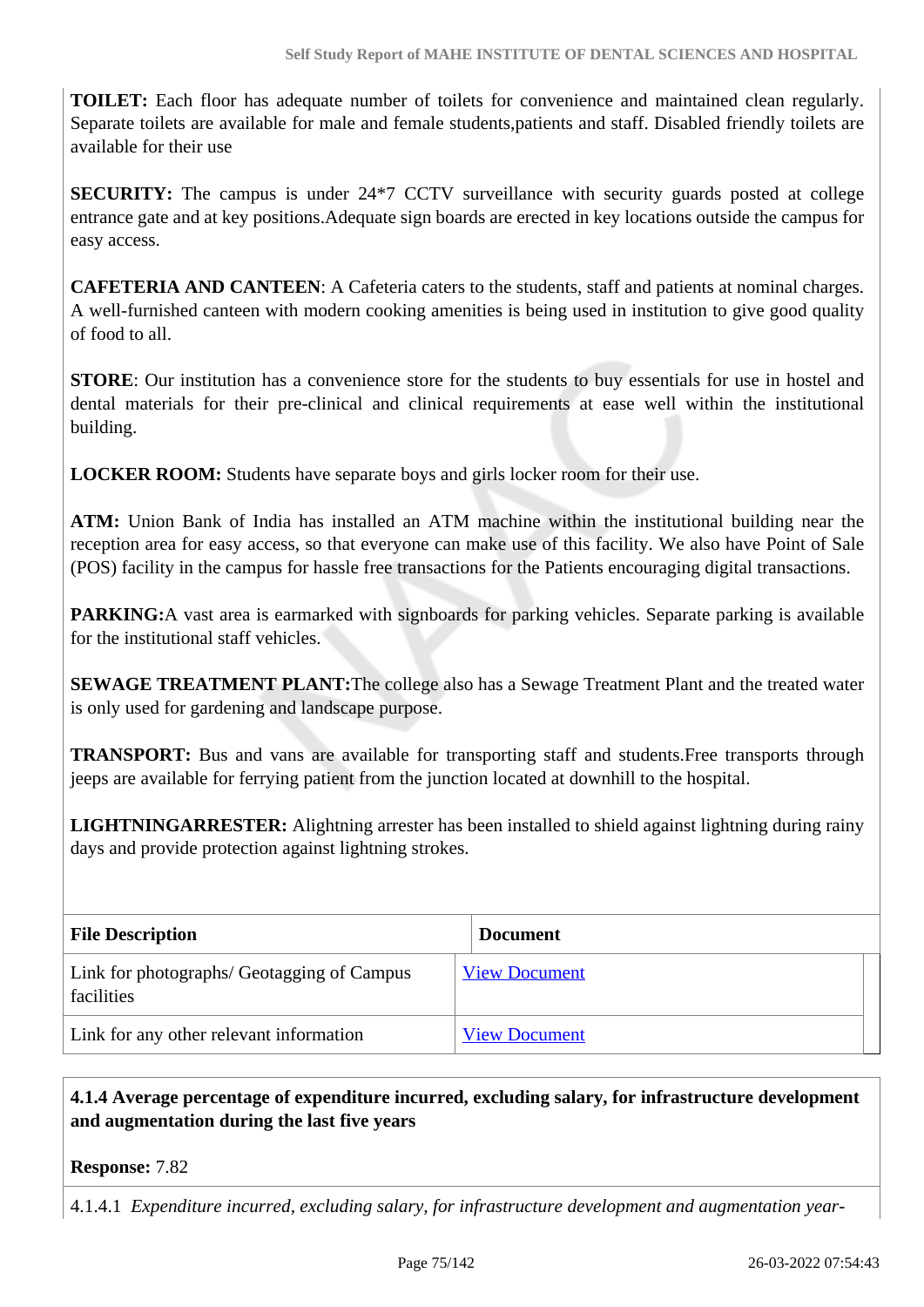**TOILET:** Each floor has adequate number of toilets for convenience and maintained clean regularly. Separate toilets are available for male and female students,patients and staff. Disabled friendly toilets are available for their use

**SECURITY:** The campus is under 24*7 CCTV surveillance with security guards posted at college entrance gate and at key positions.Adequate sign boards are erected in key locations outside the campus for easy access.

**CAFETERIA AND CANTEEN**: A Cafeteria caters to the students, staff and patients at nominal charges. A well-furnished canteen with modern cooking amenities is being used in institution to give good quality of food to all.

**STORE**: Our institution has a convenience store for the students to buy essentials for use in hostel and dental materials for their pre-clinical and clinical requirements at ease well within the institutional building.

**LOCKER ROOM:** Students have separate boys and girls locker room for their use.

**ATM:** Union Bank of India has installed an ATM machine within the institutional building near the reception area for easy access, so that everyone can make use of this facility. We also have Point of Sale (POS) facility in the campus for hassle free transactions for the Patients encouraging digital transactions.

**PARKING:**A vast area is earmarked with signboards for parking vehicles. Separate parking is available for the institutional staff vehicles.

**SEWAGE TREATMENT PLANT:**The college also has a Sewage Treatment Plant and the treated water is only used for gardening and landscape purpose.

**TRANSPORT:** Bus and vans are available for transporting staff and students.Free transports through jeeps are available for ferrying patient from the junction located at downhill to the hospital.

**LIGHTNINGARRESTER:** Alightning arrester has been installed to shield against lightning during rainy days and provide protection against lightning strokes.

| File Description | Document |
|---|---|
| Link for photographs/ Geotagging of Campus facilities | View Document |
| Link for any other relevant information | View Document |

**4.1.4 Average percentage of expenditure incurred, excluding salary, for infrastructure development and augmentation during the last five years**

**Response:** 7.82

4.1.4.1 *Expenditure incurred, excluding salary, for infrastructure development and augmentation year-*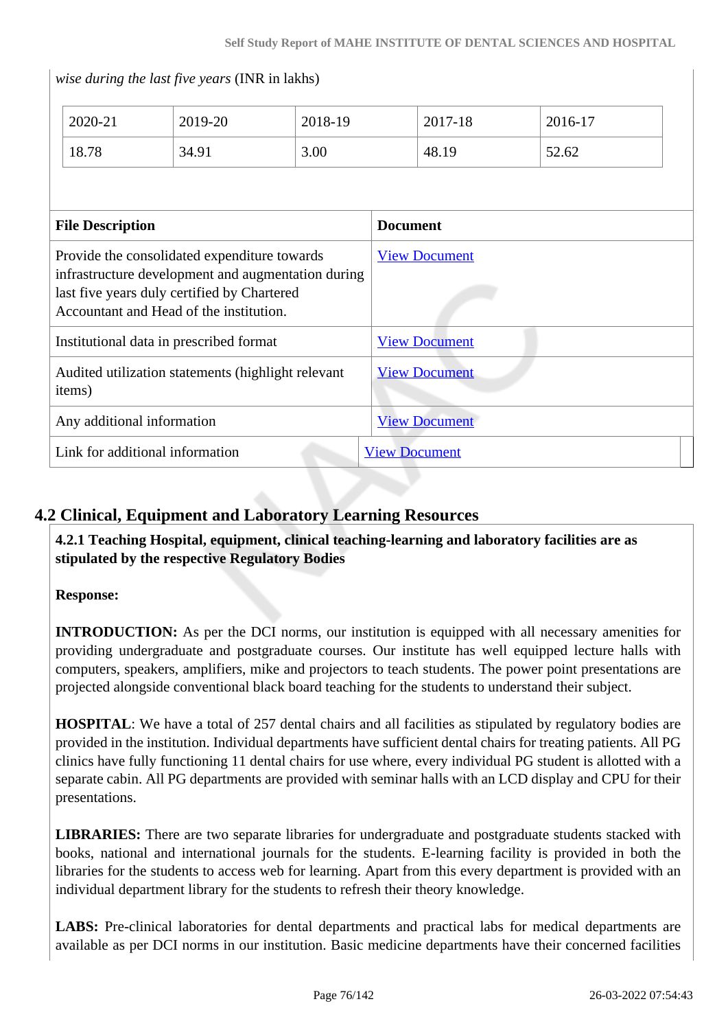*wise during the last five years* (INR in lakhs)

| 2020-21 | 2019-20 | 2018-19 | 2017-18 | 2016-17 |
|---|---|---|---|---|
| 18.78 | 34.91 | 3.00 | 48.19 | 52.62 |

| File Description | Document |
|---|---|
| Provide the consolidated expenditure towards infrastructure development and augmentation during last five years duly certified by Chartered Accountant and Head of the institution. | View Document |
| Institutional data in prescribed format | View Document |
| Audited utilization statements (highlight relevant items) | View Document |
| Any additional information | View Document |
| Link for additional information | View Document |

## 4.2 Clinical, Equipment and Laboratory Learning Resources

**4.2.1 Teaching Hospital, equipment, clinical teaching-learning and laboratory facilities are as stipulated by the respective Regulatory Bodies**

**Response:**

**INTRODUCTION:** As per the DCI norms, our institution is equipped with all necessary amenities for providing undergraduate and postgraduate courses. Our institute has well equipped lecture halls with computers, speakers, amplifiers, mike and projectors to teach students. The power point presentations are projected alongside conventional black board teaching for the students to understand their subject.

**HOSPITAL**: We have a total of 257 dental chairs and all facilities as stipulated by regulatory bodies are provided in the institution. Individual departments have sufficient dental chairs for treating patients. All PG clinics have fully functioning 11 dental chairs for use where, every individual PG student is allotted with a separate cabin. All PG departments are provided with seminar halls with an LCD display and CPU for their presentations.

**LIBRARIES:** There are two separate libraries for undergraduate and postgraduate students stacked with books, national and international journals for the students. E-learning facility is provided in both the libraries for the students to access web for learning. Apart from this every department is provided with an individual department library for the students to refresh their theory knowledge.

**LABS:** Pre-clinical laboratories for dental departments and practical labs for medical departments are available as per DCI norms in our institution. Basic medicine departments have their concerned facilities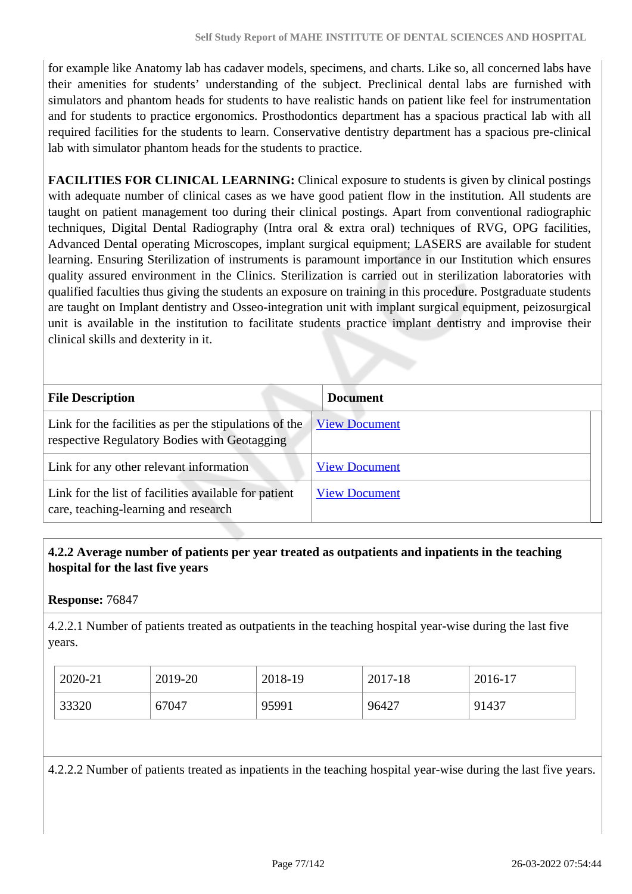for example like Anatomy lab has cadaver models, specimens, and charts. Like so, all concerned labs have their amenities for students' understanding of the subject. Preclinical dental labs are furnished with simulators and phantom heads for students to have realistic hands on patient like feel for instrumentation and for students to practice ergonomics. Prosthodontics department has a spacious practical lab with all required facilities for the students to learn. Conservative dentistry department has a spacious pre-clinical lab with simulator phantom heads for the students to practice.

**FACILITIES FOR CLINICAL LEARNING:** Clinical exposure to students is given by clinical postings with adequate number of clinical cases as we have good patient flow in the institution. All students are taught on patient management too during their clinical postings. Apart from conventional radiographic techniques, Digital Dental Radiography (Intra oral & extra oral) techniques of RVG, OPG facilities, Advanced Dental operating Microscopes, implant surgical equipment; LASERS are available for student learning. Ensuring Sterilization of instruments is paramount importance in our Institution which ensures quality assured environment in the Clinics. Sterilization is carried out in sterilization laboratories with qualified faculties thus giving the students an exposure on training in this procedure. Postgraduate students are taught on Implant dentistry and Osseo-integration unit with implant surgical equipment, peizosurgical unit is available in the institution to facilitate students practice implant dentistry and improvise their clinical skills and dexterity in it.

| File Description | Document |
|---|---|
| Link for the facilities as per the stipulations of the respective Regulatory Bodies with Geotagging | View Document |
| Link for any other relevant information | View Document |
| Link for the list of facilities available for patient care, teaching-learning and research | View Document |

**4.2.2 Average number of patients per year treated as outpatients and inpatients in the teaching hospital for the last five years**

**Response:** 76847

4.2.2.1 Number of patients treated as outpatients in the teaching hospital year-wise during the last five years.

| 2020-21 | 2019-20 | 2018-19 | 2017-18 | 2016-17 |
|---|---|---|---|---|
| 33320 | 67047 | 95991 | 96427 | 91437 |

4.2.2.2 Number of patients treated as inpatients in the teaching hospital year-wise during the last five years.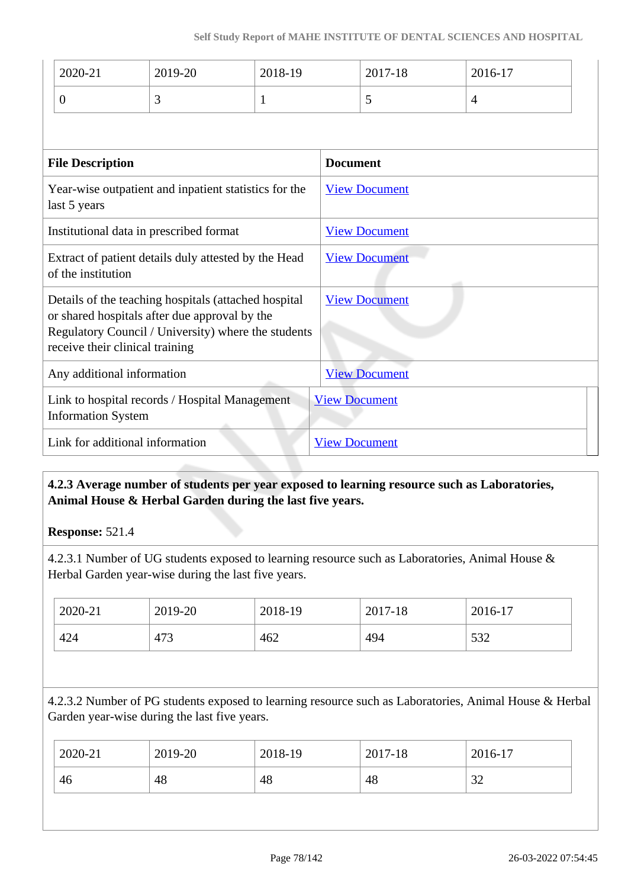| 2020-21 | 2019-20 | 2018-19 | 2017-18 | 2016-17 |
|---|---|---|---|---|
| 0 | 3 | 1 | 5 | 4 |

| File Description | Document |
|---|---|
| Year-wise outpatient and inpatient statistics for the last 5 years | View Document |
| Institutional data in prescribed format | View Document |
| Extract of patient details duly attested by the Head of the institution | View Document |
| Details of the teaching hospitals (attached hospital or shared hospitals after due approval by the Regulatory Council / University) where the students receive their clinical training | View Document |
| Any additional information | View Document |
| Link to hospital records / Hospital Management Information System | View Document |
| Link for additional information | View Document |

**4.2.3 Average number of students per year exposed to learning resource such as Laboratories, Animal House & Herbal Garden during the last five years.**

**Response:** 521.4

4.2.3.1 Number of UG students exposed to learning resource such as Laboratories, Animal House & Herbal Garden year-wise during the last five years.

| 2020-21 | 2019-20 | 2018-19 | 2017-18 | 2016-17 |
|---|---|---|---|---|
| 424 | 473 | 462 | 494 | 532 |

4.2.3.2 Number of PG students exposed to learning resource such as Laboratories, Animal House & Herbal Garden year-wise during the last five years.

| 2020-21 | 2019-20 | 2018-19 | 2017-18 | 2016-17 |
|---|---|---|---|---|
| 46 | 48 | 48 | 48 | 32 |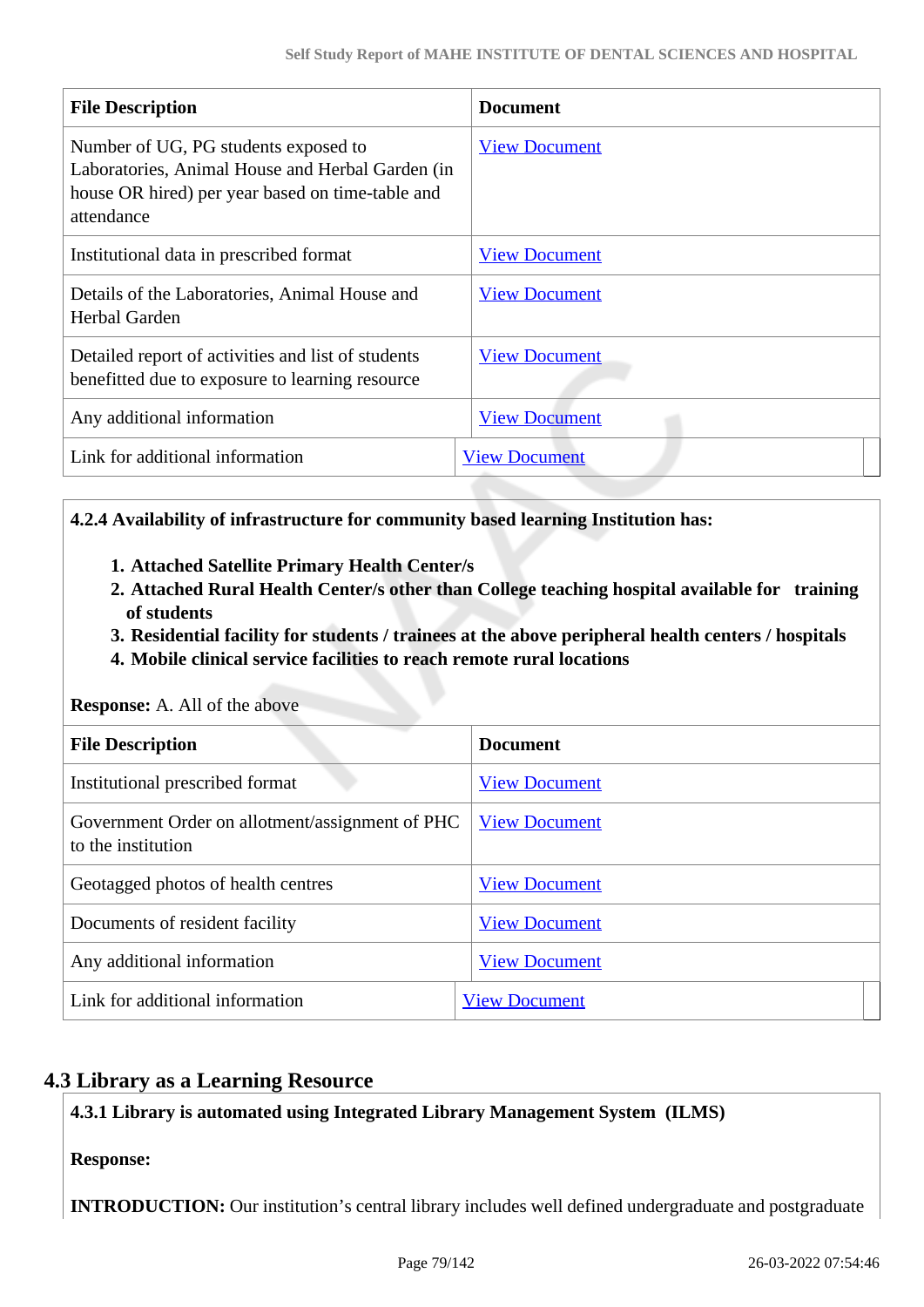| File Description | Document |
| --- | --- |
| Number of UG, PG students exposed to Laboratories, Animal House and Herbal Garden (in house OR hired) per year based on time-table and attendance | View Document |
| Institutional data in prescribed format | View Document |
| Details of the Laboratories, Animal House and Herbal Garden | View Document |
| Detailed report of activities and list of students benefitted due to exposure to learning resource | View Document |
| Any additional information | View Document |
| Link for additional information | View Document |

**4.2.4 Availability of infrastructure for community based learning Institution has:**

1. **Attached Satellite Primary Health Center/s**
2. **Attached Rural Health Center/s other than College teaching hospital available for training of students**
3. **Residential facility for students / trainees at the above peripheral health centers / hospitals**
4. **Mobile clinical service facilities to reach remote rural locations**

**Response:** A. All of the above

| File Description | Document |
| --- | --- |
| Institutional prescribed format | View Document |
| Government Order on allotment/assignment of PHC to the institution | View Document |
| Geotagged photos of health centres | View Document |
| Documents of resident facility | View Document |
| Any additional information | View Document |
| Link for additional information | View Document |

## 4.3 Library as a Learning Resource

**4.3.1 Library is automated using Integrated Library Management System (ILMS)**

**Response:**

**INTRODUCTION:** Our institution's central library includes well defined undergraduate and postgraduate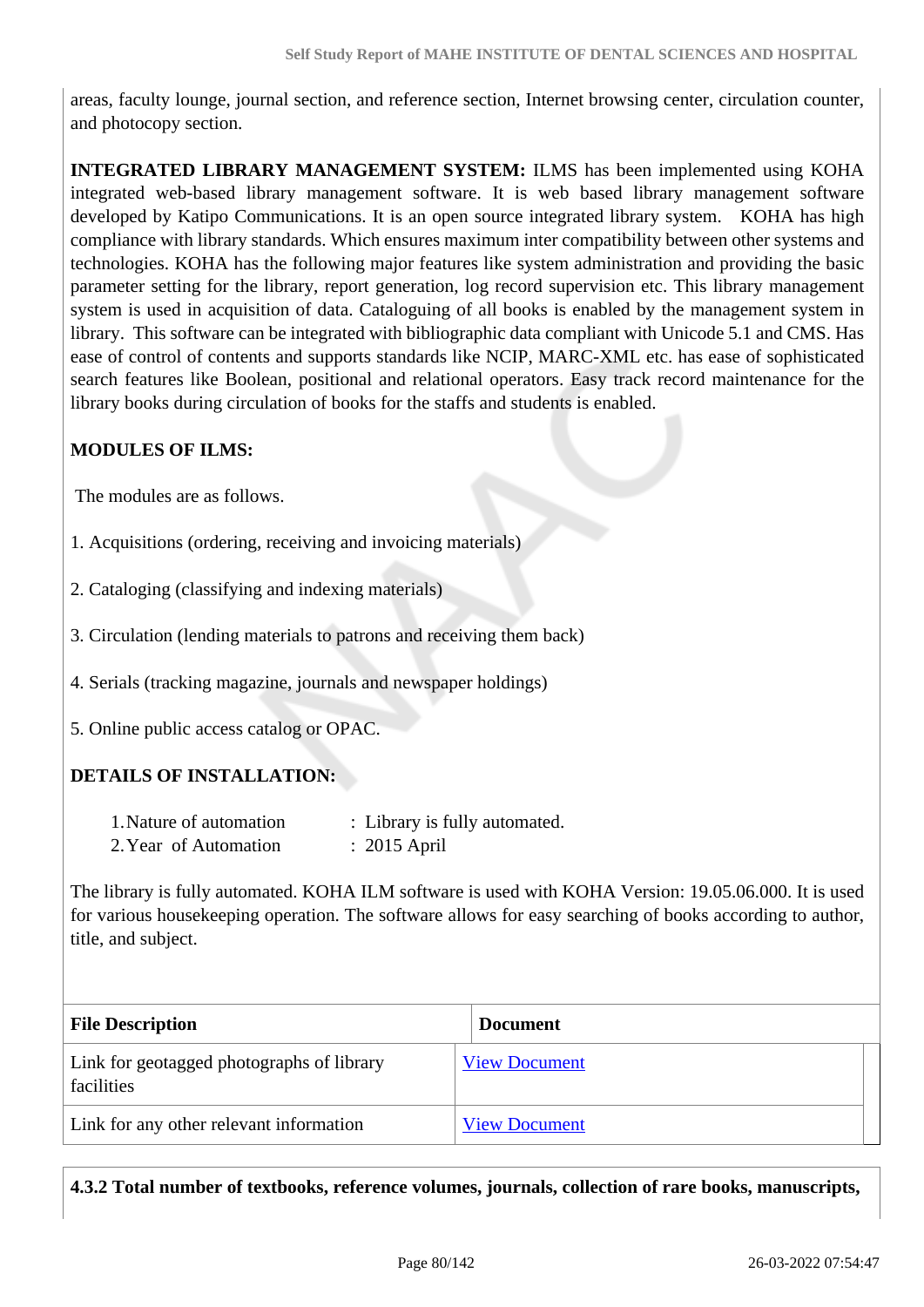areas, faculty lounge, journal section, and reference section, Internet browsing center, circulation counter, and photocopy section.

**INTEGRATED LIBRARY MANAGEMENT SYSTEM:** ILMS has been implemented using KOHA integrated web-based library management software. It is web based library management software developed by Katipo Communications. It is an open source integrated library system. KOHA has high compliance with library standards. Which ensures maximum inter compatibility between other systems and technologies. KOHA has the following major features like system administration and providing the basic parameter setting for the library, report generation, log record supervision etc. This library management system is used in acquisition of data. Cataloguing of all books is enabled by the management system in library. This software can be integrated with bibliographic data compliant with Unicode 5.1 and CMS. Has ease of control of contents and supports standards like NCIP, MARC-XML etc. has ease of sophisticated search features like Boolean, positional and relational operators. Easy track record maintenance for the library books during circulation of books for the staffs and students is enabled.

**MODULES OF ILMS:**

The modules are as follows.

1. Acquisitions (ordering, receiving and invoicing materials)

2. Cataloging (classifying and indexing materials)

3. Circulation (lending materials to patrons and receiving them back)

4. Serials (tracking magazine, journals and newspaper holdings)

5. Online public access catalog or OPAC.

**DETAILS OF INSTALLATION:**

1. Nature of automation : Library is fully automated.
2. Year of Automation : 2015 April

The library is fully automated. KOHA ILM software is used with KOHA Version: 19.05.06.000. It is used for various housekeeping operation. The software allows for easy searching of books according to author, title, and subject.

| File Description | Document |
| --- | --- |
| Link for geotagged photographs of library facilities | View Document |
| Link for any other relevant information | View Document |

**4.3.2 Total number of textbooks, reference volumes, journals, collection of rare books, manuscripts,**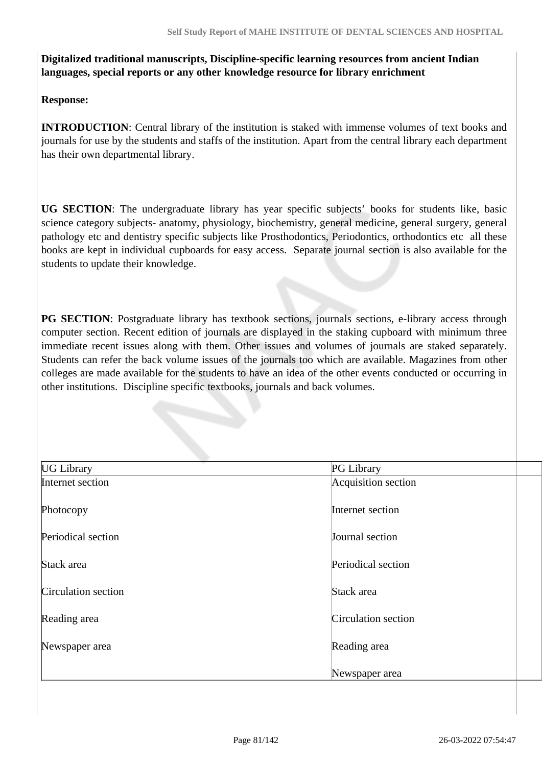**Digitalized traditional manuscripts, Discipline-specific learning resources from ancient Indian languages, special reports or any other knowledge resource for library enrichment**

**Response:**

**INTRODUCTION**: Central library of the institution is staked with immense volumes of text books and journals for use by the students and staffs of the institution. Apart from the central library each department has their own departmental library.

**UG SECTION**: The undergraduate library has year specific subjects' books for students like, basic science category subjects- anatomy, physiology, biochemistry, general medicine, general surgery, general pathology etc and dentistry specific subjects like Prosthodontics, Periodontics, orthodontics etc all these books are kept in individual cupboards for easy access. Separate journal section is also available for the students to update their knowledge.

**PG SECTION**: Postgraduate library has textbook sections, journals sections, e-library access through computer section. Recent edition of journals are displayed in the staking cupboard with minimum three immediate recent issues along with them. Other issues and volumes of journals are staked separately. Students can refer the back volume issues of the journals too which are available. Magazines from other colleges are made available for the students to have an idea of the other events conducted or occurring in other institutions. Discipline specific textbooks, journals and back volumes.

| UG Library | PG Library |
|---|---|
| Internet section<br><br>Photocopy<br><br>Periodical section<br><br>Stack area<br><br>Circulation section<br><br>Reading area<br><br>Newspaper area | Acquisition section<br><br>Internet section<br><br>Journal section<br><br>Periodical section<br><br>Stack area<br><br>Circulation section<br><br>Reading area<br><br>Newspaper area |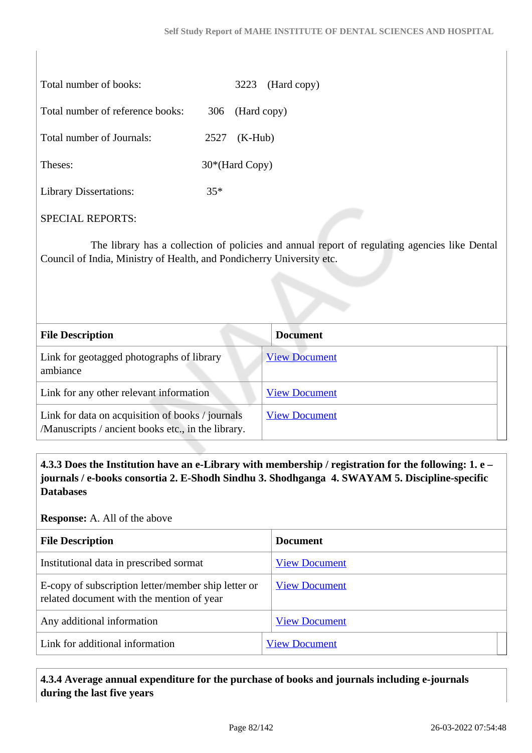Total number of books: 3223 (Hard copy)

Total number of reference books: 306 (Hard copy)

Total number of Journals: 2527 (K-Hub)

Theses: 30*(Hard Copy)

Library Dissertations: 35*

SPECIAL REPORTS:

The library has a collection of policies and annual report of regulating agencies like Dental Council of India, Ministry of Health, and Pondicherry University etc.

| File Description | Document |
|---|---|
| Link for geotagged photographs of library ambiance | View Document |
| Link for any other relevant information | View Document |
| Link for data on acquisition of books / journals /Manuscripts / ancient books etc., in the library. | View Document |

**4.3.3 Does the Institution have an e-Library with membership / registration for the following: 1. e – journals / e-books consortia 2. E-Shodh Sindhu 3. Shodhganga 4. SWAYAM 5. Discipline-specific Databases**

**Response:** A. All of the above

| File Description | Document |
|---|---|
| Institutional data in prescribed sormat | View Document |
| E-copy of subscription letter/member ship letter or related document with the mention of year | View Document |
| Any additional information | View Document |
| Link for additional information | View Document |

**4.3.4 Average annual expenditure for the purchase of books and journals including e-journals during the last five years**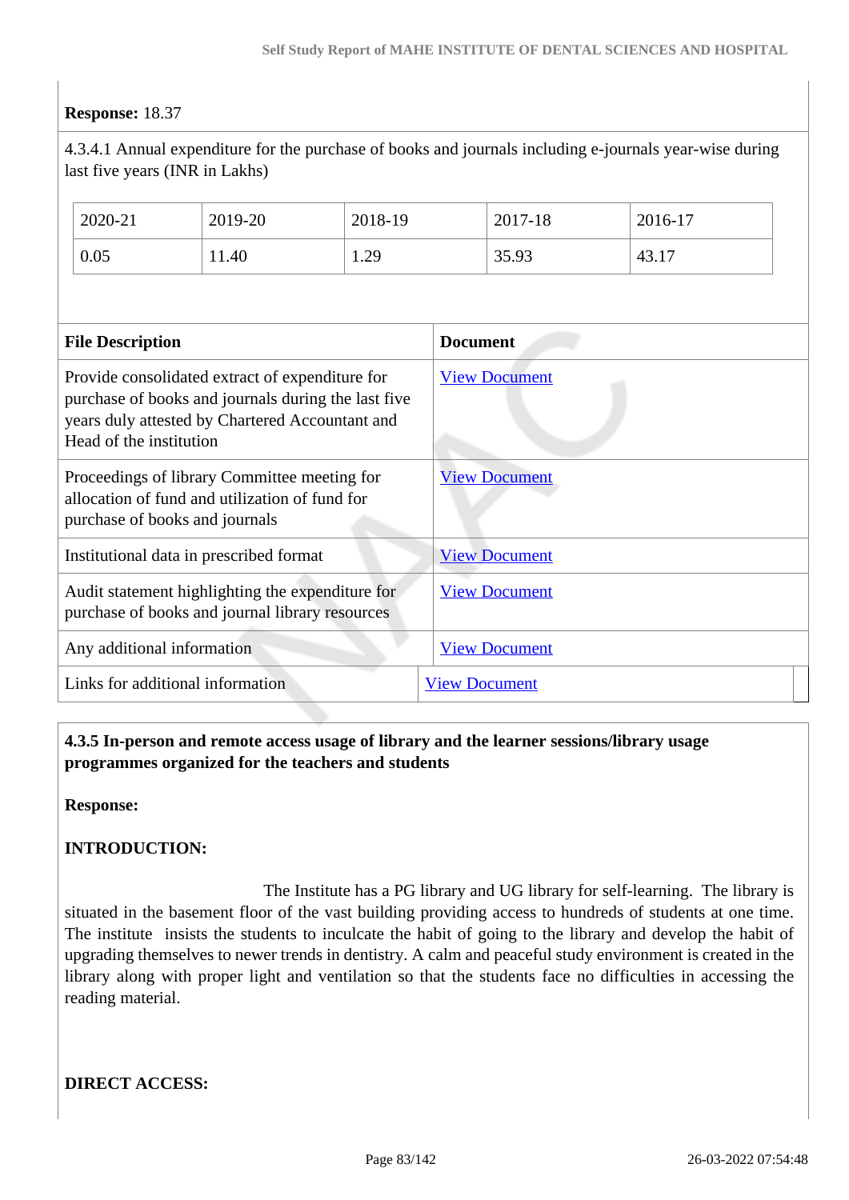**Response:** 18.37

4.3.4.1 Annual expenditure for the purchase of books and journals including e-journals year-wise during last five years (INR in Lakhs)

| 2020-21 | 2019-20 | 2018-19 | 2017-18 | 2016-17 |
|---|---|---|---|---|
| 0.05 | 11.40 | 1.29 | 35.93 | 43.17 |

| File Description | Document |
|---|---|
| Provide consolidated extract of expenditure for purchase of books and journals during the last five years duly attested by Chartered Accountant and Head of the institution | View Document |
| Proceedings of library Committee meeting for allocation of fund and utilization of fund for purchase of books and journals | View Document |
| Institutional data in prescribed format | View Document |
| Audit statement highlighting the expenditure for purchase of books and journal library resources | View Document |
| Any additional information | View Document |
| Links for additional information | View Document |

**4.3.5 In-person and remote access usage of library and the learner sessions/library usage programmes organized for the teachers and students**

**Response:**

**INTRODUCTION:**

The Institute has a PG library and UG library for self-learning. The library is situated in the basement floor of the vast building providing access to hundreds of students at one time. The institute insists the students to inculcate the habit of going to the library and develop the habit of upgrading themselves to newer trends in dentistry. A calm and peaceful study environment is created in the library along with proper light and ventilation so that the students face no difficulties in accessing the reading material.

**DIRECT ACCESS:**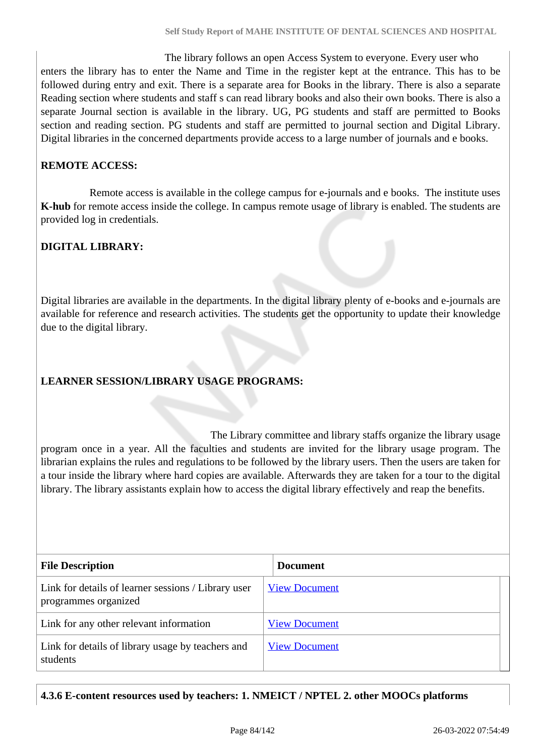The library follows an open Access System to everyone. Every user who enters the library has to enter the Name and Time in the register kept at the entrance. This has to be followed during entry and exit. There is a separate area for Books in the library. There is also a separate Reading section where students and staff s can read library books and also their own books. There is also a separate Journal section is available in the library. UG, PG students and staff are permitted to Books section and reading section. PG students and staff are permitted to journal section and Digital Library. Digital libraries in the concerned departments provide access to a large number of journals and e books.

**REMOTE ACCESS:**

Remote access is available in the college campus for e-journals and e books. The institute uses **K-hub** for remote access inside the college. In campus remote usage of library is enabled. The students are provided log in credentials.

**DIGITAL LIBRARY:**

Digital libraries are available in the departments. In the digital library plenty of e-books and e-journals are available for reference and research activities. The students get the opportunity to update their knowledge due to the digital library.

**LEARNER SESSION/LIBRARY USAGE PROGRAMS:**

The Library committee and library staffs organize the library usage program once in a year. All the faculties and students are invited for the library usage program. The librarian explains the rules and regulations to be followed by the library users. Then the users are taken for a tour inside the library where hard copies are available. Afterwards they are taken for a tour to the digital library. The library assistants explain how to access the digital library effectively and reap the benefits.

| File Description | Document |
|---|---|
| Link for details of learner sessions / Library user programmes organized | View Document |
| Link for any other relevant information | View Document |
| Link for details of library usage by teachers and students | View Document |

**4.3.6 E-content resources used by teachers: 1. NMEICT / NPTEL 2. other MOOCs platforms**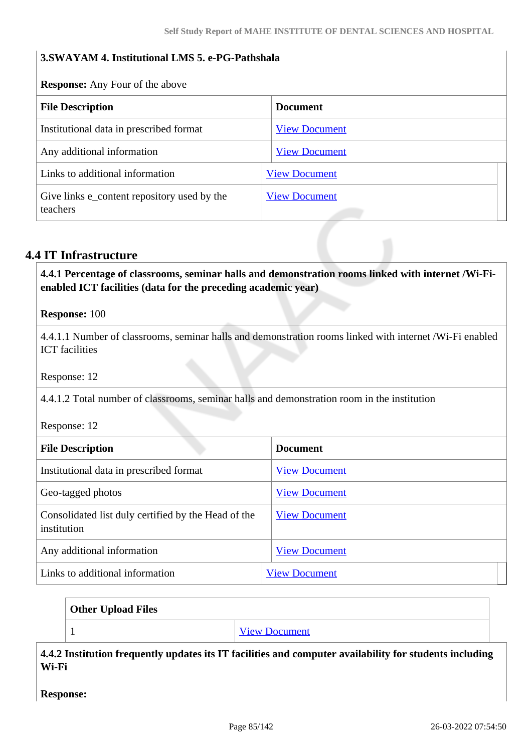**3.SWAYAM 4. Institutional LMS 5. e-PG-Pathshala**

**Response:** Any Four of the above

| File Description | Document |
|---|---|
| Institutional data in prescribed format | View Document |
| Any additional information | View Document |
| Links to additional information | View Document |
| Give links e_content repository used by the teachers | View Document |

## 4.4 IT Infrastructure

**4.4.1 Percentage of classrooms, seminar halls and demonstration rooms linked with internet /Wi-Fi-enabled ICT facilities (data for the preceding academic year)**

**Response:** 100

4.4.1.1 Number of classrooms, seminar halls and demonstration rooms linked with internet /Wi-Fi enabled ICT facilities

Response: 12

4.4.1.2 Total number of classrooms, seminar halls and demonstration room in the institution

Response: 12

| File Description | Document |
|---|---|
| Institutional data in prescribed format | View Document |
| Geo-tagged photos | View Document |
| Consolidated list duly certified by the Head of the institution | View Document |
| Any additional information | View Document |
| Links to additional information | View Document |

| Other Upload Files | |
|---|---|
| 1 | View Document |

**4.4.2 Institution frequently updates its IT facilities and computer availability for students including Wi-Fi**

**Response:**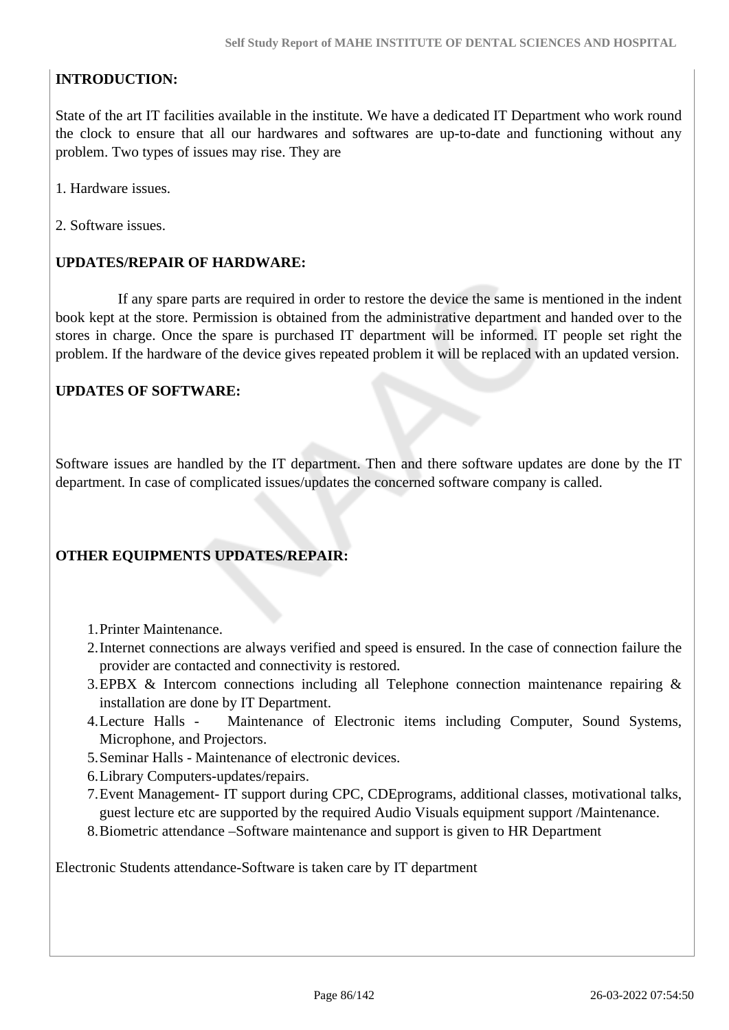**INTRODUCTION:**

State of the art IT facilities available in the institute. We have a dedicated IT Department who work round the clock to ensure that all our hardwares and softwares are up-to-date and functioning without any problem. Two types of issues may rise. They are

1. Hardware issues.

2. Software issues.

**UPDATES/REPAIR OF HARDWARE:**

If any spare parts are required in order to restore the device the same is mentioned in the indent book kept at the store. Permission is obtained from the administrative department and handed over to the stores in charge. Once the spare is purchased IT department will be informed. IT people set right the problem. If the hardware of the device gives repeated problem it will be replaced with an updated version.

**UPDATES OF SOFTWARE:**

Software issues are handled by the IT department. Then and there software updates are done by the IT department. In case of complicated issues/updates the concerned software company is called.

**OTHER EQUIPMENTS UPDATES/REPAIR:**

1. Printer Maintenance.
2. Internet connections are always verified and speed is ensured. In the case of connection failure the provider are contacted and connectivity is restored.
3. EPBX & Intercom connections including all Telephone connection maintenance repairing & installation are done by IT Department.
4. Lecture Halls - Maintenance of Electronic items including Computer, Sound Systems, Microphone, and Projectors.
5. Seminar Halls - Maintenance of electronic devices.
6. Library Computers-updates/repairs.
7. Event Management- IT support during CPC, CDEprograms, additional classes, motivational talks, guest lecture etc are supported by the required Audio Visuals equipment support /Maintenance.
8. Biometric attendance –Software maintenance and support is given to HR Department

Electronic Students attendance-Software is taken care by IT department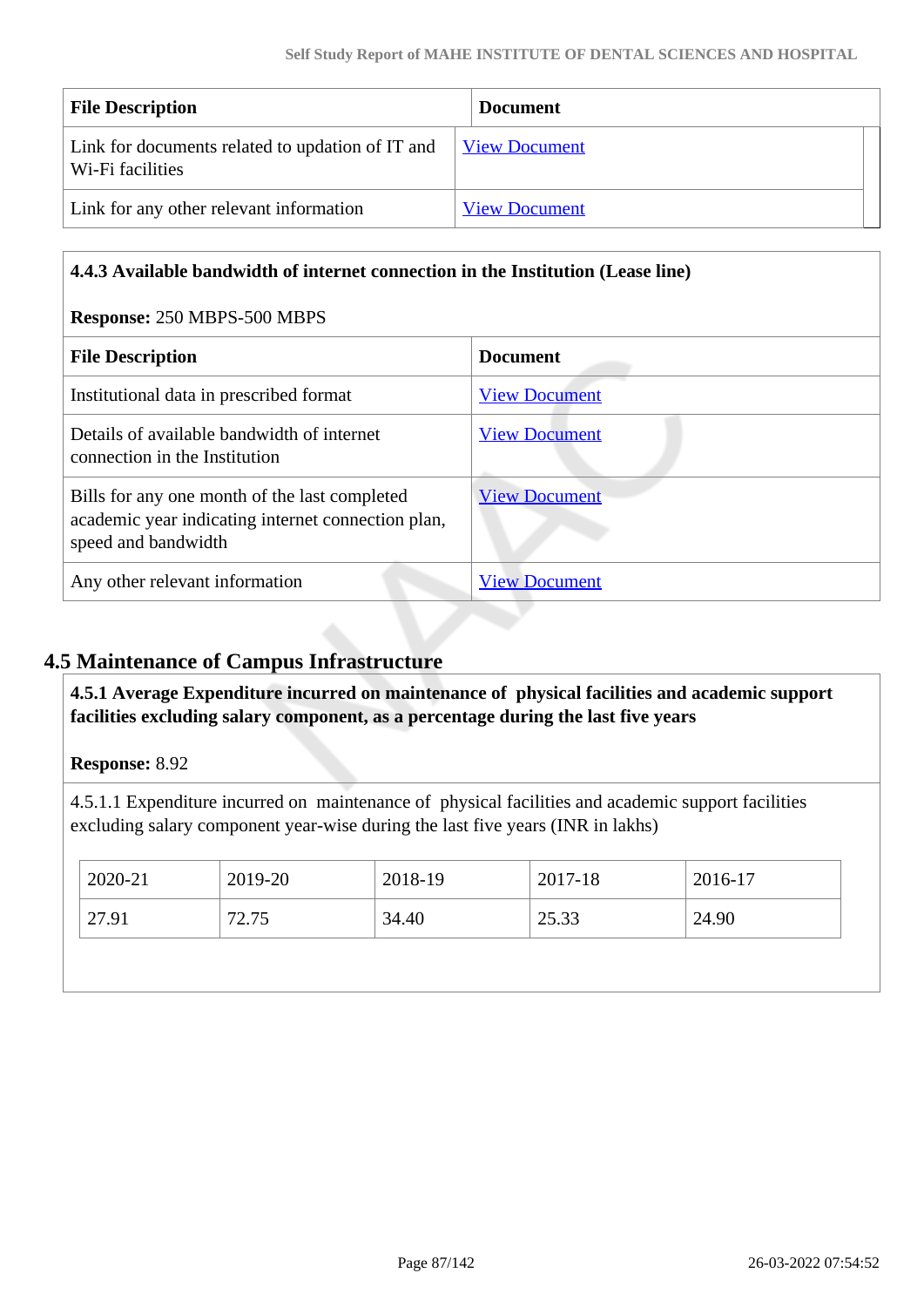| File Description | Document |
|---|---|
| Link for documents related to updation of IT and Wi-Fi facilities | View Document |
| Link for any other relevant information | View Document |

**4.4.3 Available bandwidth of internet connection in the Institution (Lease line)**

**Response:** 250 MBPS-500 MBPS

| File Description | Document |
|---|---|
| Institutional data in prescribed format | View Document |
| Details of available bandwidth of internet connection in the Institution | View Document |
| Bills for any one month of the last completed academic year indicating internet connection plan, speed and bandwidth | View Document |
| Any other relevant information | View Document |

## 4.5 Maintenance of Campus Infrastructure

**4.5.1 Average Expenditure incurred on maintenance of physical facilities and academic support facilities excluding salary component, as a percentage during the last five years**

**Response:** 8.92

4.5.1.1 Expenditure incurred on maintenance of physical facilities and academic support facilities excluding salary component year-wise during the last five years (INR in lakhs)

| 2020-21 | 2019-20 | 2018-19 | 2017-18 | 2016-17 |
|---|---|---|---|---|
| 27.91 | 72.75 | 34.40 | 25.33 | 24.90 |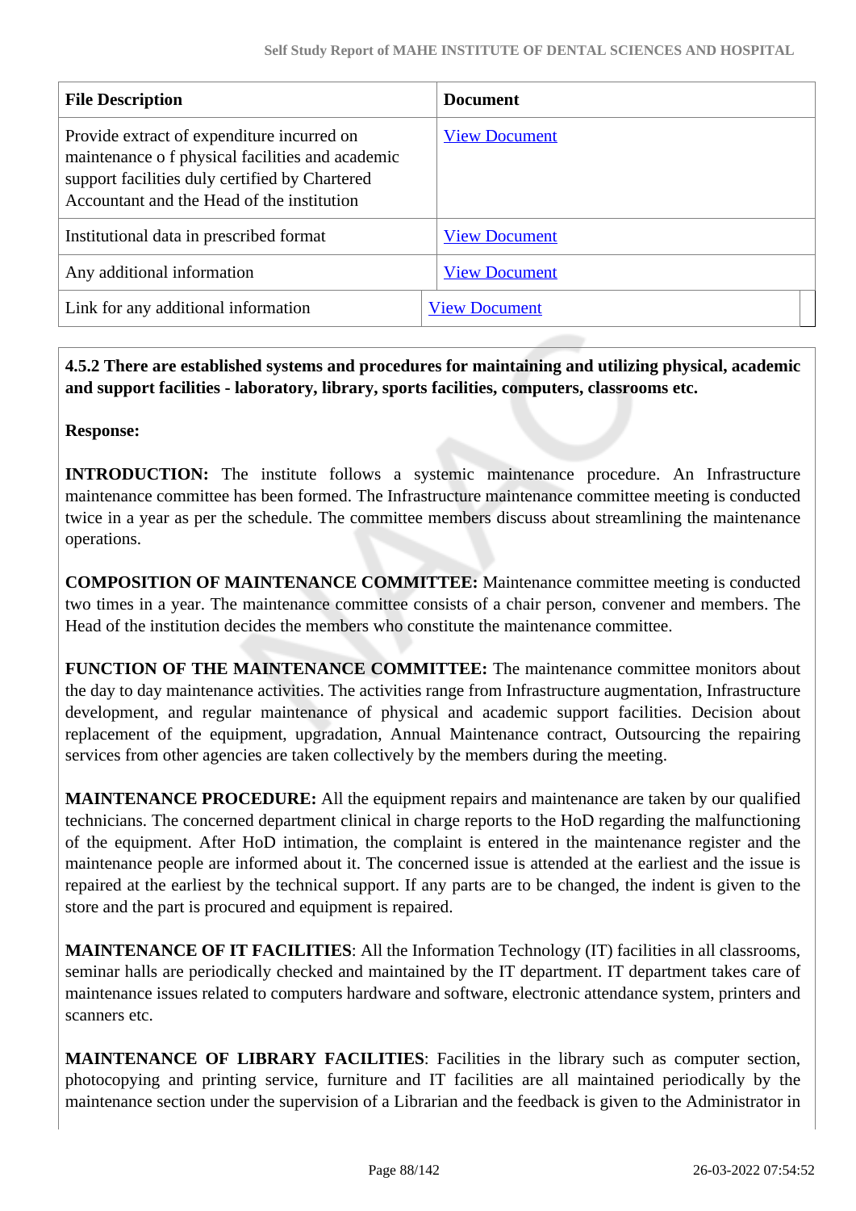| File Description | Document |
|---|---|
| Provide extract of expenditure incurred on maintenance o f physical facilities and academic support facilities duly certified by Chartered Accountant and the Head of the institution | View Document |
| Institutional data in prescribed format | View Document |
| Any additional information | View Document |
| Link for any additional information | View Document |

**4.5.2 There are established systems and procedures for maintaining and utilizing physical, academic and support facilities - laboratory, library, sports facilities, computers, classrooms etc.**

**Response:**

**INTRODUCTION:** The institute follows a systemic maintenance procedure. An Infrastructure maintenance committee has been formed. The Infrastructure maintenance committee meeting is conducted twice in a year as per the schedule. The committee members discuss about streamlining the maintenance operations.

**COMPOSITION OF MAINTENANCE COMMITTEE:** Maintenance committee meeting is conducted two times in a year. The maintenance committee consists of a chair person, convener and members. The Head of the institution decides the members who constitute the maintenance committee.

**FUNCTION OF THE MAINTENANCE COMMITTEE:** The maintenance committee monitors about the day to day maintenance activities. The activities range from Infrastructure augmentation, Infrastructure development, and regular maintenance of physical and academic support facilities. Decision about replacement of the equipment, upgradation, Annual Maintenance contract, Outsourcing the repairing services from other agencies are taken collectively by the members during the meeting.

**MAINTENANCE PROCEDURE:** All the equipment repairs and maintenance are taken by our qualified technicians. The concerned department clinical in charge reports to the HoD regarding the malfunctioning of the equipment. After HoD intimation, the complaint is entered in the maintenance register and the maintenance people are informed about it. The concerned issue is attended at the earliest and the issue is repaired at the earliest by the technical support. If any parts are to be changed, the indent is given to the store and the part is procured and equipment is repaired.

**MAINTENANCE OF IT FACILITIES**: All the Information Technology (IT) facilities in all classrooms, seminar halls are periodically checked and maintained by the IT department. IT department takes care of maintenance issues related to computers hardware and software, electronic attendance system, printers and scanners etc.

**MAINTENANCE OF LIBRARY FACILITIES**: Facilities in the library such as computer section, photocopying and printing service, furniture and IT facilities are all maintained periodically by the maintenance section under the supervision of a Librarian and the feedback is given to the Administrator in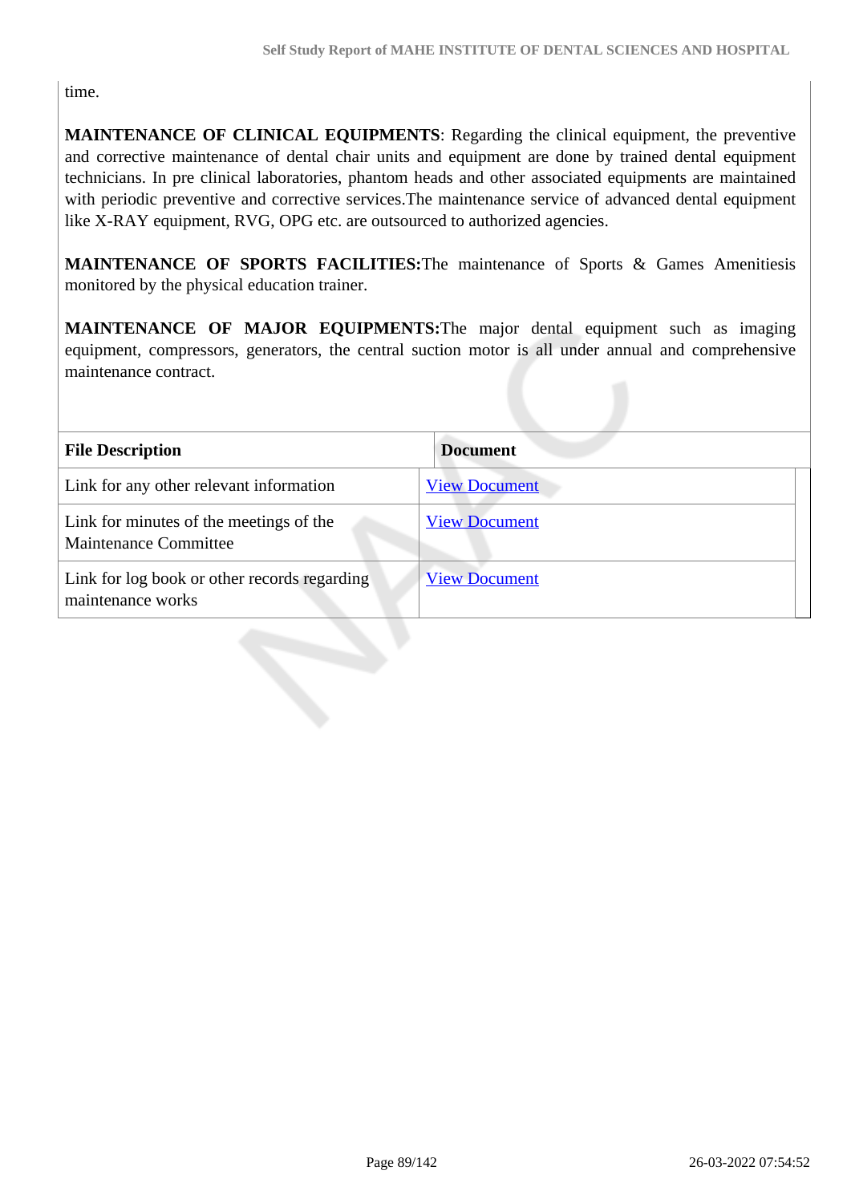time.

**MAINTENANCE OF CLINICAL EQUIPMENTS**: Regarding the clinical equipment, the preventive and corrective maintenance of dental chair units and equipment are done by trained dental equipment technicians. In pre clinical laboratories, phantom heads and other associated equipments are maintained with periodic preventive and corrective services.The maintenance service of advanced dental equipment like X-RAY equipment, RVG, OPG etc. are outsourced to authorized agencies.

**MAINTENANCE OF SPORTS FACILITIES:**The maintenance of Sports & Games Amenitiesis monitored by the physical education trainer.

**MAINTENANCE OF MAJOR EQUIPMENTS:**The major dental equipment such as imaging equipment, compressors, generators, the central suction motor is all under annual and comprehensive maintenance contract.

| File Description | Document |
|---|---|
| Link for any other relevant information | View Document |
| Link for minutes of the meetings of the Maintenance Committee | View Document |
| Link for log book or other records regarding maintenance works | View Document |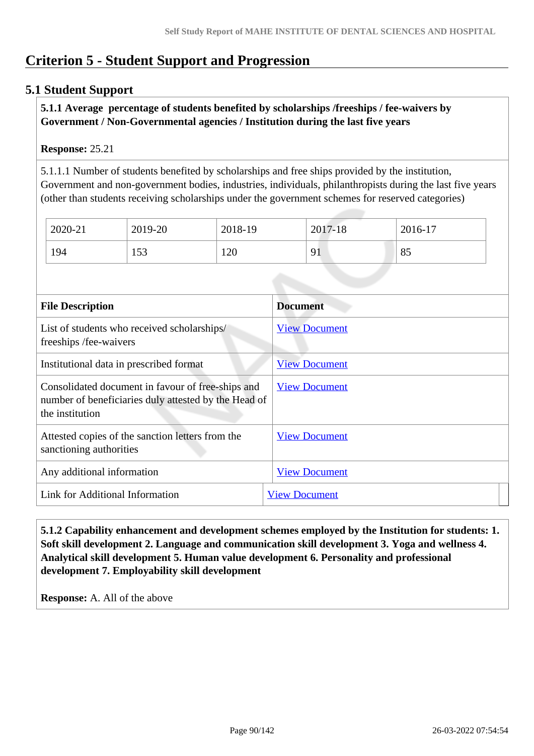# Criterion 5 - Student Support and Progression

## 5.1 Student Support

**5.1.1 Average percentage of students benefited by scholarships /freeships / fee-waivers by Government / Non-Governmental agencies / Institution during the last five years**

**Response:** 25.21

5.1.1.1 Number of students benefited by scholarships and free ships provided by the institution, Government and non-government bodies, industries, individuals, philanthropists during the last five years (other than students receiving scholarships under the government schemes for reserved categories)

| 2020-21 | 2019-20 | 2018-19 | 2017-18 | 2016-17 |
|---|---|---|---|---|
| 194 | 153 | 120 | 91 | 85 |

| File Description | Document |
|---|---|
| List of students who received scholarships/ freeships /fee-waivers | View Document |
| Institutional data in prescribed format | View Document |
| Consolidated document in favour of free-ships and number of beneficiaries duly attested by the Head of the institution | View Document |
| Attested copies of the sanction letters from the sanctioning authorities | View Document |
| Any additional information | View Document |
| Link for Additional Information | View Document |

**5.1.2 Capability enhancement and development schemes employed by the Institution for students: 1. Soft skill development 2. Language and communication skill development 3. Yoga and wellness 4. Analytical skill development 5. Human value development 6. Personality and professional development 7. Employability skill development**

**Response:** A. All of the above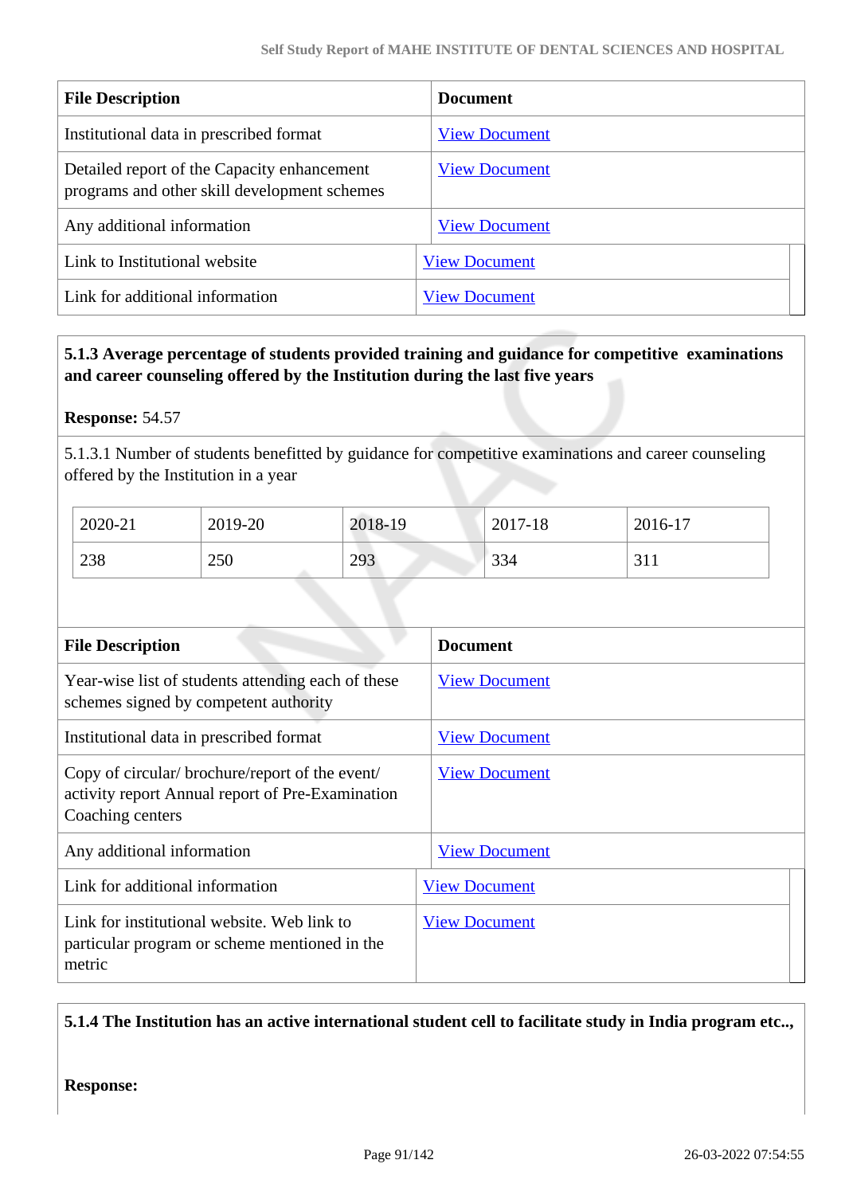| File Description | Document |
| --- | --- |
| Institutional data in prescribed format | View Document |
| Detailed report of the Capacity enhancement programs and other skill development schemes | View Document |
| Any additional information | View Document |
| Link to Institutional website | View Document |
| Link for additional information | View Document |

**5.1.3 Average percentage of students provided training and guidance for competitive examinations and career counseling offered by the Institution during the last five years**

**Response:** 54.57

5.1.3.1 Number of students benefitted by guidance for competitive examinations and career counseling offered by the Institution in a year

| 2020-21 | 2019-20 | 2018-19 | 2017-18 | 2016-17 |
| --- | --- | --- | --- | --- |
| 238 | 250 | 293 | 334 | 311 |

| File Description | Document |
| --- | --- |
| Year-wise list of students attending each of these schemes signed by competent authority | View Document |
| Institutional data in prescribed format | View Document |
| Copy of circular/ brochure/report of the event/ activity report Annual report of Pre-Examination Coaching centers | View Document |
| Any additional information | View Document |
| Link for additional information | View Document |
| Link for institutional website. Web link to particular program or scheme mentioned in the metric | View Document |

**5.1.4 The Institution has an active international student cell to facilitate study in India program etc..,**

**Response:**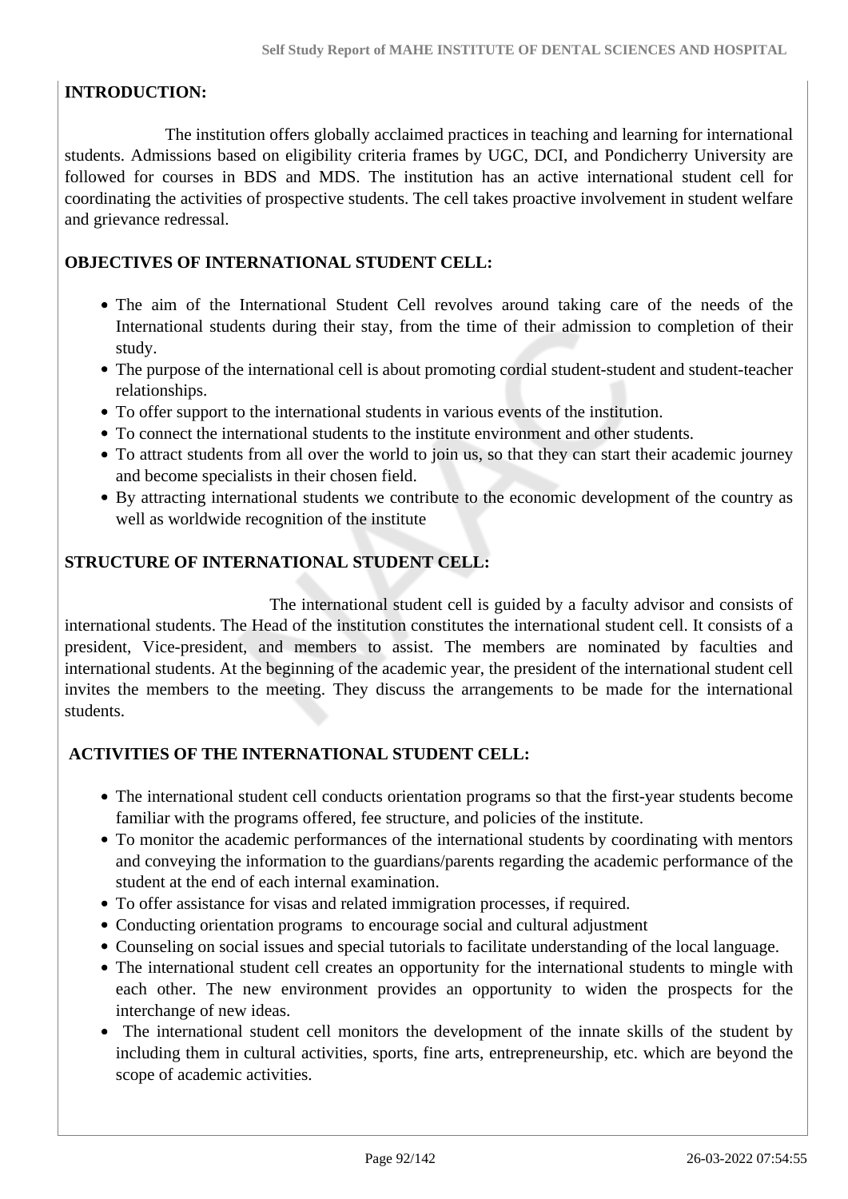**INTRODUCTION:**

The institution offers globally acclaimed practices in teaching and learning for international students. Admissions based on eligibility criteria frames by UGC, DCI, and Pondicherry University are followed for courses in BDS and MDS. The institution has an active international student cell for coordinating the activities of prospective students. The cell takes proactive involvement in student welfare and grievance redressal.

**OBJECTIVES OF INTERNATIONAL STUDENT CELL:**

- The aim of the International Student Cell revolves around taking care of the needs of the International students during their stay, from the time of their admission to completion of their study.
- The purpose of the international cell is about promoting cordial student-student and student-teacher relationships.
- To offer support to the international students in various events of the institution.
- To connect the international students to the institute environment and other students.
- To attract students from all over the world to join us, so that they can start their academic journey and become specialists in their chosen field.
- By attracting international students we contribute to the economic development of the country as well as worldwide recognition of the institute

**STRUCTURE OF INTERNATIONAL STUDENT CELL:**

The international student cell is guided by a faculty advisor and consists of international students. The Head of the institution constitutes the international student cell. It consists of a president, Vice-president, and members to assist. The members are nominated by faculties and international students. At the beginning of the academic year, the president of the international student cell invites the members to the meeting. They discuss the arrangements to be made for the international students.

**ACTIVITIES OF THE INTERNATIONAL STUDENT CELL:**

- The international student cell conducts orientation programs so that the first-year students become familiar with the programs offered, fee structure, and policies of the institute.
- To monitor the academic performances of the international students by coordinating with mentors and conveying the information to the guardians/parents regarding the academic performance of the student at the end of each internal examination.
- To offer assistance for visas and related immigration processes, if required.
- Conducting orientation programs to encourage social and cultural adjustment
- Counseling on social issues and special tutorials to facilitate understanding of the local language.
- The international student cell creates an opportunity for the international students to mingle with each other. The new environment provides an opportunity to widen the prospects for the interchange of new ideas.
- The international student cell monitors the development of the innate skills of the student by including them in cultural activities, sports, fine arts, entrepreneurship, etc. which are beyond the scope of academic activities.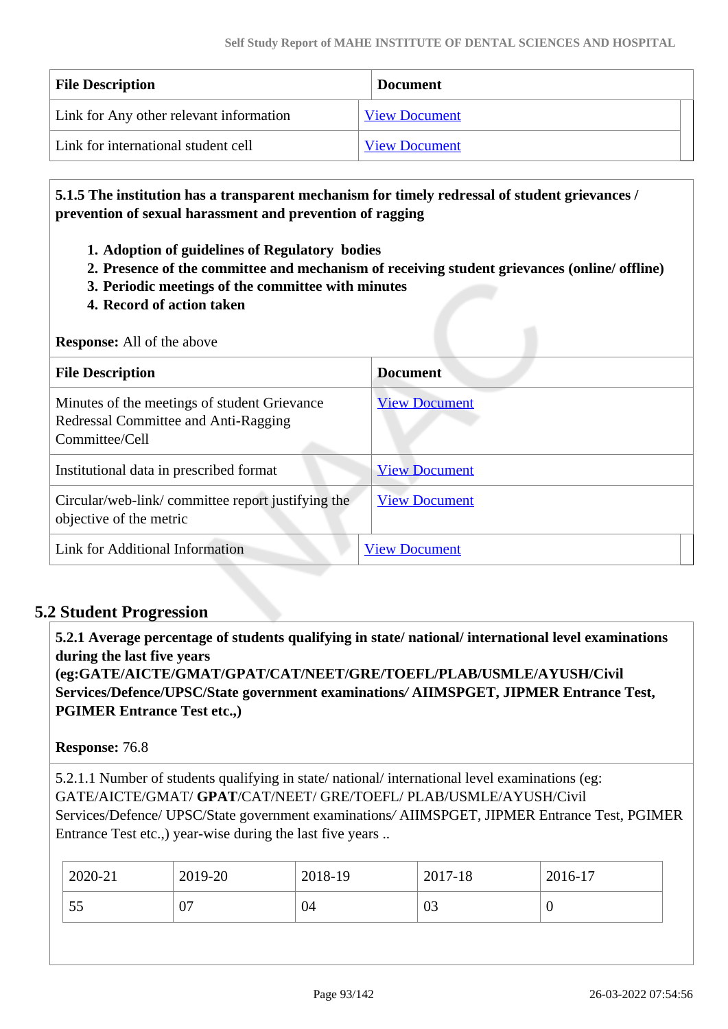| File Description | Document |
|---|---|
| Link for Any other relevant information | View Document |
| Link for international student cell | View Document |

**5.1.5 The institution has a transparent mechanism for timely redressal of student grievances / prevention of sexual harassment and prevention of ragging**

1. **Adoption of guidelines of Regulatory bodies**
2. **Presence of the committee and mechanism of receiving student grievances (online/ offline)**
3. **Periodic meetings of the committee with minutes**
4. **Record of action taken**

**Response:** All of the above

| File Description | Document |
|---|---|
| Minutes of the meetings of student Grievance Redressal Committee and Anti-Ragging Committee/Cell | View Document |
| Institutional data in prescribed format | View Document |
| Circular/web-link/ committee report justifying the objective of the metric | View Document |
| Link for Additional Information | View Document |

## 5.2 Student Progression

**5.2.1 Average percentage of students qualifying in state/ national/ international level examinations during the last five years (eg:GATE/AICTE/GMAT/GPAT/CAT/NEET/GRE/TOEFL/PLAB/USMLE/AYUSH/Civil Services/Defence/UPSC/State government examinations/ AIIMSPGET, JIPMER Entrance Test, PGIMER Entrance Test etc.,)**

**Response:** 76.8

5.2.1.1 Number of students qualifying in state/ national/ international level examinations (eg: GATE/AICTE/GMAT/ **GPAT**/CAT/NEET/ GRE/TOEFL/ PLAB/USMLE/AYUSH/Civil Services/Defence/ UPSC/State government examinations/ AIIMSPGET, JIPMER Entrance Test, PGIMER Entrance Test etc.,) year-wise during the last five years ..

| 2020-21 | 2019-20 | 2018-19 | 2017-18 | 2016-17 |
|---|---|---|---|---|
| 55 | 07 | 04 | 03 | 0 |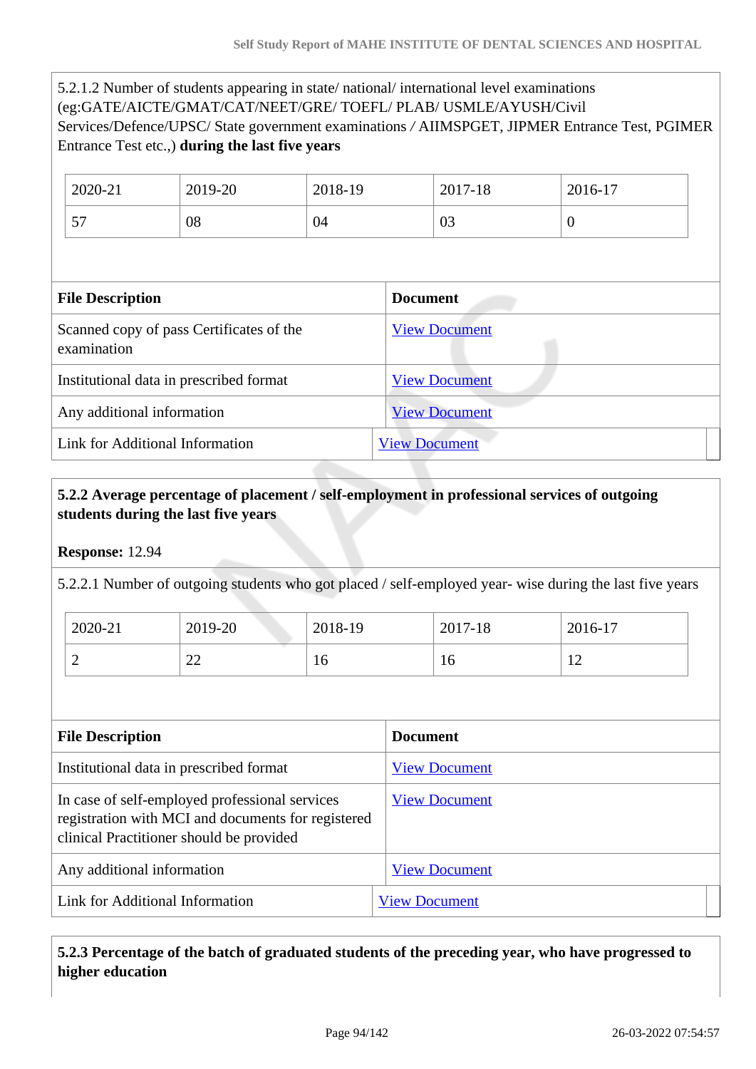5.2.1.2 Number of students appearing in state/ national/ international level examinations (eg:GATE/AICTE/GMAT/CAT/NEET/GRE/ TOEFL/ PLAB/ USMLE/AYUSH/Civil Services/Defence/UPSC/ State government examinations / AIIMSPGET, JIPMER Entrance Test, PGIMER Entrance Test etc.,) **during the last five years**

| 2020-21 | 2019-20 | 2018-19 | 2017-18 | 2016-17 |
|---|---|---|---|---|
| 57 | 08 | 04 | 03 | 0 |

| File Description | Document |
|---|---|
| Scanned copy of pass Certificates of the examination | View Document |
| Institutional data in prescribed format | View Document |
| Any additional information | View Document |
| Link for Additional Information | View Document |

**5.2.2 Average percentage of placement / self-employment in professional services of outgoing students during the last five years**

**Response:** 12.94

5.2.2.1 Number of outgoing students who got placed / self-employed year- wise during the last five years

| 2020-21 | 2019-20 | 2018-19 | 2017-18 | 2016-17 |
|---|---|---|---|---|
| 2 | 22 | 16 | 16 | 12 |

| File Description | Document |
|---|---|
| Institutional data in prescribed format | View Document |
| In case of self-employed professional services registration with MCI and documents for registered clinical Practitioner should be provided | View Document |
| Any additional information | View Document |
| Link for Additional Information | View Document |

**5.2.3 Percentage of the batch of graduated students of the preceding year, who have progressed to higher education**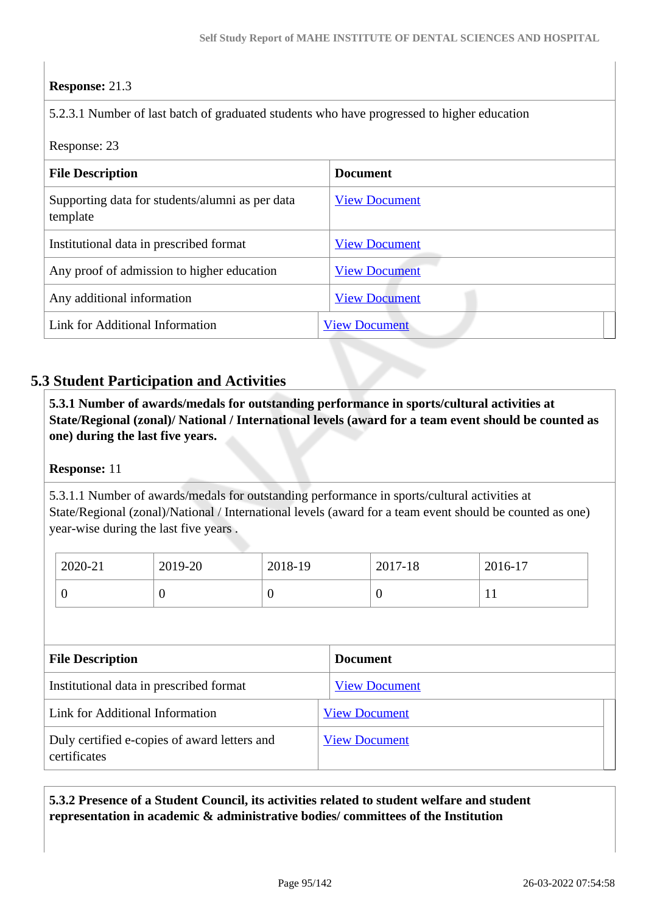**Response:** 21.3

5.2.3.1 Number of last batch of graduated students who have progressed to higher education

Response: 23

| File Description | Document |
|---|---|
| Supporting data for students/alumni as per data template | View Document |
| Institutional data in prescribed format | View Document |
| Any proof of admission to higher education | View Document |
| Any additional information | View Document |
| Link for Additional Information | View Document |

## 5.3 Student Participation and Activities

**5.3.1 Number of awards/medals for outstanding performance in sports/cultural activities at State/Regional (zonal)/ National / International levels (award for a team event should be counted as one) during the last five years.**

**Response:** 11

5.3.1.1 Number of awards/medals for outstanding performance in sports/cultural activities at State/Regional (zonal)/National / International levels (award for a team event should be counted as one) year-wise during the last five years .

| 2020-21 | 2019-20 | 2018-19 | 2017-18 | 2016-17 |
|---|---|---|---|---|
| 0 | 0 | 0 | 0 | 11 |

| File Description | Document |
|---|---|
| Institutional data in prescribed format | View Document |
| Link for Additional Information | View Document |
| Duly certified e-copies of award letters and certificates | View Document |

**5.3.2 Presence of a Student Council, its activities related to student welfare and student representation in academic & administrative bodies/ committees of the Institution**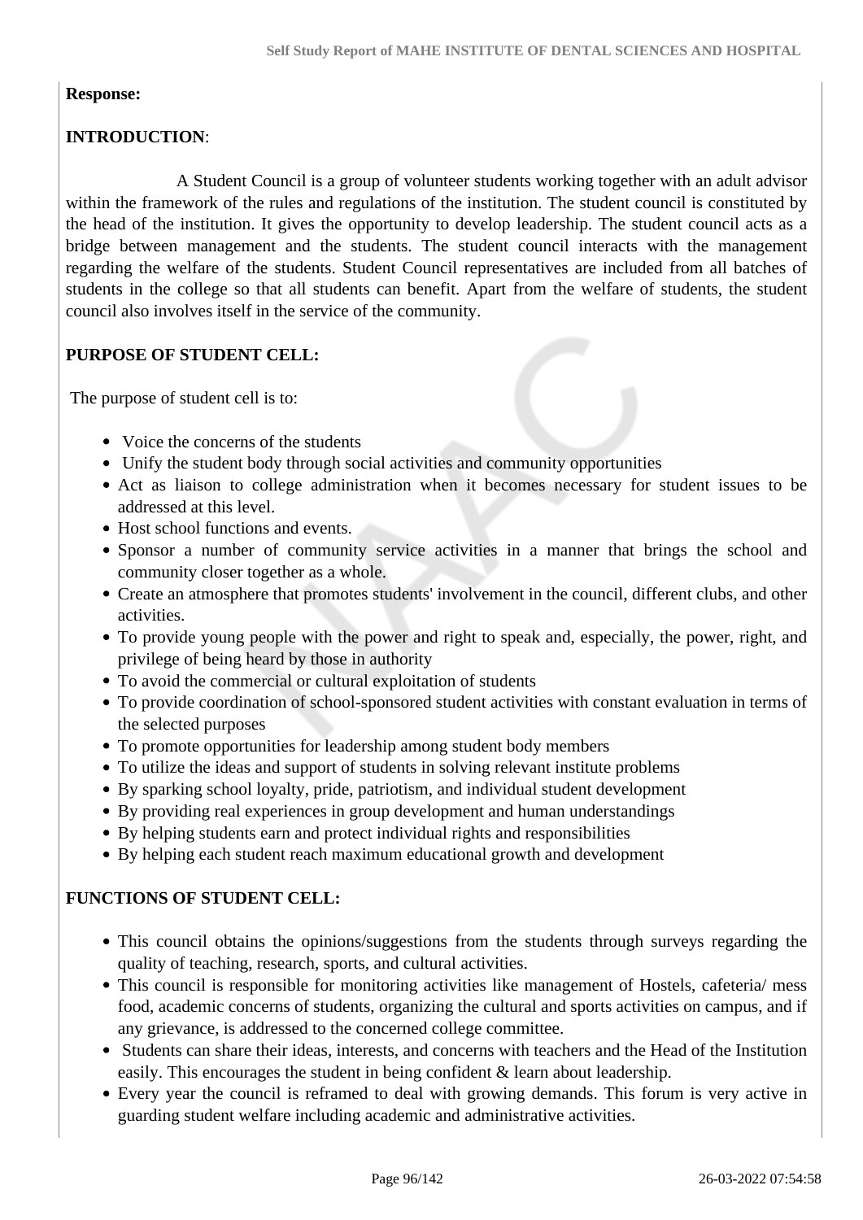**Response:**

**INTRODUCTION**:

A Student Council is a group of volunteer students working together with an adult advisor within the framework of the rules and regulations of the institution. The student council is constituted by the head of the institution. It gives the opportunity to develop leadership. The student council acts as a bridge between management and the students. The student council interacts with the management regarding the welfare of the students. Student Council representatives are included from all batches of students in the college so that all students can benefit. Apart from the welfare of students, the student council also involves itself in the service of the community.

**PURPOSE OF STUDENT CELL:**

The purpose of student cell is to:

- Voice the concerns of the students
- Unify the student body through social activities and community opportunities
- Act as liaison to college administration when it becomes necessary for student issues to be addressed at this level.
- Host school functions and events.
- Sponsor a number of community service activities in a manner that brings the school and community closer together as a whole.
- Create an atmosphere that promotes students' involvement in the council, different clubs, and other activities.
- To provide young people with the power and right to speak and, especially, the power, right, and privilege of being heard by those in authority
- To avoid the commercial or cultural exploitation of students
- To provide coordination of school-sponsored student activities with constant evaluation in terms of the selected purposes
- To promote opportunities for leadership among student body members
- To utilize the ideas and support of students in solving relevant institute problems
- By sparking school loyalty, pride, patriotism, and individual student development
- By providing real experiences in group development and human understandings
- By helping students earn and protect individual rights and responsibilities
- By helping each student reach maximum educational growth and development

**FUNCTIONS OF STUDENT CELL:**

- This council obtains the opinions/suggestions from the students through surveys regarding the quality of teaching, research, sports, and cultural activities.
- This council is responsible for monitoring activities like management of Hostels, cafeteria/ mess food, academic concerns of students, organizing the cultural and sports activities on campus, and if any grievance, is addressed to the concerned college committee.
- Students can share their ideas, interests, and concerns with teachers and the Head of the Institution easily. This encourages the student in being confident & learn about leadership.
- Every year the council is reframed to deal with growing demands. This forum is very active in guarding student welfare including academic and administrative activities.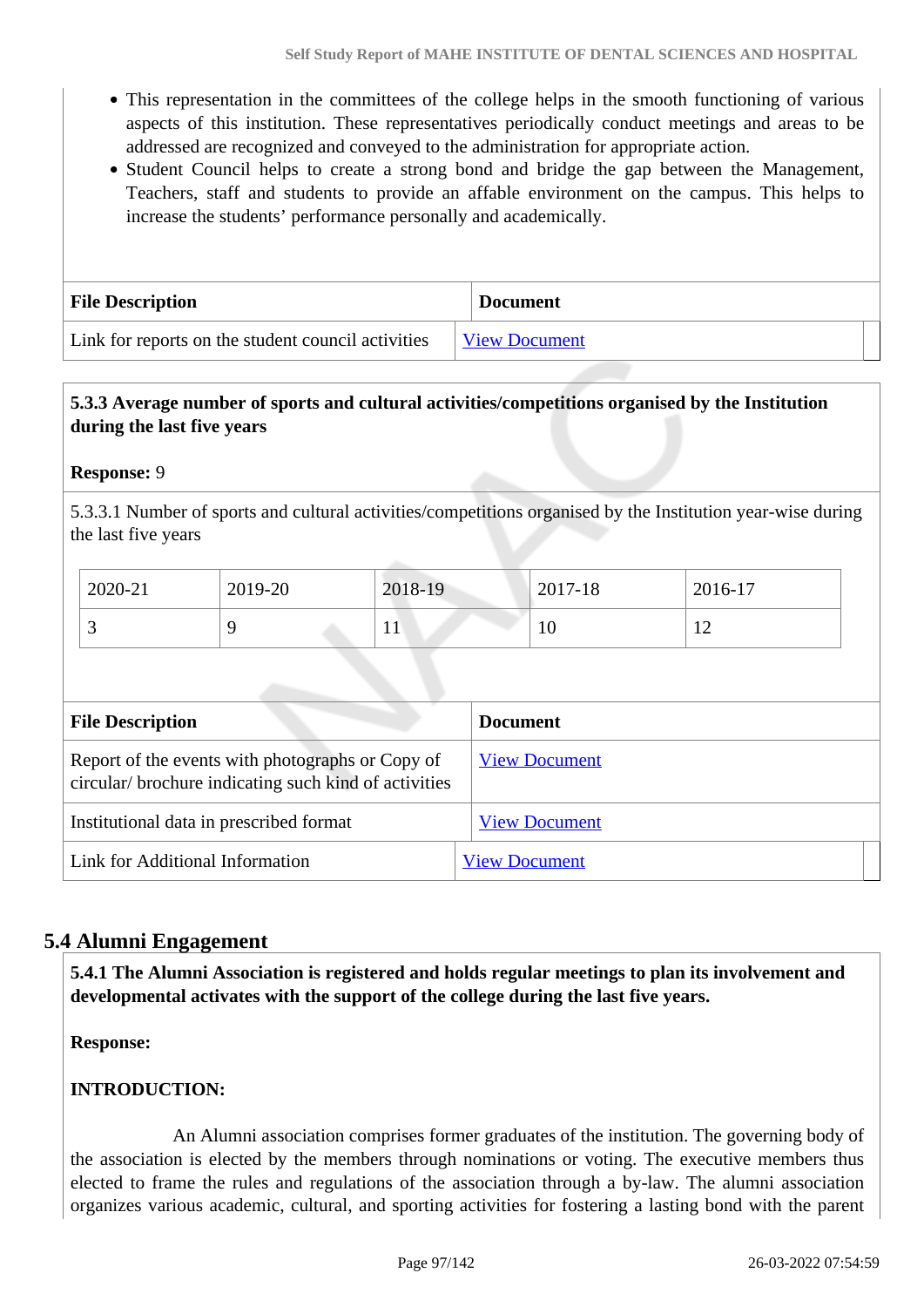- This representation in the committees of the college helps in the smooth functioning of various aspects of this institution. These representatives periodically conduct meetings and areas to be addressed are recognized and conveyed to the administration for appropriate action.
- Student Council helps to create a strong bond and bridge the gap between the Management, Teachers, staff and students to provide an affable environment on the campus. This helps to increase the students' performance personally and academically.

| File Description | Document |
|---|---|
| Link for reports on the student council activities | View Document |

**5.3.3 Average number of sports and cultural activities/competitions organised by the Institution during the last five years**

**Response:** 9

5.3.3.1 Number of sports and cultural activities/competitions organised by the Institution year-wise during the last five years

| 2020-21 | 2019-20 | 2018-19 | 2017-18 | 2016-17 |
|---|---|---|---|---|
| 3 | 9 | 11 | 10 | 12 |

| File Description | Document |
|---|---|
| Report of the events with photographs or Copy of circular/ brochure indicating such kind of activities | View Document |
| Institutional data in prescribed format | View Document |
| Link for Additional Information | View Document |

## 5.4 Alumni Engagement

**5.4.1 The Alumni Association is registered and holds regular meetings to plan its involvement and developmental activates with the support of the college during the last five years.**

**Response:**

**INTRODUCTION:**

An Alumni association comprises former graduates of the institution. The governing body of the association is elected by the members through nominations or voting. The executive members thus elected to frame the rules and regulations of the association through a by-law. The alumni association organizes various academic, cultural, and sporting activities for fostering a lasting bond with the parent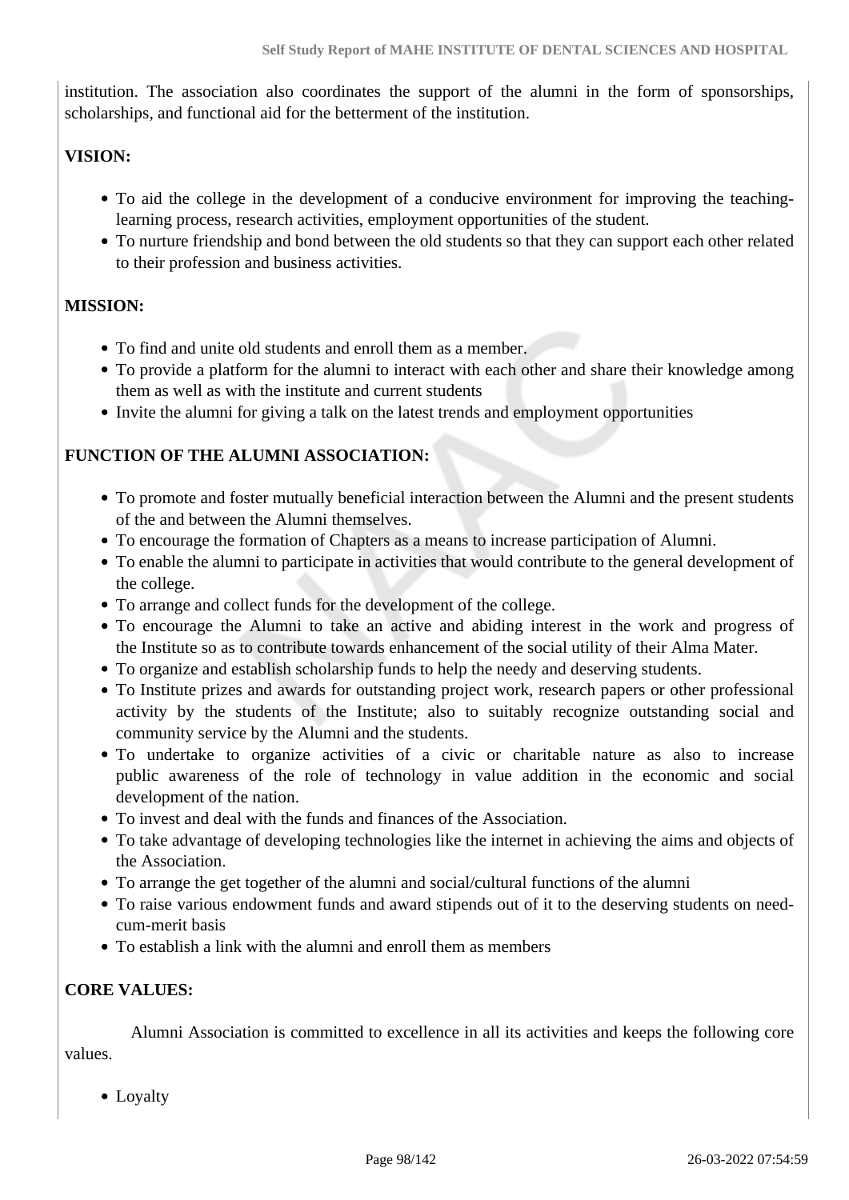institution. The association also coordinates the support of the alumni in the form of sponsorships, scholarships, and functional aid for the betterment of the institution.

**VISION:**

- To aid the college in the development of a conducive environment for improving the teaching-learning process, research activities, employment opportunities of the student.
- To nurture friendship and bond between the old students so that they can support each other related to their profession and business activities.

**MISSION:**

- To find and unite old students and enroll them as a member.
- To provide a platform for the alumni to interact with each other and share their knowledge among them as well as with the institute and current students
- Invite the alumni for giving a talk on the latest trends and employment opportunities

**FUNCTION OF THE ALUMNI ASSOCIATION:**

- To promote and foster mutually beneficial interaction between the Alumni and the present students of the and between the Alumni themselves.
- To encourage the formation of Chapters as a means to increase participation of Alumni.
- To enable the alumni to participate in activities that would contribute to the general development of the college.
- To arrange and collect funds for the development of the college.
- To encourage the Alumni to take an active and abiding interest in the work and progress of the Institute so as to contribute towards enhancement of the social utility of their Alma Mater.
- To organize and establish scholarship funds to help the needy and deserving students.
- To Institute prizes and awards for outstanding project work, research papers or other professional activity by the students of the Institute; also to suitably recognize outstanding social and community service by the Alumni and the students.
- To undertake to organize activities of a civic or charitable nature as also to increase public awareness of the role of technology in value addition in the economic and social development of the nation.
- To invest and deal with the funds and finances of the Association.
- To take advantage of developing technologies like the internet in achieving the aims and objects of the Association.
- To arrange the get together of the alumni and social/cultural functions of the alumni
- To raise various endowment funds and award stipends out of it to the deserving students on need-cum-merit basis
- To establish a link with the alumni and enroll them as members

**CORE VALUES:**

Alumni Association is committed to excellence in all its activities and keeps the following core values.

- Loyalty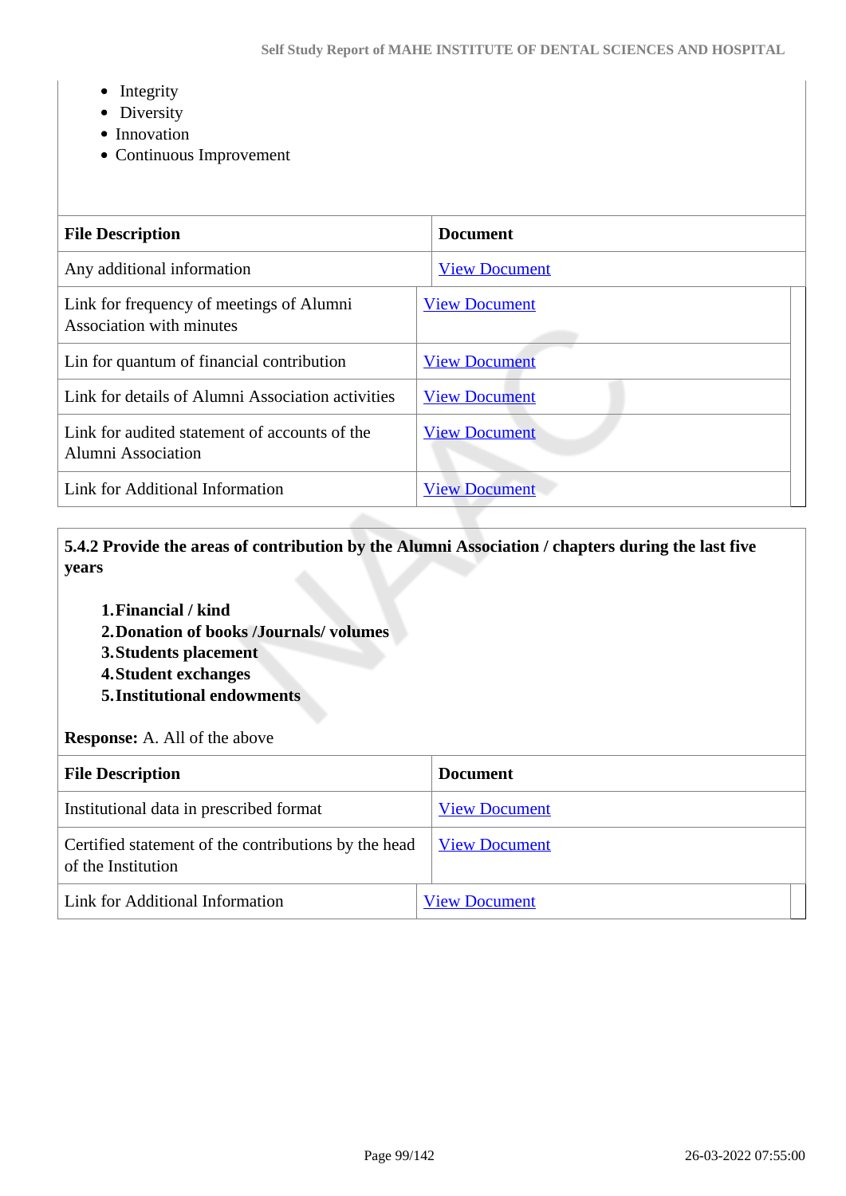- Integrity
- Diversity
- Innovation
- Continuous Improvement

| File Description | Document |
|---|---|
| Any additional information | View Document |
| Link for frequency of meetings of Alumni Association with minutes | View Document |
| Lin for quantum of financial contribution | View Document |
| Link for details of Alumni Association activities | View Document |
| Link for audited statement of accounts of the Alumni Association | View Document |
| Link for Additional Information | View Document |

**5.4.2 Provide the areas of contribution by the Alumni Association / chapters during the last five years**

1. **Financial / kind**
2. **Donation of books /Journals/ volumes**
3. **Students placement**
4. **Student exchanges**
5. **Institutional endowments**

**Response:** A. All of the above

| File Description | Document |
|---|---|
| Institutional data in prescribed format | View Document |
| Certified statement of the contributions by the head of the Institution | View Document |
| Link for Additional Information | View Document |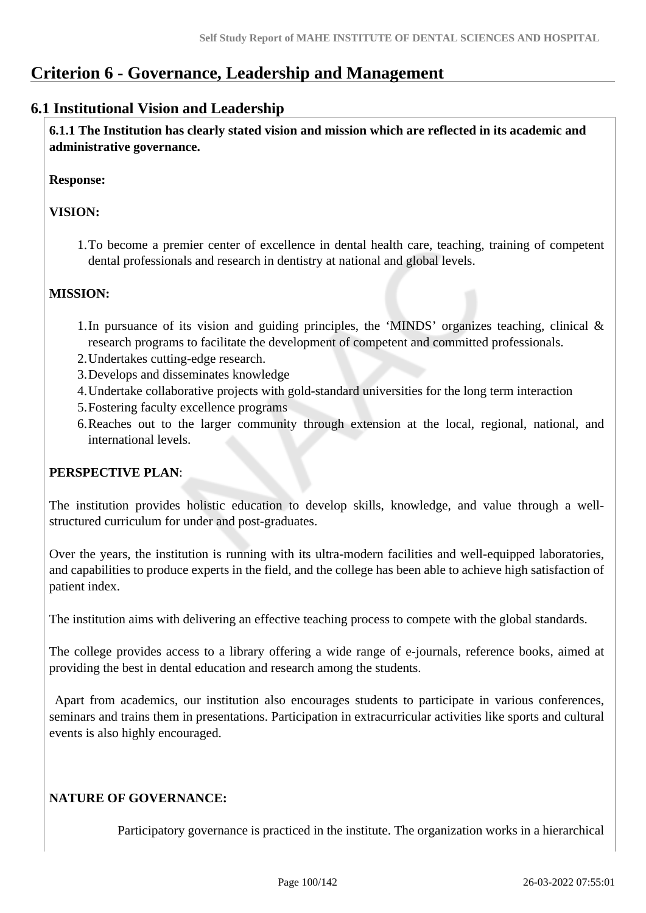# Criterion 6 - Governance, Leadership and Management

## 6.1 Institutional Vision and Leadership

**6.1.1 The Institution has clearly stated vision and mission which are reflected in its academic and administrative governance.**

**Response:**

**VISION:**

1. To become a premier center of excellence in dental health care, teaching, training of competent dental professionals and research in dentistry at national and global levels.

**MISSION:**

1. In pursuance of its vision and guiding principles, the 'MINDS' organizes teaching, clinical & research programs to facilitate the development of competent and committed professionals.
2. Undertakes cutting-edge research.
3. Develops and disseminates knowledge
4. Undertake collaborative projects with gold-standard universities for the long term interaction
5. Fostering faculty excellence programs
6. Reaches out to the larger community through extension at the local, regional, national, and international levels.

**PERSPECTIVE PLAN**:

The institution provides holistic education to develop skills, knowledge, and value through a well-structured curriculum for under and post-graduates.

Over the years, the institution is running with its ultra-modern facilities and well-equipped laboratories, and capabilities to produce experts in the field, and the college has been able to achieve high satisfaction of patient index.

The institution aims with delivering an effective teaching process to compete with the global standards.

The college provides access to a library offering a wide range of e-journals, reference books, aimed at providing the best in dental education and research among the students.

Apart from academics, our institution also encourages students to participate in various conferences, seminars and trains them in presentations. Participation in extracurricular activities like sports and cultural events is also highly encouraged.

**NATURE OF GOVERNANCE:**

Participatory governance is practiced in the institute. The organization works in a hierarchical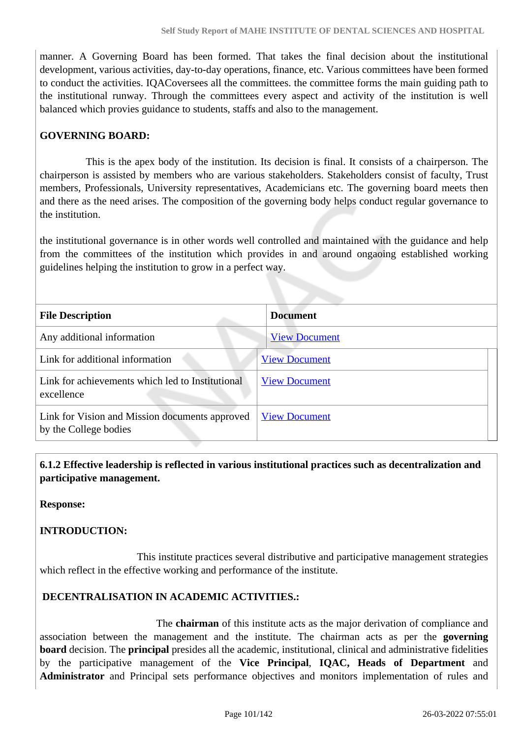manner. A Governing Board has been formed. That takes the final decision about the institutional development, various activities, day-to-day operations, finance, etc. Various committees have been formed to conduct the activities. IQACoversees all the committees. the committee forms the main guiding path to the institutional runway. Through the committees every aspect and activity of the institution is well balanced which provies guidance to students, staffs and also to the management.

**GOVERNING BOARD:**

This is the apex body of the institution. Its decision is final. It consists of a chairperson. The chairperson is assisted by members who are various stakeholders. Stakeholders consist of faculty, Trust members, Professionals, University representatives, Academicians etc. The governing board meets then and there as the need arises. The composition of the governing body helps conduct regular governance to the institution.

the institutional governance is in other words well controlled and maintained with the guidance and help from the committees of the institution which provides in and around ongaoing established working guidelines helping the institution to grow in a perfect way.

| File Description | Document |
|---|---|
| Any additional information | View Document |
| Link for additional information | View Document |
| Link for achievements which led to Institutional excellence | View Document |
| Link for Vision and Mission documents approved by the College bodies | View Document |

**6.1.2 Effective leadership is reflected in various institutional practices such as decentralization and participative management.**

**Response:**

**INTRODUCTION:**

This institute practices several distributive and participative management strategies which reflect in the effective working and performance of the institute.

**DECENTRALISATION IN ACADEMIC ACTIVITIES.:**

The **chairman** of this institute acts as the major derivation of compliance and association between the management and the institute. The chairman acts as per the **governing board** decision. The **principal** presides all the academic, institutional, clinical and administrative fidelities by the participative management of the **Vice Principal**, **IQAC, Heads of Department** and **Administrator** and Principal sets performance objectives and monitors implementation of rules and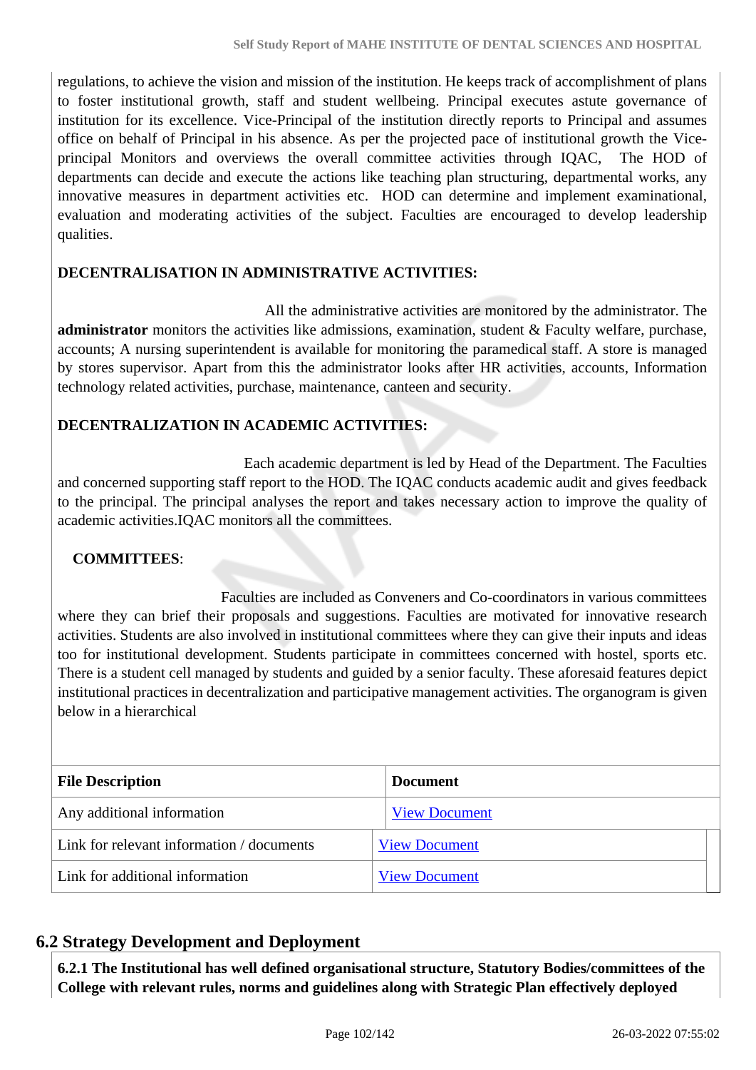regulations, to achieve the vision and mission of the institution. He keeps track of accomplishment of plans to foster institutional growth, staff and student wellbeing. Principal executes astute governance of institution for its excellence. Vice-Principal of the institution directly reports to Principal and assumes office on behalf of Principal in his absence. As per the projected pace of institutional growth the Vice-principal Monitors and overviews the overall committee activities through IQAC, The HOD of departments can decide and execute the actions like teaching plan structuring, departmental works, any innovative measures in department activities etc. HOD can determine and implement examinational, evaluation and moderating activities of the subject. Faculties are encouraged to develop leadership qualities.

**DECENTRALISATION IN ADMINISTRATIVE ACTIVITIES:**

All the administrative activities are monitored by the administrator. The **administrator** monitors the activities like admissions, examination, student & Faculty welfare, purchase, accounts; A nursing superintendent is available for monitoring the paramedical staff. A store is managed by stores supervisor. Apart from this the administrator looks after HR activities, accounts, Information technology related activities, purchase, maintenance, canteen and security.

**DECENTRALIZATION IN ACADEMIC ACTIVITIES:**

Each academic department is led by Head of the Department. The Faculties and concerned supporting staff report to the HOD. The IQAC conducts academic audit and gives feedback to the principal. The principal analyses the report and takes necessary action to improve the quality of academic activities.IQAC monitors all the committees.

**COMMITTEES**:

Faculties are included as Conveners and Co-coordinators in various committees where they can brief their proposals and suggestions. Faculties are motivated for innovative research activities. Students are also involved in institutional committees where they can give their inputs and ideas too for institutional development. Students participate in committees concerned with hostel, sports etc. There is a student cell managed by students and guided by a senior faculty. These aforesaid features depict institutional practices in decentralization and participative management activities. The organogram is given below in a hierarchical

| File Description | Document |
|---|---|
| Any additional information | View Document |
| Link for relevant information / documents | View Document |
| Link for additional information | View Document |

## 6.2 Strategy Development and Deployment

**6.2.1 The Institutional has well defined organisational structure, Statutory Bodies/committees of the College with relevant rules, norms and guidelines along with Strategic Plan effectively deployed**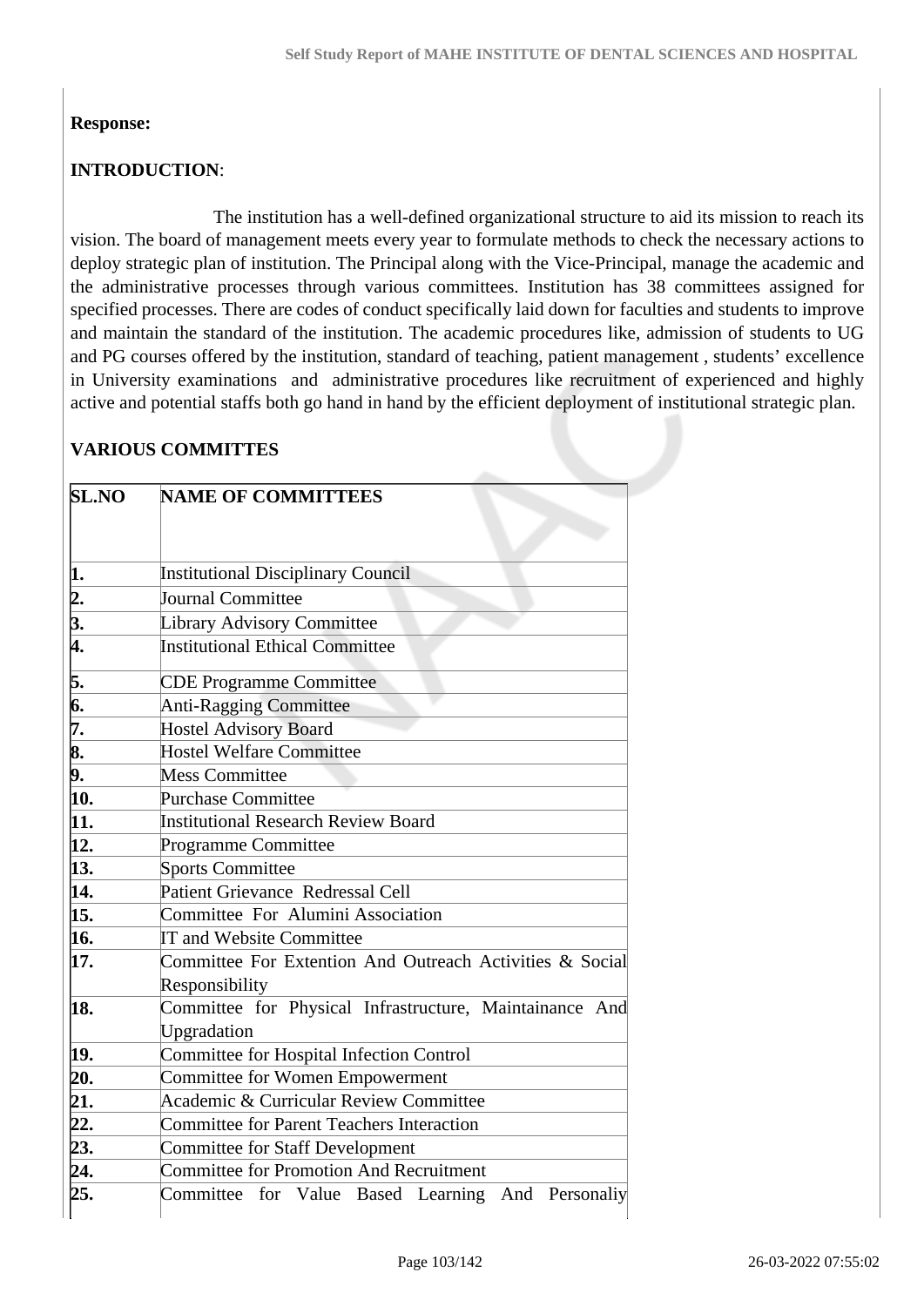**Response:**

**INTRODUCTION**:

The institution has a well-defined organizational structure to aid its mission to reach its vision. The board of management meets every year to formulate methods to check the necessary actions to deploy strategic plan of institution. The Principal along with the Vice-Principal, manage the academic and the administrative processes through various committees. Institution has 38 committees assigned for specified processes. There are codes of conduct specifically laid down for faculties and students to improve and maintain the standard of the institution. The academic procedures like, admission of students to UG and PG courses offered by the institution, standard of teaching, patient management , students' excellence in University examinations and administrative procedures like recruitment of experienced and highly active and potential staffs both go hand in hand by the efficient deployment of institutional strategic plan.

**VARIOUS COMMITTES**

| SL.NO | NAME OF COMMITTEES |
|---|---|
| 1. | Institutional Disciplinary Council |
| 2. | Journal Committee |
| 3. | Library Advisory Committee |
| 4. | Institutional Ethical Committee |
| 5. | CDE Programme Committee |
| 6. | Anti-Ragging Committee |
| 7. | Hostel Advisory Board |
| 8. | Hostel Welfare Committee |
| 9. | Mess Committee |
| 10. | Purchase Committee |
| 11. | Institutional Research Review Board |
| 12. | Programme Committee |
| 13. | Sports Committee |
| 14. | Patient Grievance Redressal Cell |
| 15. | Committee For Alumini Association |
| 16. | IT and Website Committee |
| 17. | Committee For Extention And Outreach Activities & Social Responsibility |
| 18. | Committee for Physical Infrastructure, Maintainance And Upgradation |
| 19. | Committee for Hospital Infection Control |
| 20. | Committee for Women Empowerment |
| 21. | Academic & Curricular Review Committee |
| 22. | Committee for Parent Teachers Interaction |
| 23. | Committee for Staff Development |
| 24. | Committee for Promotion And Recruitment |
| 25. | Committee for Value Based Learning And Personaliy |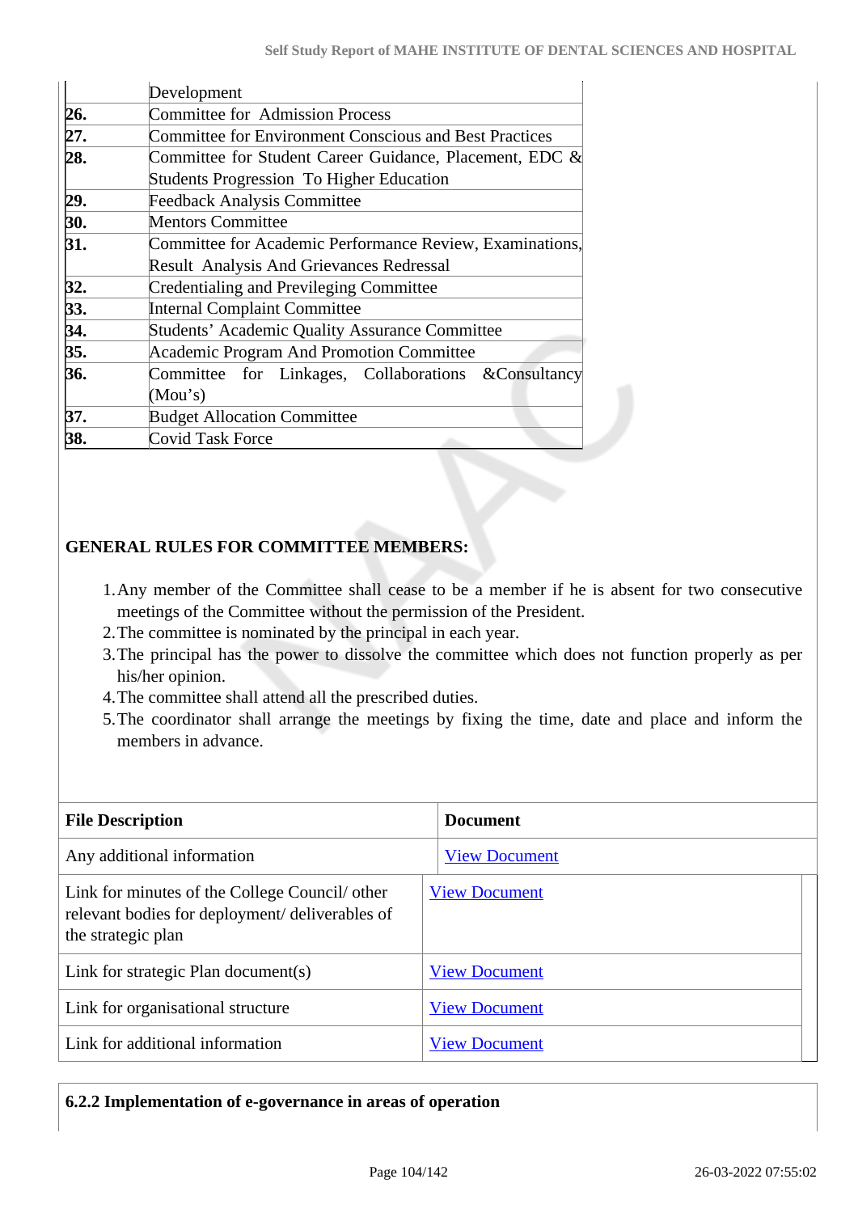|  |  |
|---|---|
|  | Development |
| **26.** | Committee for Admission Process |
| **27.** | Committee for Environment Conscious and Best Practices |
| **28.** | Committee for Student Career Guidance, Placement, EDC & Students Progression To Higher Education |
| **29.** | Feedback Analysis Committee |
| **30.** | Mentors Committee |
| **31.** | Committee for Academic Performance Review, Examinations, Result Analysis And Grievances Redressal |
| **32.** | Credentialing and Previleging Committee |
| **33.** | Internal Complaint Committee |
| **34.** | Students' Academic Quality Assurance Committee |
| **35.** | Academic Program And Promotion Committee |
| **36.** | Committee for Linkages, Collaborations &Consultancy (Mou's) |
| **37.** | Budget Allocation Committee |
| **38.** | Covid Task Force |

**GENERAL RULES FOR COMMITTEE MEMBERS:**

1. Any member of the Committee shall cease to be a member if he is absent for two consecutive meetings of the Committee without the permission of the President.
2. The committee is nominated by the principal in each year.
3. The principal has the power to dissolve the committee which does not function properly as per his/her opinion.
4. The committee shall attend all the prescribed duties.
5. The coordinator shall arrange the meetings by fixing the time, date and place and inform the members in advance.

| File Description | Document |
|---|---|
| Any additional information | View Document |
| Link for minutes of the College Council/ other relevant bodies for deployment/ deliverables of the strategic plan | View Document |
| Link for strategic Plan document(s) | View Document |
| Link for organisational structure | View Document |
| Link for additional information | View Document |

**6.2.2 Implementation of e-governance in areas of operation**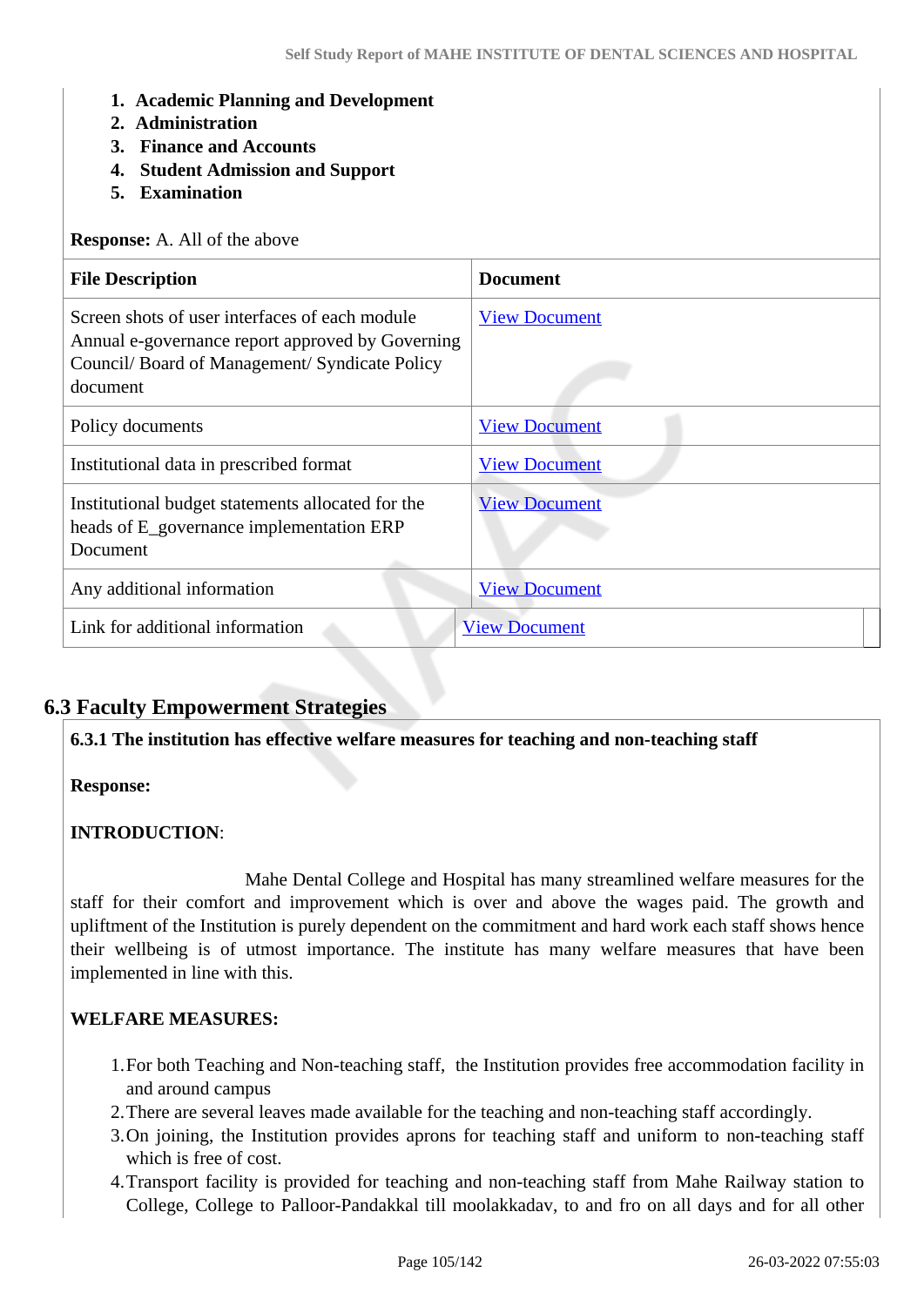1. **Academic Planning and Development**
2. **Administration**
3. **Finance and Accounts**
4. **Student Admission and Support**
5. **Examination**

**Response:** A. All of the above

| File Description | Document |
|---|---|
| Screen shots of user interfaces of each module Annual e-governance report approved by Governing Council/ Board of Management/ Syndicate Policy document | View Document |
| Policy documents | View Document |
| Institutional data in prescribed format | View Document |
| Institutional budget statements allocated for the heads of E_governance implementation ERP Document | View Document |
| Any additional information | View Document |
| Link for additional information | View Document |

## 6.3 Faculty Empowerment Strategies

**6.3.1 The institution has effective welfare measures for teaching and non-teaching staff**

**Response:**

**INTRODUCTION**:

Mahe Dental College and Hospital has many streamlined welfare measures for the staff for their comfort and improvement which is over and above the wages paid. The growth and upliftment of the Institution is purely dependent on the commitment and hard work each staff shows hence their wellbeing is of utmost importance. The institute has many welfare measures that have been implemented in line with this.

**WELFARE MEASURES:**

1. For both Teaching and Non-teaching staff, the Institution provides free accommodation facility in and around campus
2. There are several leaves made available for the teaching and non-teaching staff accordingly.
3. On joining, the Institution provides aprons for teaching staff and uniform to non-teaching staff which is free of cost.
4. Transport facility is provided for teaching and non-teaching staff from Mahe Railway station to College, College to Palloor-Pandakkal till moolakkadav, to and fro on all days and for all other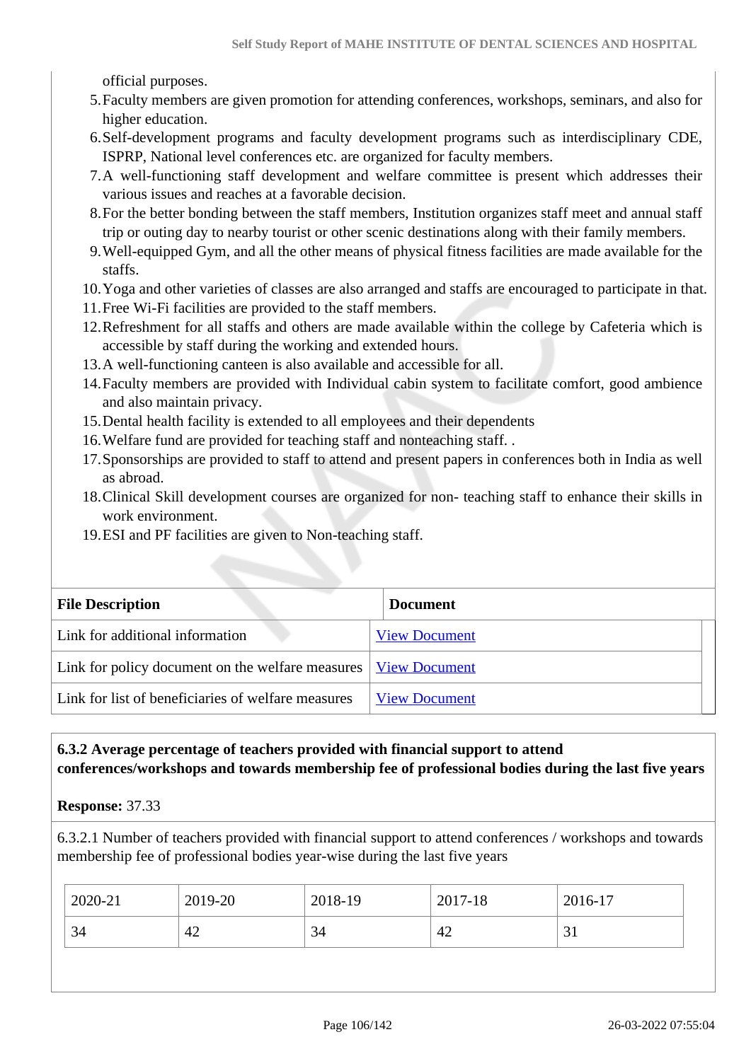official purposes.

5. Faculty members are given promotion for attending conferences, workshops, seminars, and also for higher education.
6. Self-development programs and faculty development programs such as interdisciplinary CDE, ISPRP, National level conferences etc. are organized for faculty members.
7. A well-functioning staff development and welfare committee is present which addresses their various issues and reaches at a favorable decision.
8. For the better bonding between the staff members, Institution organizes staff meet and annual staff trip or outing day to nearby tourist or other scenic destinations along with their family members.
9. Well-equipped Gym, and all the other means of physical fitness facilities are made available for the staffs.
10. Yoga and other varieties of classes are also arranged and staffs are encouraged to participate in that.
11. Free Wi-Fi facilities are provided to the staff members.
12. Refreshment for all staffs and others are made available within the college by Cafeteria which is accessible by staff during the working and extended hours.
13. A well-functioning canteen is also available and accessible for all.
14. Faculty members are provided with Individual cabin system to facilitate comfort, good ambience and also maintain privacy.
15. Dental health facility is extended to all employees and their dependents
16. Welfare fund are provided for teaching staff and nonteaching staff. .
17. Sponsorships are provided to staff to attend and present papers in conferences both in India as well as abroad.
18. Clinical Skill development courses are organized for non- teaching staff to enhance their skills in work environment.
19. ESI and PF facilities are given to Non-teaching staff.

| File Description | Document |
|---|---|
| Link for additional information | View Document |
| Link for policy document on the welfare measures | View Document |
| Link for list of beneficiaries of welfare measures | View Document |

**6.3.2 Average percentage of teachers provided with financial support to attend conferences/workshops and towards membership fee of professional bodies during the last five years**

**Response:** 37.33

6.3.2.1 Number of teachers provided with financial support to attend conferences / workshops and towards membership fee of professional bodies year-wise during the last five years

| 2020-21 | 2019-20 | 2018-19 | 2017-18 | 2016-17 |
|---|---|---|---|---|
| 34 | 42 | 34 | 42 | 31 |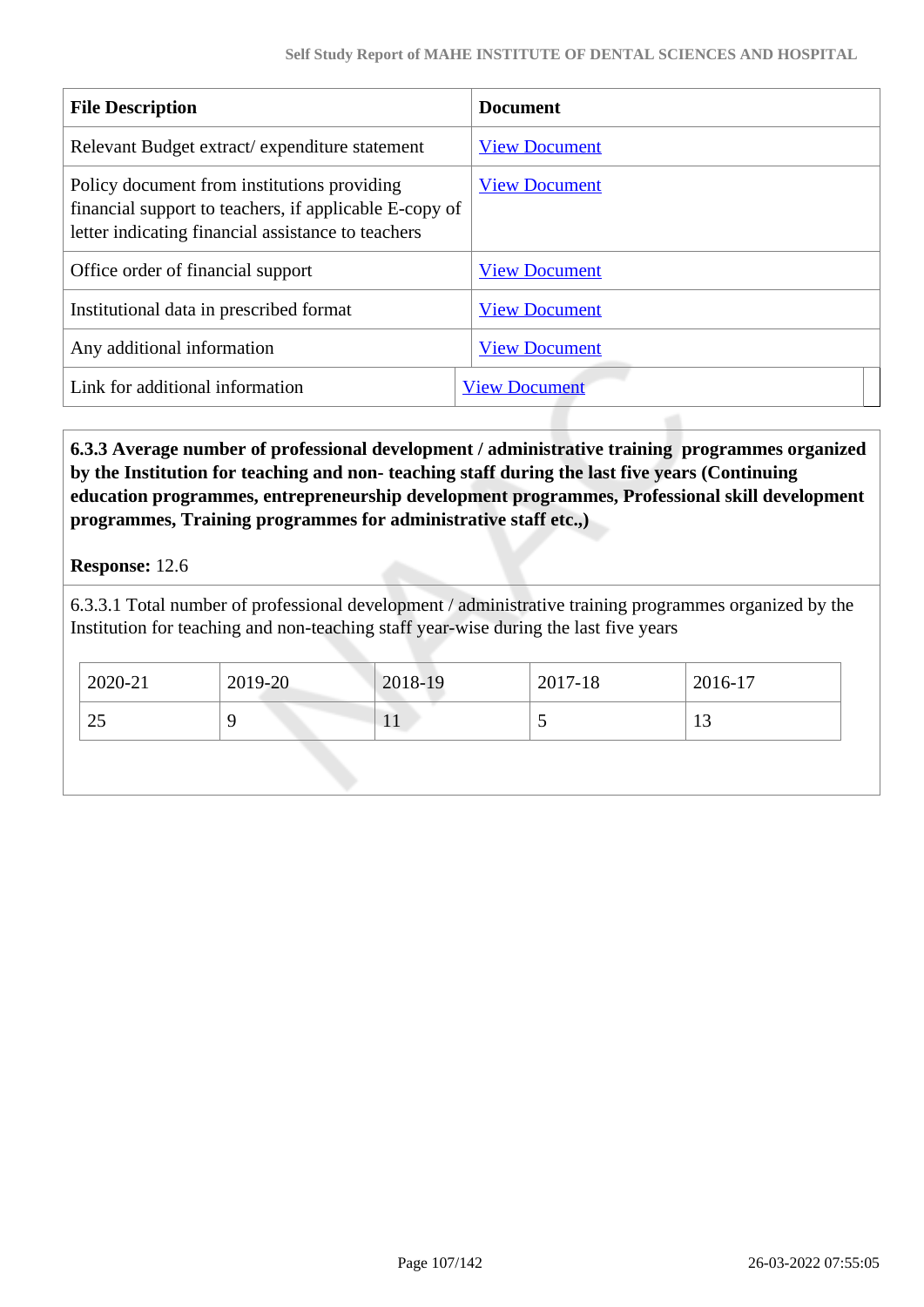| File Description | Document |
| --- | --- |
| Relevant Budget extract/ expenditure statement | View Document |
| Policy document from institutions providing financial support to teachers, if applicable E-copy of letter indicating financial assistance to teachers | View Document |
| Office order of financial support | View Document |
| Institutional data in prescribed format | View Document |
| Any additional information | View Document |
| Link for additional information | View Document |

**6.3.3 Average number of professional development / administrative training programmes organized by the Institution for teaching and non- teaching staff during the last five years (Continuing education programmes, entrepreneurship development programmes, Professional skill development programmes, Training programmes for administrative staff etc.,)**

**Response:** 12.6

6.3.3.1 Total number of professional development / administrative training programmes organized by the Institution for teaching and non-teaching staff year-wise during the last five years

| 2020-21 | 2019-20 | 2018-19 | 2017-18 | 2016-17 |
| --- | --- | --- | --- | --- |
| 25 | 9 | 11 | 5 | 13 |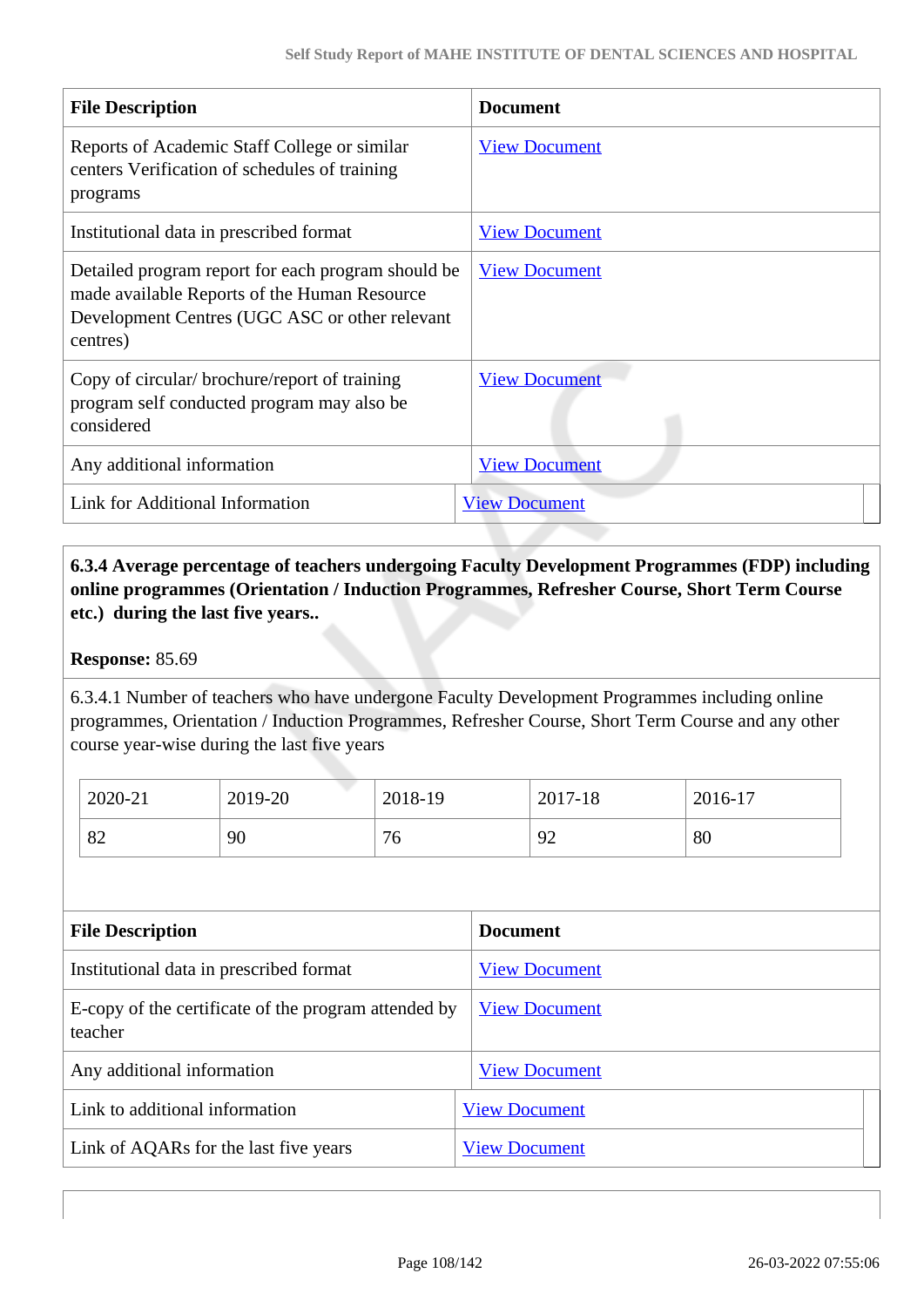| File Description | Document |
|---|---|
| Reports of Academic Staff College or similar centers Verification of schedules of training programs | View Document |
| Institutional data in prescribed format | View Document |
| Detailed program report for each program should be made available Reports of the Human Resource Development Centres (UGC ASC or other relevant centres) | View Document |
| Copy of circular/ brochure/report of training program self conducted program may also be considered | View Document |
| Any additional information | View Document |
| Link for Additional Information | View Document |

**6.3.4 Average percentage of teachers undergoing Faculty Development Programmes (FDP) including online programmes (Orientation / Induction Programmes, Refresher Course, Short Term Course etc.) during the last five years..**

**Response:** 85.69

6.3.4.1 Number of teachers who have undergone Faculty Development Programmes including online programmes, Orientation / Induction Programmes, Refresher Course, Short Term Course and any other course year-wise during the last five years

| 2020-21 | 2019-20 | 2018-19 | 2017-18 | 2016-17 |
|---|---|---|---|---|
| 82 | 90 | 76 | 92 | 80 |

| File Description | Document |
|---|---|
| Institutional data in prescribed format | View Document |
| E-copy of the certificate of the program attended by teacher | View Document |
| Any additional information | View Document |
| Link to additional information | View Document |
| Link of AQARs for the last five years | View Document |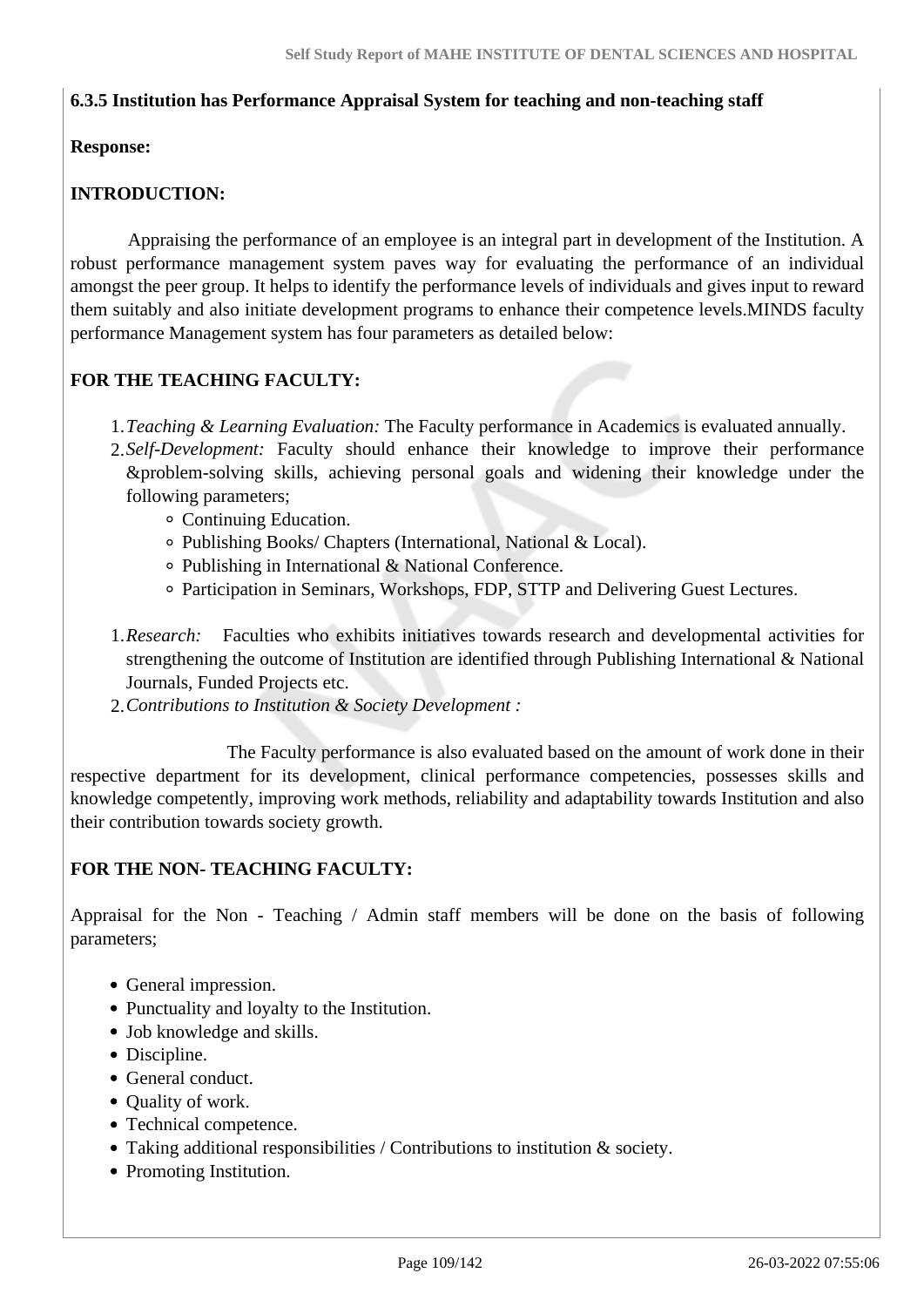**6.3.5 Institution has Performance Appraisal System for teaching and non-teaching staff**

**Response:**

**INTRODUCTION:**

Appraising the performance of an employee is an integral part in development of the Institution. A robust performance management system paves way for evaluating the performance of an individual amongst the peer group. It helps to identify the performance levels of individuals and gives input to reward them suitably and also initiate development programs to enhance their competence levels.MINDS faculty performance Management system has four parameters as detailed below:

**FOR THE TEACHING FACULTY:**

1. *Teaching & Learning Evaluation:* The Faculty performance in Academics is evaluated annually.
2. *Self-Development:* Faculty should enhance their knowledge to improve their performance &problem-solving skills, achieving personal goals and widening their knowledge under the following parameters;
    - Continuing Education.
    - Publishing Books/ Chapters (International, National & Local).
    - Publishing in International & National Conference.
    - Participation in Seminars, Workshops, FDP, STTP and Delivering Guest Lectures.

1. *Research:* Faculties who exhibits initiatives towards research and developmental activities for strengthening the outcome of Institution are identified through Publishing International & National Journals, Funded Projects etc.
2. *Contributions to Institution & Society Development :*

The Faculty performance is also evaluated based on the amount of work done in their respective department for its development, clinical performance competencies, possesses skills and knowledge competently, improving work methods, reliability and adaptability towards Institution and also their contribution towards society growth.

**FOR THE NON- TEACHING FACULTY:**

Appraisal for the Non - Teaching / Admin staff members will be done on the basis of following parameters;

- General impression.
- Punctuality and loyalty to the Institution.
- Job knowledge and skills.
- Discipline.
- General conduct.
- Quality of work.
- Technical competence.
- Taking additional responsibilities / Contributions to institution & society.
- Promoting Institution.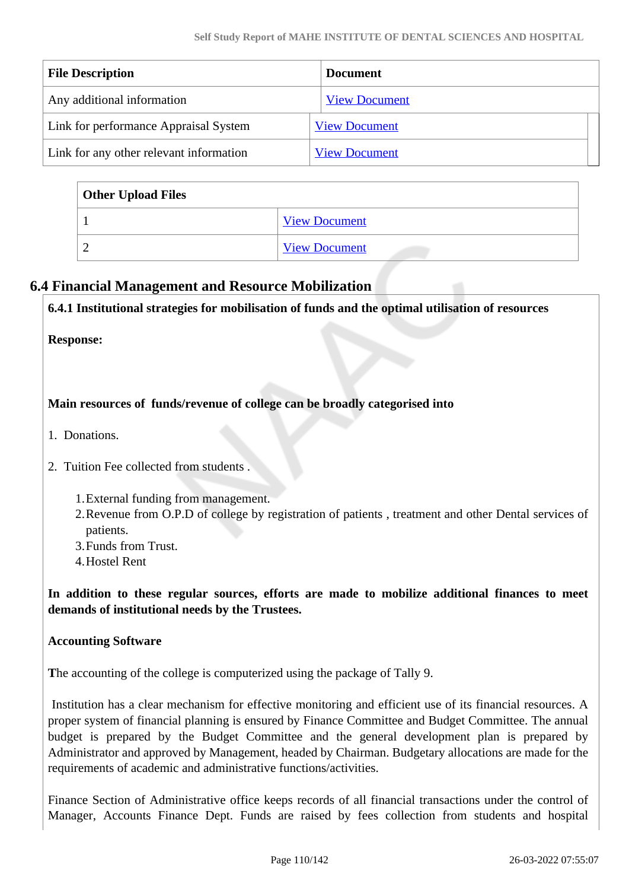| File Description | Document |
|---|---|
| Any additional information | View Document |
| Link for performance Appraisal System | View Document |
| Link for any other relevant information | View Document |

| Other Upload Files | |
|---|---|
| 1 | View Document |
| 2 | View Document |

## 6.4 Financial Management and Resource Mobilization

**6.4.1 Institutional strategies for mobilisation of funds and the optimal utilisation of resources**

**Response:**

**Main resources of funds/revenue of college can be broadly categorised into**

1. Donations.

2. Tuition Fee collected from students .

   1. External funding from management.
   2. Revenue from O.P.D of college by registration of patients , treatment and other Dental services of patients.
   3. Funds from Trust.
   4. Hostel Rent

**In addition to these regular sources, efforts are made to mobilize additional finances to meet demands of institutional needs by the Trustees.**

**Accounting Software**

**T**he accounting of the college is computerized using the package of Tally 9.

Institution has a clear mechanism for effective monitoring and efficient use of its financial resources. A proper system of financial planning is ensured by Finance Committee and Budget Committee. The annual budget is prepared by the Budget Committee and the general development plan is prepared by Administrator and approved by Management, headed by Chairman. Budgetary allocations are made for the requirements of academic and administrative functions/activities.

Finance Section of Administrative office keeps records of all financial transactions under the control of Manager, Accounts Finance Dept. Funds are raised by fees collection from students and hospital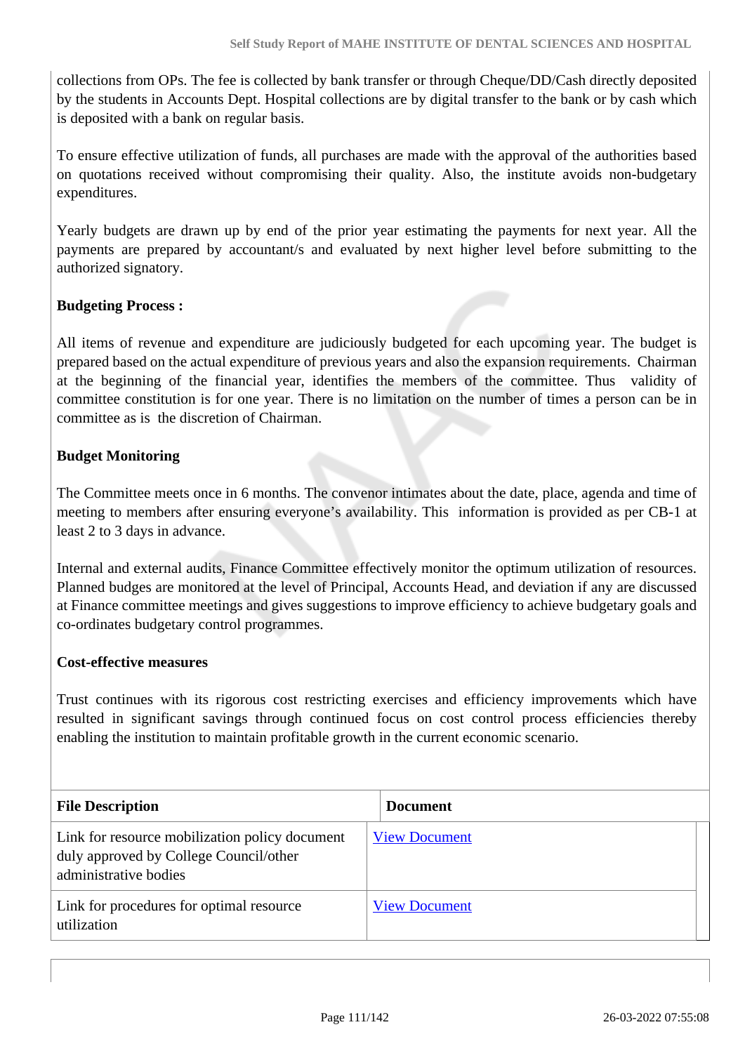collections from OPs. The fee is collected by bank transfer or through Cheque/DD/Cash directly deposited by the students in Accounts Dept. Hospital collections are by digital transfer to the bank or by cash which is deposited with a bank on regular basis.

To ensure effective utilization of funds, all purchases are made with the approval of the authorities based on quotations received without compromising their quality. Also, the institute avoids non-budgetary expenditures.

Yearly budgets are drawn up by end of the prior year estimating the payments for next year. All the payments are prepared by accountant/s and evaluated by next higher level before submitting to the authorized signatory.

**Budgeting Process :**

All items of revenue and expenditure are judiciously budgeted for each upcoming year. The budget is prepared based on the actual expenditure of previous years and also the expansion requirements. Chairman at the beginning of the financial year, identifies the members of the committee. Thus validity of committee constitution is for one year. There is no limitation on the number of times a person can be in committee as is the discretion of Chairman.

**Budget Monitoring**

The Committee meets once in 6 months. The convenor intimates about the date, place, agenda and time of meeting to members after ensuring everyone's availability. This information is provided as per CB-1 at least 2 to 3 days in advance.

Internal and external audits, Finance Committee effectively monitor the optimum utilization of resources. Planned budges are monitored at the level of Principal, Accounts Head, and deviation if any are discussed at Finance committee meetings and gives suggestions to improve efficiency to achieve budgetary goals and co-ordinates budgetary control programmes.

**Cost-effective measures**

Trust continues with its rigorous cost restricting exercises and efficiency improvements which have resulted in significant savings through continued focus on cost control process efficiencies thereby enabling the institution to maintain profitable growth in the current economic scenario.

| File Description | Document |
|---|---|
| Link for resource mobilization policy document duly approved by College Council/other administrative bodies | View Document |
| Link for procedures for optimal resource utilization | View Document |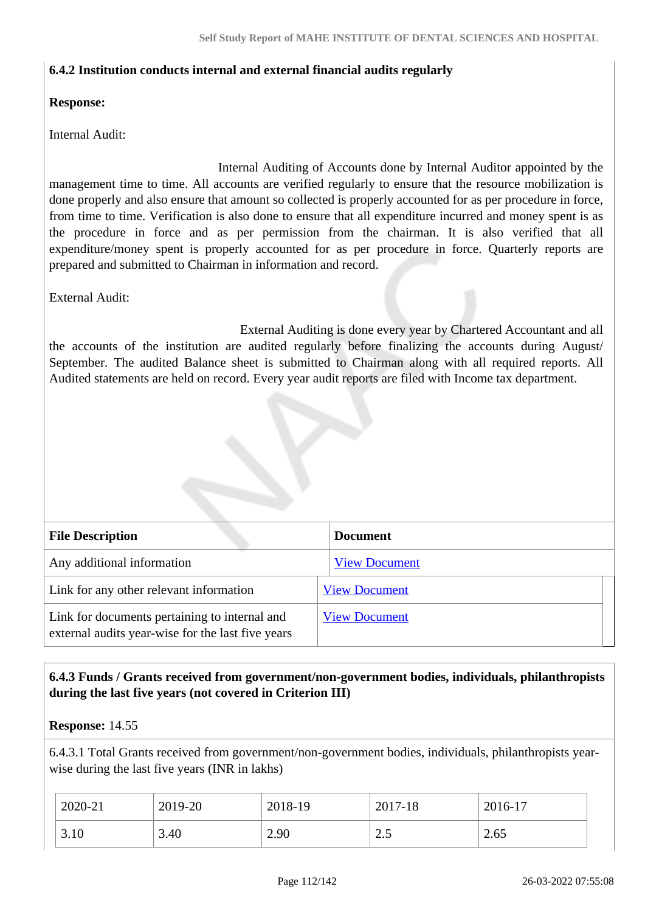### 6.4.2 Institution conducts internal and external financial audits regularly

**Response:**

Internal Audit:

Internal Auditing of Accounts done by Internal Auditor appointed by the management time to time. All accounts are verified regularly to ensure that the resource mobilization is done properly and also ensure that amount so collected is properly accounted for as per procedure in force, from time to time. Verification is also done to ensure that all expenditure incurred and money spent is as the procedure in force and as per permission from the chairman. It is also verified that all expenditure/money spent is properly accounted for as per procedure in force. Quarterly reports are prepared and submitted to Chairman in information and record.

External Audit:

External Auditing is done every year by Chartered Accountant and all the accounts of the institution are audited regularly before finalizing the accounts during August/ September. The audited Balance sheet is submitted to Chairman along with all required reports. All Audited statements are held on record. Every year audit reports are filed with Income tax department.

| File Description | Document |
|---|---|
| Any additional information | View Document |
| Link for any other relevant information | View Document |
| Link for documents pertaining to internal and external audits year-wise for the last five years | View Document |

### 6.4.3 Funds / Grants received from government/non-government bodies, individuals, philanthropists during the last five years (not covered in Criterion III)

**Response:** 14.55

6.4.3.1 Total Grants received from government/non-government bodies, individuals, philanthropists year-wise during the last five years (INR in lakhs)

| 2020-21 | 2019-20 | 2018-19 | 2017-18 | 2016-17 |
|---|---|---|---|---|
| 3.10 | 3.40 | 2.90 | 2.5 | 2.65 |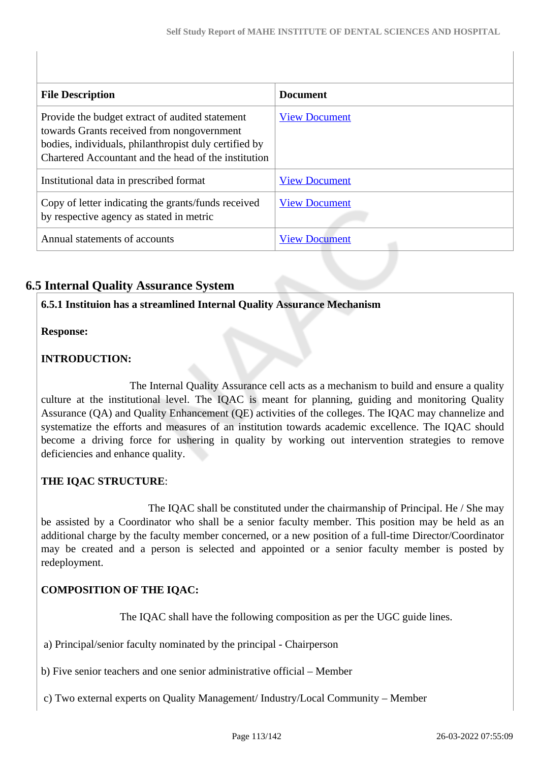| File Description | Document |
| --- | --- |
| Provide the budget extract of audited statement towards Grants received from nongovernment bodies, individuals, philanthropist duly certified by Chartered Accountant and the head of the institution | View Document |
| Institutional data in prescribed format | View Document |
| Copy of letter indicating the grants/funds received by respective agency as stated in metric | View Document |
| Annual statements of accounts | View Document |

## 6.5 Internal Quality Assurance System

**6.5.1 Instituion has a streamlined Internal Quality Assurance Mechanism**

**Response:**

**INTRODUCTION:**

The Internal Quality Assurance cell acts as a mechanism to build and ensure a quality culture at the institutional level. The IQAC is meant for planning, guiding and monitoring Quality Assurance (QA) and Quality Enhancement (QE) activities of the colleges. The IQAC may channelize and systematize the efforts and measures of an institution towards academic excellence. The IQAC should become a driving force for ushering in quality by working out intervention strategies to remove deficiencies and enhance quality.

**THE IQAC STRUCTURE**:

The IQAC shall be constituted under the chairmanship of Principal. He / She may be assisted by a Coordinator who shall be a senior faculty member. This position may be held as an additional charge by the faculty member concerned, or a new position of a full-time Director/Coordinator may be created and a person is selected and appointed or a senior faculty member is posted by redeployment.

**COMPOSITION OF THE IQAC:**

The IQAC shall have the following composition as per the UGC guide lines.

a) Principal/senior faculty nominated by the principal - Chairperson

b) Five senior teachers and one senior administrative official – Member

c) Two external experts on Quality Management/ Industry/Local Community – Member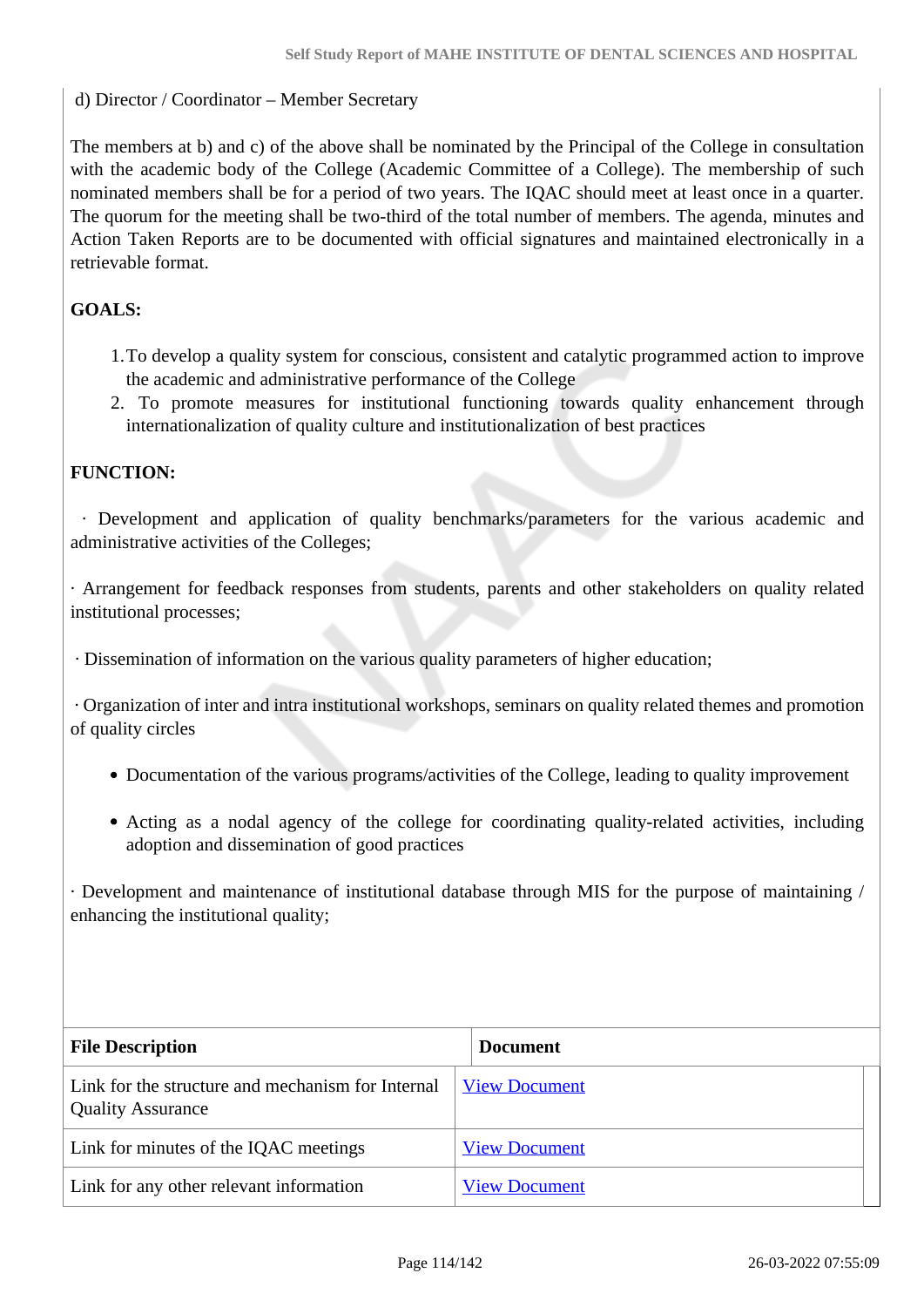d) Director / Coordinator – Member Secretary

The members at b) and c) of the above shall be nominated by the Principal of the College in consultation with the academic body of the College (Academic Committee of a College). The membership of such nominated members shall be for a period of two years. The IQAC should meet at least once in a quarter. The quorum for the meeting shall be two-third of the total number of members. The agenda, minutes and Action Taken Reports are to be documented with official signatures and maintained electronically in a retrievable format.

**GOALS:**

1. To develop a quality system for conscious, consistent and catalytic programmed action to improve the academic and administrative performance of the College
2. To promote measures for institutional functioning towards quality enhancement through internationalization of quality culture and institutionalization of best practices

**FUNCTION:**

· Development and application of quality benchmarks/parameters for the various academic and administrative activities of the Colleges;

· Arrangement for feedback responses from students, parents and other stakeholders on quality related institutional processes;

· Dissemination of information on the various quality parameters of higher education;

· Organization of inter and intra institutional workshops, seminars on quality related themes and promotion of quality circles

- Documentation of the various programs/activities of the College, leading to quality improvement
- Acting as a nodal agency of the college for coordinating quality-related activities, including adoption and dissemination of good practices

· Development and maintenance of institutional database through MIS for the purpose of maintaining / enhancing the institutional quality;

| File Description | Document |
|---|---|
| Link for the structure and mechanism for Internal Quality Assurance | View Document |
| Link for minutes of the IQAC meetings | View Document |
| Link for any other relevant information | View Document |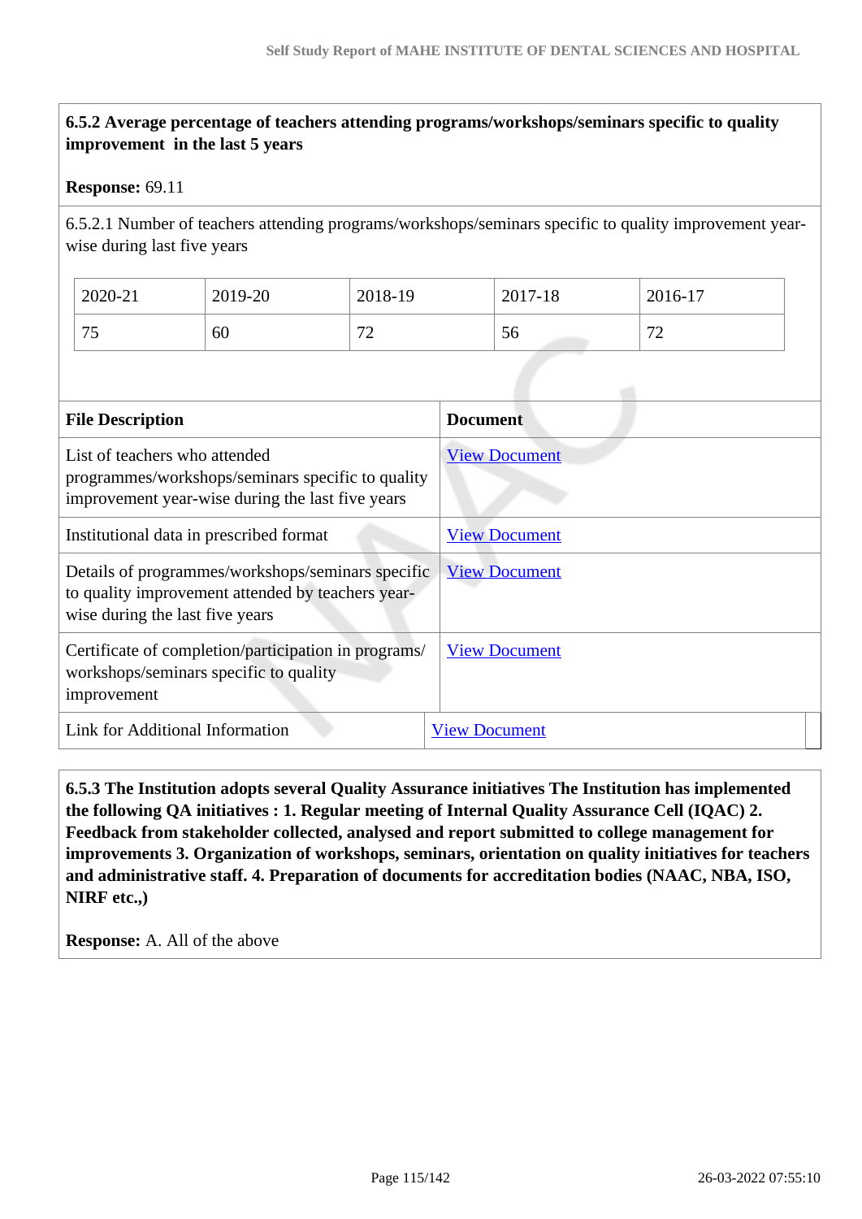**6.5.2 Average percentage of teachers attending programs/workshops/seminars specific to quality improvement in the last 5 years**

**Response:** 69.11

6.5.2.1 Number of teachers attending programs/workshops/seminars specific to quality improvement year-wise during last five years

| 2020-21 | 2019-20 | 2018-19 | 2017-18 | 2016-17 |
|---|---|---|---|---|
| 75 | 60 | 72 | 56 | 72 |

| File Description | Document |
|---|---|
| List of teachers who attended programmes/workshops/seminars specific to quality improvement year-wise during the last five years | View Document |
| Institutional data in prescribed format | View Document |
| Details of programmes/workshops/seminars specific to quality improvement attended by teachers year-wise during the last five years | View Document |
| Certificate of completion/participation in programs/ workshops/seminars specific to quality improvement | View Document |
| Link for Additional Information | View Document |

**6.5.3 The Institution adopts several Quality Assurance initiatives The Institution has implemented the following QA initiatives : 1. Regular meeting of Internal Quality Assurance Cell (IQAC) 2. Feedback from stakeholder collected, analysed and report submitted to college management for improvements 3. Organization of workshops, seminars, orientation on quality initiatives for teachers and administrative staff. 4. Preparation of documents for accreditation bodies (NAAC, NBA, ISO, NIRF etc.,)**

**Response:** A. All of the above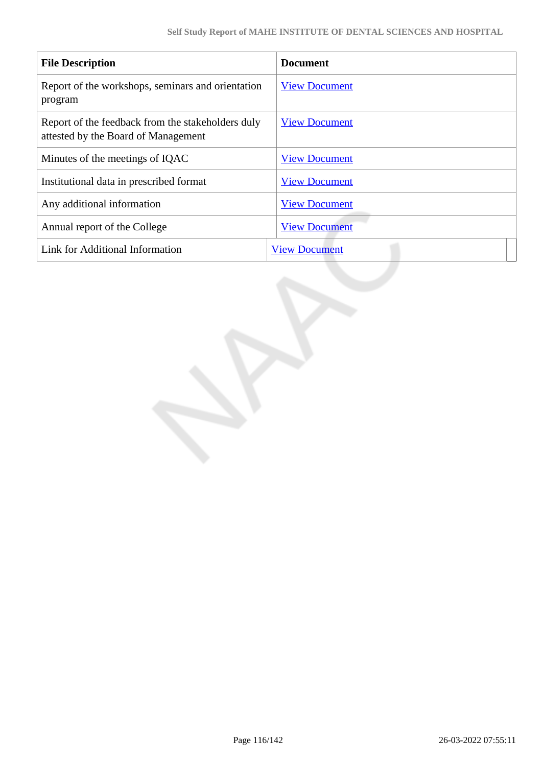| File Description | Document |
|---|---|
| Report of the workshops, seminars and orientation program | View Document |
| Report of the feedback from the stakeholders duly attested by the Board of Management | View Document |
| Minutes of the meetings of IQAC | View Document |
| Institutional data in prescribed format | View Document |
| Any additional information | View Document |
| Annual report of the College | View Document |
| Link for Additional Information | View Document |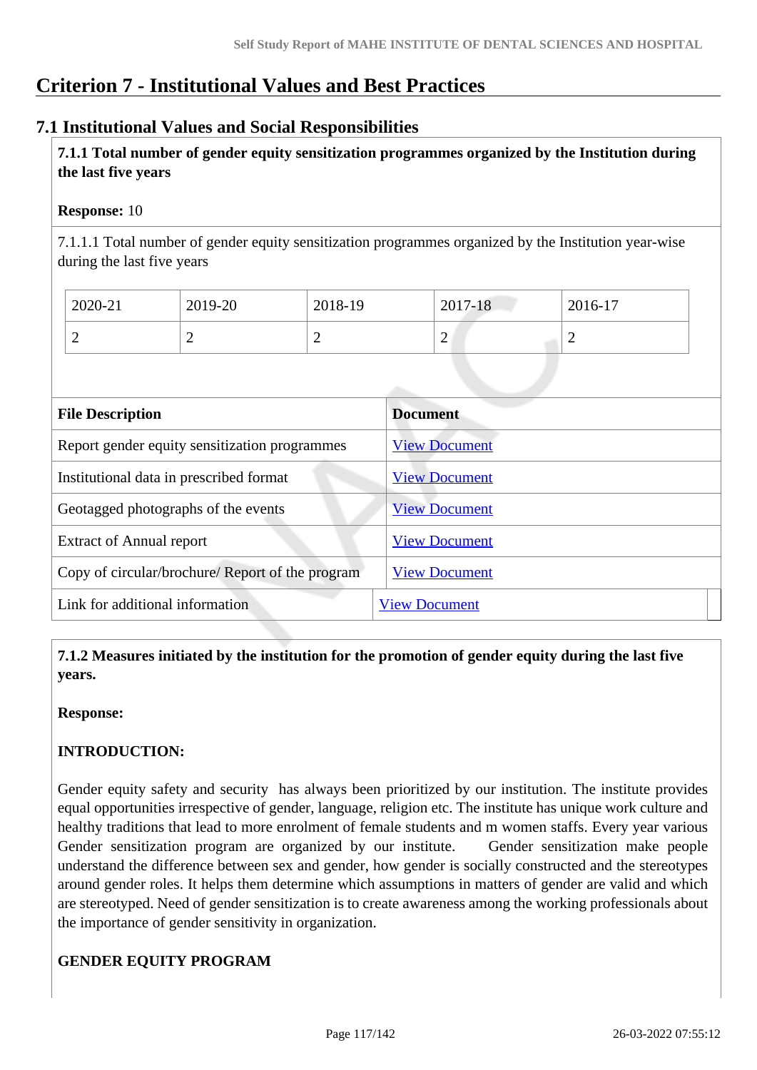# Criterion 7 - Institutional Values and Best Practices

## 7.1 Institutional Values and Social Responsibilities

**7.1.1 Total number of gender equity sensitization programmes organized by the Institution during the last five years**

**Response:** 10

7.1.1.1 Total number of gender equity sensitization programmes organized by the Institution year-wise during the last five years

| 2020-21 | 2019-20 | 2018-19 | 2017-18 | 2016-17 |
|---|---|---|---|---|
| 2 | 2 | 2 | 2 | 2 |

| File Description | Document |
|---|---|
| Report gender equity sensitization programmes | View Document |
| Institutional data in prescribed format | View Document |
| Geotagged photographs of the events | View Document |
| Extract of Annual report | View Document |
| Copy of circular/brochure/ Report of the program | View Document |
| Link for additional information | View Document |

**7.1.2 Measures initiated by the institution for the promotion of gender equity during the last five years.**

**Response:**

**INTRODUCTION:**

Gender equity safety and security has always been prioritized by our institution. The institute provides equal opportunities irrespective of gender, language, religion etc. The institute has unique work culture and healthy traditions that lead to more enrolment of female students and m women staffs. Every year various Gender sensitization program are organized by our institute. Gender sensitization make people understand the difference between sex and gender, how gender is socially constructed and the stereotypes around gender roles. It helps them determine which assumptions in matters of gender are valid and which are stereotyped. Need of gender sensitization is to create awareness among the working professionals about the importance of gender sensitivity in organization.

**GENDER EQUITY PROGRAM**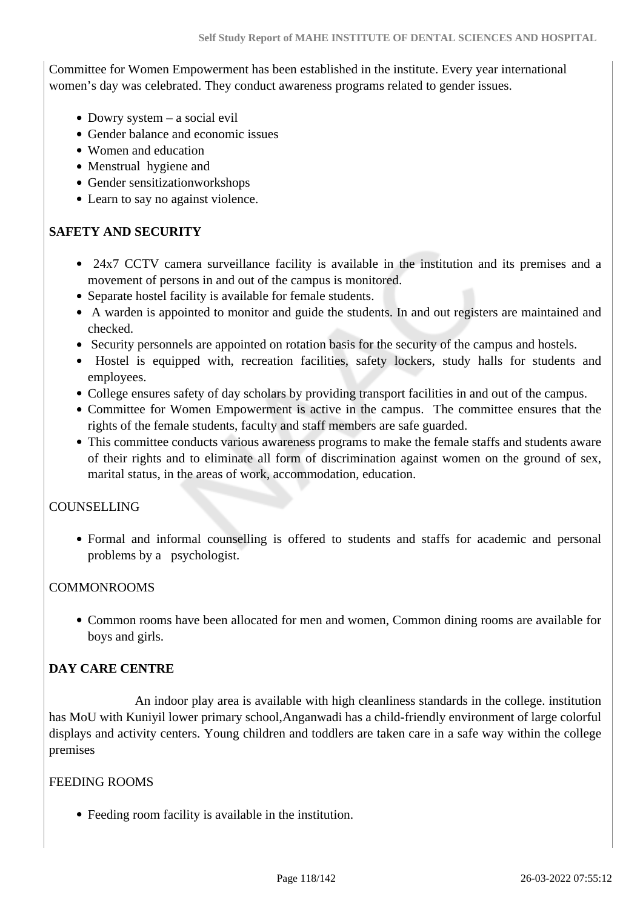Committee for Women Empowerment has been established in the institute. Every year international women's day was celebrated. They conduct awareness programs related to gender issues.

- Dowry system – a social evil
- Gender balance and economic issues
- Women and education
- Menstrual hygiene and
- Gender sensitizationworkshops
- Learn to say no against violence.

**SAFETY AND SECURITY**

- 24x7 CCTV camera surveillance facility is available in the institution and its premises and a movement of persons in and out of the campus is monitored.
- Separate hostel facility is available for female students.
- A warden is appointed to monitor and guide the students. In and out registers are maintained and checked.
- Security personnels are appointed on rotation basis for the security of the campus and hostels.
- Hostel is equipped with, recreation facilities, safety lockers, study halls for students and employees.
- College ensures safety of day scholars by providing transport facilities in and out of the campus.
- Committee for Women Empowerment is active in the campus. The committee ensures that the rights of the female students, faculty and staff members are safe guarded.
- This committee conducts various awareness programs to make the female staffs and students aware of their rights and to eliminate all form of discrimination against women on the ground of sex, marital status, in the areas of work, accommodation, education.

COUNSELLING

- Formal and informal counselling is offered to students and staffs for academic and personal problems by a psychologist.

COMMONROOMS

- Common rooms have been allocated for men and women, Common dining rooms are available for boys and girls.

**DAY CARE CENTRE**

An indoor play area is available with high cleanliness standards in the college. institution has MoU with Kuniyil lower primary school,Anganwadi has a child-friendly environment of large colorful displays and activity centers. Young children and toddlers are taken care in a safe way within the college premises

FEEDING ROOMS

- Feeding room facility is available in the institution.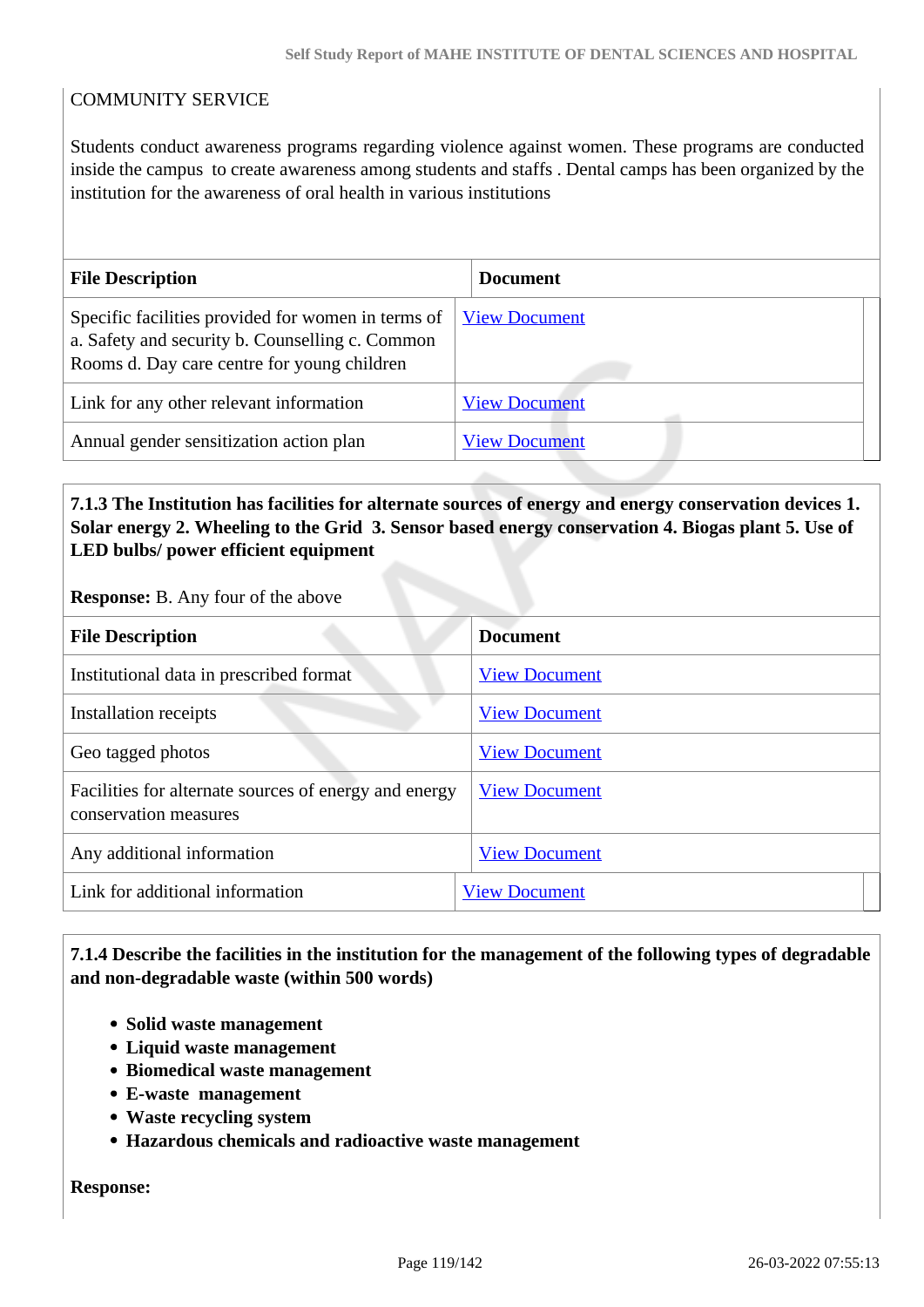COMMUNITY SERVICE

Students conduct awareness programs regarding violence against women. These programs are conducted inside the campus to create awareness among students and staffs . Dental camps has been organized by the institution for the awareness of oral health in various institutions

| File Description | Document |
|---|---|
| Specific facilities provided for women in terms of a. Safety and security b. Counselling c. Common Rooms d. Day care centre for young children | View Document |
| Link for any other relevant information | View Document |
| Annual gender sensitization action plan | View Document |

**7.1.3 The Institution has facilities for alternate sources of energy and energy conservation devices 1. Solar energy 2. Wheeling to the Grid 3. Sensor based energy conservation 4. Biogas plant 5. Use of LED bulbs/ power efficient equipment**

**Response:** B. Any four of the above

| File Description | Document |
|---|---|
| Institutional data in prescribed format | View Document |
| Installation receipts | View Document |
| Geo tagged photos | View Document |
| Facilities for alternate sources of energy and energy conservation measures | View Document |
| Any additional information | View Document |
| Link for additional information | View Document |

**7.1.4 Describe the facilities in the institution for the management of the following types of degradable and non-degradable waste (within 500 words)**

- **Solid waste management**
- **Liquid waste management**
- **Biomedical waste management**
- **E-waste management**
- **Waste recycling system**
- **Hazardous chemicals and radioactive waste management**

**Response:**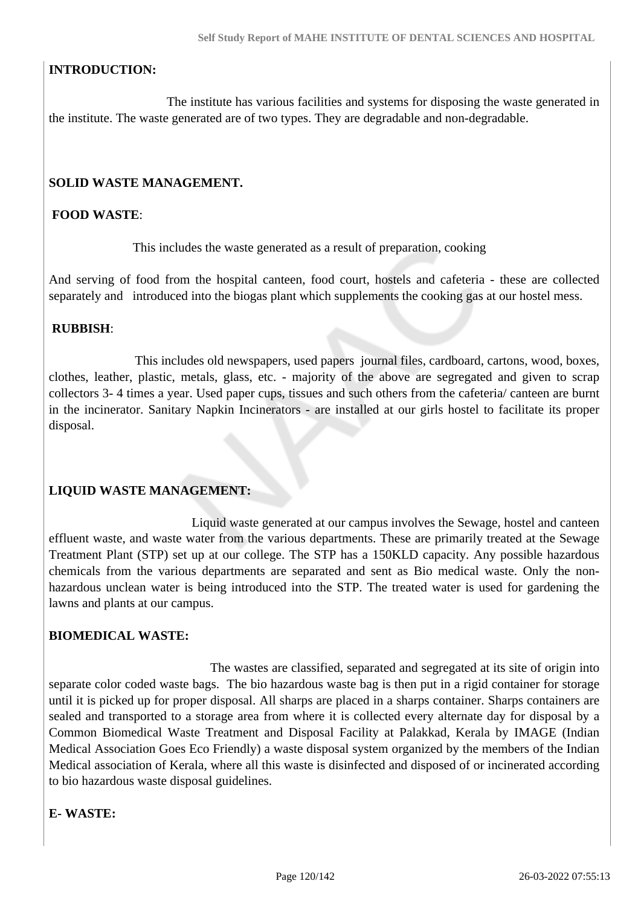**INTRODUCTION:**

The institute has various facilities and systems for disposing the waste generated in the institute. The waste generated are of two types. They are degradable and non-degradable.

**SOLID WASTE MANAGEMENT.**

**FOOD WASTE**:

This includes the waste generated as a result of preparation, cooking

And serving of food from the hospital canteen, food court, hostels and cafeteria - these are collected separately and introduced into the biogas plant which supplements the cooking gas at our hostel mess.

**RUBBISH**:

This includes old newspapers, used papers journal files, cardboard, cartons, wood, boxes, clothes, leather, plastic, metals, glass, etc. - majority of the above are segregated and given to scrap collectors 3- 4 times a year. Used paper cups, tissues and such others from the cafeteria/ canteen are burnt in the incinerator. Sanitary Napkin Incinerators - are installed at our girls hostel to facilitate its proper disposal.

**LIQUID WASTE MANAGEMENT:**

Liquid waste generated at our campus involves the Sewage, hostel and canteen effluent waste, and waste water from the various departments. These are primarily treated at the Sewage Treatment Plant (STP) set up at our college. The STP has a 150KLD capacity. Any possible hazardous chemicals from the various departments are separated and sent as Bio medical waste. Only the non-hazardous unclean water is being introduced into the STP. The treated water is used for gardening the lawns and plants at our campus.

**BIOMEDICAL WASTE:**

The wastes are classified, separated and segregated at its site of origin into separate color coded waste bags. The bio hazardous waste bag is then put in a rigid container for storage until it is picked up for proper disposal. All sharps are placed in a sharps container. Sharps containers are sealed and transported to a storage area from where it is collected every alternate day for disposal by a Common Biomedical Waste Treatment and Disposal Facility at Palakkad, Kerala by IMAGE (Indian Medical Association Goes Eco Friendly) a waste disposal system organized by the members of the Indian Medical association of Kerala, where all this waste is disinfected and disposed of or incinerated according to bio hazardous waste disposal guidelines.

**E- WASTE:**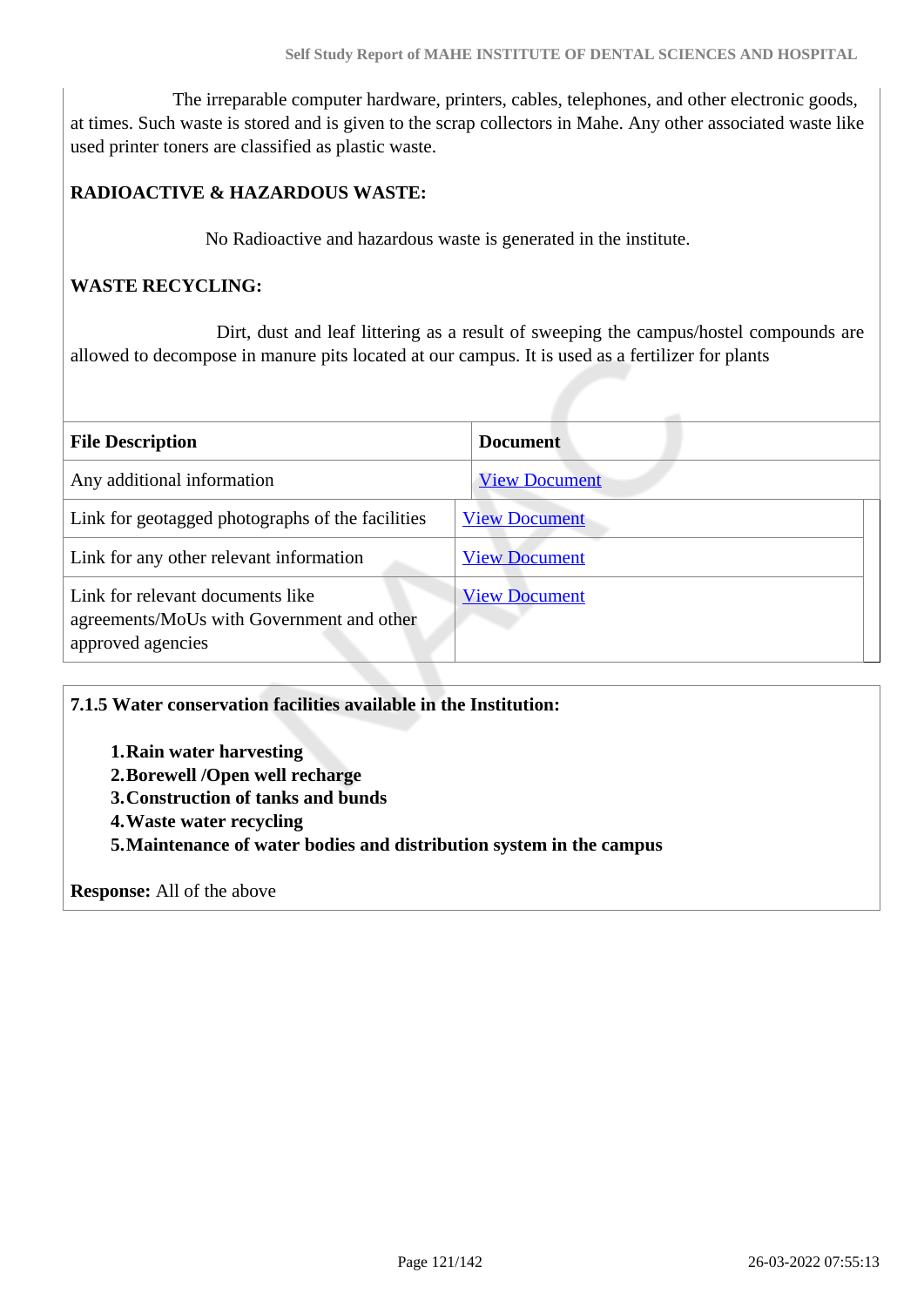The irreparable computer hardware, printers, cables, telephones, and other electronic goods, at times. Such waste is stored and is given to the scrap collectors in Mahe. Any other associated waste like used printer toners are classified as plastic waste.

**RADIOACTIVE & HAZARDOUS WASTE:**

No Radioactive and hazardous waste is generated in the institute.

**WASTE RECYCLING:**

Dirt, dust and leaf littering as a result of sweeping the campus/hostel compounds are allowed to decompose in manure pits located at our campus. It is used as a fertilizer for plants

| File Description | Document |
| --- | --- |
| Any additional information | View Document |
| Link for geotagged photographs of the facilities | View Document |
| Link for any other relevant information | View Document |
| Link for relevant documents like agreements/MoUs with Government and other approved agencies | View Document |

**7.1.5 Water conservation facilities available in the Institution:**

1. **Rain water harvesting**
2. **Borewell /Open well recharge**
3. **Construction of tanks and bunds**
4. **Waste water recycling**
5. **Maintenance of water bodies and distribution system in the campus**

**Response:** All of the above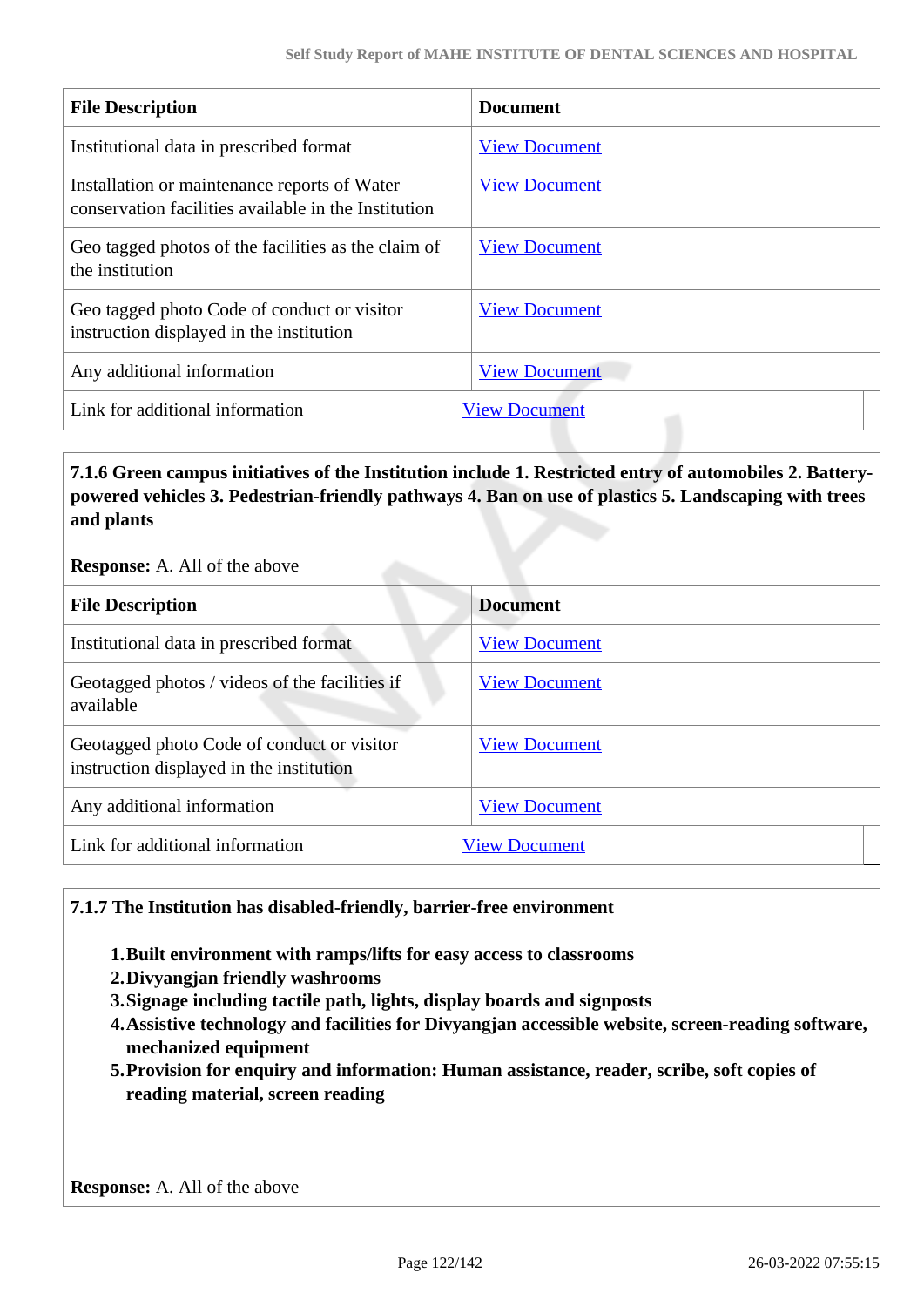| File Description | Document |
|---|---|
| Institutional data in prescribed format | View Document |
| Installation or maintenance reports of Water conservation facilities available in the Institution | View Document |
| Geo tagged photos of the facilities as the claim of the institution | View Document |
| Geo tagged photo Code of conduct or visitor instruction displayed in the institution | View Document |
| Any additional information | View Document |
| Link for additional information | View Document |

**7.1.6 Green campus initiatives of the Institution include 1. Restricted entry of automobiles 2. Battery-powered vehicles 3. Pedestrian-friendly pathways 4. Ban on use of plastics 5. Landscaping with trees and plants**

**Response:** A. All of the above

| File Description | Document |
|---|---|
| Institutional data in prescribed format | View Document |
| Geotagged photos / videos of the facilities if available | View Document |
| Geotagged photo Code of conduct or visitor instruction displayed in the institution | View Document |
| Any additional information | View Document |
| Link for additional information | View Document |

**7.1.7 The Institution has disabled-friendly, barrier-free environment**

1. **Built environment with ramps/lifts for easy access to classrooms**
2. **Divyangjan friendly washrooms**
3. **Signage including tactile path, lights, display boards and signposts**
4. **Assistive technology and facilities for Divyangjan accessible website, screen-reading software, mechanized equipment**
5. **Provision for enquiry and information: Human assistance, reader, scribe, soft copies of reading material, screen reading**

**Response:** A. All of the above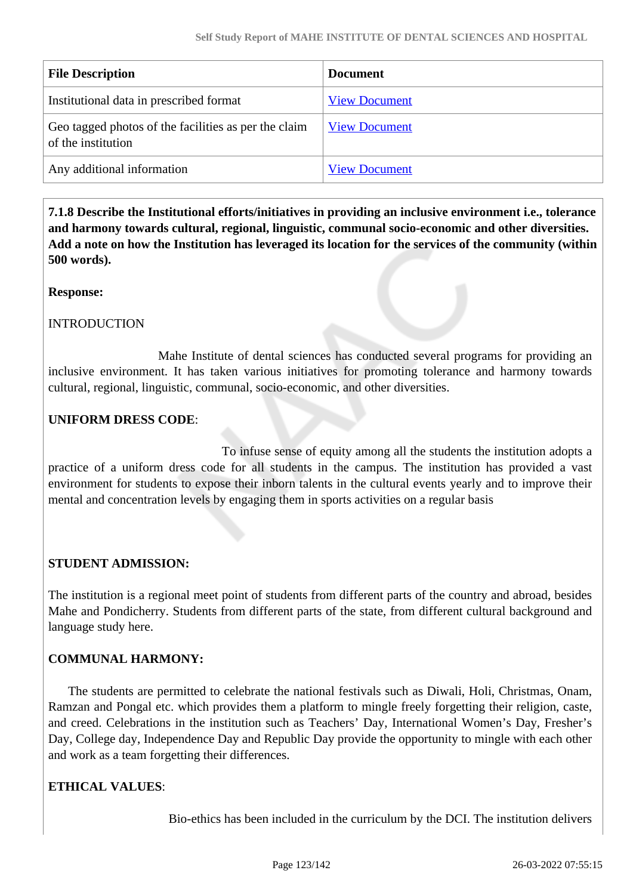| File Description | Document |
|---|---|
| Institutional data in prescribed format | View Document |
| Geo tagged photos of the facilities as per the claim of the institution | View Document |
| Any additional information | View Document |

**7.1.8 Describe the Institutional efforts/initiatives in providing an inclusive environment i.e., tolerance and harmony towards cultural, regional, linguistic, communal socio-economic and other diversities. Add a note on how the Institution has leveraged its location for the services of the community (within 500 words).**

**Response:**

INTRODUCTION

Mahe Institute of dental sciences has conducted several programs for providing an inclusive environment. It has taken various initiatives for promoting tolerance and harmony towards cultural, regional, linguistic, communal, socio-economic, and other diversities.

**UNIFORM DRESS CODE**:

To infuse sense of equity among all the students the institution adopts a practice of a uniform dress code for all students in the campus. The institution has provided a vast environment for students to expose their inborn talents in the cultural events yearly and to improve their mental and concentration levels by engaging them in sports activities on a regular basis

**STUDENT ADMISSION:**

The institution is a regional meet point of students from different parts of the country and abroad, besides Mahe and Pondicherry. Students from different parts of the state, from different cultural background and language study here.

**COMMUNAL HARMONY:**

The students are permitted to celebrate the national festivals such as Diwali, Holi, Christmas, Onam, Ramzan and Pongal etc. which provides them a platform to mingle freely forgetting their religion, caste, and creed. Celebrations in the institution such as Teachers' Day, International Women's Day, Fresher's Day, College day, Independence Day and Republic Day provide the opportunity to mingle with each other and work as a team forgetting their differences.

**ETHICAL VALUES**:

Bio-ethics has been included in the curriculum by the DCI. The institution delivers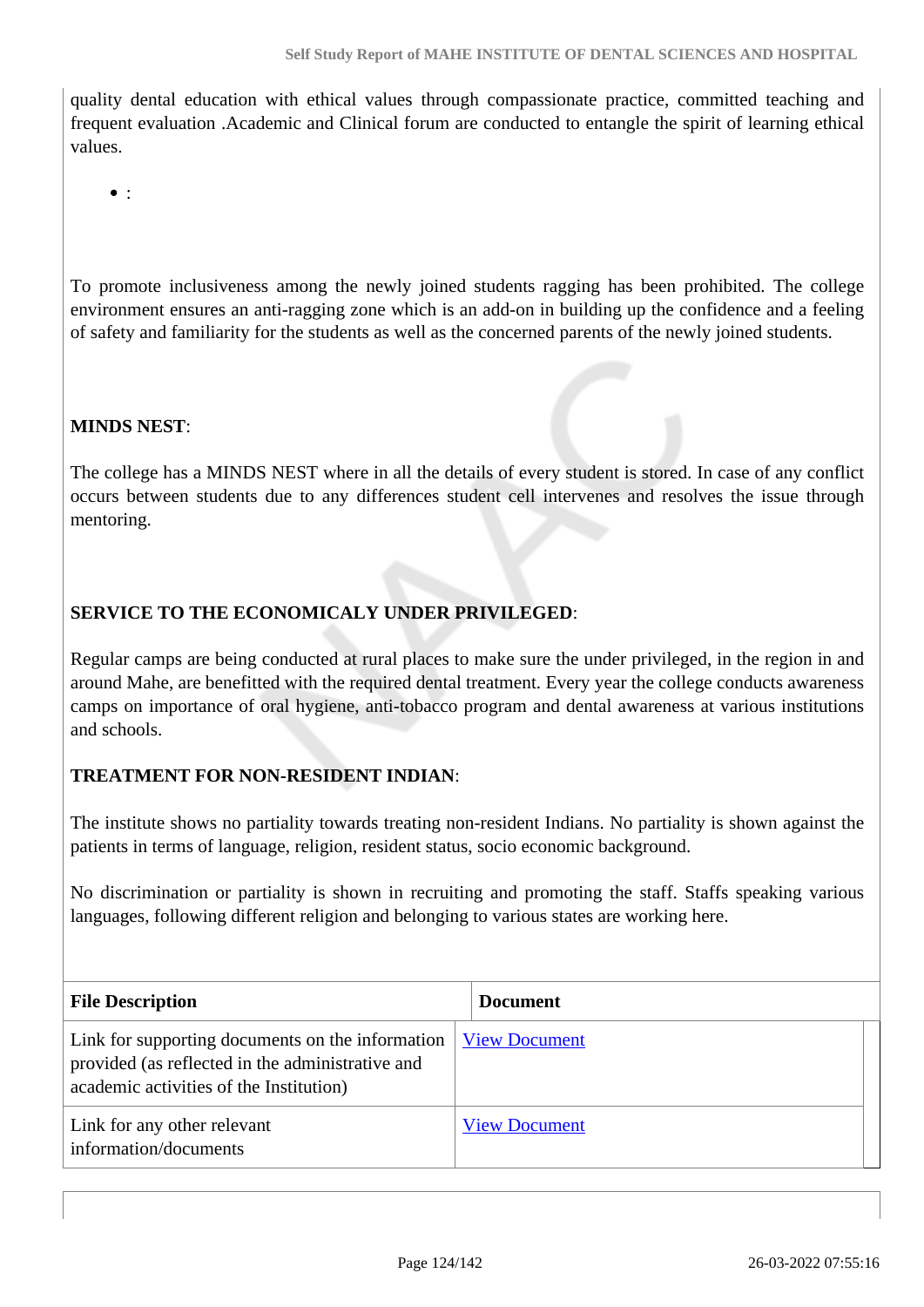quality dental education with ethical values through compassionate practice, committed teaching and frequent evaluation .Academic and Clinical forum are conducted to entangle the spirit of learning ethical values.

- :

To promote inclusiveness among the newly joined students ragging has been prohibited. The college environment ensures an anti-ragging zone which is an add-on in building up the confidence and a feeling of safety and familiarity for the students as well as the concerned parents of the newly joined students.

**MINDS NEST**:

The college has a MINDS NEST where in all the details of every student is stored. In case of any conflict occurs between students due to any differences student cell intervenes and resolves the issue through mentoring.

**SERVICE TO THE ECONOMICALY UNDER PRIVILEGED**:

Regular camps are being conducted at rural places to make sure the under privileged, in the region in and around Mahe, are benefitted with the required dental treatment. Every year the college conducts awareness camps on importance of oral hygiene, anti-tobacco program and dental awareness at various institutions and schools.

**TREATMENT FOR NON-RESIDENT INDIAN**:

The institute shows no partiality towards treating non-resident Indians. No partiality is shown against the patients in terms of language, religion, resident status, socio economic background.

No discrimination or partiality is shown in recruiting and promoting the staff. Staffs speaking various languages, following different religion and belonging to various states are working here.

| File Description | Document |
|---|---|
| Link for supporting documents on the information provided (as reflected in the administrative and academic activities of the Institution) | View Document |
| Link for any other relevant information/documents | View Document |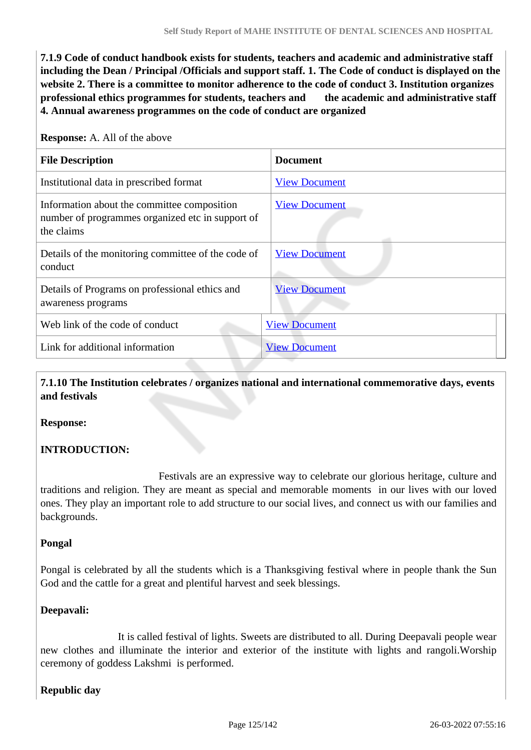**7.1.9 Code of conduct handbook exists for students, teachers and academic and administrative staff including the Dean / Principal /Officials and support staff. 1. The Code of conduct is displayed on the website 2. There is a committee to monitor adherence to the code of conduct 3. Institution organizes professional ethics programmes for students, teachers and the academic and administrative staff 4. Annual awareness programmes on the code of conduct are organized**

**Response:** A. All of the above

| File Description | Document |
|---|---|
| Institutional data in prescribed format | View Document |
| Information about the committee composition number of programmes organized etc in support of the claims | View Document |
| Details of the monitoring committee of the code of conduct | View Document |
| Details of Programs on professional ethics and awareness programs | View Document |
| Web link of the code of conduct | View Document |
| Link for additional information | View Document |

**7.1.10 The Institution celebrates / organizes national and international commemorative days, events and festivals**

**Response:**

**INTRODUCTION:**

Festivals are an expressive way to celebrate our glorious heritage, culture and traditions and religion. They are meant as special and memorable moments in our lives with our loved ones. They play an important role to add structure to our social lives, and connect us with our families and backgrounds.

**Pongal**

Pongal is celebrated by all the students which is a Thanksgiving festival where in people thank the Sun God and the cattle for a great and plentiful harvest and seek blessings.

**Deepavali:**

It is called festival of lights. Sweets are distributed to all. During Deepavali people wear new clothes and illuminate the interior and exterior of the institute with lights and rangoli.Worship ceremony of goddess Lakshmi is performed.

**Republic day**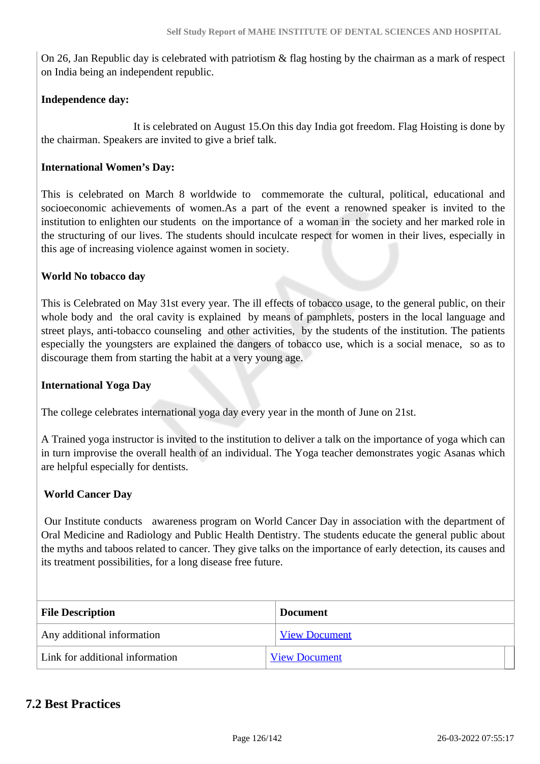On 26, Jan Republic day is celebrated with patriotism & flag hosting by the chairman as a mark of respect on India being an independent republic.

**Independence day:**

It is celebrated on August 15.On this day India got freedom. Flag Hoisting is done by the chairman. Speakers are invited to give a brief talk.

**International Women's Day:**

This is celebrated on March 8 worldwide to commemorate the cultural, political, educational and socioeconomic achievements of women.As a part of the event a renowned speaker is invited to the institution to enlighten our students on the importance of a woman in the society and her marked role in the structuring of our lives. The students should inculcate respect for women in their lives, especially in this age of increasing violence against women in society.

**World No tobacco day**

This is Celebrated on May 31st every year. The ill effects of tobacco usage, to the general public, on their whole body and the oral cavity is explained by means of pamphlets, posters in the local language and street plays, anti-tobacco counseling and other activities, by the students of the institution. The patients especially the youngsters are explained the dangers of tobacco use, which is a social menace, so as to discourage them from starting the habit at a very young age.

**International Yoga Day**

The college celebrates international yoga day every year in the month of June on 21st.

A Trained yoga instructor is invited to the institution to deliver a talk on the importance of yoga which can in turn improvise the overall health of an individual. The Yoga teacher demonstrates yogic Asanas which are helpful especially for dentists.

**World Cancer Day**

Our Institute conducts awareness program on World Cancer Day in association with the department of Oral Medicine and Radiology and Public Health Dentistry. The students educate the general public about the myths and taboos related to cancer. They give talks on the importance of early detection, its causes and its treatment possibilities, for a long disease free future.

| File Description | Document |
|---|---|
| Any additional information | View Document |
| Link for additional information | View Document |

## 7.2 Best Practices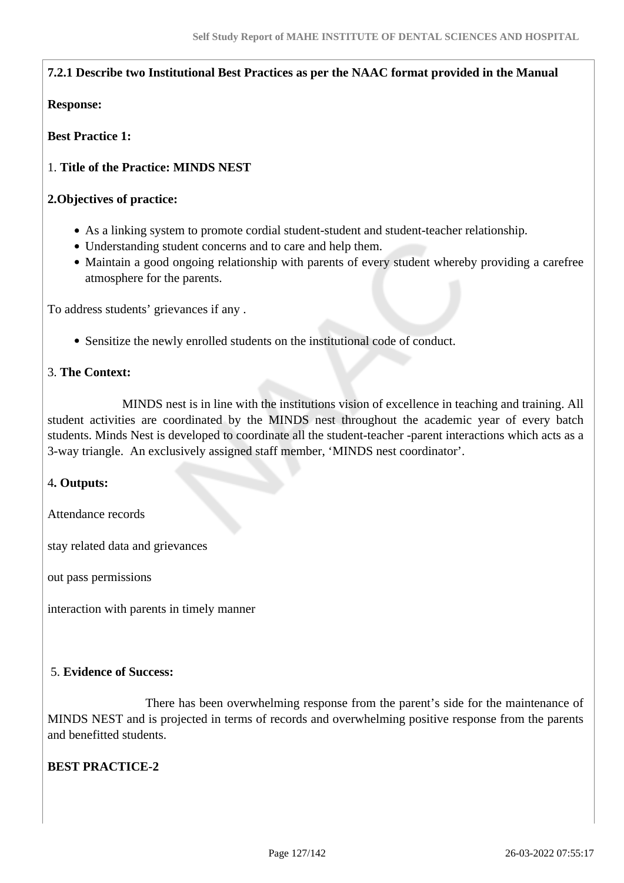**7.2.1 Describe two Institutional Best Practices as per the NAAC format provided in the Manual**

**Response:**

**Best Practice 1:**

1. **Title of the Practice: MINDS NEST**

**2.Objectives of practice:**

- As a linking system to promote cordial student-student and student-teacher relationship.
- Understanding student concerns and to care and help them.
- Maintain a good ongoing relationship with parents of every student whereby providing a carefree atmosphere for the parents.

To address students' grievances if any .

- Sensitize the newly enrolled students on the institutional code of conduct.

3. **The Context:**

MINDS nest is in line with the institutions vision of excellence in teaching and training. All student activities are coordinated by the MINDS nest throughout the academic year of every batch students. Minds Nest is developed to coordinate all the student-teacher -parent interactions which acts as a 3-way triangle. An exclusively assigned staff member, 'MINDS nest coordinator'.

4**. Outputs:**

Attendance records

stay related data and grievances

out pass permissions

interaction with parents in timely manner

5. **Evidence of Success:**

There has been overwhelming response from the parent's side for the maintenance of MINDS NEST and is projected in terms of records and overwhelming positive response from the parents and benefitted students.

**BEST PRACTICE-2**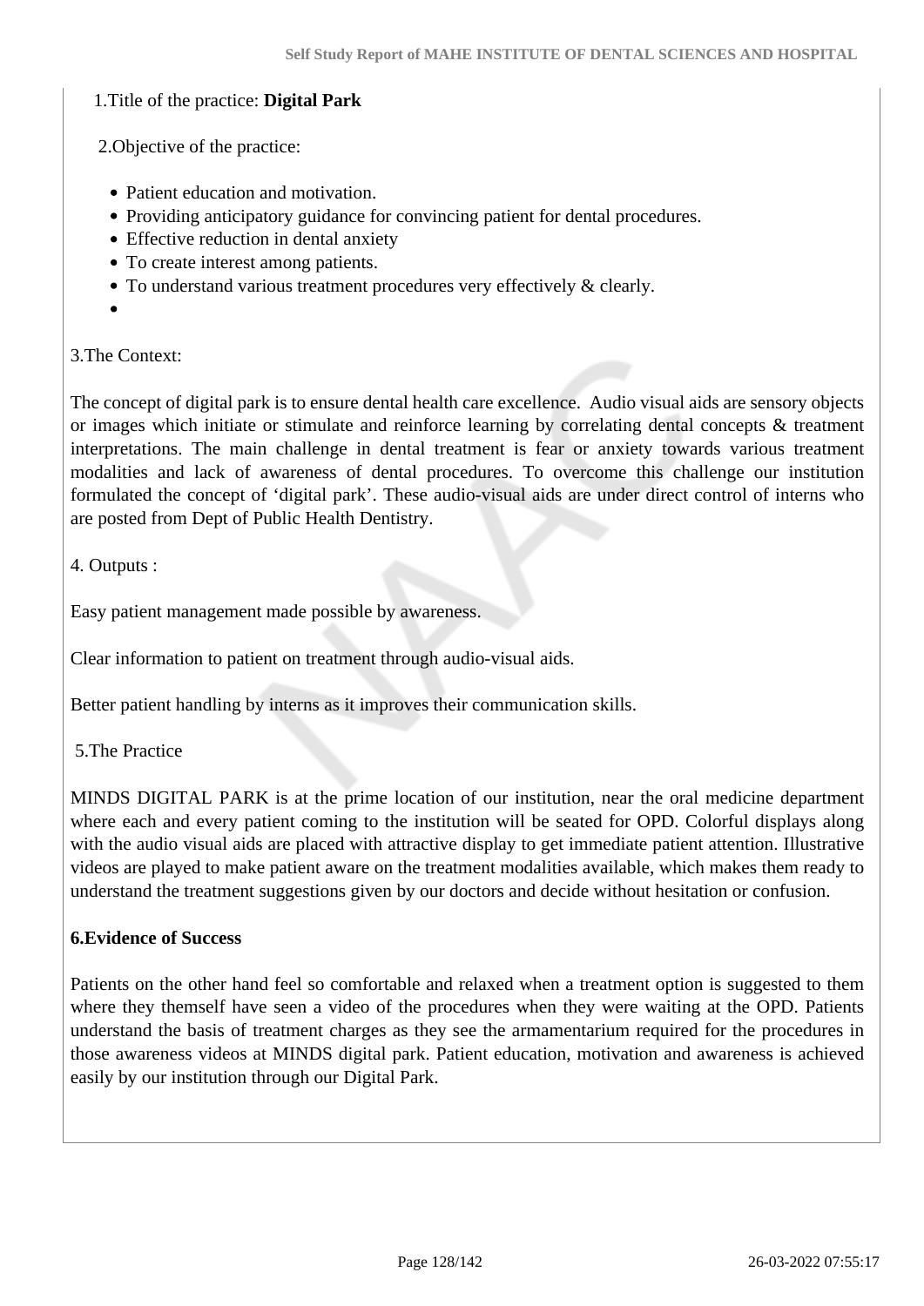1.Title of the practice: **Digital Park**

2.Objective of the practice:

- Patient education and motivation.
- Providing anticipatory guidance for convincing patient for dental procedures.
- Effective reduction in dental anxiety
- To create interest among patients.
- To understand various treatment procedures very effectively & clearly.

3.The Context:

The concept of digital park is to ensure dental health care excellence. Audio visual aids are sensory objects or images which initiate or stimulate and reinforce learning by correlating dental concepts & treatment interpretations. The main challenge in dental treatment is fear or anxiety towards various treatment modalities and lack of awareness of dental procedures. To overcome this challenge our institution formulated the concept of 'digital park'. These audio-visual aids are under direct control of interns who are posted from Dept of Public Health Dentistry.

4. Outputs :

Easy patient management made possible by awareness.

Clear information to patient on treatment through audio-visual aids.

Better patient handling by interns as it improves their communication skills.

5.The Practice

MINDS DIGITAL PARK is at the prime location of our institution, near the oral medicine department where each and every patient coming to the institution will be seated for OPD. Colorful displays along with the audio visual aids are placed with attractive display to get immediate patient attention. Illustrative videos are played to make patient aware on the treatment modalities available, which makes them ready to understand the treatment suggestions given by our doctors and decide without hesitation or confusion.

**6.Evidence of Success**

Patients on the other hand feel so comfortable and relaxed when a treatment option is suggested to them where they themself have seen a video of the procedures when they were waiting at the OPD. Patients understand the basis of treatment charges as they see the armamentarium required for the procedures in those awareness videos at MINDS digital park. Patient education, motivation and awareness is achieved easily by our institution through our Digital Park.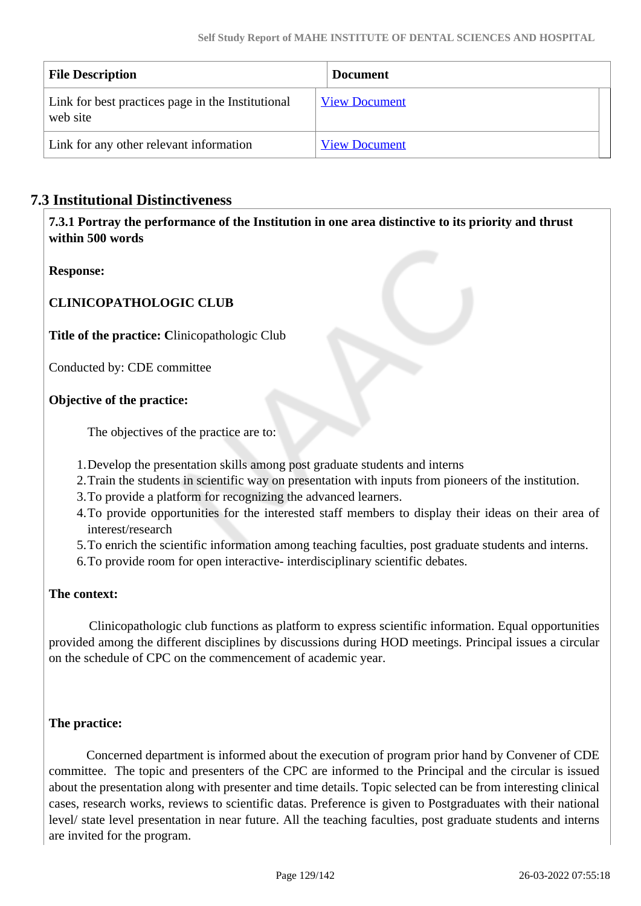| File Description | Document |
| --- | --- |
| Link for best practices page in the Institutional web site | View Document |
| Link for any other relevant information | View Document |

## 7.3 Institutional Distinctiveness

**7.3.1 Portray the performance of the Institution in one area distinctive to its priority and thrust within 500 words**

**Response:**

**CLINICOPATHOLOGIC CLUB**

**Title of the practice: C**linicopathologic Club

Conducted by: CDE committee

**Objective of the practice:**

The objectives of the practice are to:

1. Develop the presentation skills among post graduate students and interns
2. Train the students in scientific way on presentation with inputs from pioneers of the institution.
3. To provide a platform for recognizing the advanced learners.
4. To provide opportunities for the interested staff members to display their ideas on their area of interest/research
5. To enrich the scientific information among teaching faculties, post graduate students and interns.
6. To provide room for open interactive- interdisciplinary scientific debates.

**The context:**

Clinicopathologic club functions as platform to express scientific information. Equal opportunities provided among the different disciplines by discussions during HOD meetings. Principal issues a circular on the schedule of CPC on the commencement of academic year.

**The practice:**

Concerned department is informed about the execution of program prior hand by Convener of CDE committee. The topic and presenters of the CPC are informed to the Principal and the circular is issued about the presentation along with presenter and time details. Topic selected can be from interesting clinical cases, research works, reviews to scientific datas. Preference is given to Postgraduates with their national level/ state level presentation in near future. All the teaching faculties, post graduate students and interns are invited for the program.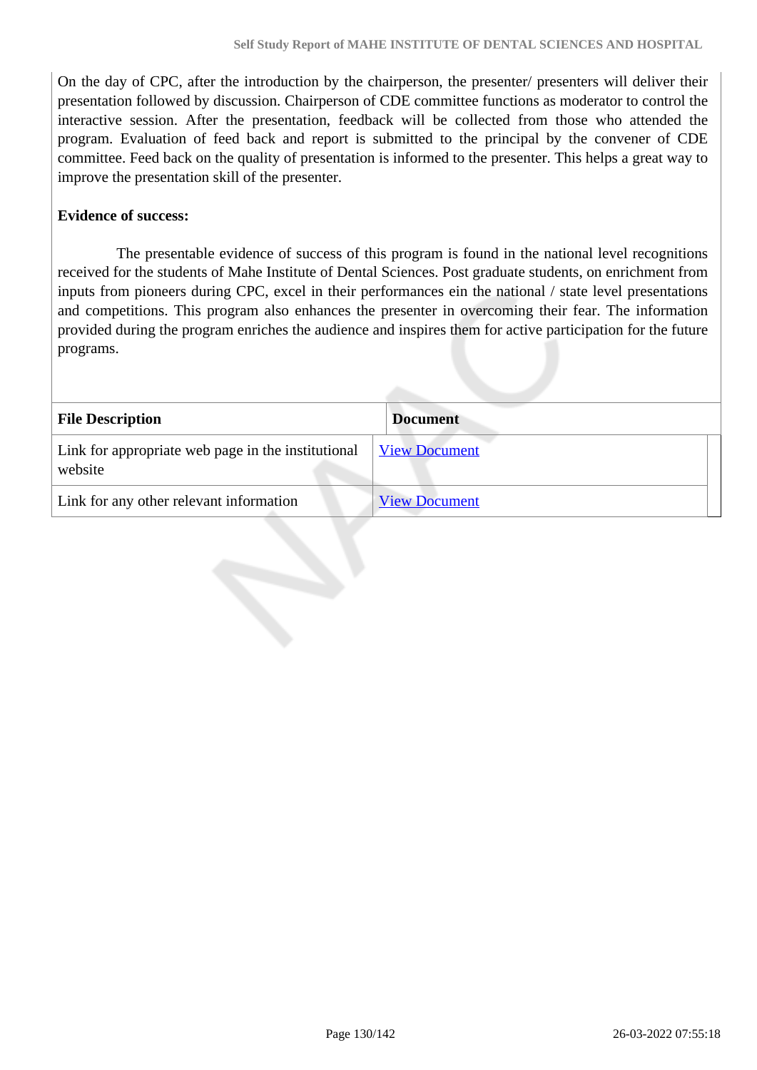On the day of CPC, after the introduction by the chairperson, the presenter/ presenters will deliver their presentation followed by discussion. Chairperson of CDE committee functions as moderator to control the interactive session. After the presentation, feedback will be collected from those who attended the program. Evaluation of feed back and report is submitted to the principal by the convener of CDE committee. Feed back on the quality of presentation is informed to the presenter. This helps a great way to improve the presentation skill of the presenter.

**Evidence of success:**

The presentable evidence of success of this program is found in the national level recognitions received for the students of Mahe Institute of Dental Sciences. Post graduate students, on enrichment from inputs from pioneers during CPC, excel in their performances ein the national / state level presentations and competitions. This program also enhances the presenter in overcoming their fear. The information provided during the program enriches the audience and inspires them for active participation for the future programs.

| File Description | Document |
|---|---|
| Link for appropriate web page in the institutional website | View Document |
| Link for any other relevant information | View Document |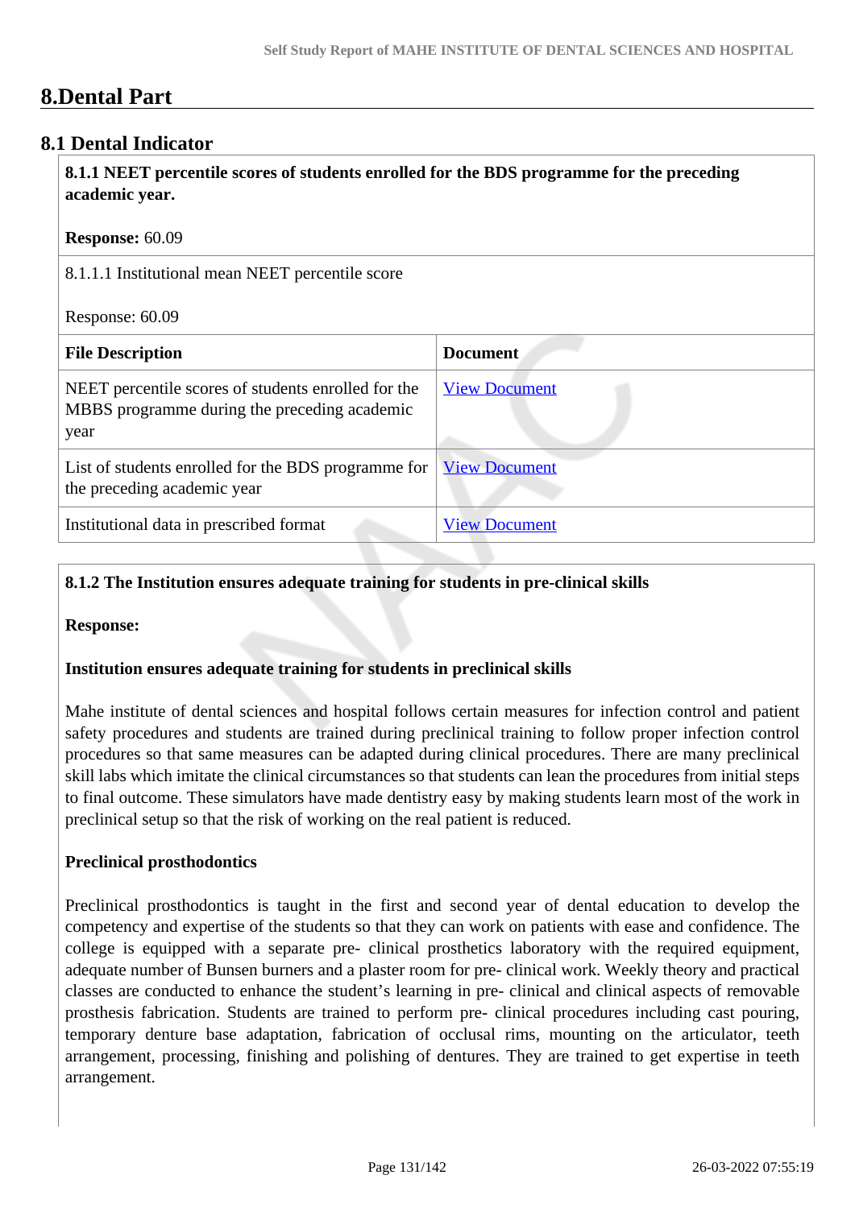# 8.Dental Part

## 8.1 Dental Indicator

**8.1.1 NEET percentile scores of students enrolled for the BDS programme for the preceding academic year.**

**Response:** 60.09

8.1.1.1 Institutional mean NEET percentile score

Response: 60.09

| File Description | Document |
|---|---|
| NEET percentile scores of students enrolled for the MBBS programme during the preceding academic year | View Document |
| List of students enrolled for the BDS programme for the preceding academic year | View Document |
| Institutional data in prescribed format | View Document |

**8.1.2 The Institution ensures adequate training for students in pre-clinical skills**

**Response:**

**Institution ensures adequate training for students in preclinical skills**

Mahe institute of dental sciences and hospital follows certain measures for infection control and patient safety procedures and students are trained during preclinical training to follow proper infection control procedures so that same measures can be adapted during clinical procedures. There are many preclinical skill labs which imitate the clinical circumstances so that students can lean the procedures from initial steps to final outcome. These simulators have made dentistry easy by making students learn most of the work in preclinical setup so that the risk of working on the real patient is reduced.

**Preclinical prosthodontics**

Preclinical prosthodontics is taught in the first and second year of dental education to develop the competency and expertise of the students so that they can work on patients with ease and confidence. The college is equipped with a separate pre- clinical prosthetics laboratory with the required equipment, adequate number of Bunsen burners and a plaster room for pre- clinical work. Weekly theory and practical classes are conducted to enhance the student's learning in pre- clinical and clinical aspects of removable prosthesis fabrication. Students are trained to perform pre- clinical procedures including cast pouring, temporary denture base adaptation, fabrication of occlusal rims, mounting on the articulator, teeth arrangement, processing, finishing and polishing of dentures. They are trained to get expertise in teeth arrangement.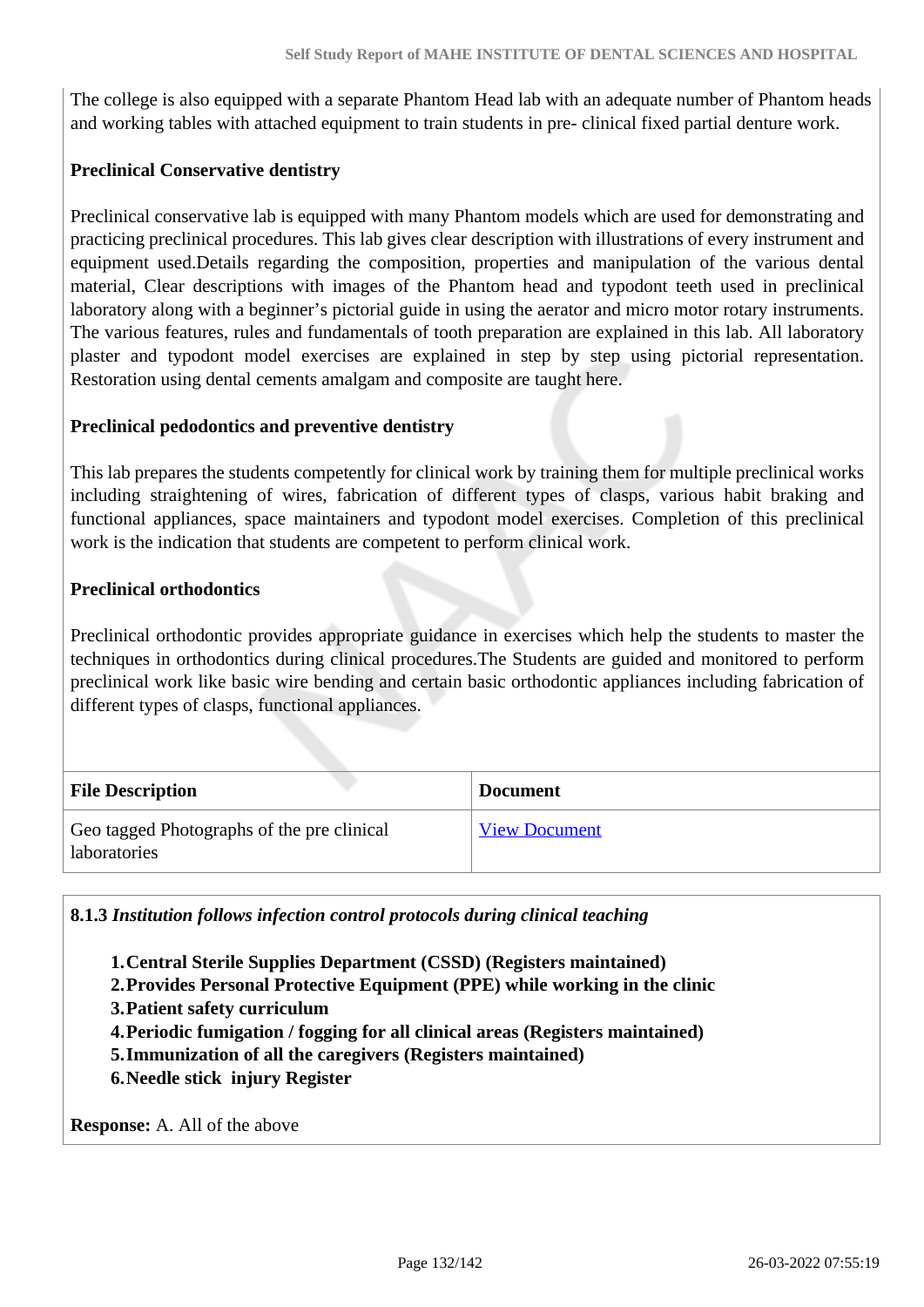The college is also equipped with a separate Phantom Head lab with an adequate number of Phantom heads and working tables with attached equipment to train students in pre- clinical fixed partial denture work.

**Preclinical Conservative dentistry**

Preclinical conservative lab is equipped with many Phantom models which are used for demonstrating and practicing preclinical procedures. This lab gives clear description with illustrations of every instrument and equipment used.Details regarding the composition, properties and manipulation of the various dental material, Clear descriptions with images of the Phantom head and typodont teeth used in preclinical laboratory along with a beginner's pictorial guide in using the aerator and micro motor rotary instruments. The various features, rules and fundamentals of tooth preparation are explained in this lab. All laboratory plaster and typodont model exercises are explained in step by step using pictorial representation. Restoration using dental cements amalgam and composite are taught here.

**Preclinical pedodontics and preventive dentistry**

This lab prepares the students competently for clinical work by training them for multiple preclinical works including straightening of wires, fabrication of different types of clasps, various habit braking and functional appliances, space maintainers and typodont model exercises. Completion of this preclinical work is the indication that students are competent to perform clinical work.

**Preclinical orthodontics**

Preclinical orthodontic provides appropriate guidance in exercises which help the students to master the techniques in orthodontics during clinical procedures.The Students are guided and monitored to perform preclinical work like basic wire bending and certain basic orthodontic appliances including fabrication of different types of clasps, functional appliances.

| File Description | Document |
|---|---|
| Geo tagged Photographs of the pre clinical laboratories | View Document |

**8.1.3** *Institution follows infection control protocols during clinical teaching*

1. **Central Sterile Supplies Department (CSSD) (Registers maintained)**
2. **Provides Personal Protective Equipment (PPE) while working in the clinic**
3. **Patient safety curriculum**
4. **Periodic fumigation / fogging for all clinical areas (Registers maintained)**
5. **Immunization of all the caregivers (Registers maintained)**
6. **Needle stick injury Register**

**Response:** A. All of the above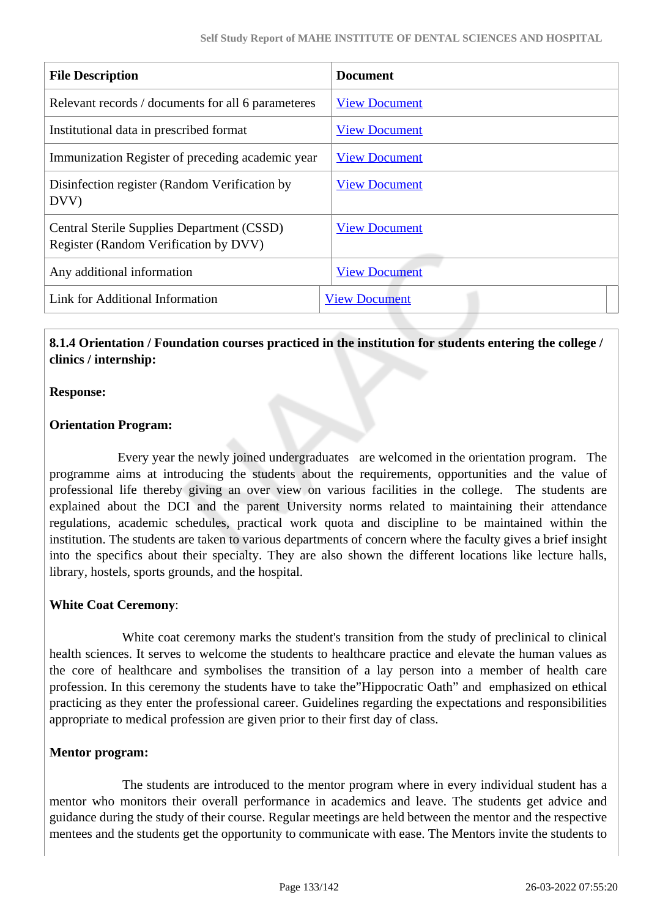| File Description | Document |
|---|---|
| Relevant records / documents for all 6 parameteres | View Document |
| Institutional data in prescribed format | View Document |
| Immunization Register of preceding academic year | View Document |
| Disinfection register (Random Verification by DVV) | View Document |
| Central Sterile Supplies Department (CSSD) Register (Random Verification by DVV) | View Document |
| Any additional information | View Document |
| Link for Additional Information | View Document |

**8.1.4 Orientation / Foundation courses practiced in the institution for students entering the college / clinics / internship:**

**Response:**

**Orientation Program:**

Every year the newly joined undergraduates are welcomed in the orientation program. The programme aims at introducing the students about the requirements, opportunities and the value of professional life thereby giving an over view on various facilities in the college. The students are explained about the DCI and the parent University norms related to maintaining their attendance regulations, academic schedules, practical work quota and discipline to be maintained within the institution. The students are taken to various departments of concern where the faculty gives a brief insight into the specifics about their specialty. They are also shown the different locations like lecture halls, library, hostels, sports grounds, and the hospital.

**White Coat Ceremony**:

White coat ceremony marks the student's transition from the study of preclinical to clinical health sciences. It serves to welcome the students to healthcare practice and elevate the human values as the core of healthcare and symbolises the transition of a lay person into a member of health care profession. In this ceremony the students have to take the"Hippocratic Oath" and emphasized on ethical practicing as they enter the professional career. Guidelines regarding the expectations and responsibilities appropriate to medical profession are given prior to their first day of class.

**Mentor program:**

The students are introduced to the mentor program where in every individual student has a mentor who monitors their overall performance in academics and leave. The students get advice and guidance during the study of their course. Regular meetings are held between the mentor and the respective mentees and the students get the opportunity to communicate with ease. The Mentors invite the students to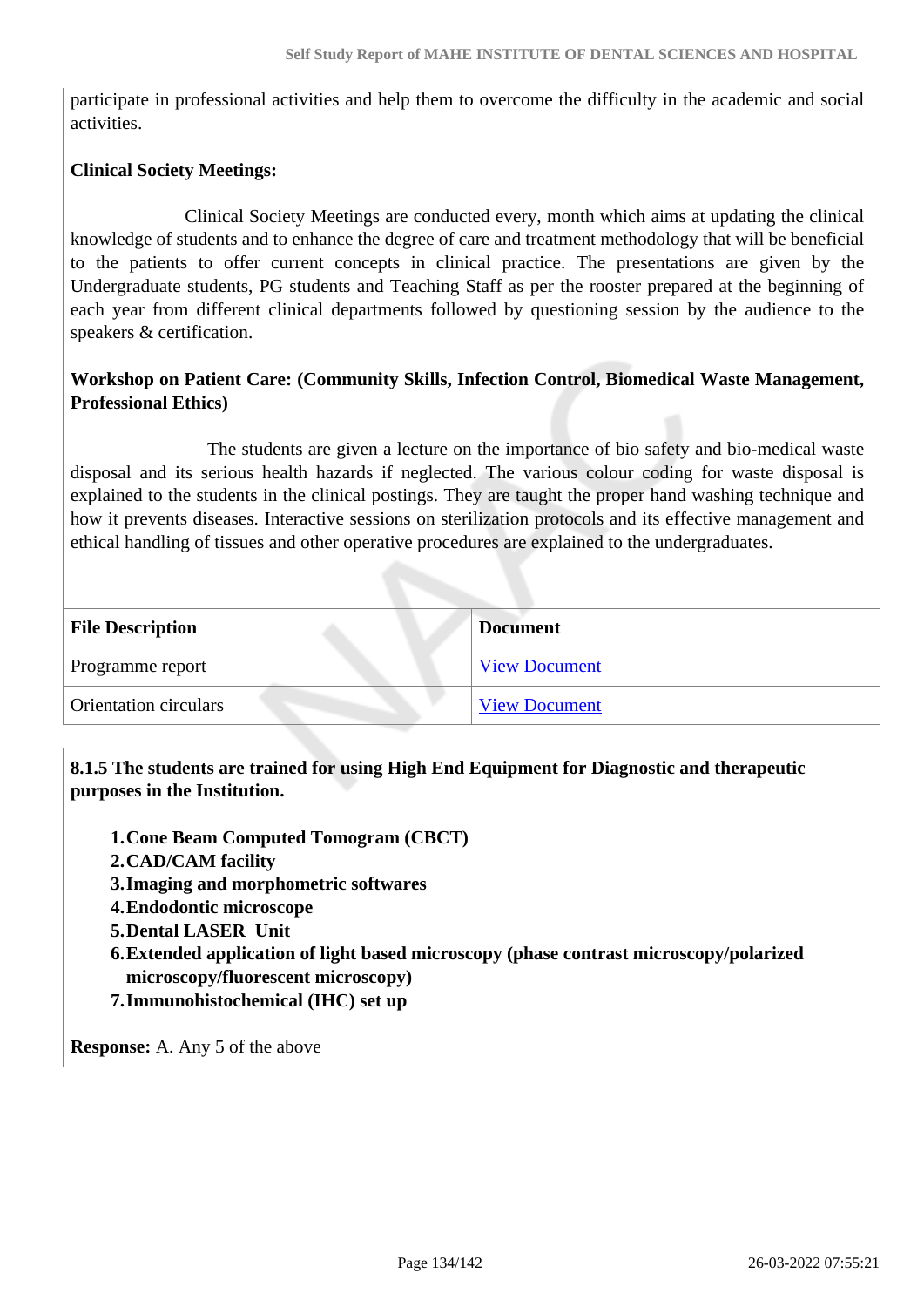participate in professional activities and help them to overcome the difficulty in the academic and social activities.

**Clinical Society Meetings:**

Clinical Society Meetings are conducted every, month which aims at updating the clinical knowledge of students and to enhance the degree of care and treatment methodology that will be beneficial to the patients to offer current concepts in clinical practice. The presentations are given by the Undergraduate students, PG students and Teaching Staff as per the rooster prepared at the beginning of each year from different clinical departments followed by questioning session by the audience to the speakers & certification.

**Workshop on Patient Care: (Community Skills, Infection Control, Biomedical Waste Management, Professional Ethics)**

The students are given a lecture on the importance of bio safety and bio-medical waste disposal and its serious health hazards if neglected. The various colour coding for waste disposal is explained to the students in the clinical postings. They are taught the proper hand washing technique and how it prevents diseases. Interactive sessions on sterilization protocols and its effective management and ethical handling of tissues and other operative procedures are explained to the undergraduates.

| File Description | Document |
|---|---|
| Programme report | View Document |
| Orientation circulars | View Document |

**8.1.5 The students are trained for using High End Equipment for Diagnostic and therapeutic purposes in the Institution.**

1. **Cone Beam Computed Tomogram (CBCT)**
2. **CAD/CAM facility**
3. **Imaging and morphometric softwares**
4. **Endodontic microscope**
5. **Dental LASER Unit**
6. **Extended application of light based microscopy (phase contrast microscopy/polarized microscopy/fluorescent microscopy)**
7. **Immunohistochemical (IHC) set up**

**Response:** A. Any 5 of the above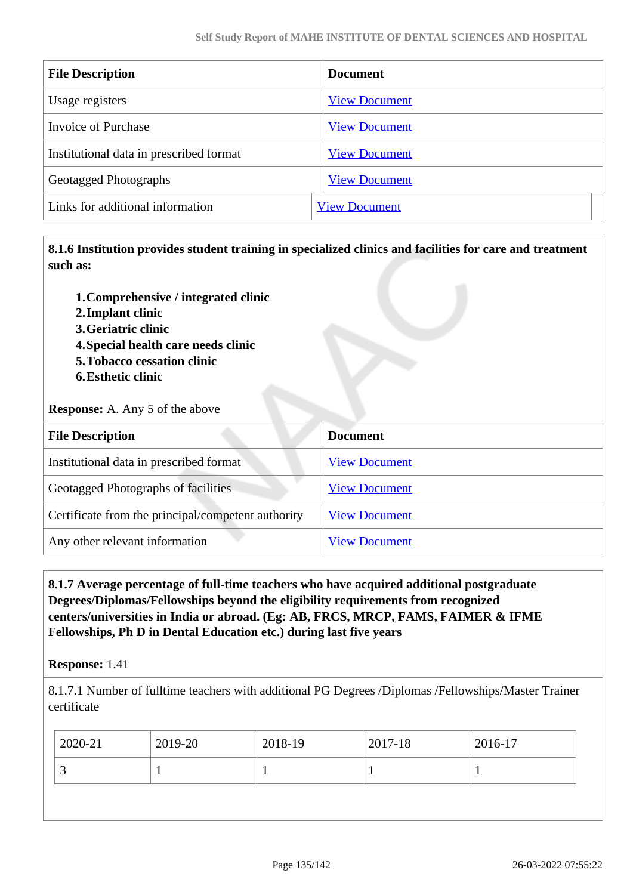| File Description | Document |
| --- | --- |
| Usage registers | View Document |
| Invoice of Purchase | View Document |
| Institutional data in prescribed format | View Document |
| Geotagged Photographs | View Document |
| Links for additional information | View Document |

**8.1.6 Institution provides student training in specialized clinics and facilities for care and treatment such as:**

1. **Comprehensive / integrated clinic**
2. **Implant clinic**
3. **Geriatric clinic**
4. **Special health care needs clinic**
5. **Tobacco cessation clinic**
6. **Esthetic clinic**

**Response:** A. Any 5 of the above

| File Description | Document |
| --- | --- |
| Institutional data in prescribed format | View Document |
| Geotagged Photographs of facilities | View Document |
| Certificate from the principal/competent authority | View Document |
| Any other relevant information | View Document |

**8.1.7 Average percentage of full-time teachers who have acquired additional postgraduate Degrees/Diplomas/Fellowships beyond the eligibility requirements from recognized centers/universities in India or abroad. (Eg: AB, FRCS, MRCP, FAMS, FAIMER & IFME Fellowships, Ph D in Dental Education etc.) during last five years**

**Response:** 1.41

8.1.7.1 Number of fulltime teachers with additional PG Degrees /Diplomas /Fellowships/Master Trainer certificate

| 2020-21 | 2019-20 | 2018-19 | 2017-18 | 2016-17 |
| --- | --- | --- | --- | --- |
| 3 | 1 | 1 | 1 | 1 |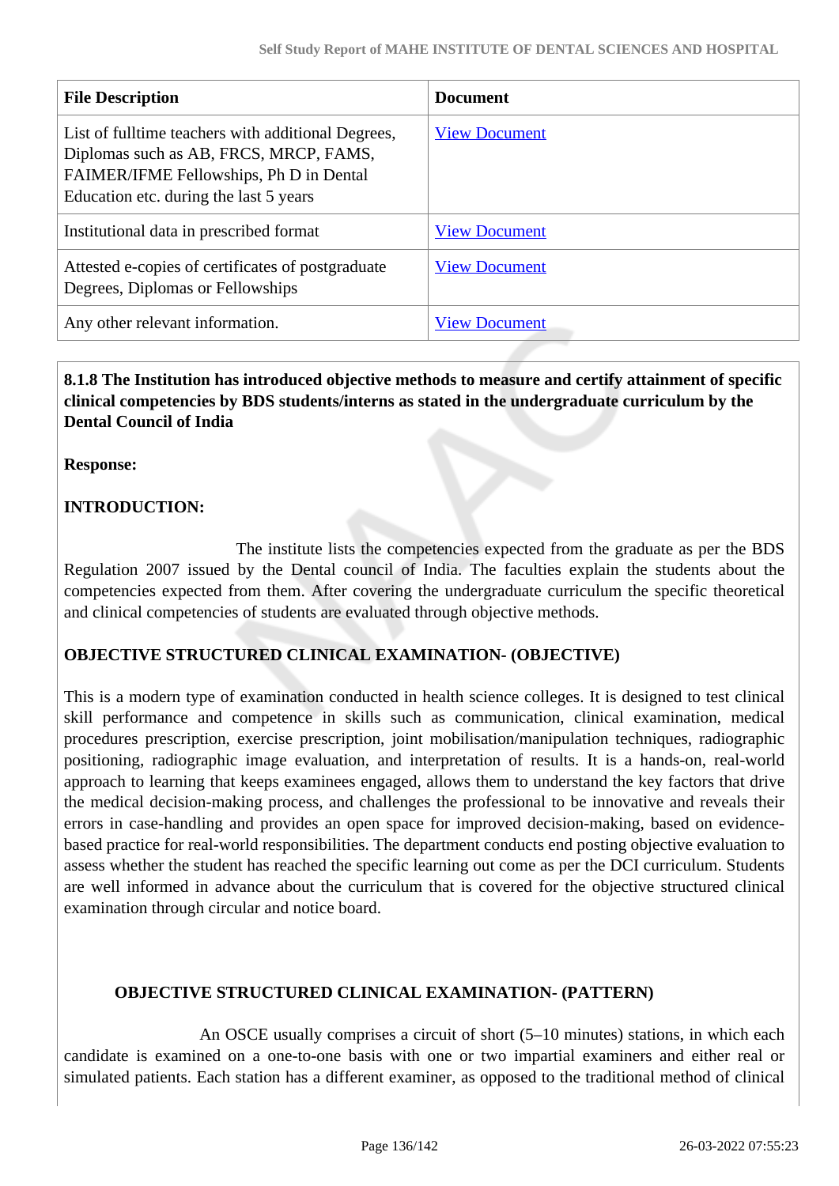| File Description | Document |
|---|---|
| List of fulltime teachers with additional Degrees, Diplomas such as AB, FRCS, MRCP, FAMS, FAIMER/IFME Fellowships, Ph D in Dental Education etc. during the last 5 years | View Document |
| Institutional data in prescribed format | View Document |
| Attested e-copies of certificates of postgraduate Degrees, Diplomas or Fellowships | View Document |
| Any other relevant information. | View Document |

**8.1.8 The Institution has introduced objective methods to measure and certify attainment of specific clinical competencies by BDS students/interns as stated in the undergraduate curriculum by the Dental Council of India**

**Response:**

**INTRODUCTION:**

The institute lists the competencies expected from the graduate as per the BDS Regulation 2007 issued by the Dental council of India. The faculties explain the students about the competencies expected from them. After covering the undergraduate curriculum the specific theoretical and clinical competencies of students are evaluated through objective methods.

**OBJECTIVE STRUCTURED CLINICAL EXAMINATION- (OBJECTIVE)**

This is a modern type of examination conducted in health science colleges. It is designed to test clinical skill performance and competence in skills such as communication, clinical examination, medical procedures prescription, exercise prescription, joint mobilisation/manipulation techniques, radiographic positioning, radiographic image evaluation, and interpretation of results. It is a hands-on, real-world approach to learning that keeps examinees engaged, allows them to understand the key factors that drive the medical decision-making process, and challenges the professional to be innovative and reveals their errors in case-handling and provides an open space for improved decision-making, based on evidence-based practice for real-world responsibilities. The department conducts end posting objective evaluation to assess whether the student has reached the specific learning out come as per the DCI curriculum. Students are well informed in advance about the curriculum that is covered for the objective structured clinical examination through circular and notice board.

**OBJECTIVE STRUCTURED CLINICAL EXAMINATION- (PATTERN)**

An OSCE usually comprises a circuit of short (5–10 minutes) stations, in which each candidate is examined on a one-to-one basis with one or two impartial examiners and either real or simulated patients. Each station has a different examiner, as opposed to the traditional method of clinical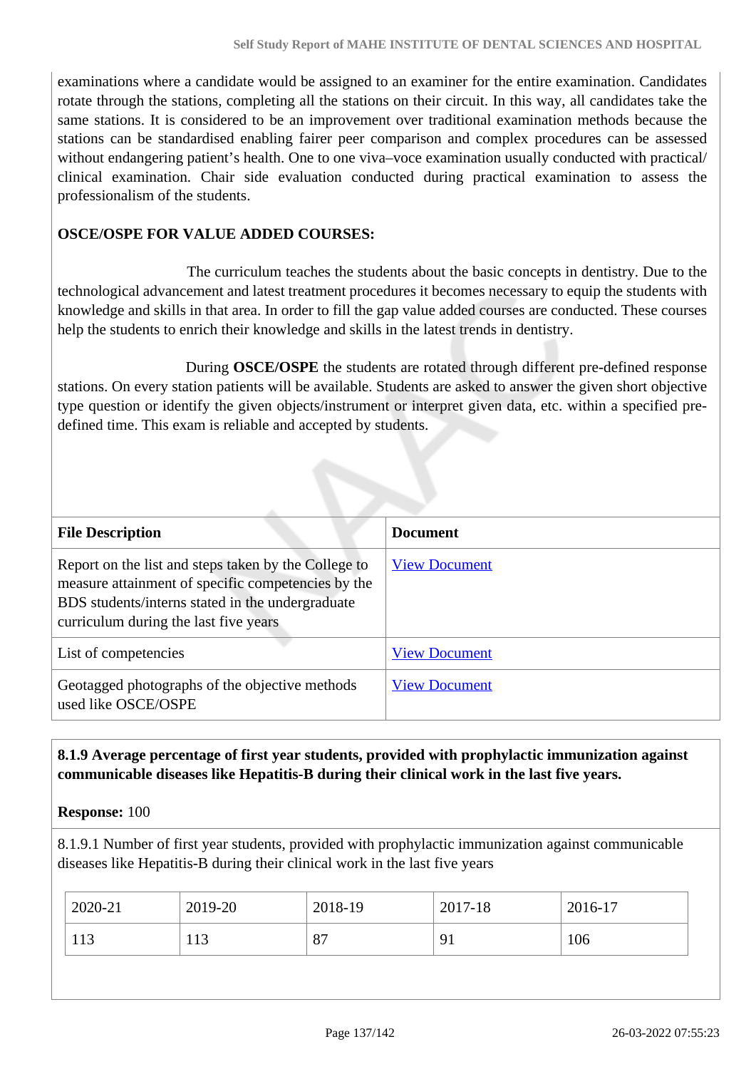examinations where a candidate would be assigned to an examiner for the entire examination. Candidates rotate through the stations, completing all the stations on their circuit. In this way, all candidates take the same stations. It is considered to be an improvement over traditional examination methods because the stations can be standardised enabling fairer peer comparison and complex procedures can be assessed without endangering patient's health. One to one viva–voce examination usually conducted with practical/ clinical examination. Chair side evaluation conducted during practical examination to assess the professionalism of the students.

**OSCE/OSPE FOR VALUE ADDED COURSES:**

The curriculum teaches the students about the basic concepts in dentistry. Due to the technological advancement and latest treatment procedures it becomes necessary to equip the students with knowledge and skills in that area. In order to fill the gap value added courses are conducted. These courses help the students to enrich their knowledge and skills in the latest trends in dentistry.

During **OSCE/OSPE** the students are rotated through different pre-defined response stations. On every station patients will be available. Students are asked to answer the given short objective type question or identify the given objects/instrument or interpret given data, etc. within a specified pre-defined time. This exam is reliable and accepted by students.

| File Description | Document |
|---|---|
| Report on the list and steps taken by the College to measure attainment of specific competencies by the BDS students/interns stated in the undergraduate curriculum during the last five years | View Document |
| List of competencies | View Document |
| Geotagged photographs of the objective methods used like OSCE/OSPE | View Document |

**8.1.9 Average percentage of first year students, provided with prophylactic immunization against communicable diseases like Hepatitis-B during their clinical work in the last five years.**

**Response:** 100

8.1.9.1 Number of first year students, provided with prophylactic immunization against communicable diseases like Hepatitis-B during their clinical work in the last five years

| 2020-21 | 2019-20 | 2018-19 | 2017-18 | 2016-17 |
|---|---|---|---|---|
| 113 | 113 | 87 | 91 | 106 |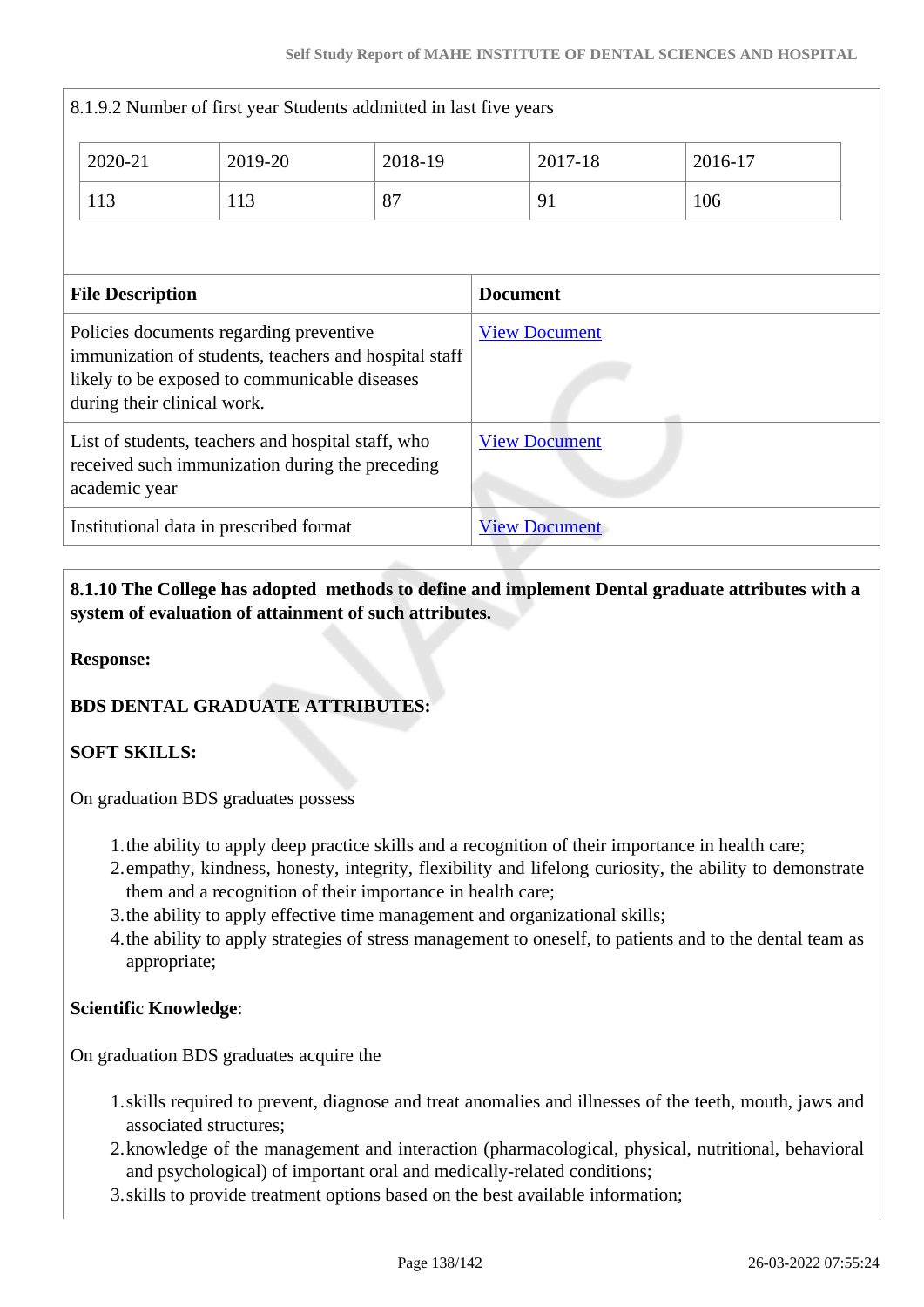8.1.9.2 Number of first year Students addmitted in last five years

| 2020-21 | 2019-20 | 2018-19 | 2017-18 | 2016-17 |
|---|---|---|---|---|
| 113 | 113 | 87 | 91 | 106 |

| File Description | Document |
|---|---|
| Policies documents regarding preventive immunization of students, teachers and hospital staff likely to be exposed to communicable diseases during their clinical work. | View Document |
| List of students, teachers and hospital staff, who received such immunization during the preceding academic year | View Document |
| Institutional data in prescribed format | View Document |

**8.1.10 The College has adopted methods to define and implement Dental graduate attributes with a system of evaluation of attainment of such attributes.**

**Response:**

**BDS DENTAL GRADUATE ATTRIBUTES:**

**SOFT SKILLS:**

On graduation BDS graduates possess

1. the ability to apply deep practice skills and a recognition of their importance in health care;
2. empathy, kindness, honesty, integrity, flexibility and lifelong curiosity, the ability to demonstrate them and a recognition of their importance in health care;
3. the ability to apply effective time management and organizational skills;
4. the ability to apply strategies of stress management to oneself, to patients and to the dental team as appropriate;

**Scientific Knowledge**:

On graduation BDS graduates acquire the

1. skills required to prevent, diagnose and treat anomalies and illnesses of the teeth, mouth, jaws and associated structures;
2. knowledge of the management and interaction (pharmacological, physical, nutritional, behavioral and psychological) of important oral and medically-related conditions;
3. skills to provide treatment options based on the best available information;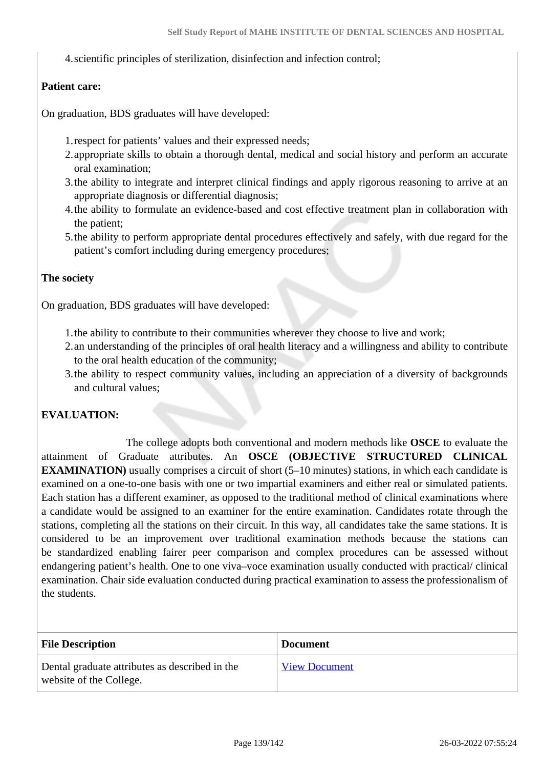4. scientific principles of sterilization, disinfection and infection control;

**Patient care:**

On graduation, BDS graduates will have developed:

1. respect for patients' values and their expressed needs;
2. appropriate skills to obtain a thorough dental, medical and social history and perform an accurate oral examination;
3. the ability to integrate and interpret clinical findings and apply rigorous reasoning to arrive at an appropriate diagnosis or differential diagnosis;
4. the ability to formulate an evidence-based and cost effective treatment plan in collaboration with the patient;
5. the ability to perform appropriate dental procedures effectively and safely, with due regard for the patient's comfort including during emergency procedures;

**The society**

On graduation, BDS graduates will have developed:

1. the ability to contribute to their communities wherever they choose to live and work;
2. an understanding of the principles of oral health literacy and a willingness and ability to contribute to the oral health education of the community;
3. the ability to respect community values, including an appreciation of a diversity of backgrounds and cultural values;

**EVALUATION:**

The college adopts both conventional and modern methods like **OSCE** to evaluate the attainment of Graduate attributes. An **OSCE (OBJECTIVE STRUCTURED CLINICAL EXAMINATION)** usually comprises a circuit of short (5–10 minutes) stations, in which each candidate is examined on a one-to-one basis with one or two impartial examiners and either real or simulated patients. Each station has a different examiner, as opposed to the traditional method of clinical examinations where a candidate would be assigned to an examiner for the entire examination. Candidates rotate through the stations, completing all the stations on their circuit. In this way, all candidates take the same stations. It is considered to be an improvement over traditional examination methods because the stations can be standardized enabling fairer peer comparison and complex procedures can be assessed without endangering patient's health. One to one viva–voce examination usually conducted with practical/ clinical examination. Chair side evaluation conducted during practical examination to assess the professionalism of the students.

| File Description | Document |
|---|---|
| Dental graduate attributes as described in the website of the College. | View Document |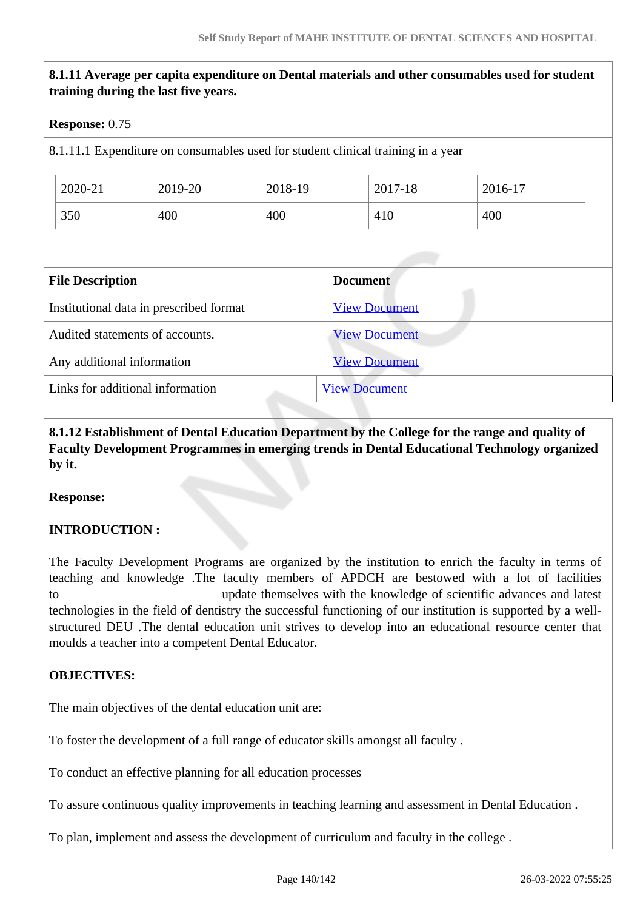**8.1.11 Average per capita expenditure on Dental materials and other consumables used for student training during the last five years.**

**Response:** 0.75

8.1.11.1 Expenditure on consumables used for student clinical training in a year

| 2020-21 | 2019-20 | 2018-19 | 2017-18 | 2016-17 |
|---|---|---|---|---|
| 350 | 400 | 400 | 410 | 400 |

| File Description | Document |
|---|---|
| Institutional data in prescribed format | View Document |
| Audited statements of accounts. | View Document |
| Any additional information | View Document |
| Links for additional information | View Document |

**8.1.12 Establishment of Dental Education Department by the College for the range and quality of Faculty Development Programmes in emerging trends in Dental Educational Technology organized by it.**

**Response:**

**INTRODUCTION :**

The Faculty Development Programs are organized by the institution to enrich the faculty in terms of teaching and knowledge .The faculty members of APDCH are bestowed with a lot of facilities to update themselves with the knowledge of scientific advances and latest technologies in the field of dentistry the successful functioning of our institution is supported by a well-structured DEU .The dental education unit strives to develop into an educational resource center that moulds a teacher into a competent Dental Educator.

**OBJECTIVES:**

The main objectives of the dental education unit are:

To foster the development of a full range of educator skills amongst all faculty .

To conduct an effective planning for all education processes

To assure continuous quality improvements in teaching learning and assessment in Dental Education .

To plan, implement and assess the development of curriculum and faculty in the college .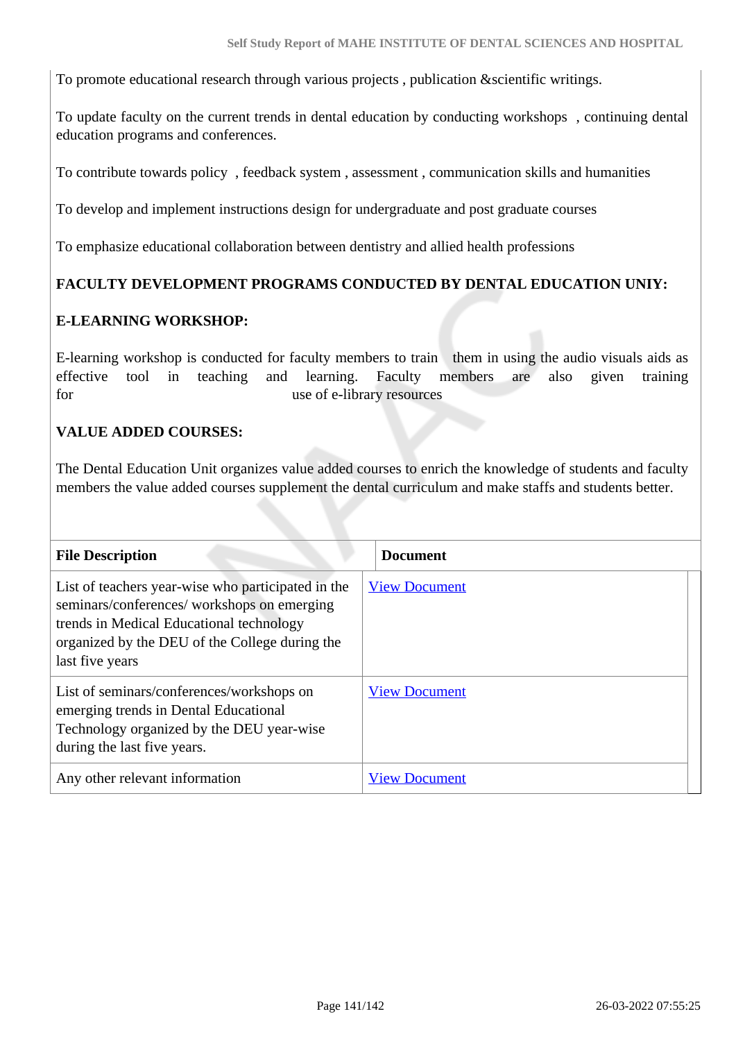To promote educational research through various projects , publication &scientific writings.

To update faculty on the current trends in dental education by conducting workshops , continuing dental education programs and conferences.

To contribute towards policy , feedback system , assessment , communication skills and humanities

To develop and implement instructions design for undergraduate and post graduate courses

To emphasize educational collaboration between dentistry and allied health professions

**FACULTY DEVELOPMENT PROGRAMS CONDUCTED BY DENTAL EDUCATION UNIY:**

**E-LEARNING WORKSHOP:**

E-learning workshop is conducted for faculty members to train them in using the audio visuals aids as effective tool in teaching and learning. Faculty members are also given training for use of e-library resources

**VALUE ADDED COURSES:**

The Dental Education Unit organizes value added courses to enrich the knowledge of students and faculty members the value added courses supplement the dental curriculum and make staffs and students better.

| File Description | Document |
| --- | --- |
| List of teachers year-wise who participated in the seminars/conferences/ workshops on emerging trends in Medical Educational technology organized by the DEU of the College during the last five years | View Document |
| List of seminars/conferences/workshops on emerging trends in Dental Educational Technology organized by the DEU year-wise during the last five years. | View Document |
| Any other relevant information | View Document |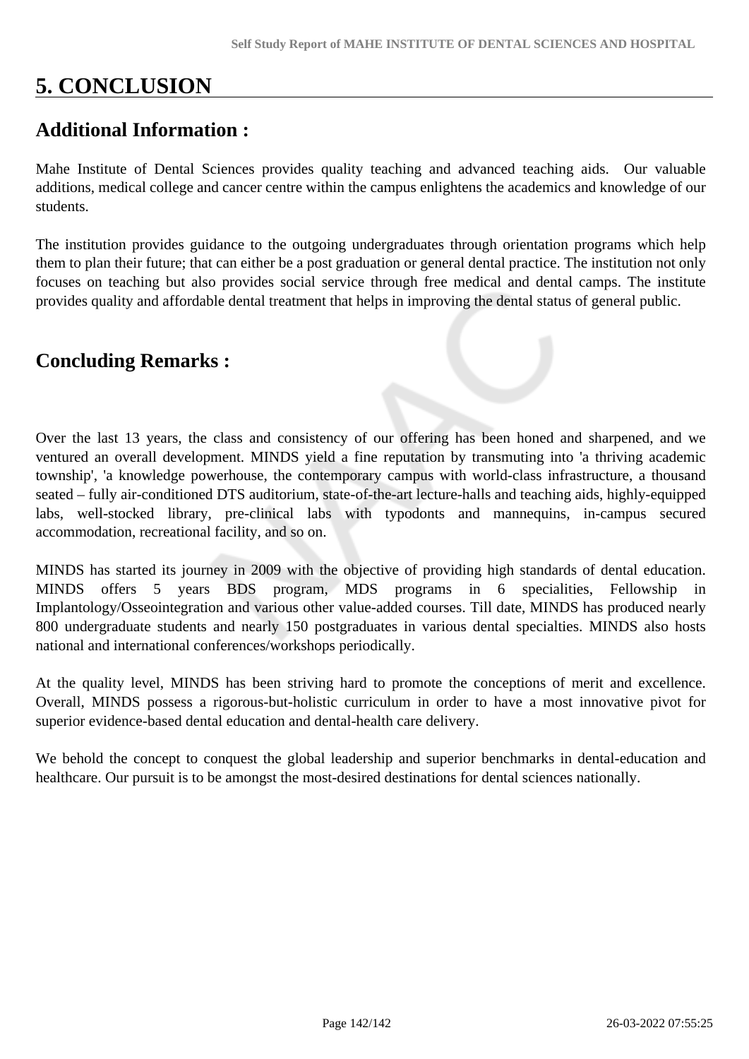# 5. CONCLUSION

## Additional Information :

Mahe Institute of Dental Sciences provides quality teaching and advanced teaching aids. Our valuable additions, medical college and cancer centre within the campus enlightens the academics and knowledge of our students.

The institution provides guidance to the outgoing undergraduates through orientation programs which help them to plan their future; that can either be a post graduation or general dental practice. The institution not only focuses on teaching but also provides social service through free medical and dental camps. The institute provides quality and affordable dental treatment that helps in improving the dental status of general public.

## Concluding Remarks :

Over the last 13 years, the class and consistency of our offering has been honed and sharpened, and we ventured an overall development. MINDS yield a fine reputation by transmuting into 'a thriving academic township', 'a knowledge powerhouse, the contemporary campus with world-class infrastructure, a thousand seated – fully air-conditioned DTS auditorium, state-of-the-art lecture-halls and teaching aids, highly-equipped labs, well-stocked library, pre-clinical labs with typodonts and mannequins, in-campus secured accommodation, recreational facility, and so on.

MINDS has started its journey in 2009 with the objective of providing high standards of dental education. MINDS offers 5 years BDS program, MDS programs in 6 specialities, Fellowship in Implantology/Osseointegration and various other value-added courses. Till date, MINDS has produced nearly 800 undergraduate students and nearly 150 postgraduates in various dental specialties. MINDS also hosts national and international conferences/workshops periodically.

At the quality level, MINDS has been striving hard to promote the conceptions of merit and excellence. Overall, MINDS possess a rigorous-but-holistic curriculum in order to have a most innovative pivot for superior evidence-based dental education and dental-health care delivery.

We behold the concept to conquest the global leadership and superior benchmarks in dental-education and healthcare. Our pursuit is to be amongst the most-desired destinations for dental sciences nationally.